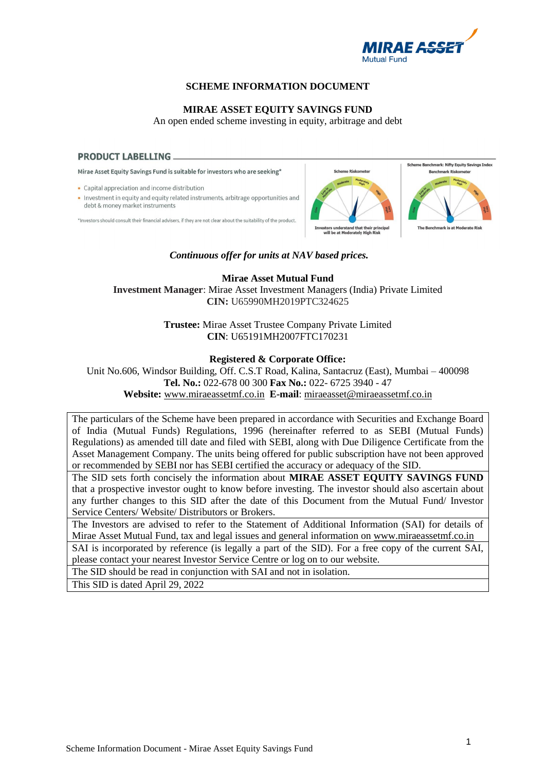# SCHEME INFORMATION DOCUMENT

## MIRAE ASSET EQUITY SAVINGS FUND

An open ended scheme investing in equity, arbitrage and debt

### PRODUCT LABELLING

Mirae Asset Equity Savings Fund is suitable for investors who are seeking*

- Capital appreciation and income distribution
- Investment in equity and equity related instruments, arbitrage opportunities and debt & money market instruments

*Investors should consult their financial advisers, if they are not clear about the suitability of the product.

Scheme Riskometer

Investors understand that their principal will be at Moderately High Risk

Scheme Benchmark: Nifty Equity Savings Index

Benchmark Riskometer

The Benchmark is at Moderate Risk

***Continuous offer for units at NAV based prices.***

**Mirae Asset Mutual Fund**

**Investment Manager**: Mirae Asset Investment Managers (India) Private Limited
**CIN:** U65990MH2019PTC324625

**Trustee:** Mirae Asset Trustee Company Private Limited
**CIN**: U65191MH2007FTC170231

**Registered & Corporate Office:**

Unit No.606, Windsor Building, Off. C.S.T Road, Kalina, Santacruz (East), Mumbai – 400098
**Tel. No.:** 022-678 00 300 **Fax No.:** 022- 6725 3940 - 47
**Website:** www.miraeassetmf.co.in **E-mail**: miraeasset@miraeassetmf.co.in

| |
|---|
| The particulars of the Scheme have been prepared in accordance with Securities and Exchange Board of India (Mutual Funds) Regulations, 1996 (hereinafter referred to as SEBI (Mutual Funds) Regulations) as amended till date and filed with SEBI, along with Due Diligence Certificate from the Asset Management Company. The units being offered for public subscription have not been approved or recommended by SEBI nor has SEBI certified the accuracy or adequacy of the SID. |
| The SID sets forth concisely the information about **MIRAE ASSET EQUITY SAVINGS FUND** that a prospective investor ought to know before investing. The investor should also ascertain about any further changes to this SID after the date of this Document from the Mutual Fund/ Investor Service Centers/ Website/ Distributors or Brokers. |
| The Investors are advised to refer to the Statement of Additional Information (SAI) for details of Mirae Asset Mutual Fund, tax and legal issues and general information on www.miraeassetmf.co.in |
| SAI is incorporated by reference (is legally a part of the SID). For a free copy of the current SAI, please contact your nearest Investor Service Centre or log on to our website. |
| The SID should be read in conjunction with SAI and not in isolation. |
| This SID is dated April 29, 2022 |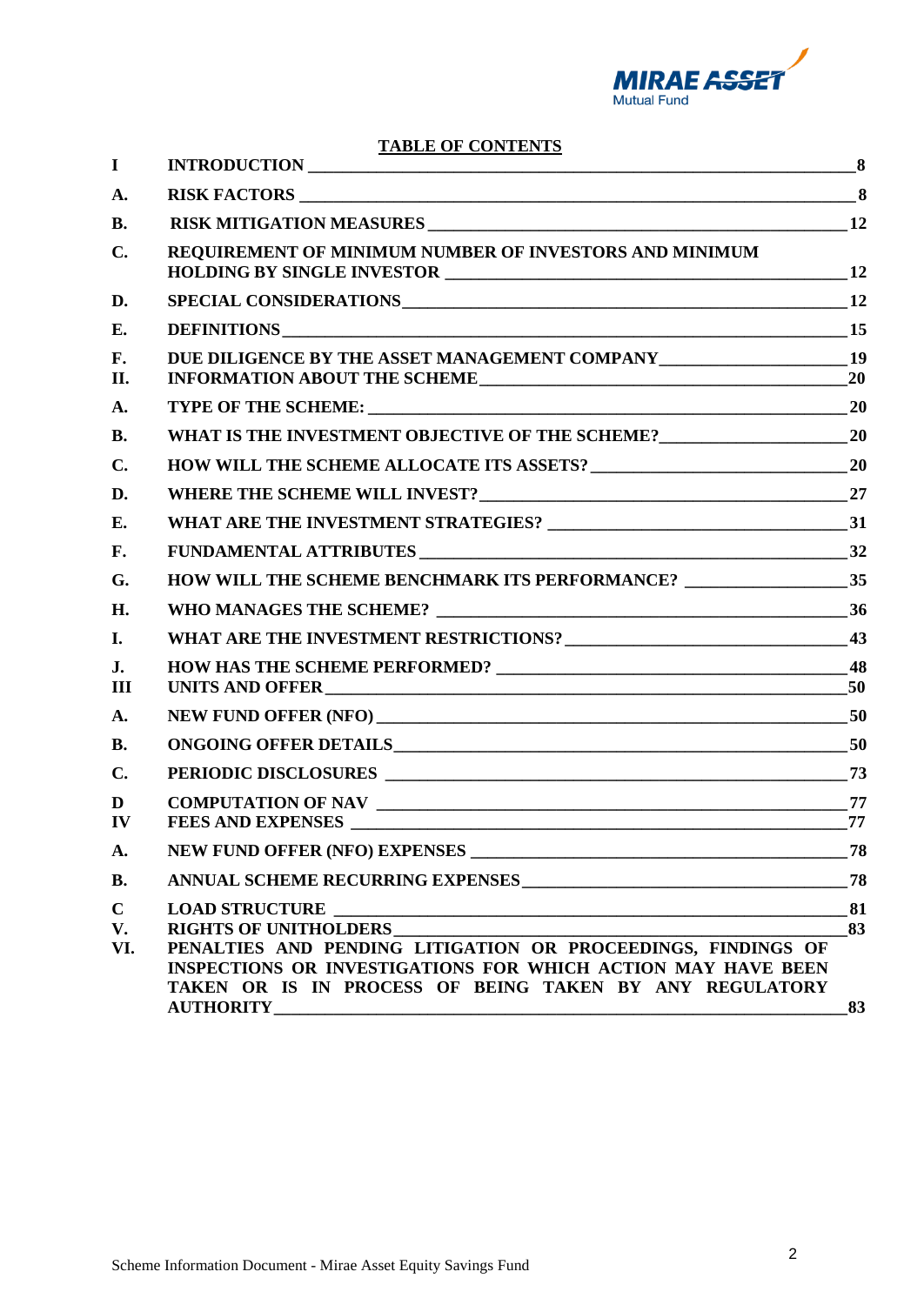## TABLE OF CONTENTS

| | | |
|---|---|---|
| I | INTRODUCTION | 8 |
| A. | RISK FACTORS | 8 |
| B. | RISK MITIGATION MEASURES | 12 |
| C. | REQUIREMENT OF MINIMUM NUMBER OF INVESTORS AND MINIMUM HOLDING BY SINGLE INVESTOR | 12 |
| D. | SPECIAL CONSIDERATIONS | 12 |
| E. | DEFINITIONS | 15 |
| F. | DUE DILIGENCE BY THE ASSET MANAGEMENT COMPANY | 19 |
| II. | INFORMATION ABOUT THE SCHEME | 20 |
| A. | TYPE OF THE SCHEME: | 20 |
| B. | WHAT IS THE INVESTMENT OBJECTIVE OF THE SCHEME? | 20 |
| C. | HOW WILL THE SCHEME ALLOCATE ITS ASSETS? | 20 |
| D. | WHERE THE SCHEME WILL INVEST? | 27 |
| E. | WHAT ARE THE INVESTMENT STRATEGIES? | 31 |
| F. | FUNDAMENTAL ATTRIBUTES | 32 |
| G. | HOW WILL THE SCHEME BENCHMARK ITS PERFORMANCE? | 35 |
| H. | WHO MANAGES THE SCHEME? | 36 |
| I. | WHAT ARE THE INVESTMENT RESTRICTIONS? | 43 |
| J. | HOW HAS THE SCHEME PERFORMED? | 48 |
| III | UNITS AND OFFER | 50 |
| A. | NEW FUND OFFER (NFO) | 50 |
| B. | ONGOING OFFER DETAILS | 50 |
| C. | PERIODIC DISCLOSURES | 73 |
| D | COMPUTATION OF NAV | 77 |
| IV | FEES AND EXPENSES | 77 |
| A. | NEW FUND OFFER (NFO) EXPENSES | 78 |
| B. | ANNUAL SCHEME RECURRING EXPENSES | 78 |
| C | LOAD STRUCTURE | 81 |
| V. | RIGHTS OF UNITHOLDERS | 83 |
| VI. | PENALTIES AND PENDING LITIGATION OR PROCEEDINGS, FINDINGS OF INSPECTIONS OR INVESTIGATIONS FOR WHICH ACTION MAY HAVE BEEN TAKEN OR IS IN PROCESS OF BEING TAKEN BY ANY REGULATORY AUTHORITY | 83 |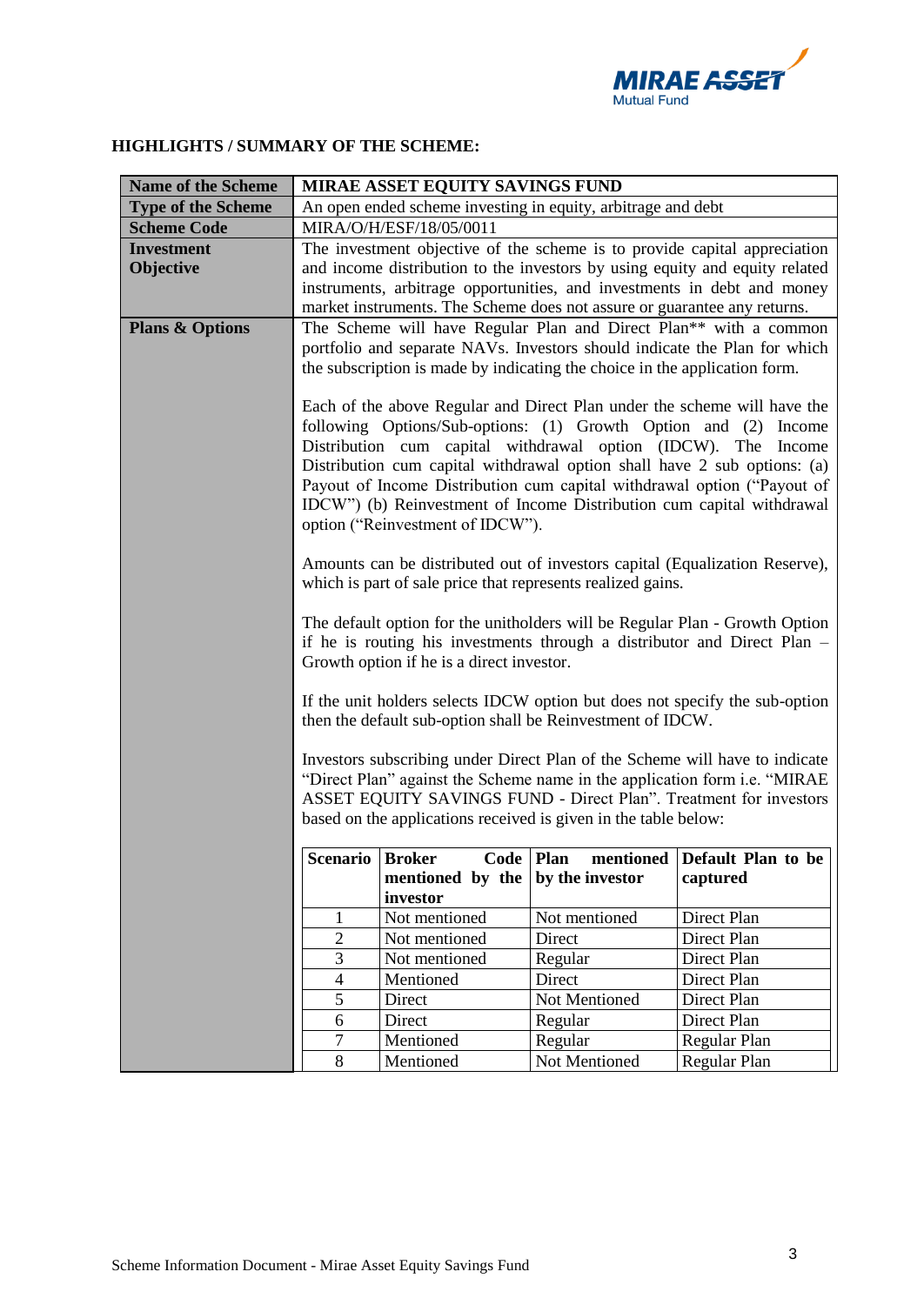## HIGHLIGHTS / SUMMARY OF THE SCHEME:

| **Name of the Scheme** | **MIRAE ASSET EQUITY SAVINGS FUND** |
|---|---|
| **Type of the Scheme** | An open ended scheme investing in equity, arbitrage and debt |
| **Scheme Code** | MIRA/O/H/ESF/18/05/0011 |
| **Investment Objective** | The investment objective of the scheme is to provide capital appreciation and income distribution to the investors by using equity and equity related instruments, arbitrage opportunities, and investments in debt and money market instruments. The Scheme does not assure or guarantee any returns. |
| **Plans & Options** | The Scheme will have Regular Plan and Direct Plan** with a common portfolio and separate NAVs. Investors should indicate the Plan for which the subscription is made by indicating the choice in the application form.<br><br>Each of the above Regular and Direct Plan under the scheme will have the following Options/Sub-options: (1) Growth Option and (2) Income Distribution cum capital withdrawal option (IDCW). The Income Distribution cum capital withdrawal option shall have 2 sub options: (a) Payout of Income Distribution cum capital withdrawal option ("Payout of IDCW") (b) Reinvestment of Income Distribution cum capital withdrawal option ("Reinvestment of IDCW").<br><br>Amounts can be distributed out of investors capital (Equalization Reserve), which is part of sale price that represents realized gains.<br><br>The default option for the unitholders will be Regular Plan - Growth Option if he is routing his investments through a distributor and Direct Plan – Growth option if he is a direct investor.<br><br>If the unit holders selects IDCW option but does not specify the sub-option then the default sub-option shall be Reinvestment of IDCW.<br><br>Investors subscribing under Direct Plan of the Scheme will have to indicate "Direct Plan" against the Scheme name in the application form i.e. "MIRAE ASSET EQUITY SAVINGS FUND - Direct Plan". Treatment for investors based on the applications received is given in the table below: |

| Scenario | Broker Code mentioned by the investor | Plan mentioned by the investor | Default Plan to be captured |
|---|---|---|---|
| 1 | Not mentioned | Not mentioned | Direct Plan |
| 2 | Not mentioned | Direct | Direct Plan |
| 3 | Not mentioned | Regular | Direct Plan |
| 4 | Mentioned | Direct | Direct Plan |
| 5 | Direct | Not Mentioned | Direct Plan |
| 6 | Direct | Regular | Direct Plan |
| 7 | Mentioned | Regular | Regular Plan |
| 8 | Mentioned | Not Mentioned | Regular Plan |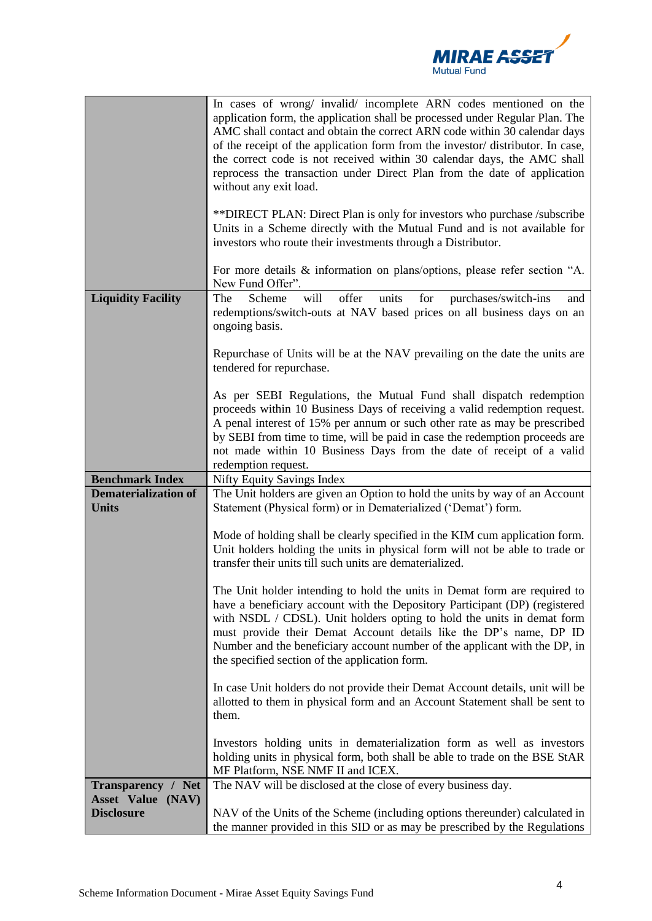| | |
|---|---|
| | In cases of wrong/ invalid/ incomplete ARN codes mentioned on the application form, the application shall be processed under Regular Plan. The AMC shall contact and obtain the correct ARN code within 30 calendar days of the receipt of the application form from the investor/ distributor. In case, the correct code is not received within 30 calendar days, the AMC shall reprocess the transaction under Direct Plan from the date of application without any exit load.<br><br>**DIRECT PLAN: Direct Plan is only for investors who purchase /subscribe Units in a Scheme directly with the Mutual Fund and is not available for investors who route their investments through a Distributor.<br><br>For more details & information on plans/options, please refer section "A. New Fund Offer". |
| **Liquidity Facility** | The Scheme will offer units for purchases/switch-ins and redemptions/switch-outs at NAV based prices on all business days on an ongoing basis.<br><br>Repurchase of Units will be at the NAV prevailing on the date the units are tendered for repurchase.<br><br>As per SEBI Regulations, the Mutual Fund shall dispatch redemption proceeds within 10 Business Days of receiving a valid redemption request. A penal interest of 15% per annum or such other rate as may be prescribed by SEBI from time to time, will be paid in case the redemption proceeds are not made within 10 Business Days from the date of receipt of a valid redemption request. |
| **Benchmark Index** | Nifty Equity Savings Index |
| **Dematerialization of Units** | The Unit holders are given an Option to hold the units by way of an Account Statement (Physical form) or in Dematerialized ('Demat') form.<br><br>Mode of holding shall be clearly specified in the KIM cum application form. Unit holders holding the units in physical form will not be able to trade or transfer their units till such units are dematerialized.<br><br>The Unit holder intending to hold the units in Demat form are required to have a beneficiary account with the Depository Participant (DP) (registered with NSDL / CDSL). Unit holders opting to hold the units in demat form must provide their Demat Account details like the DP's name, DP ID Number and the beneficiary account number of the applicant with the DP, in the specified section of the application form.<br><br>In case Unit holders do not provide their Demat Account details, unit will be allotted to them in physical form and an Account Statement shall be sent to them.<br><br>Investors holding units in dematerialization form as well as investors holding units in physical form, both shall be able to trade on the BSE StAR MF Platform, NSE NMF II and ICEX. |
| **Transparency / Net Asset Value (NAV) Disclosure** | The NAV will be disclosed at the close of every business day.<br><br>NAV of the Units of the Scheme (including options thereunder) calculated in the manner provided in this SID or as may be prescribed by the Regulations |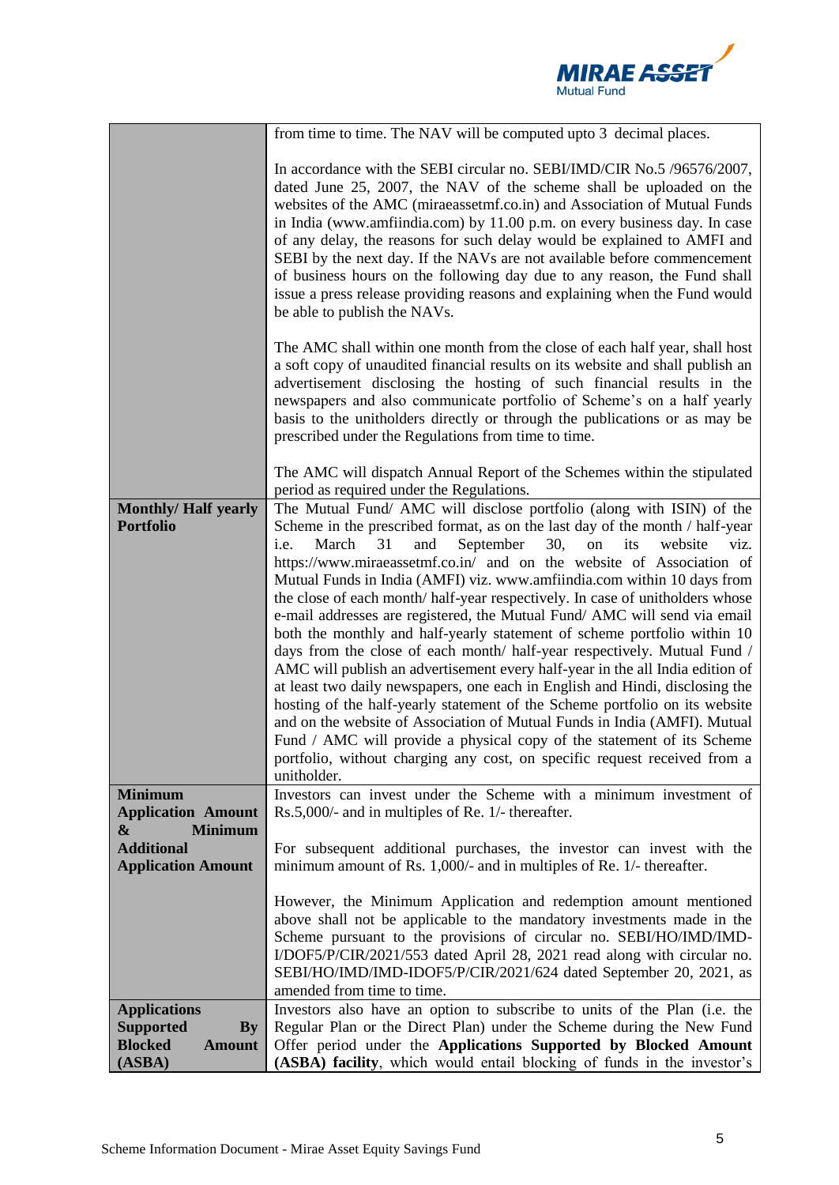| | |
|---|---|
| | from time to time. The NAV will be computed upto 3 decimal places.<br><br>In accordance with the SEBI circular no. SEBI/IMD/CIR No.5 /96576/2007, dated June 25, 2007, the NAV of the scheme shall be uploaded on the websites of the AMC (miraeassetmf.co.in) and Association of Mutual Funds in India (www.amfiindia.com) by 11.00 p.m. on every business day. In case of any delay, the reasons for such delay would be explained to AMFI and SEBI by the next day. If the NAVs are not available before commencement of business hours on the following day due to any reason, the Fund shall issue a press release providing reasons and explaining when the Fund would be able to publish the NAVs.<br><br>The AMC shall within one month from the close of each half year, shall host a soft copy of unaudited financial results on its website and shall publish an advertisement disclosing the hosting of such financial results in the newspapers and also communicate portfolio of Scheme's on a half yearly basis to the unitholders directly or through the publications or as may be prescribed under the Regulations from time to time.<br><br>The AMC will dispatch Annual Report of the Schemes within the stipulated period as required under the Regulations. |
| **Monthly/ Half yearly Portfolio** | The Mutual Fund/ AMC will disclose portfolio (along with ISIN) of the Scheme in the prescribed format, as on the last day of the month / half-year i.e. March 31 and September 30, on its website viz. https://www.miraeassetmf.co.in/ and on the website of Association of Mutual Funds in India (AMFI) viz. www.amfiindia.com within 10 days from the close of each month/ half-year respectively. In case of unitholders whose e-mail addresses are registered, the Mutual Fund/ AMC will send via email both the monthly and half-yearly statement of scheme portfolio within 10 days from the close of each month/ half-year respectively. Mutual Fund / AMC will publish an advertisement every half-year in the all India edition of at least two daily newspapers, one each in English and Hindi, disclosing the hosting of the half-yearly statement of the Scheme portfolio on its website and on the website of Association of Mutual Funds in India (AMFI). Mutual Fund / AMC will provide a physical copy of the statement of its Scheme portfolio, without charging any cost, on specific request received from a unitholder. |
| **Minimum Application Amount & Minimum Additional Application Amount** | Investors can invest under the Scheme with a minimum investment of Rs.5,000/- and in multiples of Re. 1/- thereafter.<br><br>For subsequent additional purchases, the investor can invest with the minimum amount of Rs. 1,000/- and in multiples of Re. 1/- thereafter.<br><br>However, the Minimum Application and redemption amount mentioned above shall not be applicable to the mandatory investments made in the Scheme pursuant to the provisions of circular no. SEBI/HO/IMD/IMD-I/DOF5/P/CIR/2021/553 dated April 28, 2021 read along with circular no. SEBI/HO/IMD/IMD-IDOF5/P/CIR/2021/624 dated September 20, 2021, as amended from time to time. |
| **Applications Supported By Blocked Amount (ASBA)** | Investors also have an option to subscribe to units of the Plan (i.e. the Regular Plan or the Direct Plan) under the Scheme during the New Fund Offer period under the **Applications Supported by Blocked Amount (ASBA) facility**, which would entail blocking of funds in the investor's |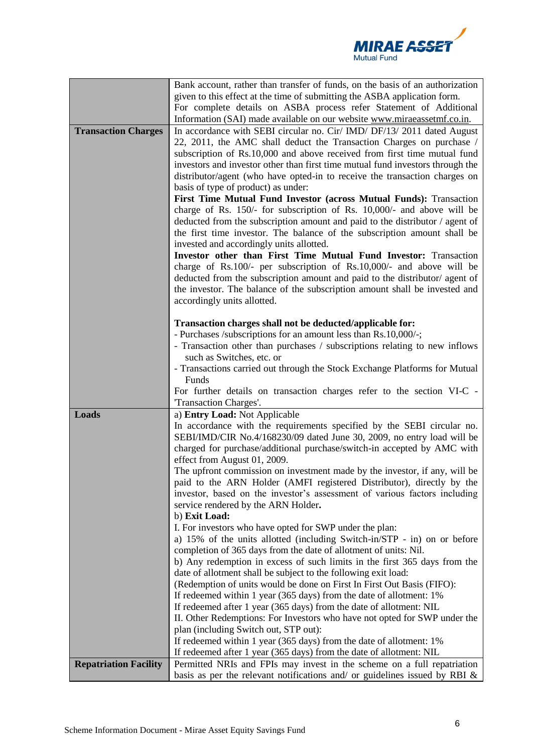| | |
|---|---|
| | Bank account, rather than transfer of funds, on the basis of an authorization given to this effect at the time of submitting the ASBA application form.<br>For complete details on ASBA process refer Statement of Additional Information (SAI) made available on our website www.miraeassetmf.co.in. |
| **Transaction Charges** | In accordance with SEBI circular no. Cir/ IMD/ DF/13/ 2011 dated August 22, 2011, the AMC shall deduct the Transaction Charges on purchase / subscription of Rs.10,000 and above received from first time mutual fund investors and investor other than first time mutual fund investors through the distributor/agent (who have opted-in to receive the transaction charges on basis of type of product) as under:<br>**First Time Mutual Fund Investor (across Mutual Funds):** Transaction charge of Rs. 150/- for subscription of Rs. 10,000/- and above will be deducted from the subscription amount and paid to the distributor / agent of the first time investor. The balance of the subscription amount shall be invested and accordingly units allotted.<br>**Investor other than First Time Mutual Fund Investor:** Transaction charge of Rs.100/- per subscription of Rs.10,000/- and above will be deducted from the subscription amount and paid to the distributor/ agent of the investor. The balance of the subscription amount shall be invested and accordingly units allotted.<br><br>**Transaction charges shall not be deducted/applicable for:**<br>- Purchases /subscriptions for an amount less than Rs.10,000/-;<br>- Transaction other than purchases / subscriptions relating to new inflows such as Switches, etc. or<br>- Transactions carried out through the Stock Exchange Platforms for Mutual Funds<br>For further details on transaction charges refer to the section VI-C - 'Transaction Charges'. |
| **Loads** | a) **Entry Load:** Not Applicable<br>In accordance with the requirements specified by the SEBI circular no. SEBI/IMD/CIR No.4/168230/09 dated June 30, 2009, no entry load will be charged for purchase/additional purchase/switch-in accepted by AMC with effect from August 01, 2009.<br>The upfront commission on investment made by the investor, if any, will be paid to the ARN Holder (AMFI registered Distributor), directly by the investor, based on the investor's assessment of various factors including service rendered by the ARN Holder.<br>b) **Exit Load:**<br>I. For investors who have opted for SWP under the plan:<br>a) 15% of the units allotted (including Switch-in/STP - in) on or before completion of 365 days from the date of allotment of units: Nil.<br>b) Any redemption in excess of such limits in the first 365 days from the date of allotment shall be subject to the following exit load:<br>(Redemption of units would be done on First In First Out Basis (FIFO):<br>If redeemed within 1 year (365 days) from the date of allotment: 1%<br>If redeemed after 1 year (365 days) from the date of allotment: NIL<br>II. Other Redemptions: For Investors who have not opted for SWP under the plan (including Switch out, STP out):<br>If redeemed within 1 year (365 days) from the date of allotment: 1%<br>If redeemed after 1 year (365 days) from the date of allotment: NIL |
| **Repatriation Facility** | Permitted NRIs and FPIs may invest in the scheme on a full repatriation basis as per the relevant notifications and/ or guidelines issued by RBI & |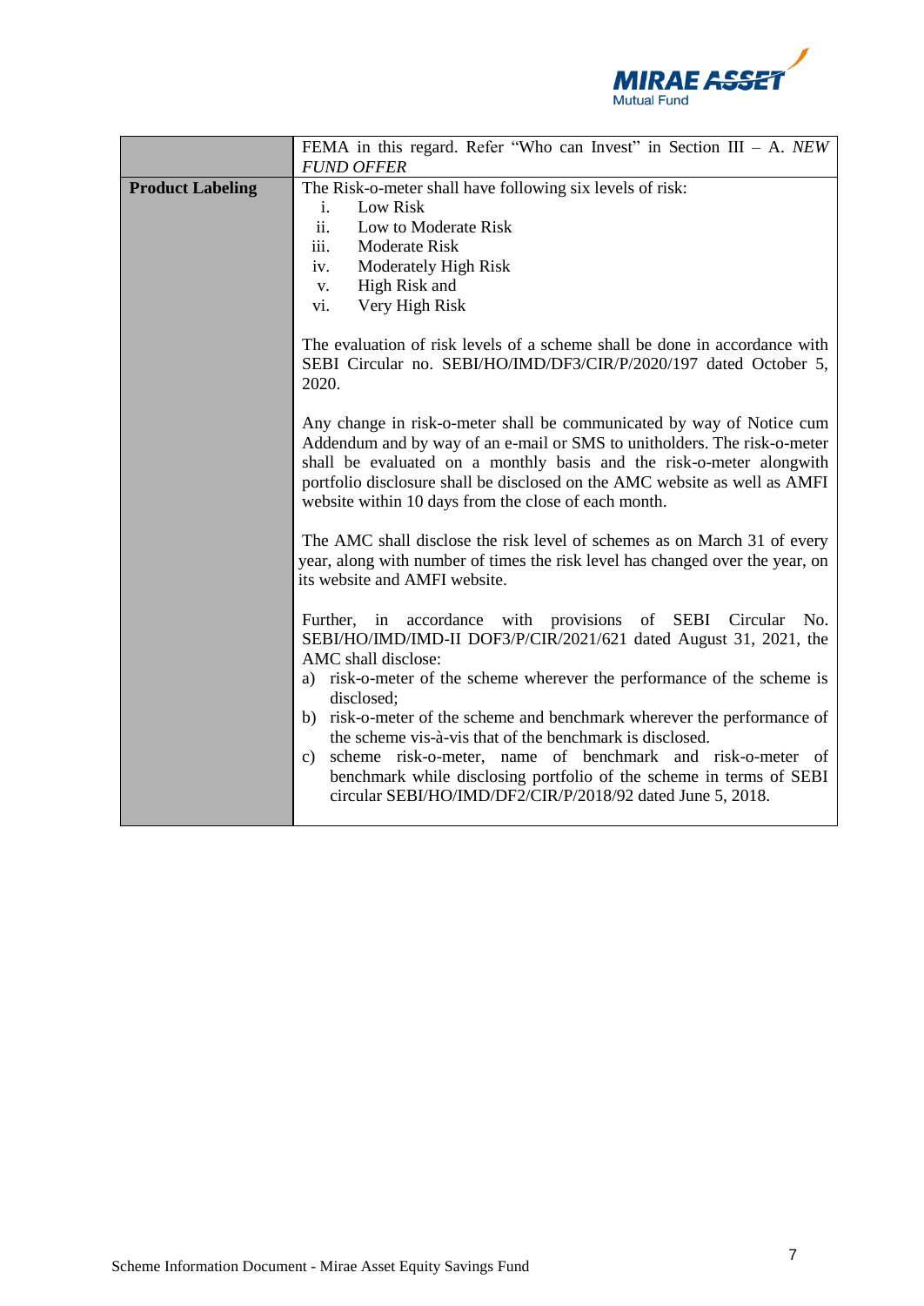| | |
|---|---|
| | FEMA in this regard. Refer "Who can Invest" in Section III – A. *NEW FUND OFFER* |
| **Product Labeling** | The Risk-o-meter shall have following six levels of risk:<br>i. Low Risk<br>ii. Low to Moderate Risk<br>iii. Moderate Risk<br>iv. Moderately High Risk<br>v. High Risk and<br>vi. Very High Risk<br><br>The evaluation of risk levels of a scheme shall be done in accordance with SEBI Circular no. SEBI/HO/IMD/DF3/CIR/P/2020/197 dated October 5, 2020.<br><br>Any change in risk-o-meter shall be communicated by way of Notice cum Addendum and by way of an e-mail or SMS to unitholders. The risk-o-meter shall be evaluated on a monthly basis and the risk-o-meter alongwith portfolio disclosure shall be disclosed on the AMC website as well as AMFI website within 10 days from the close of each month.<br><br>The AMC shall disclose the risk level of schemes as on March 31 of every year, along with number of times the risk level has changed over the year, on its website and AMFI website.<br><br>Further, in accordance with provisions of SEBI Circular No. SEBI/HO/IMD/IMD-II DOF3/P/CIR/2021/621 dated August 31, 2021, the AMC shall disclose:<br>a) risk-o-meter of the scheme wherever the performance of the scheme is disclosed;<br>b) risk-o-meter of the scheme and benchmark wherever the performance of the scheme vis-à-vis that of the benchmark is disclosed.<br>c) scheme risk-o-meter, name of benchmark and risk-o-meter of benchmark while disclosing portfolio of the scheme in terms of SEBI circular SEBI/HO/IMD/DF2/CIR/P/2018/92 dated June 5, 2018. |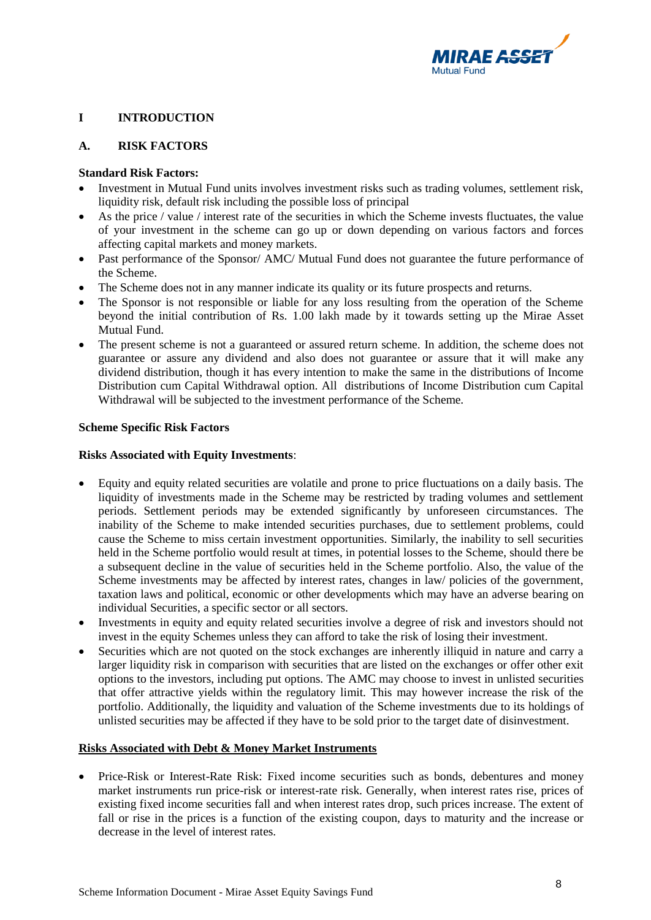# I INTRODUCTION

## A. RISK FACTORS

**Standard Risk Factors:**

- Investment in Mutual Fund units involves investment risks such as trading volumes, settlement risk, liquidity risk, default risk including the possible loss of principal
- As the price / value / interest rate of the securities in which the Scheme invests fluctuates, the value of your investment in the scheme can go up or down depending on various factors and forces affecting capital markets and money markets.
- Past performance of the Sponsor/ AMC/ Mutual Fund does not guarantee the future performance of the Scheme.
- The Scheme does not in any manner indicate its quality or its future prospects and returns.
- The Sponsor is not responsible or liable for any loss resulting from the operation of the Scheme beyond the initial contribution of Rs. 1.00 lakh made by it towards setting up the Mirae Asset Mutual Fund.
- The present scheme is not a guaranteed or assured return scheme. In addition, the scheme does not guarantee or assure any dividend and also does not guarantee or assure that it will make any dividend distribution, though it has every intention to make the same in the distributions of Income Distribution cum Capital Withdrawal option. All distributions of Income Distribution cum Capital Withdrawal will be subjected to the investment performance of the Scheme.

**Scheme Specific Risk Factors**

**Risks Associated with Equity Investments**:

- Equity and equity related securities are volatile and prone to price fluctuations on a daily basis. The liquidity of investments made in the Scheme may be restricted by trading volumes and settlement periods. Settlement periods may be extended significantly by unforeseen circumstances. The inability of the Scheme to make intended securities purchases, due to settlement problems, could cause the Scheme to miss certain investment opportunities. Similarly, the inability to sell securities held in the Scheme portfolio would result at times, in potential losses to the Scheme, should there be a subsequent decline in the value of securities held in the Scheme portfolio. Also, the value of the Scheme investments may be affected by interest rates, changes in law/ policies of the government, taxation laws and political, economic or other developments which may have an adverse bearing on individual Securities, a specific sector or all sectors.
- Investments in equity and equity related securities involve a degree of risk and investors should not invest in the equity Schemes unless they can afford to take the risk of losing their investment.
- Securities which are not quoted on the stock exchanges are inherently illiquid in nature and carry a larger liquidity risk in comparison with securities that are listed on the exchanges or offer other exit options to the investors, including put options. The AMC may choose to invest in unlisted securities that offer attractive yields within the regulatory limit. This may however increase the risk of the portfolio. Additionally, the liquidity and valuation of the Scheme investments due to its holdings of unlisted securities may be affected if they have to be sold prior to the target date of disinvestment.

**Risks Associated with Debt & Money Market Instruments**

- Price-Risk or Interest-Rate Risk: Fixed income securities such as bonds, debentures and money market instruments run price-risk or interest-rate risk. Generally, when interest rates rise, prices of existing fixed income securities fall and when interest rates drop, such prices increase. The extent of fall or rise in the prices is a function of the existing coupon, days to maturity and the increase or decrease in the level of interest rates.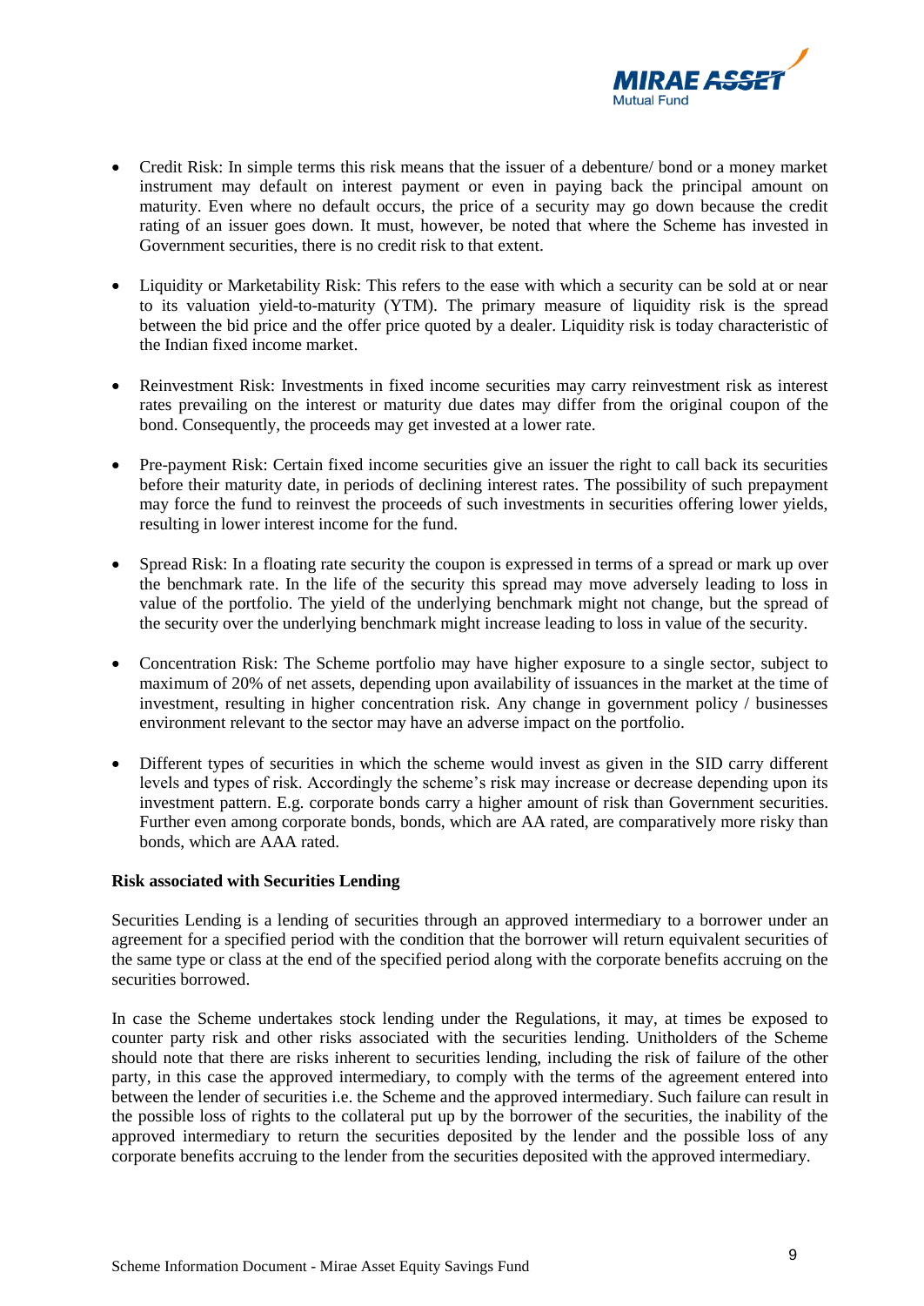- Credit Risk: In simple terms this risk means that the issuer of a debenture/ bond or a money market instrument may default on interest payment or even in paying back the principal amount on maturity. Even where no default occurs, the price of a security may go down because the credit rating of an issuer goes down. It must, however, be noted that where the Scheme has invested in Government securities, there is no credit risk to that extent.

- Liquidity or Marketability Risk: This refers to the ease with which a security can be sold at or near to its valuation yield-to-maturity (YTM). The primary measure of liquidity risk is the spread between the bid price and the offer price quoted by a dealer. Liquidity risk is today characteristic of the Indian fixed income market.

- Reinvestment Risk: Investments in fixed income securities may carry reinvestment risk as interest rates prevailing on the interest or maturity due dates may differ from the original coupon of the bond. Consequently, the proceeds may get invested at a lower rate.

- Pre-payment Risk: Certain fixed income securities give an issuer the right to call back its securities before their maturity date, in periods of declining interest rates. The possibility of such prepayment may force the fund to reinvest the proceeds of such investments in securities offering lower yields, resulting in lower interest income for the fund.

- Spread Risk: In a floating rate security the coupon is expressed in terms of a spread or mark up over the benchmark rate. In the life of the security this spread may move adversely leading to loss in value of the portfolio. The yield of the underlying benchmark might not change, but the spread of the security over the underlying benchmark might increase leading to loss in value of the security.

- Concentration Risk: The Scheme portfolio may have higher exposure to a single sector, subject to maximum of 20% of net assets, depending upon availability of issuances in the market at the time of investment, resulting in higher concentration risk. Any change in government policy / businesses environment relevant to the sector may have an adverse impact on the portfolio.

- Different types of securities in which the scheme would invest as given in the SID carry different levels and types of risk. Accordingly the scheme's risk may increase or decrease depending upon its investment pattern. E.g. corporate bonds carry a higher amount of risk than Government securities. Further even among corporate bonds, bonds, which are AA rated, are comparatively more risky than bonds, which are AAA rated.

**Risk associated with Securities Lending**

Securities Lending is a lending of securities through an approved intermediary to a borrower under an agreement for a specified period with the condition that the borrower will return equivalent securities of the same type or class at the end of the specified period along with the corporate benefits accruing on the securities borrowed.

In case the Scheme undertakes stock lending under the Regulations, it may, at times be exposed to counter party risk and other risks associated with the securities lending. Unitholders of the Scheme should note that there are risks inherent to securities lending, including the risk of failure of the other party, in this case the approved intermediary, to comply with the terms of the agreement entered into between the lender of securities i.e. the Scheme and the approved intermediary. Such failure can result in the possible loss of rights to the collateral put up by the borrower of the securities, the inability of the approved intermediary to return the securities deposited by the lender and the possible loss of any corporate benefits accruing to the lender from the securities deposited with the approved intermediary.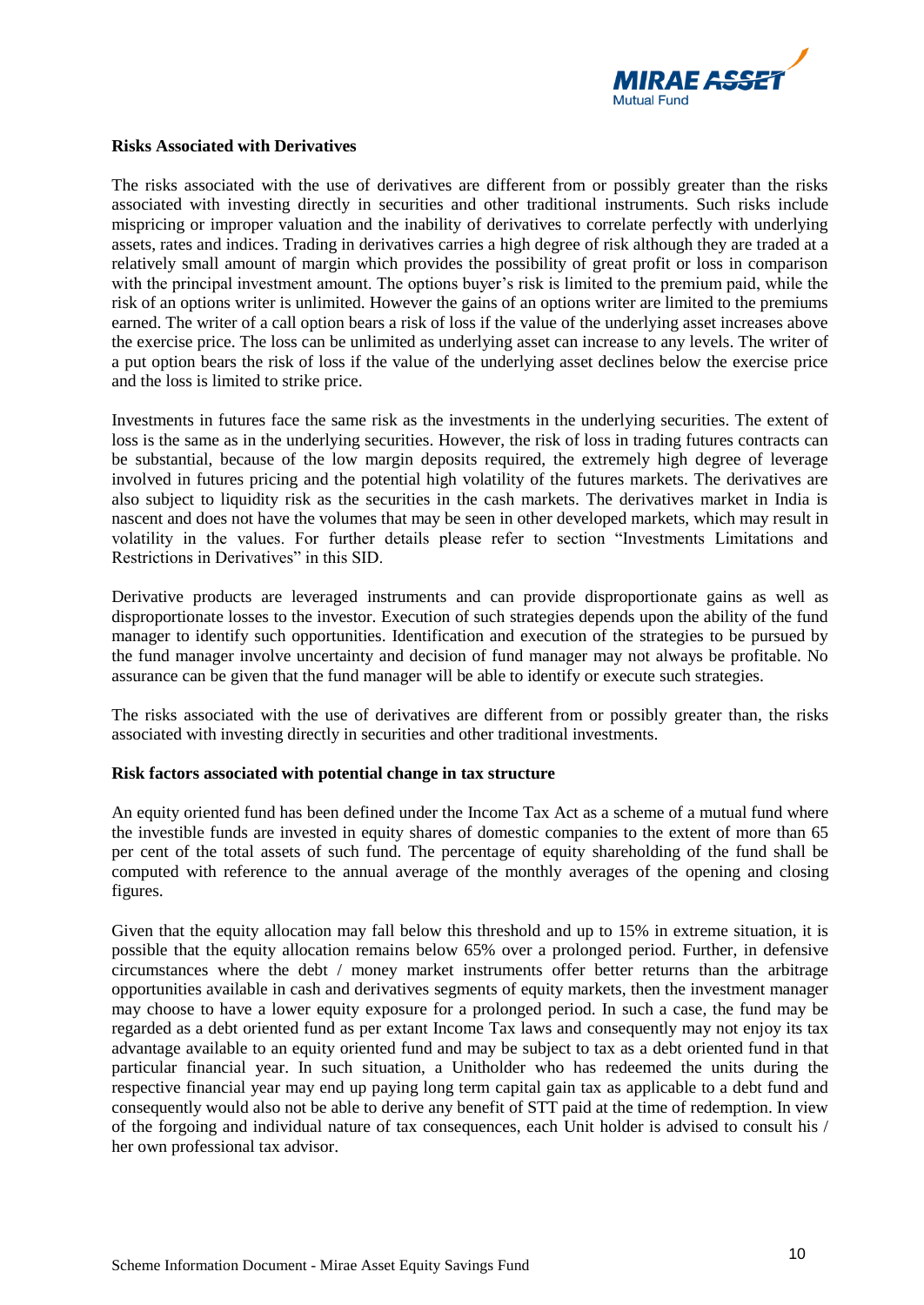**Risks Associated with Derivatives**

The risks associated with the use of derivatives are different from or possibly greater than the risks associated with investing directly in securities and other traditional instruments. Such risks include mispricing or improper valuation and the inability of derivatives to correlate perfectly with underlying assets, rates and indices. Trading in derivatives carries a high degree of risk although they are traded at a relatively small amount of margin which provides the possibility of great profit or loss in comparison with the principal investment amount. The options buyer's risk is limited to the premium paid, while the risk of an options writer is unlimited. However the gains of an options writer are limited to the premiums earned. The writer of a call option bears a risk of loss if the value of the underlying asset increases above the exercise price. The loss can be unlimited as underlying asset can increase to any levels. The writer of a put option bears the risk of loss if the value of the underlying asset declines below the exercise price and the loss is limited to strike price.

Investments in futures face the same risk as the investments in the underlying securities. The extent of loss is the same as in the underlying securities. However, the risk of loss in trading futures contracts can be substantial, because of the low margin deposits required, the extremely high degree of leverage involved in futures pricing and the potential high volatility of the futures markets. The derivatives are also subject to liquidity risk as the securities in the cash markets. The derivatives market in India is nascent and does not have the volumes that may be seen in other developed markets, which may result in volatility in the values. For further details please refer to section "Investments Limitations and Restrictions in Derivatives" in this SID.

Derivative products are leveraged instruments and can provide disproportionate gains as well as disproportionate losses to the investor. Execution of such strategies depends upon the ability of the fund manager to identify such opportunities. Identification and execution of the strategies to be pursued by the fund manager involve uncertainty and decision of fund manager may not always be profitable. No assurance can be given that the fund manager will be able to identify or execute such strategies.

The risks associated with the use of derivatives are different from or possibly greater than, the risks associated with investing directly in securities and other traditional investments.

**Risk factors associated with potential change in tax structure**

An equity oriented fund has been defined under the Income Tax Act as a scheme of a mutual fund where the investible funds are invested in equity shares of domestic companies to the extent of more than 65 per cent of the total assets of such fund. The percentage of equity shareholding of the fund shall be computed with reference to the annual average of the monthly averages of the opening and closing figures.

Given that the equity allocation may fall below this threshold and up to 15% in extreme situation, it is possible that the equity allocation remains below 65% over a prolonged period. Further, in defensive circumstances where the debt / money market instruments offer better returns than the arbitrage opportunities available in cash and derivatives segments of equity markets, then the investment manager may choose to have a lower equity exposure for a prolonged period. In such a case, the fund may be regarded as a debt oriented fund as per extant Income Tax laws and consequently may not enjoy its tax advantage available to an equity oriented fund and may be subject to tax as a debt oriented fund in that particular financial year. In such situation, a Unitholder who has redeemed the units during the respective financial year may end up paying long term capital gain tax as applicable to a debt fund and consequently would also not be able to derive any benefit of STT paid at the time of redemption. In view of the forgoing and individual nature of tax consequences, each Unit holder is advised to consult his / her own professional tax advisor.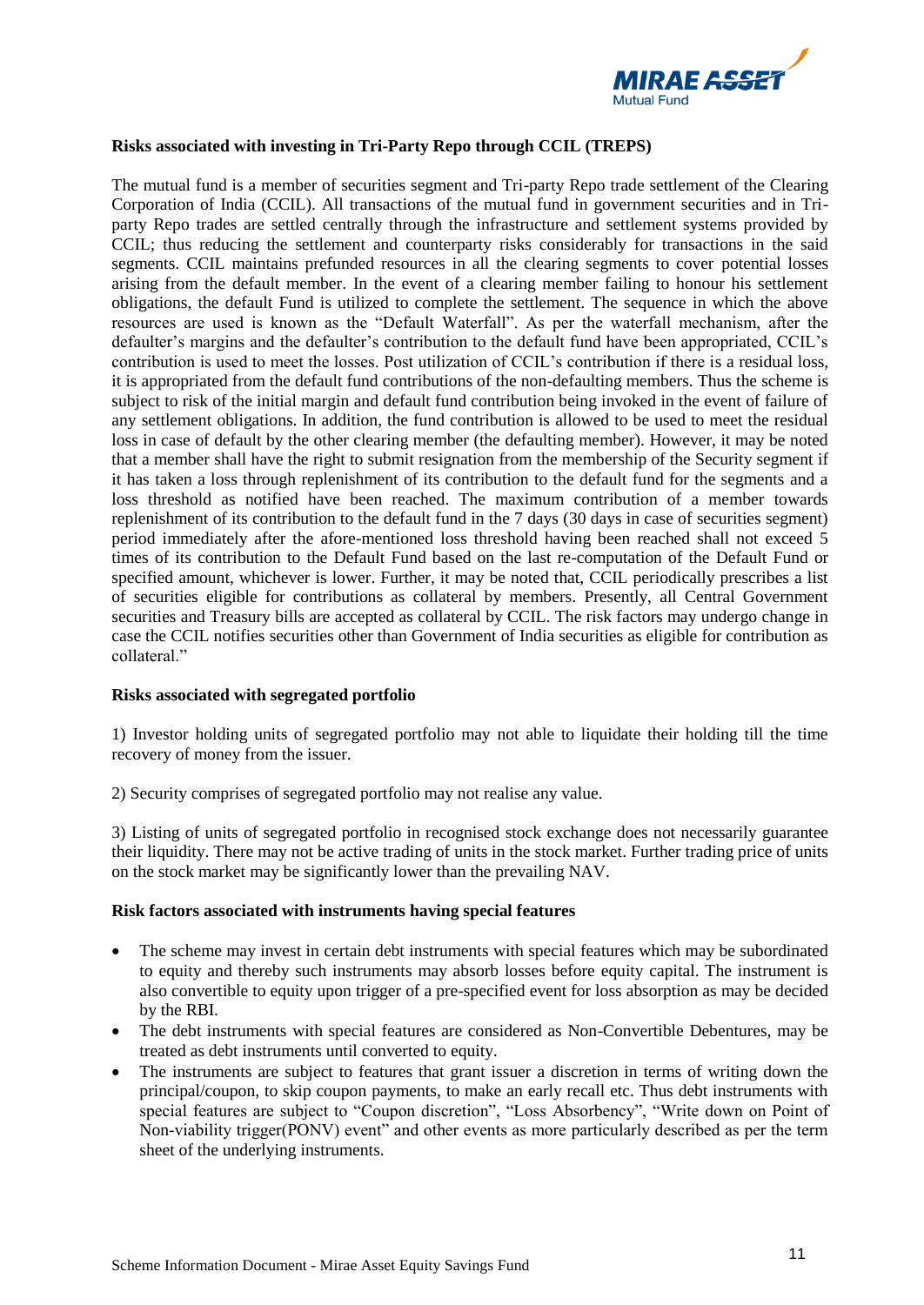**Risks associated with investing in Tri-Party Repo through CCIL (TREPS)**

The mutual fund is a member of securities segment and Tri-party Repo trade settlement of the Clearing Corporation of India (CCIL). All transactions of the mutual fund in government securities and in Tri-party Repo trades are settled centrally through the infrastructure and settlement systems provided by CCIL; thus reducing the settlement and counterparty risks considerably for transactions in the said segments. CCIL maintains prefunded resources in all the clearing segments to cover potential losses arising from the default member. In the event of a clearing member failing to honour his settlement obligations, the default Fund is utilized to complete the settlement. The sequence in which the above resources are used is known as the "Default Waterfall". As per the waterfall mechanism, after the defaulter's margins and the defaulter's contribution to the default fund have been appropriated, CCIL's contribution is used to meet the losses. Post utilization of CCIL's contribution if there is a residual loss, it is appropriated from the default fund contributions of the non-defaulting members. Thus the scheme is subject to risk of the initial margin and default fund contribution being invoked in the event of failure of any settlement obligations. In addition, the fund contribution is allowed to be used to meet the residual loss in case of default by the other clearing member (the defaulting member). However, it may be noted that a member shall have the right to submit resignation from the membership of the Security segment if it has taken a loss through replenishment of its contribution to the default fund for the segments and a loss threshold as notified have been reached. The maximum contribution of a member towards replenishment of its contribution to the default fund in the 7 days (30 days in case of securities segment) period immediately after the afore-mentioned loss threshold having been reached shall not exceed 5 times of its contribution to the Default Fund based on the last re-computation of the Default Fund or specified amount, whichever is lower. Further, it may be noted that, CCIL periodically prescribes a list of securities eligible for contributions as collateral by members. Presently, all Central Government securities and Treasury bills are accepted as collateral by CCIL. The risk factors may undergo change in case the CCIL notifies securities other than Government of India securities as eligible for contribution as collateral."

**Risks associated with segregated portfolio**

1) Investor holding units of segregated portfolio may not able to liquidate their holding till the time recovery of money from the issuer.

2) Security comprises of segregated portfolio may not realise any value.

3) Listing of units of segregated portfolio in recognised stock exchange does not necessarily guarantee their liquidity. There may not be active trading of units in the stock market. Further trading price of units on the stock market may be significantly lower than the prevailing NAV.

**Risk factors associated with instruments having special features**

- The scheme may invest in certain debt instruments with special features which may be subordinated to equity and thereby such instruments may absorb losses before equity capital. The instrument is also convertible to equity upon trigger of a pre-specified event for loss absorption as may be decided by the RBI.
- The debt instruments with special features are considered as Non-Convertible Debentures, may be treated as debt instruments until converted to equity.
- The instruments are subject to features that grant issuer a discretion in terms of writing down the principal/coupon, to skip coupon payments, to make an early recall etc. Thus debt instruments with special features are subject to "Coupon discretion", "Loss Absorbency", "Write down on Point of Non-viability trigger(PONV) event" and other events as more particularly described as per the term sheet of the underlying instruments.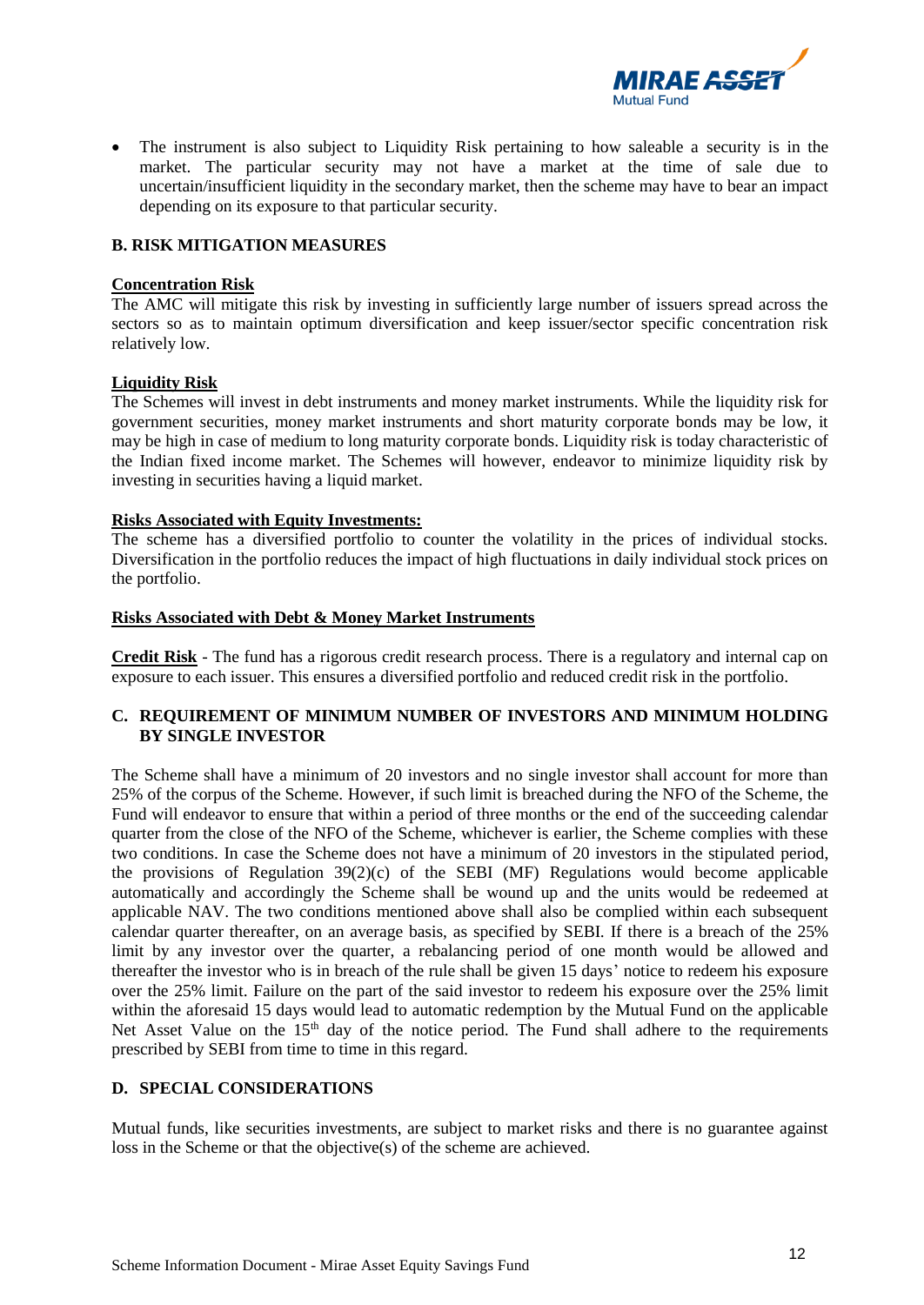- The instrument is also subject to Liquidity Risk pertaining to how saleable a security is in the market. The particular security may not have a market at the time of sale due to uncertain/insufficient liquidity in the secondary market, then the scheme may have to bear an impact depending on its exposure to that particular security.

### B. RISK MITIGATION MEASURES

**Concentration Risk**

The AMC will mitigate this risk by investing in sufficiently large number of issuers spread across the sectors so as to maintain optimum diversification and keep issuer/sector specific concentration risk relatively low.

**Liquidity Risk**

The Schemes will invest in debt instruments and money market instruments. While the liquidity risk for government securities, money market instruments and short maturity corporate bonds may be low, it may be high in case of medium to long maturity corporate bonds. Liquidity risk is today characteristic of the Indian fixed income market. The Schemes will however, endeavor to minimize liquidity risk by investing in securities having a liquid market.

**Risks Associated with Equity Investments:**

The scheme has a diversified portfolio to counter the volatility in the prices of individual stocks. Diversification in the portfolio reduces the impact of high fluctuations in daily individual stock prices on the portfolio.

**Risks Associated with Debt & Money Market Instruments**

**Credit Risk** - The fund has a rigorous credit research process. There is a regulatory and internal cap on exposure to each issuer. This ensures a diversified portfolio and reduced credit risk in the portfolio.

### C. REQUIREMENT OF MINIMUM NUMBER OF INVESTORS AND MINIMUM HOLDING BY SINGLE INVESTOR

The Scheme shall have a minimum of 20 investors and no single investor shall account for more than 25% of the corpus of the Scheme. However, if such limit is breached during the NFO of the Scheme, the Fund will endeavor to ensure that within a period of three months or the end of the succeeding calendar quarter from the close of the NFO of the Scheme, whichever is earlier, the Scheme complies with these two conditions. In case the Scheme does not have a minimum of 20 investors in the stipulated period, the provisions of Regulation 39(2)(c) of the SEBI (MF) Regulations would become applicable automatically and accordingly the Scheme shall be wound up and the units would be redeemed at applicable NAV. The two conditions mentioned above shall also be complied within each subsequent calendar quarter thereafter, on an average basis, as specified by SEBI. If there is a breach of the 25% limit by any investor over the quarter, a rebalancing period of one month would be allowed and thereafter the investor who is in breach of the rule shall be given 15 days' notice to redeem his exposure over the 25% limit. Failure on the part of the said investor to redeem his exposure over the 25% limit within the aforesaid 15 days would lead to automatic redemption by the Mutual Fund on the applicable Net Asset Value on the 15th day of the notice period. The Fund shall adhere to the requirements prescribed by SEBI from time to time in this regard.

### D. SPECIAL CONSIDERATIONS

Mutual funds, like securities investments, are subject to market risks and there is no guarantee against loss in the Scheme or that the objective(s) of the scheme are achieved.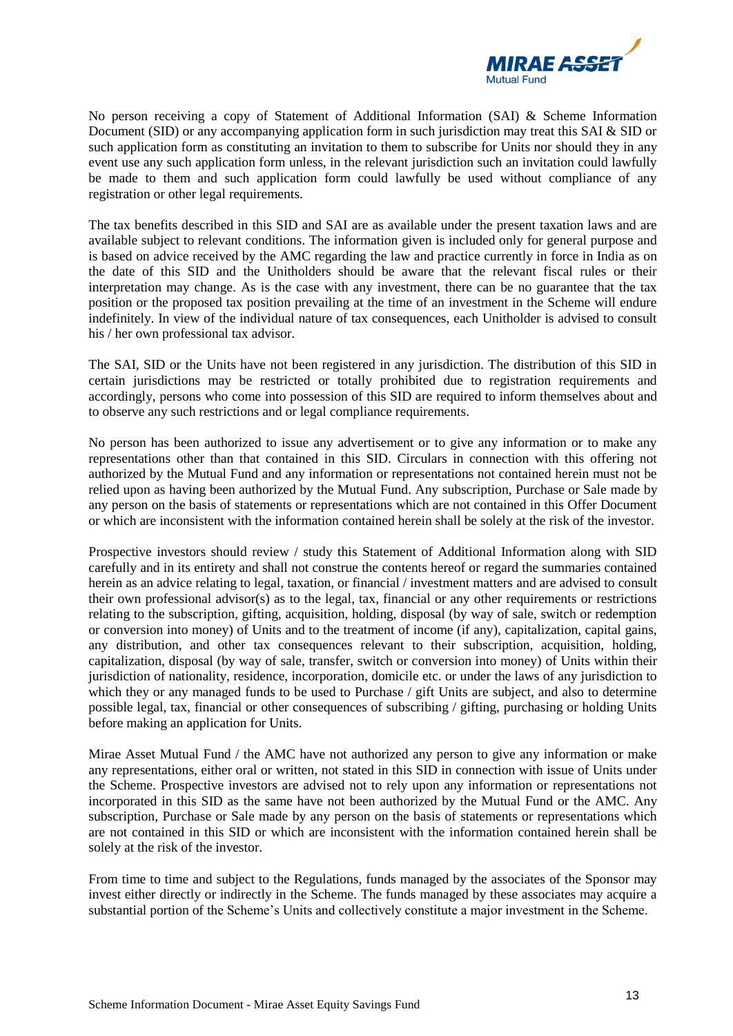No person receiving a copy of Statement of Additional Information (SAI) & Scheme Information Document (SID) or any accompanying application form in such jurisdiction may treat this SAI & SID or such application form as constituting an invitation to them to subscribe for Units nor should they in any event use any such application form unless, in the relevant jurisdiction such an invitation could lawfully be made to them and such application form could lawfully be used without compliance of any registration or other legal requirements.

The tax benefits described in this SID and SAI are as available under the present taxation laws and are available subject to relevant conditions. The information given is included only for general purpose and is based on advice received by the AMC regarding the law and practice currently in force in India as on the date of this SID and the Unitholders should be aware that the relevant fiscal rules or their interpretation may change. As is the case with any investment, there can be no guarantee that the tax position or the proposed tax position prevailing at the time of an investment in the Scheme will endure indefinitely. In view of the individual nature of tax consequences, each Unitholder is advised to consult his / her own professional tax advisor.

The SAI, SID or the Units have not been registered in any jurisdiction. The distribution of this SID in certain jurisdictions may be restricted or totally prohibited due to registration requirements and accordingly, persons who come into possession of this SID are required to inform themselves about and to observe any such restrictions and or legal compliance requirements.

No person has been authorized to issue any advertisement or to give any information or to make any representations other than that contained in this SID. Circulars in connection with this offering not authorized by the Mutual Fund and any information or representations not contained herein must not be relied upon as having been authorized by the Mutual Fund. Any subscription, Purchase or Sale made by any person on the basis of statements or representations which are not contained in this Offer Document or which are inconsistent with the information contained herein shall be solely at the risk of the investor.

Prospective investors should review / study this Statement of Additional Information along with SID carefully and in its entirety and shall not construe the contents hereof or regard the summaries contained herein as an advice relating to legal, taxation, or financial / investment matters and are advised to consult their own professional advisor(s) as to the legal, tax, financial or any other requirements or restrictions relating to the subscription, gifting, acquisition, holding, disposal (by way of sale, switch or redemption or conversion into money) of Units and to the treatment of income (if any), capitalization, capital gains, any distribution, and other tax consequences relevant to their subscription, acquisition, holding, capitalization, disposal (by way of sale, transfer, switch or conversion into money) of Units within their jurisdiction of nationality, residence, incorporation, domicile etc. or under the laws of any jurisdiction to which they or any managed funds to be used to Purchase / gift Units are subject, and also to determine possible legal, tax, financial or other consequences of subscribing / gifting, purchasing or holding Units before making an application for Units.

Mirae Asset Mutual Fund / the AMC have not authorized any person to give any information or make any representations, either oral or written, not stated in this SID in connection with issue of Units under the Scheme. Prospective investors are advised not to rely upon any information or representations not incorporated in this SID as the same have not been authorized by the Mutual Fund or the AMC. Any subscription, Purchase or Sale made by any person on the basis of statements or representations which are not contained in this SID or which are inconsistent with the information contained herein shall be solely at the risk of the investor.

From time to time and subject to the Regulations, funds managed by the associates of the Sponsor may invest either directly or indirectly in the Scheme. The funds managed by these associates may acquire a substantial portion of the Scheme's Units and collectively constitute a major investment in the Scheme.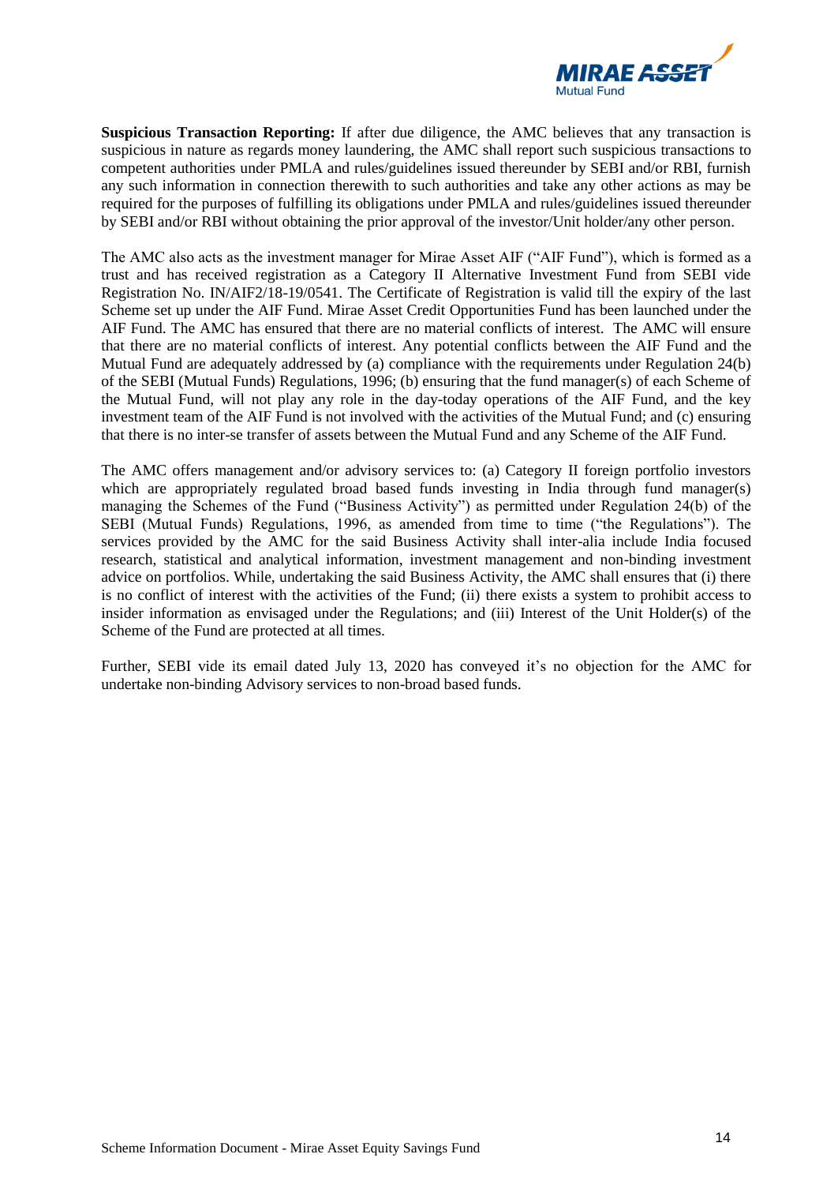**Suspicious Transaction Reporting:** If after due diligence, the AMC believes that any transaction is suspicious in nature as regards money laundering, the AMC shall report such suspicious transactions to competent authorities under PMLA and rules/guidelines issued thereunder by SEBI and/or RBI, furnish any such information in connection therewith to such authorities and take any other actions as may be required for the purposes of fulfilling its obligations under PMLA and rules/guidelines issued thereunder by SEBI and/or RBI without obtaining the prior approval of the investor/Unit holder/any other person.

The AMC also acts as the investment manager for Mirae Asset AIF ("AIF Fund"), which is formed as a trust and has received registration as a Category II Alternative Investment Fund from SEBI vide Registration No. IN/AIF2/18-19/0541. The Certificate of Registration is valid till the expiry of the last Scheme set up under the AIF Fund. Mirae Asset Credit Opportunities Fund has been launched under the AIF Fund. The AMC has ensured that there are no material conflicts of interest. The AMC will ensure that there are no material conflicts of interest. Any potential conflicts between the AIF Fund and the Mutual Fund are adequately addressed by (a) compliance with the requirements under Regulation 24(b) of the SEBI (Mutual Funds) Regulations, 1996; (b) ensuring that the fund manager(s) of each Scheme of the Mutual Fund, will not play any role in the day-today operations of the AIF Fund, and the key investment team of the AIF Fund is not involved with the activities of the Mutual Fund; and (c) ensuring that there is no inter-se transfer of assets between the Mutual Fund and any Scheme of the AIF Fund.

The AMC offers management and/or advisory services to: (a) Category II foreign portfolio investors which are appropriately regulated broad based funds investing in India through fund manager(s) managing the Schemes of the Fund ("Business Activity") as permitted under Regulation 24(b) of the SEBI (Mutual Funds) Regulations, 1996, as amended from time to time ("the Regulations"). The services provided by the AMC for the said Business Activity shall inter-alia include India focused research, statistical and analytical information, investment management and non-binding investment advice on portfolios. While, undertaking the said Business Activity, the AMC shall ensures that (i) there is no conflict of interest with the activities of the Fund; (ii) there exists a system to prohibit access to insider information as envisaged under the Regulations; and (iii) Interest of the Unit Holder(s) of the Scheme of the Fund are protected at all times.

Further, SEBI vide its email dated July 13, 2020 has conveyed it's no objection for the AMC for undertake non-binding Advisory services to non-broad based funds.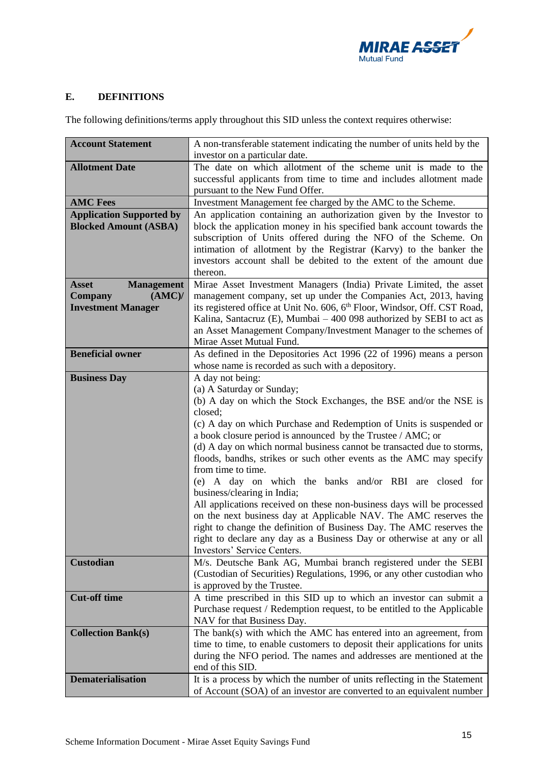## E. DEFINITIONS

The following definitions/terms apply throughout this SID unless the context requires otherwise:

| | |
|---|---|
| **Account Statement** | A non-transferable statement indicating the number of units held by the investor on a particular date. |
| **Allotment Date** | The date on which allotment of the scheme unit is made to the successful applicants from time to time and includes allotment made pursuant to the New Fund Offer. |
| **AMC Fees** | Investment Management fee charged by the AMC to the Scheme. |
| **Application Supported by Blocked Amount (ASBA)** | An application containing an authorization given by the Investor to block the application money in his specified bank account towards the subscription of Units offered during the NFO of the Scheme. On intimation of allotment by the Registrar (Karvy) to the banker the investors account shall be debited to the extent of the amount due thereon. |
| **Asset Management Company (AMC)/ Investment Manager** | Mirae Asset Investment Managers (India) Private Limited, the asset management company, set up under the Companies Act, 2013, having its registered office at Unit No. 606, 6th Floor, Windsor, Off. CST Road, Kalina, Santacruz (E), Mumbai – 400 098 authorized by SEBI to act as an Asset Management Company/Investment Manager to the schemes of Mirae Asset Mutual Fund. |
| **Beneficial owner** | As defined in the Depositories Act 1996 (22 of 1996) means a person whose name is recorded as such with a depository. |
| **Business Day** | A day not being:<br>(a) A Saturday or Sunday;<br>(b) A day on which the Stock Exchanges, the BSE and/or the NSE is closed;<br>(c) A day on which Purchase and Redemption of Units is suspended or a book closure period is announced by the Trustee / AMC; or<br>(d) A day on which normal business cannot be transacted due to storms, floods, bandhs, strikes or such other events as the AMC may specify from time to time.<br>(e) A day on which the banks and/or RBI are closed for business/clearing in India;<br>All applications received on these non-business days will be processed on the next business day at Applicable NAV. The AMC reserves the right to change the definition of Business Day. The AMC reserves the right to declare any day as a Business Day or otherwise at any or all Investors' Service Centers. |
| **Custodian** | M/s. Deutsche Bank AG, Mumbai branch registered under the SEBI (Custodian of Securities) Regulations, 1996, or any other custodian who is approved by the Trustee. |
| **Cut-off time** | A time prescribed in this SID up to which an investor can submit a Purchase request / Redemption request, to be entitled to the Applicable NAV for that Business Day. |
| **Collection Bank(s)** | The bank(s) with which the AMC has entered into an agreement, from time to time, to enable customers to deposit their applications for units during the NFO period. The names and addresses are mentioned at the end of this SID. |
| **Dematerialisation** | It is a process by which the number of units reflecting in the Statement of Account (SOA) of an investor are converted to an equivalent number |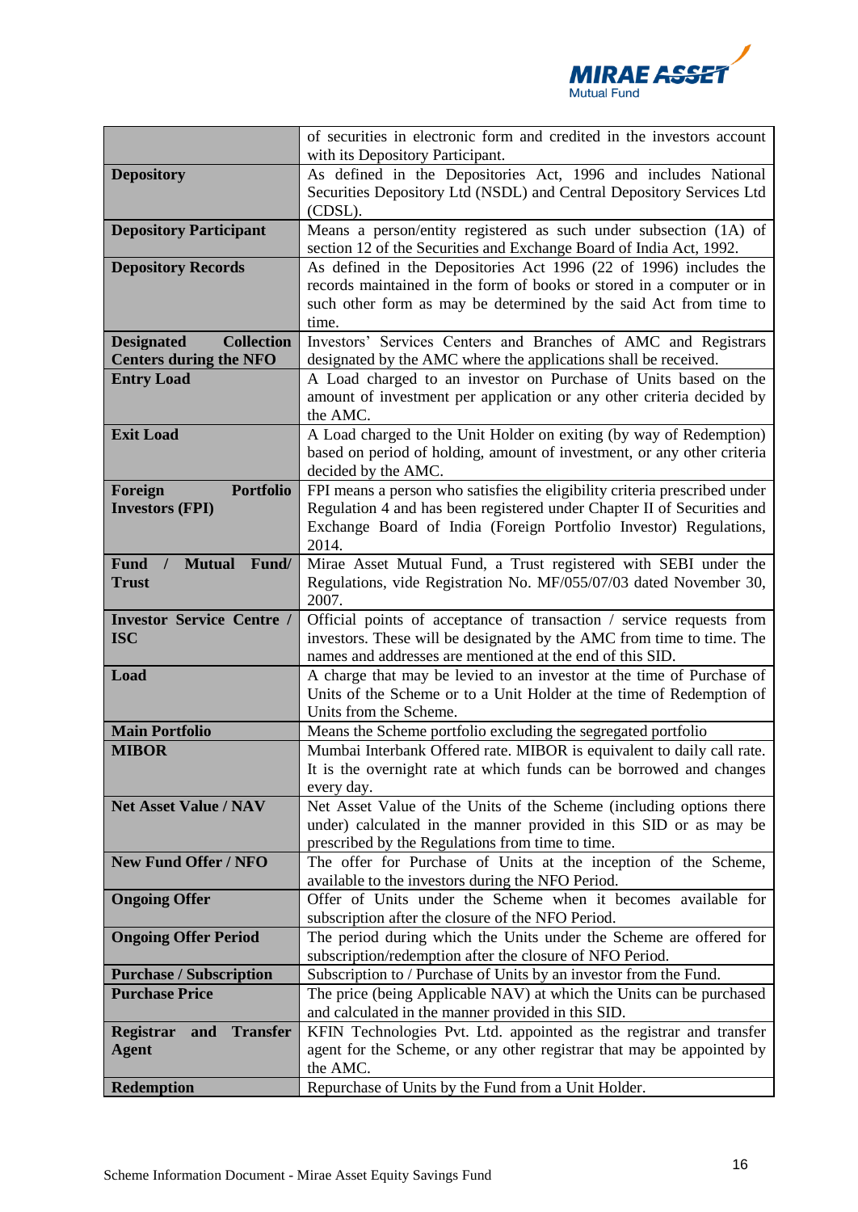| | |
|---|---|
| | of securities in electronic form and credited in the investors account with its Depository Participant. |
| **Depository** | As defined in the Depositories Act, 1996 and includes National Securities Depository Ltd (NSDL) and Central Depository Services Ltd (CDSL). |
| **Depository Participant** | Means a person/entity registered as such under subsection (1A) of section 12 of the Securities and Exchange Board of India Act, 1992. |
| **Depository Records** | As defined in the Depositories Act 1996 (22 of 1996) includes the records maintained in the form of books or stored in a computer or in such other form as may be determined by the said Act from time to time. |
| **Designated Collection Centers during the NFO** | Investors' Services Centers and Branches of AMC and Registrars designated by the AMC where the applications shall be received. |
| **Entry Load** | A Load charged to an investor on Purchase of Units based on the amount of investment per application or any other criteria decided by the AMC. |
| **Exit Load** | A Load charged to the Unit Holder on exiting (by way of Redemption) based on period of holding, amount of investment, or any other criteria decided by the AMC. |
| **Foreign Portfolio Investors (FPI)** | FPI means a person who satisfies the eligibility criteria prescribed under Regulation 4 and has been registered under Chapter II of Securities and Exchange Board of India (Foreign Portfolio Investor) Regulations, 2014. |
| **Fund / Mutual Fund/ Trust** | Mirae Asset Mutual Fund, a Trust registered with SEBI under the Regulations, vide Registration No. MF/055/07/03 dated November 30, 2007. |
| **Investor Service Centre / ISC** | Official points of acceptance of transaction / service requests from investors. These will be designated by the AMC from time to time. The names and addresses are mentioned at the end of this SID. |
| **Load** | A charge that may be levied to an investor at the time of Purchase of Units of the Scheme or to a Unit Holder at the time of Redemption of Units from the Scheme. |
| **Main Portfolio** | Means the Scheme portfolio excluding the segregated portfolio |
| **MIBOR** | Mumbai Interbank Offered rate. MIBOR is equivalent to daily call rate. It is the overnight rate at which funds can be borrowed and changes every day. |
| **Net Asset Value / NAV** | Net Asset Value of the Units of the Scheme (including options there under) calculated in the manner provided in this SID or as may be prescribed by the Regulations from time to time. |
| **New Fund Offer / NFO** | The offer for Purchase of Units at the inception of the Scheme, available to the investors during the NFO Period. |
| **Ongoing Offer** | Offer of Units under the Scheme when it becomes available for subscription after the closure of the NFO Period. |
| **Ongoing Offer Period** | The period during which the Units under the Scheme are offered for subscription/redemption after the closure of NFO Period. |
| **Purchase / Subscription** | Subscription to / Purchase of Units by an investor from the Fund. |
| **Purchase Price** | The price (being Applicable NAV) at which the Units can be purchased and calculated in the manner provided in this SID. |
| **Registrar and Transfer Agent** | KFIN Technologies Pvt. Ltd. appointed as the registrar and transfer agent for the Scheme, or any other registrar that may be appointed by the AMC. |
| **Redemption** | Repurchase of Units by the Fund from a Unit Holder. |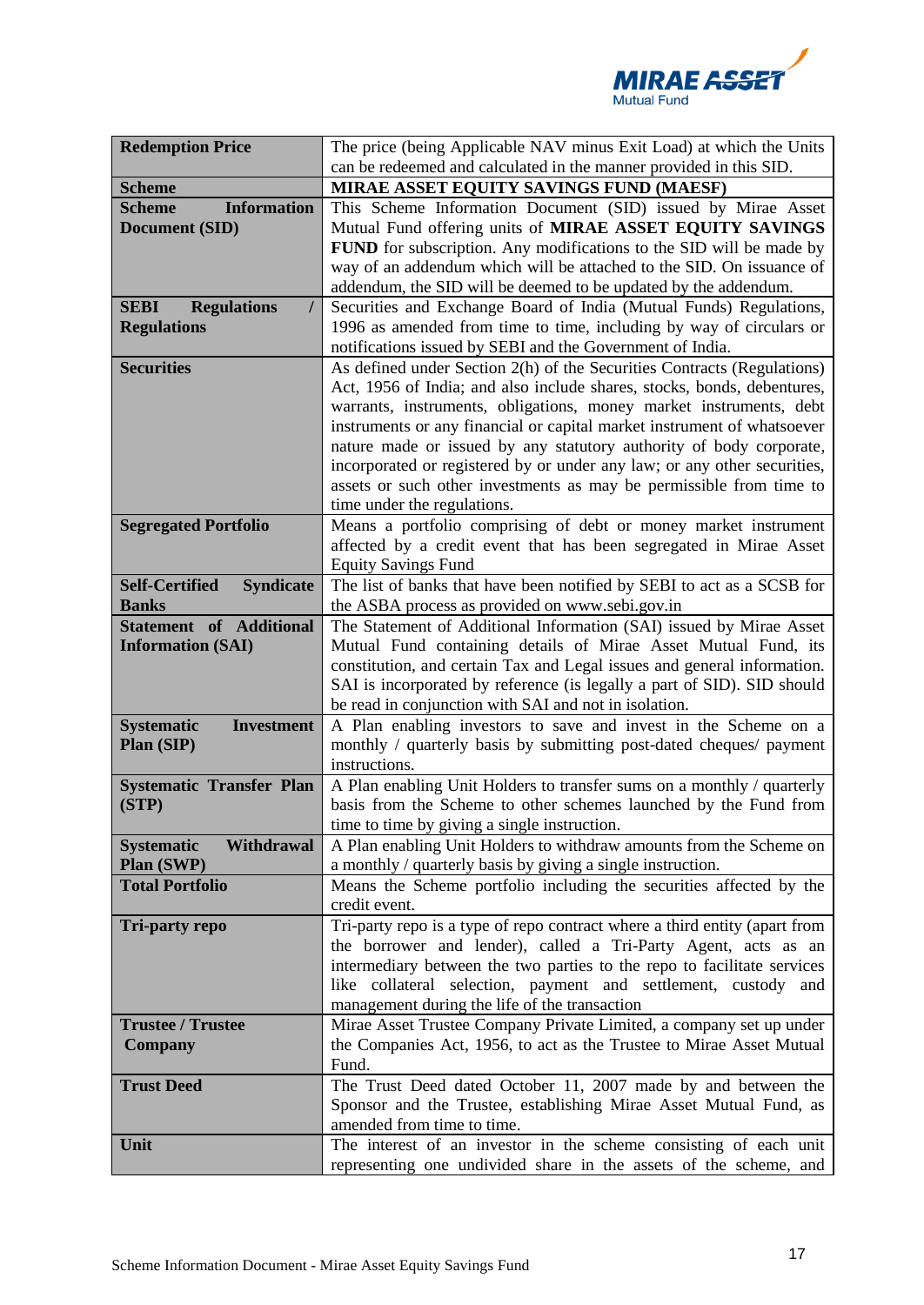| | |
|---|---|
| **Redemption Price** | The price (being Applicable NAV minus Exit Load) at which the Units can be redeemed and calculated in the manner provided in this SID. |
| **Scheme** | **MIRAE ASSET EQUITY SAVINGS FUND (MAESF)** |
| **Scheme Information Document (SID)** | This Scheme Information Document (SID) issued by Mirae Asset Mutual Fund offering units of **MIRAE ASSET EQUITY SAVINGS FUND** for subscription. Any modifications to the SID will be made by way of an addendum which will be attached to the SID. On issuance of addendum, the SID will be deemed to be updated by the addendum. |
| **SEBI Regulations / Regulations** | Securities and Exchange Board of India (Mutual Funds) Regulations, 1996 as amended from time to time, including by way of circulars or notifications issued by SEBI and the Government of India. |
| **Securities** | As defined under Section 2(h) of the Securities Contracts (Regulations) Act, 1956 of India; and also include shares, stocks, bonds, debentures, warrants, instruments, obligations, money market instruments, debt instruments or any financial or capital market instrument of whatsoever nature made or issued by any statutory authority of body corporate, incorporated or registered by or under any law; or any other securities, assets or such other investments as may be permissible from time to time under the regulations. |
| **Segregated Portfolio** | Means a portfolio comprising of debt or money market instrument affected by a credit event that has been segregated in Mirae Asset Equity Savings Fund |
| **Self-Certified Syndicate Banks** | The list of banks that have been notified by SEBI to act as a SCSB for the ASBA process as provided on www.sebi.gov.in |
| **Statement of Additional Information (SAI)** | The Statement of Additional Information (SAI) issued by Mirae Asset Mutual Fund containing details of Mirae Asset Mutual Fund, its constitution, and certain Tax and Legal issues and general information. SAI is incorporated by reference (is legally a part of SID). SID should be read in conjunction with SAI and not in isolation. |
| **Systematic Investment Plan (SIP)** | A Plan enabling investors to save and invest in the Scheme on a monthly / quarterly basis by submitting post-dated cheques/ payment instructions. |
| **Systematic Transfer Plan (STP)** | A Plan enabling Unit Holders to transfer sums on a monthly / quarterly basis from the Scheme to other schemes launched by the Fund from time to time by giving a single instruction. |
| **Systematic Withdrawal Plan (SWP)** | A Plan enabling Unit Holders to withdraw amounts from the Scheme on a monthly / quarterly basis by giving a single instruction. |
| **Total Portfolio** | Means the Scheme portfolio including the securities affected by the credit event. |
| **Tri-party repo** | Tri-party repo is a type of repo contract where a third entity (apart from the borrower and lender), called a Tri-Party Agent, acts as an intermediary between the two parties to the repo to facilitate services like collateral selection, payment and settlement, custody and management during the life of the transaction |
| **Trustee / Trustee Company** | Mirae Asset Trustee Company Private Limited, a company set up under the Companies Act, 1956, to act as the Trustee to Mirae Asset Mutual Fund. |
| **Trust Deed** | The Trust Deed dated October 11, 2007 made by and between the Sponsor and the Trustee, establishing Mirae Asset Mutual Fund, as amended from time to time. |
| **Unit** | The interest of an investor in the scheme consisting of each unit representing one undivided share in the assets of the scheme, and |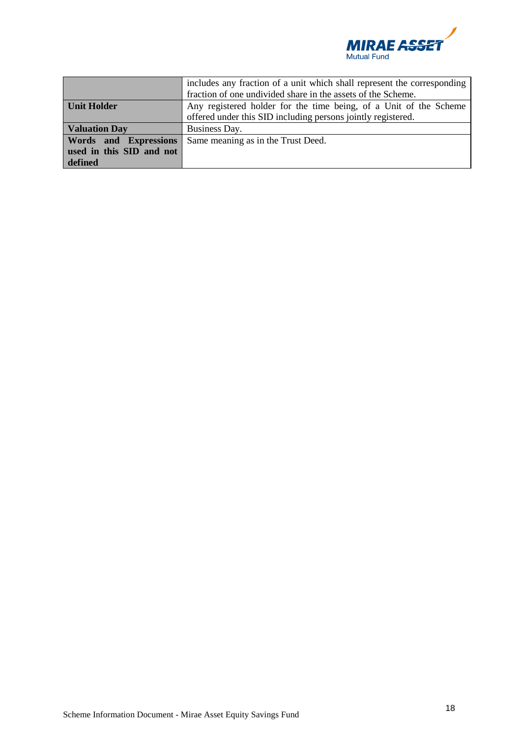| | |
|---|---|
| | includes any fraction of a unit which shall represent the corresponding fraction of one undivided share in the assets of the Scheme. |
| **Unit Holder** | Any registered holder for the time being, of a Unit of the Scheme offered under this SID including persons jointly registered. |
| **Valuation Day** | Business Day. |
| **Words and Expressions used in this SID and not defined** | Same meaning as in the Trust Deed. |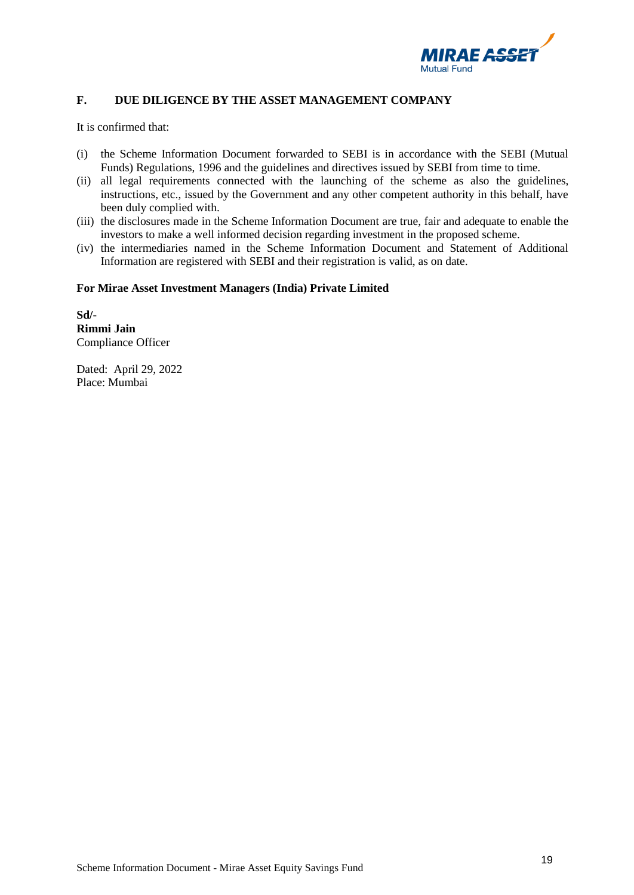## F. DUE DILIGENCE BY THE ASSET MANAGEMENT COMPANY

It is confirmed that:

(i) the Scheme Information Document forwarded to SEBI is in accordance with the SEBI (Mutual Funds) Regulations, 1996 and the guidelines and directives issued by SEBI from time to time.

(ii) all legal requirements connected with the launching of the scheme as also the guidelines, instructions, etc., issued by the Government and any other competent authority in this behalf, have been duly complied with.

(iii) the disclosures made in the Scheme Information Document are true, fair and adequate to enable the investors to make a well informed decision regarding investment in the proposed scheme.

(iv) the intermediaries named in the Scheme Information Document and Statement of Additional Information are registered with SEBI and their registration is valid, as on date.

**For Mirae Asset Investment Managers (India) Private Limited**

**Sd/-**
**Rimmi Jain**
Compliance Officer

Dated: April 29, 2022
Place: Mumbai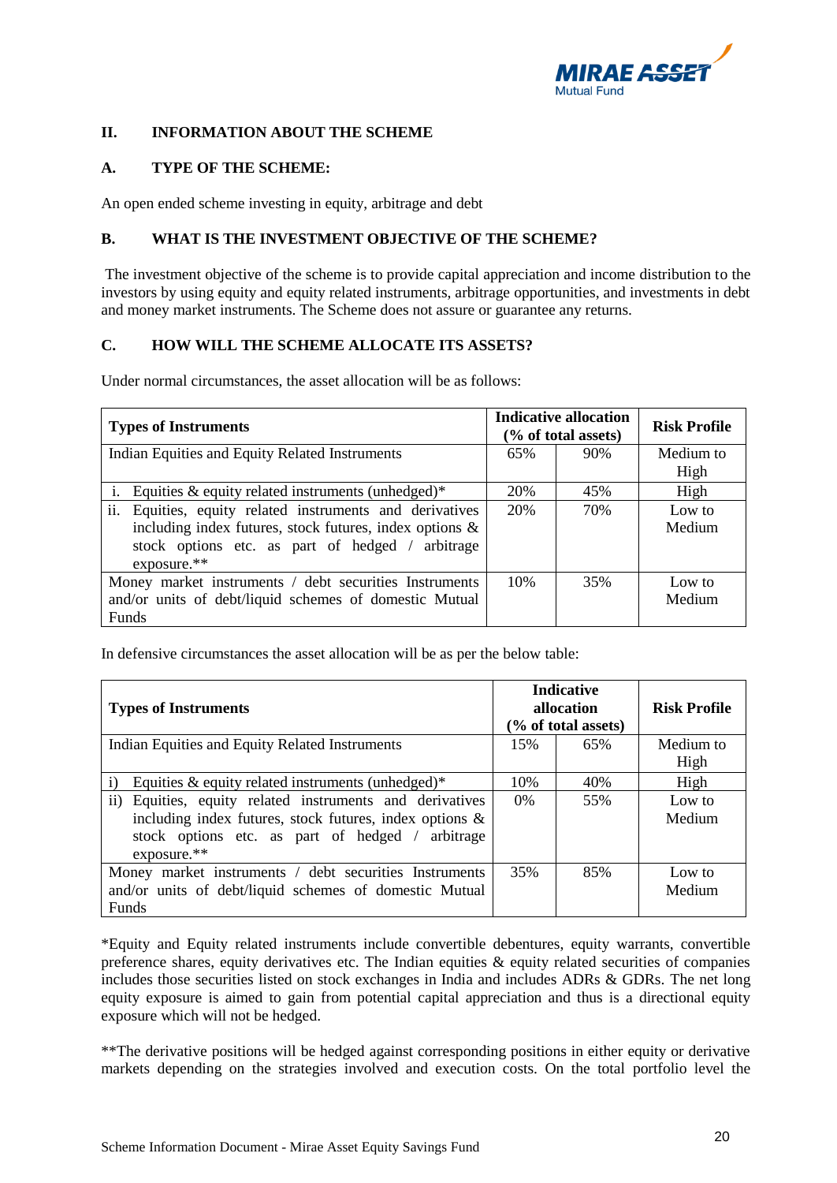## II. INFORMATION ABOUT THE SCHEME

### A. TYPE OF THE SCHEME:

An open ended scheme investing in equity, arbitrage and debt

### B. WHAT IS THE INVESTMENT OBJECTIVE OF THE SCHEME?

The investment objective of the scheme is to provide capital appreciation and income distribution to the investors by using equity and equity related instruments, arbitrage opportunities, and investments in debt and money market instruments. The Scheme does not assure or guarantee any returns.

### C. HOW WILL THE SCHEME ALLOCATE ITS ASSETS?

Under normal circumstances, the asset allocation will be as follows:

| Types of Instruments | Indicative allocation (% of total assets) | | Risk Profile |
|---|---|---|---|
| Indian Equities and Equity Related Instruments | 65% | 90% | Medium to High |
| i. Equities & equity related instruments (unhedged)* | 20% | 45% | High |
| ii. Equities, equity related instruments and derivatives including index futures, stock futures, index options & stock options etc. as part of hedged / arbitrage exposure.** | 20% | 70% | Low to Medium |
| Money market instruments / debt securities Instruments and/or units of debt/liquid schemes of domestic Mutual Funds | 10% | 35% | Low to Medium |

In defensive circumstances the asset allocation will be as per the below table:

| Types of Instruments | Indicative allocation (% of total assets) | | Risk Profile |
|---|---|---|---|
| Indian Equities and Equity Related Instruments | 15% | 65% | Medium to High |
| i) Equities & equity related instruments (unhedged)* | 10% | 40% | High |
| ii) Equities, equity related instruments and derivatives including index futures, stock futures, index options & stock options etc. as part of hedged / arbitrage exposure.** | 0% | 55% | Low to Medium |
| Money market instruments / debt securities Instruments and/or units of debt/liquid schemes of domestic Mutual Funds | 35% | 85% | Low to Medium |

*Equity and Equity related instruments include convertible debentures, equity warrants, convertible preference shares, equity derivatives etc. The Indian equities & equity related securities of companies includes those securities listed on stock exchanges in India and includes ADRs & GDRs. The net long equity exposure is aimed to gain from potential capital appreciation and thus is a directional equity exposure which will not be hedged.

**The derivative positions will be hedged against corresponding positions in either equity or derivative markets depending on the strategies involved and execution costs. On the total portfolio level the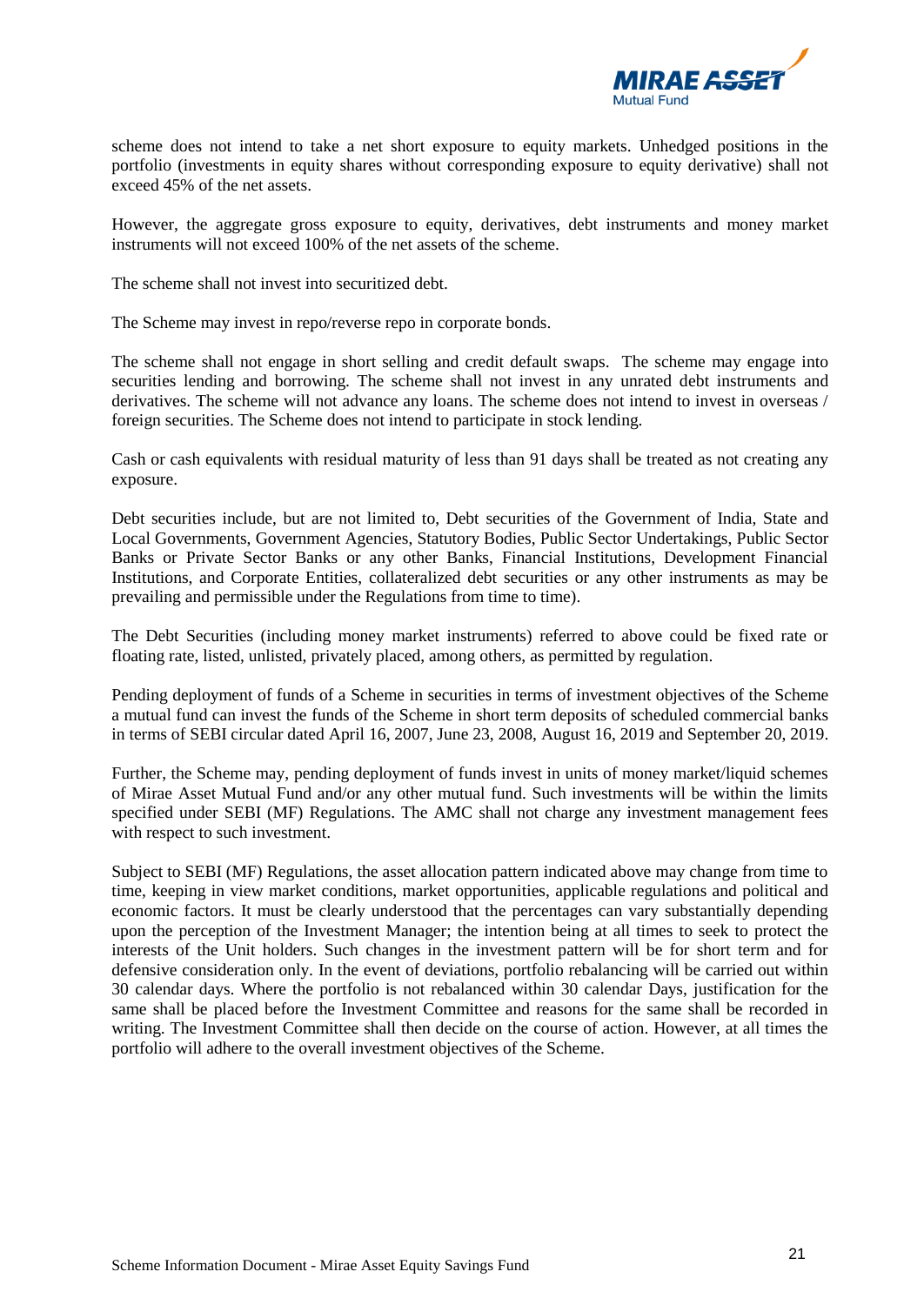scheme does not intend to take a net short exposure to equity markets. Unhedged positions in the portfolio (investments in equity shares without corresponding exposure to equity derivative) shall not exceed 45% of the net assets.

However, the aggregate gross exposure to equity, derivatives, debt instruments and money market instruments will not exceed 100% of the net assets of the scheme.

The scheme shall not invest into securitized debt.

The Scheme may invest in repo/reverse repo in corporate bonds.

The scheme shall not engage in short selling and credit default swaps. The scheme may engage into securities lending and borrowing. The scheme shall not invest in any unrated debt instruments and derivatives. The scheme will not advance any loans. The scheme does not intend to invest in overseas / foreign securities. The Scheme does not intend to participate in stock lending.

Cash or cash equivalents with residual maturity of less than 91 days shall be treated as not creating any exposure.

Debt securities include, but are not limited to, Debt securities of the Government of India, State and Local Governments, Government Agencies, Statutory Bodies, Public Sector Undertakings, Public Sector Banks or Private Sector Banks or any other Banks, Financial Institutions, Development Financial Institutions, and Corporate Entities, collateralized debt securities or any other instruments as may be prevailing and permissible under the Regulations from time to time).

The Debt Securities (including money market instruments) referred to above could be fixed rate or floating rate, listed, unlisted, privately placed, among others, as permitted by regulation.

Pending deployment of funds of a Scheme in securities in terms of investment objectives of the Scheme a mutual fund can invest the funds of the Scheme in short term deposits of scheduled commercial banks in terms of SEBI circular dated April 16, 2007, June 23, 2008, August 16, 2019 and September 20, 2019.

Further, the Scheme may, pending deployment of funds invest in units of money market/liquid schemes of Mirae Asset Mutual Fund and/or any other mutual fund. Such investments will be within the limits specified under SEBI (MF) Regulations. The AMC shall not charge any investment management fees with respect to such investment.

Subject to SEBI (MF) Regulations, the asset allocation pattern indicated above may change from time to time, keeping in view market conditions, market opportunities, applicable regulations and political and economic factors. It must be clearly understood that the percentages can vary substantially depending upon the perception of the Investment Manager; the intention being at all times to seek to protect the interests of the Unit holders. Such changes in the investment pattern will be for short term and for defensive consideration only. In the event of deviations, portfolio rebalancing will be carried out within 30 calendar days. Where the portfolio is not rebalanced within 30 calendar Days, justification for the same shall be placed before the Investment Committee and reasons for the same shall be recorded in writing. The Investment Committee shall then decide on the course of action. However, at all times the portfolio will adhere to the overall investment objectives of the Scheme.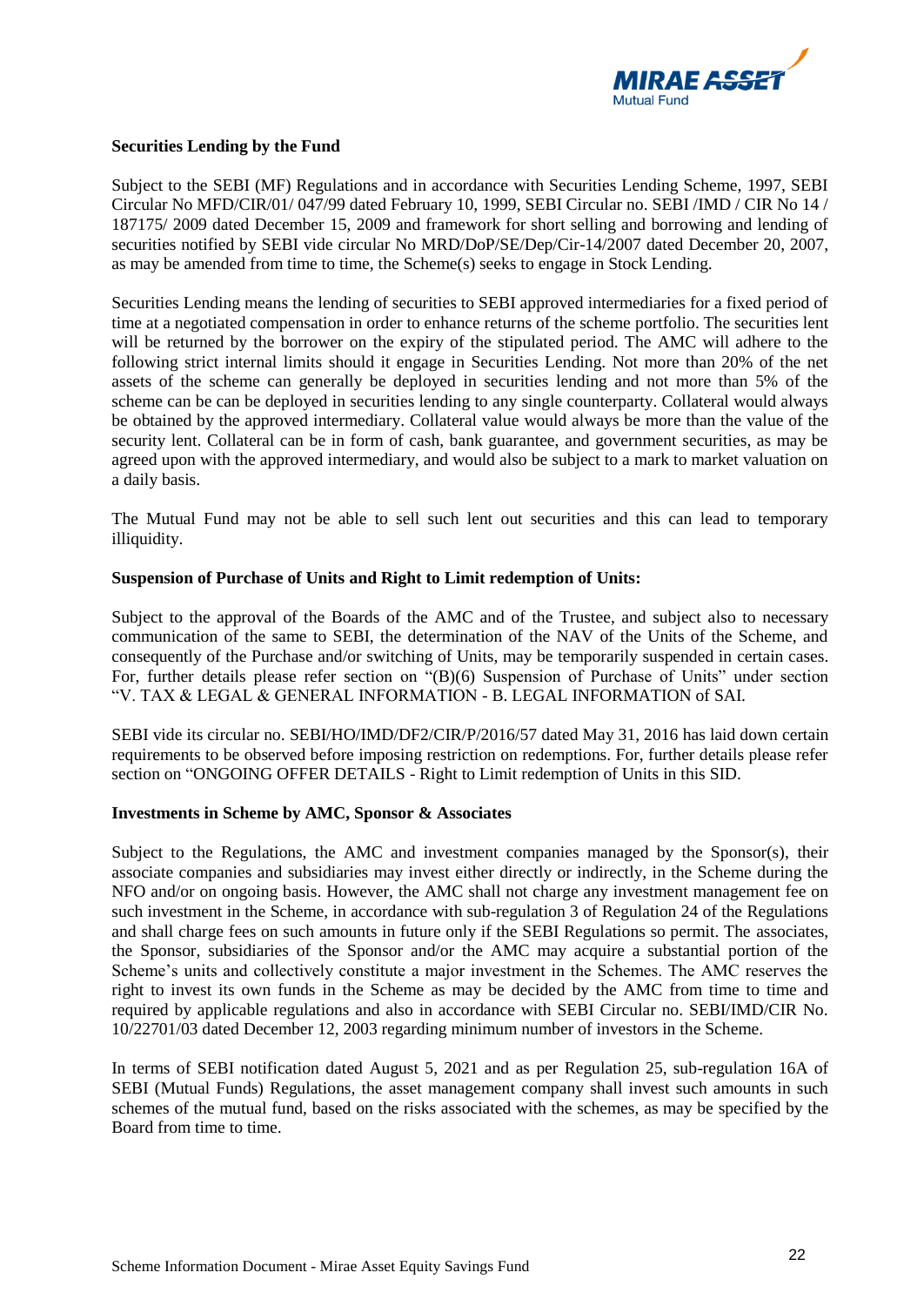**Securities Lending by the Fund**

Subject to the SEBI (MF) Regulations and in accordance with Securities Lending Scheme, 1997, SEBI Circular No MFD/CIR/01/ 047/99 dated February 10, 1999, SEBI Circular no. SEBI /IMD / CIR No 14 / 187175/ 2009 dated December 15, 2009 and framework for short selling and borrowing and lending of securities notified by SEBI vide circular No MRD/DoP/SE/Dep/Cir-14/2007 dated December 20, 2007, as may be amended from time to time, the Scheme(s) seeks to engage in Stock Lending.

Securities Lending means the lending of securities to SEBI approved intermediaries for a fixed period of time at a negotiated compensation in order to enhance returns of the scheme portfolio. The securities lent will be returned by the borrower on the expiry of the stipulated period. The AMC will adhere to the following strict internal limits should it engage in Securities Lending. Not more than 20% of the net assets of the scheme can generally be deployed in securities lending and not more than 5% of the scheme can be can be deployed in securities lending to any single counterparty. Collateral would always be obtained by the approved intermediary. Collateral value would always be more than the value of the security lent. Collateral can be in form of cash, bank guarantee, and government securities, as may be agreed upon with the approved intermediary, and would also be subject to a mark to market valuation on a daily basis.

The Mutual Fund may not be able to sell such lent out securities and this can lead to temporary illiquidity.

**Suspension of Purchase of Units and Right to Limit redemption of Units:**

Subject to the approval of the Boards of the AMC and of the Trustee, and subject also to necessary communication of the same to SEBI, the determination of the NAV of the Units of the Scheme, and consequently of the Purchase and/or switching of Units, may be temporarily suspended in certain cases. For, further details please refer section on "(B)(6) Suspension of Purchase of Units" under section "V. TAX & LEGAL & GENERAL INFORMATION - B. LEGAL INFORMATION of SAI.

SEBI vide its circular no. SEBI/HO/IMD/DF2/CIR/P/2016/57 dated May 31, 2016 has laid down certain requirements to be observed before imposing restriction on redemptions. For, further details please refer section on "ONGOING OFFER DETAILS - Right to Limit redemption of Units in this SID.

**Investments in Scheme by AMC, Sponsor & Associates**

Subject to the Regulations, the AMC and investment companies managed by the Sponsor(s), their associate companies and subsidiaries may invest either directly or indirectly, in the Scheme during the NFO and/or on ongoing basis. However, the AMC shall not charge any investment management fee on such investment in the Scheme, in accordance with sub-regulation 3 of Regulation 24 of the Regulations and shall charge fees on such amounts in future only if the SEBI Regulations so permit. The associates, the Sponsor, subsidiaries of the Sponsor and/or the AMC may acquire a substantial portion of the Scheme's units and collectively constitute a major investment in the Schemes. The AMC reserves the right to invest its own funds in the Scheme as may be decided by the AMC from time to time and required by applicable regulations and also in accordance with SEBI Circular no. SEBI/IMD/CIR No. 10/22701/03 dated December 12, 2003 regarding minimum number of investors in the Scheme.

In terms of SEBI notification dated August 5, 2021 and as per Regulation 25, sub-regulation 16A of SEBI (Mutual Funds) Regulations, the asset management company shall invest such amounts in such schemes of the mutual fund, based on the risks associated with the schemes, as may be specified by the Board from time to time.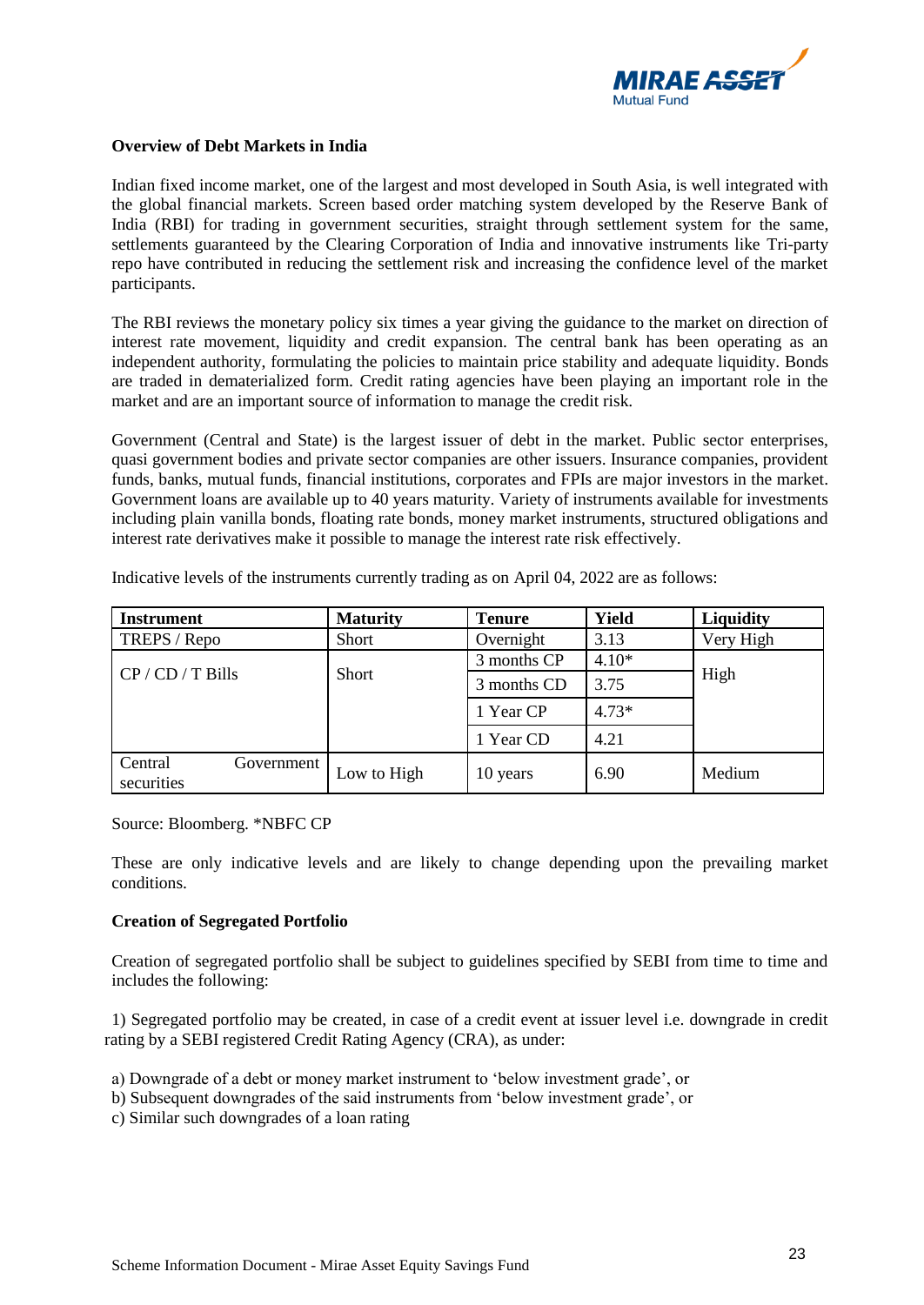**Overview of Debt Markets in India**

Indian fixed income market, one of the largest and most developed in South Asia, is well integrated with the global financial markets. Screen based order matching system developed by the Reserve Bank of India (RBI) for trading in government securities, straight through settlement system for the same, settlements guaranteed by the Clearing Corporation of India and innovative instruments like Tri-party repo have contributed in reducing the settlement risk and increasing the confidence level of the market participants.

The RBI reviews the monetary policy six times a year giving the guidance to the market on direction of interest rate movement, liquidity and credit expansion. The central bank has been operating as an independent authority, formulating the policies to maintain price stability and adequate liquidity. Bonds are traded in dematerialized form. Credit rating agencies have been playing an important role in the market and are an important source of information to manage the credit risk.

Government (Central and State) is the largest issuer of debt in the market. Public sector enterprises, quasi government bodies and private sector companies are other issuers. Insurance companies, provident funds, banks, mutual funds, financial institutions, corporates and FPIs are major investors in the market. Government loans are available up to 40 years maturity. Variety of instruments available for investments including plain vanilla bonds, floating rate bonds, money market instruments, structured obligations and interest rate derivatives make it possible to manage the interest rate risk effectively.

Indicative levels of the instruments currently trading as on April 04, 2022 are as follows:

| Instrument | Maturity | Tenure | Yield | Liquidity |
|---|---|---|---|---|
| TREPS / Repo | Short | Overnight | 3.13 | Very High |
| CP / CD / T Bills | Short | 3 months CP | 4.10* | High |
| | | 3 months CD | 3.75 | |
| | | 1 Year CP | 4.73* | |
| | | 1 Year CD | 4.21 | |
| Central Government securities | Low to High | 10 years | 6.90 | Medium |

Source: Bloomberg. *NBFC CP

These are only indicative levels and are likely to change depending upon the prevailing market conditions.

**Creation of Segregated Portfolio**

Creation of segregated portfolio shall be subject to guidelines specified by SEBI from time to time and includes the following:

1) Segregated portfolio may be created, in case of a credit event at issuer level i.e. downgrade in credit rating by a SEBI registered Credit Rating Agency (CRA), as under:

a) Downgrade of a debt or money market instrument to 'below investment grade', or
b) Subsequent downgrades of the said instruments from 'below investment grade', or
c) Similar such downgrades of a loan rating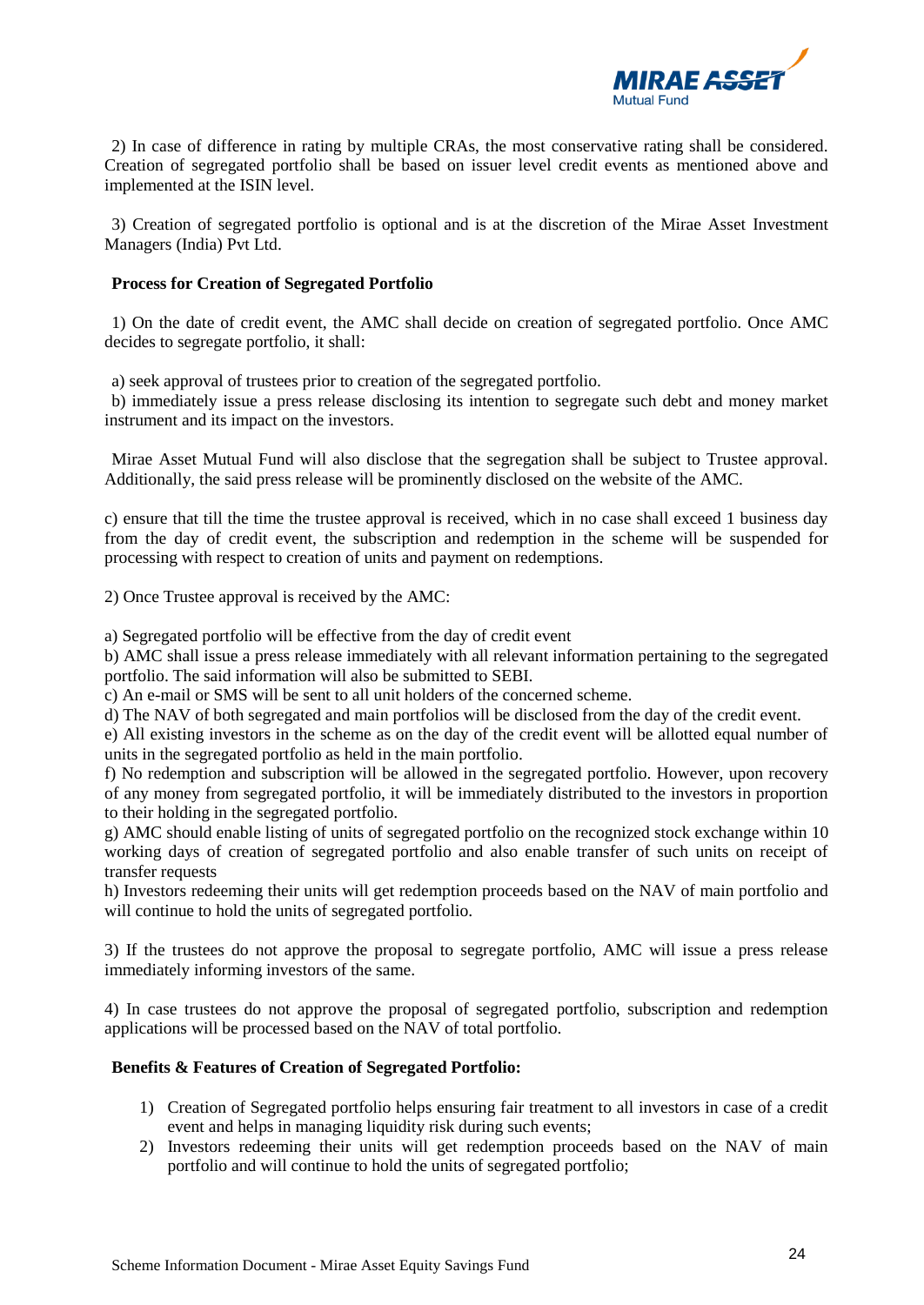2) In case of difference in rating by multiple CRAs, the most conservative rating shall be considered. Creation of segregated portfolio shall be based on issuer level credit events as mentioned above and implemented at the ISIN level.

3) Creation of segregated portfolio is optional and is at the discretion of the Mirae Asset Investment Managers (India) Pvt Ltd.

**Process for Creation of Segregated Portfolio**

1) On the date of credit event, the AMC shall decide on creation of segregated portfolio. Once AMC decides to segregate portfolio, it shall:

a) seek approval of trustees prior to creation of the segregated portfolio.
b) immediately issue a press release disclosing its intention to segregate such debt and money market instrument and its impact on the investors.

Mirae Asset Mutual Fund will also disclose that the segregation shall be subject to Trustee approval. Additionally, the said press release will be prominently disclosed on the website of the AMC.

c) ensure that till the time the trustee approval is received, which in no case shall exceed 1 business day from the day of credit event, the subscription and redemption in the scheme will be suspended for processing with respect to creation of units and payment on redemptions.

2) Once Trustee approval is received by the AMC:

a) Segregated portfolio will be effective from the day of credit event
b) AMC shall issue a press release immediately with all relevant information pertaining to the segregated portfolio. The said information will also be submitted to SEBI.
c) An e-mail or SMS will be sent to all unit holders of the concerned scheme.
d) The NAV of both segregated and main portfolios will be disclosed from the day of the credit event.
e) All existing investors in the scheme as on the day of the credit event will be allotted equal number of units in the segregated portfolio as held in the main portfolio.
f) No redemption and subscription will be allowed in the segregated portfolio. However, upon recovery of any money from segregated portfolio, it will be immediately distributed to the investors in proportion to their holding in the segregated portfolio.
g) AMC should enable listing of units of segregated portfolio on the recognized stock exchange within 10 working days of creation of segregated portfolio and also enable transfer of such units on receipt of transfer requests
h) Investors redeeming their units will get redemption proceeds based on the NAV of main portfolio and will continue to hold the units of segregated portfolio.

3) If the trustees do not approve the proposal to segregate portfolio, AMC will issue a press release immediately informing investors of the same.

4) In case trustees do not approve the proposal of segregated portfolio, subscription and redemption applications will be processed based on the NAV of total portfolio.

**Benefits & Features of Creation of Segregated Portfolio:**

1) Creation of Segregated portfolio helps ensuring fair treatment to all investors in case of a credit event and helps in managing liquidity risk during such events;
2) Investors redeeming their units will get redemption proceeds based on the NAV of main portfolio and will continue to hold the units of segregated portfolio;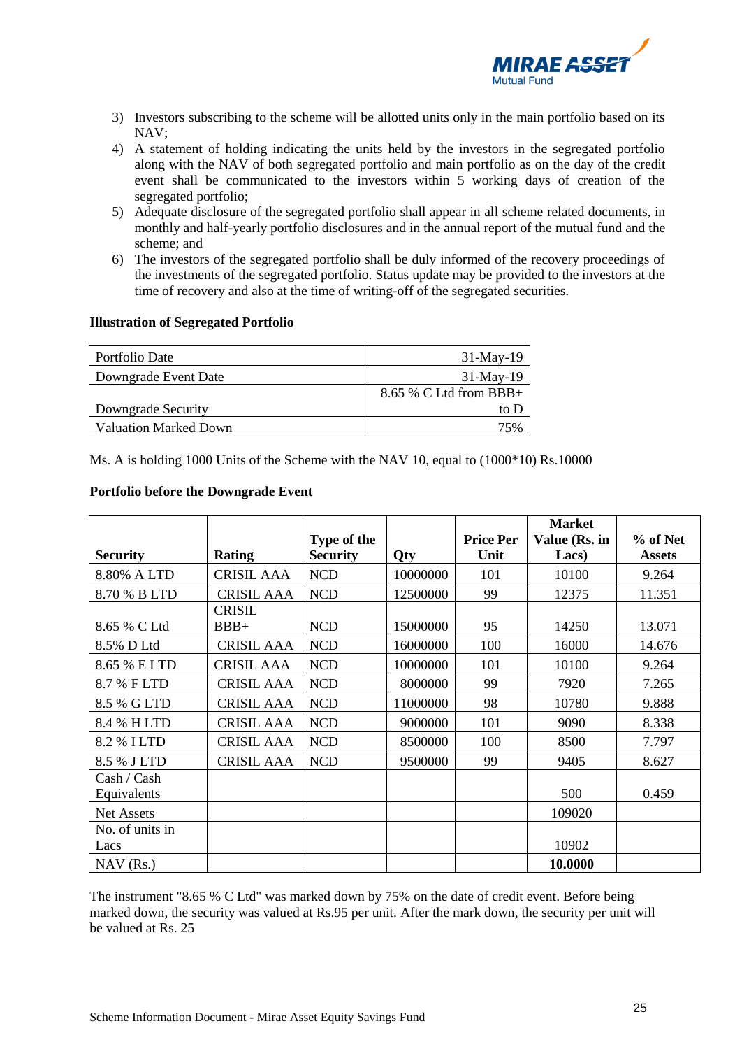3) Investors subscribing to the scheme will be allotted units only in the main portfolio based on its NAV;
4) A statement of holding indicating the units held by the investors in the segregated portfolio along with the NAV of both segregated portfolio and main portfolio as on the day of the credit event shall be communicated to the investors within 5 working days of creation of the segregated portfolio;
5) Adequate disclosure of the segregated portfolio shall appear in all scheme related documents, in monthly and half-yearly portfolio disclosures and in the annual report of the mutual fund and the scheme; and
6) The investors of the segregated portfolio shall be duly informed of the recovery proceedings of the investments of the segregated portfolio. Status update may be provided to the investors at the time of recovery and also at the time of writing-off of the segregated securities.

**Illustration of Segregated Portfolio**

| | |
|---|---|
| Portfolio Date | 31-May-19 |
| Downgrade Event Date | 31-May-19 |
| Downgrade Security | 8.65 % C Ltd from BBB+ to D |
| Valuation Marked Down | 75% |

Ms. A is holding 1000 Units of the Scheme with the NAV 10, equal to (1000*10) Rs.10000

**Portfolio before the Downgrade Event**

| Security | Rating | Type of the Security | Qty | Price Per Unit | Market Value (Rs. in Lacs) | % of Net Assets |
|---|---|---|---|---|---|---|
| 8.80% A LTD | CRISIL AAA | NCD | 10000000 | 101 | 10100 | 9.264 |
| 8.70 % B LTD | CRISIL AAA | NCD | 12500000 | 99 | 12375 | 11.351 |
| 8.65 % C Ltd | CRISIL BBB+ | NCD | 15000000 | 95 | 14250 | 13.071 |
| 8.5% D Ltd | CRISIL AAA | NCD | 16000000 | 100 | 16000 | 14.676 |
| 8.65 % E LTD | CRISIL AAA | NCD | 10000000 | 101 | 10100 | 9.264 |
| 8.7 % F LTD | CRISIL AAA | NCD | 8000000 | 99 | 7920 | 7.265 |
| 8.5 % G LTD | CRISIL AAA | NCD | 11000000 | 98 | 10780 | 9.888 |
| 8.4 % H LTD | CRISIL AAA | NCD | 9000000 | 101 | 9090 | 8.338 |
| 8.2 % I LTD | CRISIL AAA | NCD | 8500000 | 100 | 8500 | 7.797 |
| 8.5 % J LTD | CRISIL AAA | NCD | 9500000 | 99 | 9405 | 8.627 |
| Cash / Cash Equivalents | | | | | 500 | 0.459 |
| Net Assets | | | | | 109020 | |
| No. of units in Lacs | | | | | 10902 | |
| NAV (Rs.) | | | | | **10.0000** | |

The instrument "8.65 % C Ltd" was marked down by 75% on the date of credit event. Before being marked down, the security was valued at Rs.95 per unit. After the mark down, the security per unit will be valued at Rs. 25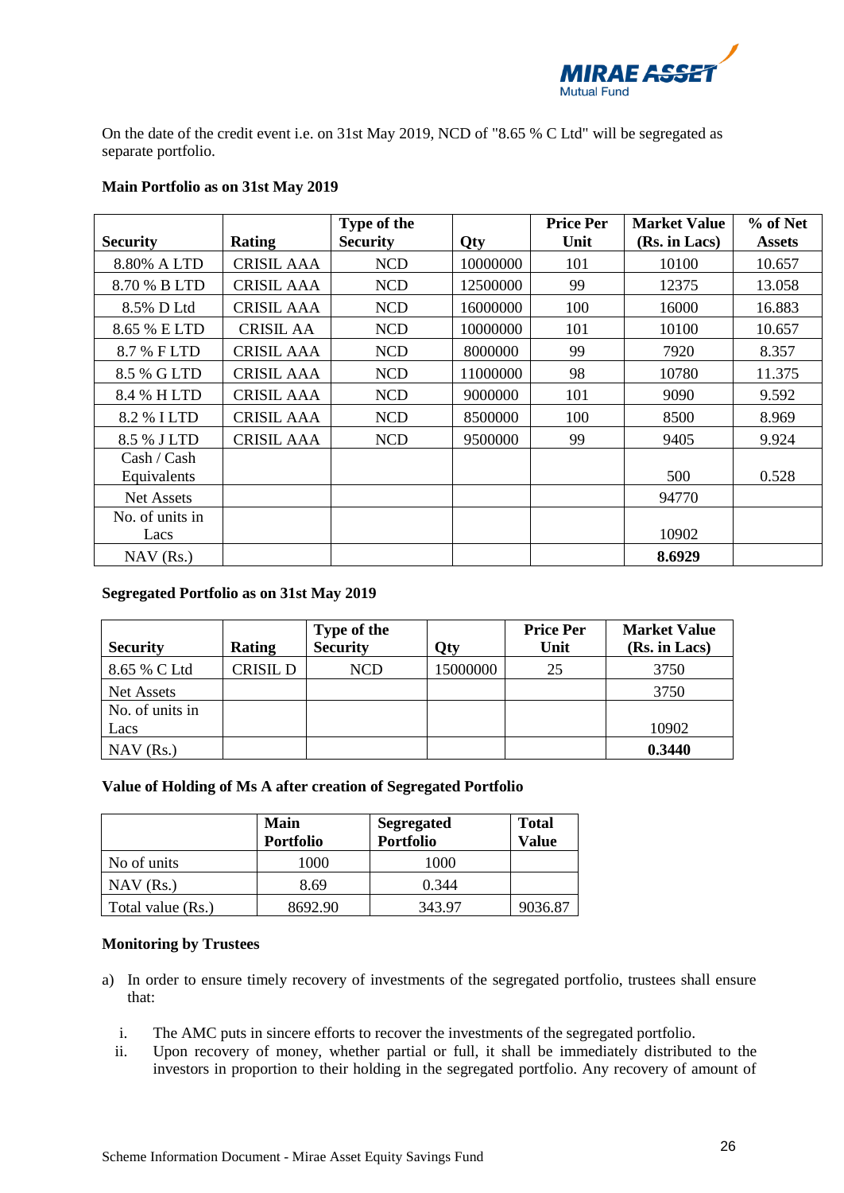On the date of the credit event i.e. on 31st May 2019, NCD of "8.65 % C Ltd" will be segregated as separate portfolio.

**Main Portfolio as on 31st May 2019**

| Security | Rating | Type of the Security | Qty | Price Per Unit | Market Value (Rs. in Lacs) | % of Net Assets |
|---|---|---|---|---|---|---|
| 8.80% A LTD | CRISIL AAA | NCD | 10000000 | 101 | 10100 | 10.657 |
| 8.70 % B LTD | CRISIL AAA | NCD | 12500000 | 99 | 12375 | 13.058 |
| 8.5% D Ltd | CRISIL AAA | NCD | 16000000 | 100 | 16000 | 16.883 |
| 8.65 % E LTD | CRISIL AA | NCD | 10000000 | 101 | 10100 | 10.657 |
| 8.7 % F LTD | CRISIL AAA | NCD | 8000000 | 99 | 7920 | 8.357 |
| 8.5 % G LTD | CRISIL AAA | NCD | 11000000 | 98 | 10780 | 11.375 |
| 8.4 % H LTD | CRISIL AAA | NCD | 9000000 | 101 | 9090 | 9.592 |
| 8.2 % I LTD | CRISIL AAA | NCD | 8500000 | 100 | 8500 | 8.969 |
| 8.5 % J LTD | CRISIL AAA | NCD | 9500000 | 99 | 9405 | 9.924 |
| Cash / Cash Equivalents | | | | | 500 | 0.528 |
| Net Assets | | | | | 94770 | |
| No. of units in Lacs | | | | | 10902 | |
| NAV (Rs.) | | | | | **8.6929** | |

**Segregated Portfolio as on 31st May 2019**

| Security | Rating | Type of the Security | Qty | Price Per Unit | Market Value (Rs. in Lacs) |
|---|---|---|---|---|---|
| 8.65 % C Ltd | CRISIL D | NCD | 15000000 | 25 | 3750 |
| Net Assets | | | | | 3750 |
| No. of units in Lacs | | | | | 10902 |
| NAV (Rs.) | | | | | **0.3440** |

**Value of Holding of Ms A after creation of Segregated Portfolio**

| | Main Portfolio | Segregated Portfolio | Total Value |
|---|---|---|---|
| No of units | 1000 | 1000 | |
| NAV (Rs.) | 8.69 | 0.344 | |
| Total value (Rs.) | 8692.90 | 343.97 | 9036.87 |

**Monitoring by Trustees**

a) In order to ensure timely recovery of investments of the segregated portfolio, trustees shall ensure that:

   i. The AMC puts in sincere efforts to recover the investments of the segregated portfolio.

   ii. Upon recovery of money, whether partial or full, it shall be immediately distributed to the investors in proportion to their holding in the segregated portfolio. Any recovery of amount of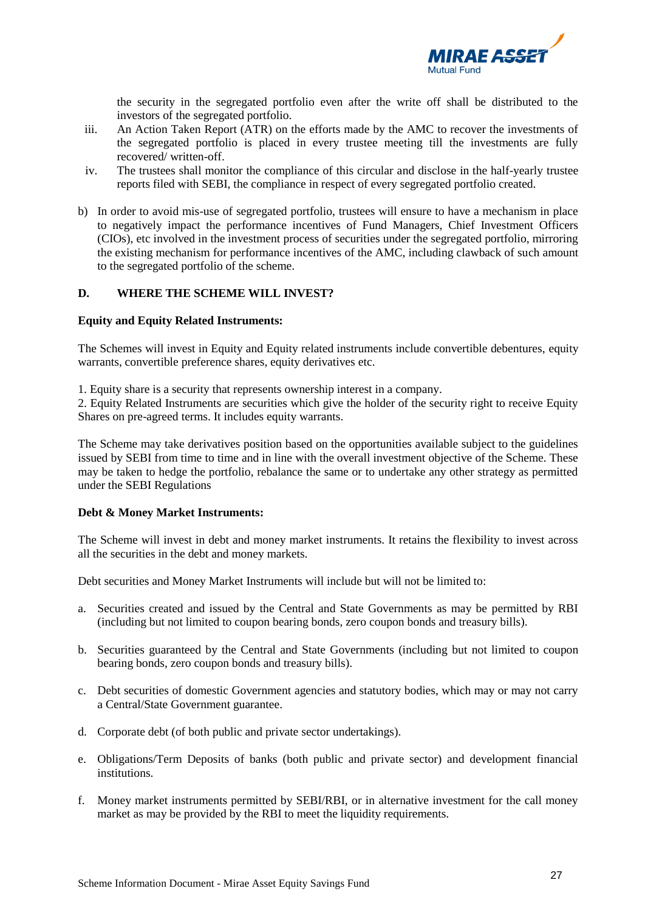the security in the segregated portfolio even after the write off shall be distributed to the investors of the segregated portfolio.

iii. An Action Taken Report (ATR) on the efforts made by the AMC to recover the investments of the segregated portfolio is placed in every trustee meeting till the investments are fully recovered/ written-off.

iv. The trustees shall monitor the compliance of this circular and disclose in the half-yearly trustee reports filed with SEBI, the compliance in respect of every segregated portfolio created.

b) In order to avoid mis-use of segregated portfolio, trustees will ensure to have a mechanism in place to negatively impact the performance incentives of Fund Managers, Chief Investment Officers (CIOs), etc involved in the investment process of securities under the segregated portfolio, mirroring the existing mechanism for performance incentives of the AMC, including clawback of such amount to the segregated portfolio of the scheme.

## D. WHERE THE SCHEME WILL INVEST?

**Equity and Equity Related Instruments:**

The Schemes will invest in Equity and Equity related instruments include convertible debentures, equity warrants, convertible preference shares, equity derivatives etc.

1. Equity share is a security that represents ownership interest in a company.
2. Equity Related Instruments are securities which give the holder of the security right to receive Equity Shares on pre-agreed terms. It includes equity warrants.

The Scheme may take derivatives position based on the opportunities available subject to the guidelines issued by SEBI from time to time and in line with the overall investment objective of the Scheme. These may be taken to hedge the portfolio, rebalance the same or to undertake any other strategy as permitted under the SEBI Regulations

**Debt & Money Market Instruments:**

The Scheme will invest in debt and money market instruments. It retains the flexibility to invest across all the securities in the debt and money markets.

Debt securities and Money Market Instruments will include but will not be limited to:

a. Securities created and issued by the Central and State Governments as may be permitted by RBI (including but not limited to coupon bearing bonds, zero coupon bonds and treasury bills).

b. Securities guaranteed by the Central and State Governments (including but not limited to coupon bearing bonds, zero coupon bonds and treasury bills).

c. Debt securities of domestic Government agencies and statutory bodies, which may or may not carry a Central/State Government guarantee.

d. Corporate debt (of both public and private sector undertakings).

e. Obligations/Term Deposits of banks (both public and private sector) and development financial institutions.

f. Money market instruments permitted by SEBI/RBI, or in alternative investment for the call money market as may be provided by the RBI to meet the liquidity requirements.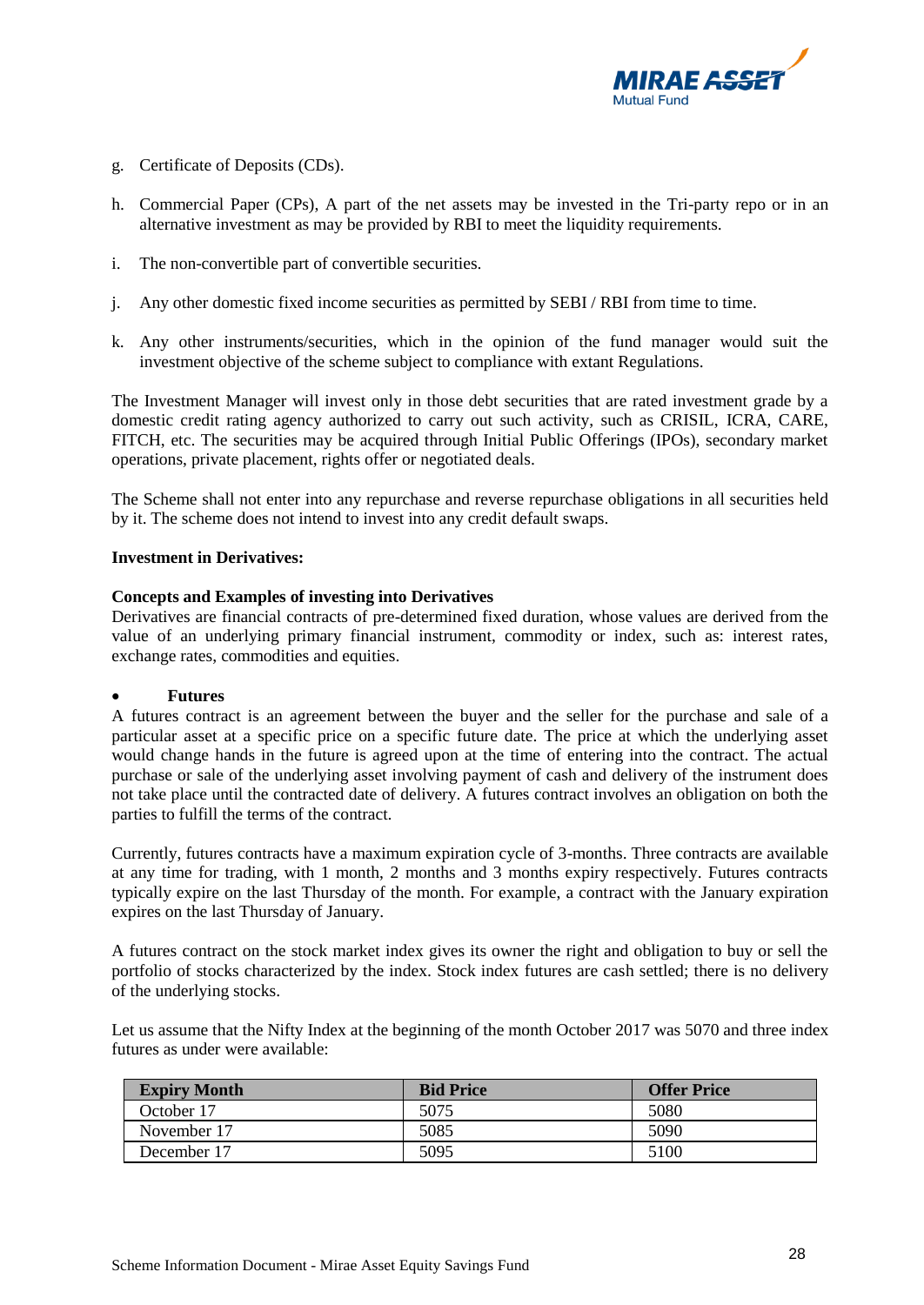g. Certificate of Deposits (CDs).

h. Commercial Paper (CPs), A part of the net assets may be invested in the Tri-party repo or in an alternative investment as may be provided by RBI to meet the liquidity requirements.

i. The non-convertible part of convertible securities.

j. Any other domestic fixed income securities as permitted by SEBI / RBI from time to time.

k. Any other instruments/securities, which in the opinion of the fund manager would suit the investment objective of the scheme subject to compliance with extant Regulations.

The Investment Manager will invest only in those debt securities that are rated investment grade by a domestic credit rating agency authorized to carry out such activity, such as CRISIL, ICRA, CARE, FITCH, etc. The securities may be acquired through Initial Public Offerings (IPOs), secondary market operations, private placement, rights offer or negotiated deals.

The Scheme shall not enter into any repurchase and reverse repurchase obligations in all securities held by it. The scheme does not intend to invest into any credit default swaps.

**Investment in Derivatives:**

**Concepts and Examples of investing into Derivatives**

Derivatives are financial contracts of pre-determined fixed duration, whose values are derived from the value of an underlying primary financial instrument, commodity or index, such as: interest rates, exchange rates, commodities and equities.

- **Futures**

A futures contract is an agreement between the buyer and the seller for the purchase and sale of a particular asset at a specific price on a specific future date. The price at which the underlying asset would change hands in the future is agreed upon at the time of entering into the contract. The actual purchase or sale of the underlying asset involving payment of cash and delivery of the instrument does not take place until the contracted date of delivery. A futures contract involves an obligation on both the parties to fulfill the terms of the contract.

Currently, futures contracts have a maximum expiration cycle of 3-months. Three contracts are available at any time for trading, with 1 month, 2 months and 3 months expiry respectively. Futures contracts typically expire on the last Thursday of the month. For example, a contract with the January expiration expires on the last Thursday of January.

A futures contract on the stock market index gives its owner the right and obligation to buy or sell the portfolio of stocks characterized by the index. Stock index futures are cash settled; there is no delivery of the underlying stocks.

Let us assume that the Nifty Index at the beginning of the month October 2017 was 5070 and three index futures as under were available:

| Expiry Month | Bid Price | Offer Price |
|---|---|---|
| October 17 | 5075 | 5080 |
| November 17 | 5085 | 5090 |
| December 17 | 5095 | 5100 |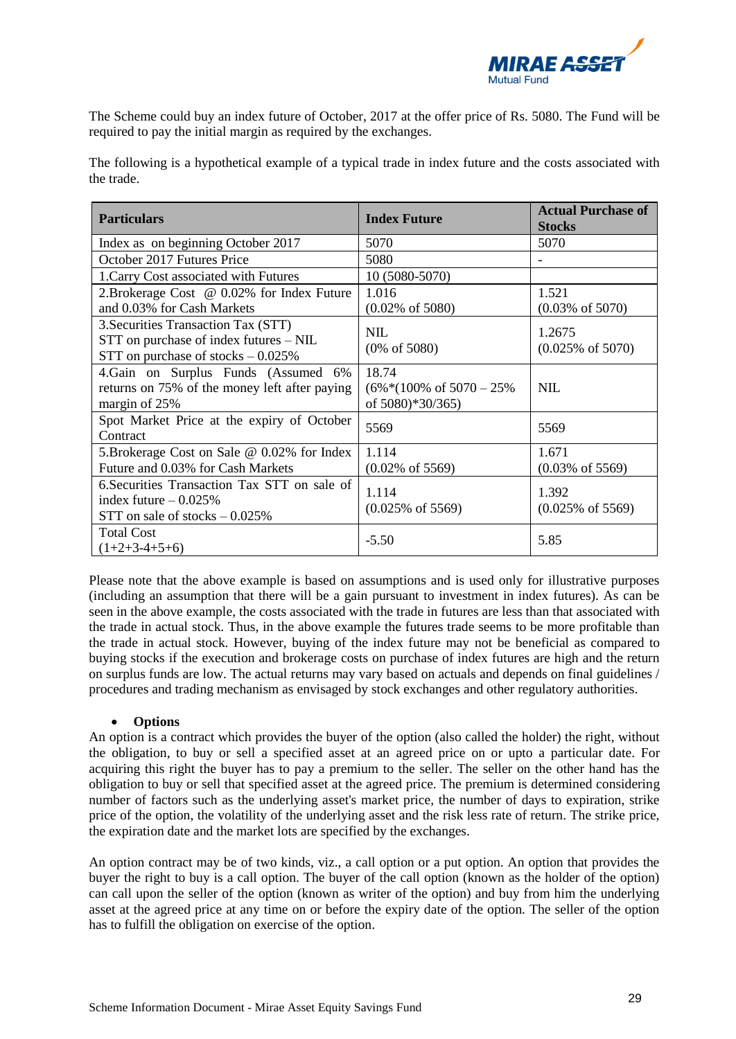The Scheme could buy an index future of October, 2017 at the offer price of Rs. 5080. The Fund will be required to pay the initial margin as required by the exchanges.

The following is a hypothetical example of a typical trade in index future and the costs associated with the trade.

| Particulars | Index Future | Actual Purchase of Stocks |
|---|---|---|
| Index as on beginning October 2017 | 5070 | 5070 |
| October 2017 Futures Price | 5080 | - |
| 1.Carry Cost associated with Futures | 10 (5080-5070) | |
| 2.Brokerage Cost @ 0.02% for Index Future and 0.03% for Cash Markets | 1.016 (0.02% of 5080) | 1.521 (0.03% of 5070) |
| 3.Securities Transaction Tax (STT) STT on purchase of index futures – NIL STT on purchase of stocks – 0.025% | NIL (0% of 5080) | 1.2675 (0.025% of 5070) |
| 4.Gain on Surplus Funds (Assumed 6% returns on 75% of the money left after paying margin of 25% | 18.74 (6%*(100% of 5070 – 25% of 5080)*30/365) | NIL |
| Spot Market Price at the expiry of October Contract | 5569 | 5569 |
| 5.Brokerage Cost on Sale @ 0.02% for Index Future and 0.03% for Cash Markets | 1.114 (0.02% of 5569) | 1.671 (0.03% of 5569) |
| 6.Securities Transaction Tax STT on sale of index future – 0.025% STT on sale of stocks – 0.025% | 1.114 (0.025% of 5569) | 1.392 (0.025% of 5569) |
| Total Cost (1+2+3-4+5+6) | -5.50 | 5.85 |

Please note that the above example is based on assumptions and is used only for illustrative purposes (including an assumption that there will be a gain pursuant to investment in index futures). As can be seen in the above example, the costs associated with the trade in futures are less than that associated with the trade in actual stock. Thus, in the above example the futures trade seems to be more profitable than the trade in actual stock. However, buying of the index future may not be beneficial as compared to buying stocks if the execution and brokerage costs on purchase of index futures are high and the return on surplus funds are low. The actual returns may vary based on actuals and depends on final guidelines / procedures and trading mechanism as envisaged by stock exchanges and other regulatory authorities.

- **Options**

An option is a contract which provides the buyer of the option (also called the holder) the right, without the obligation, to buy or sell a specified asset at an agreed price on or upto a particular date. For acquiring this right the buyer has to pay a premium to the seller. The seller on the other hand has the obligation to buy or sell that specified asset at the agreed price. The premium is determined considering number of factors such as the underlying asset's market price, the number of days to expiration, strike price of the option, the volatility of the underlying asset and the risk less rate of return. The strike price, the expiration date and the market lots are specified by the exchanges.

An option contract may be of two kinds, viz., a call option or a put option. An option that provides the buyer the right to buy is a call option. The buyer of the call option (known as the holder of the option) can call upon the seller of the option (known as writer of the option) and buy from him the underlying asset at the agreed price at any time on or before the expiry date of the option. The seller of the option has to fulfill the obligation on exercise of the option.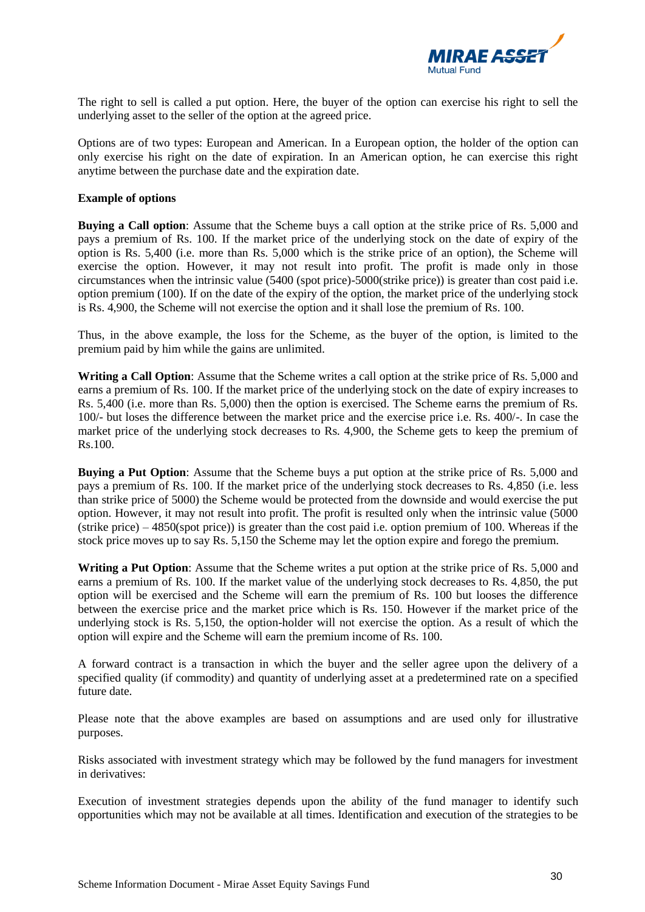The right to sell is called a put option. Here, the buyer of the option can exercise his right to sell the underlying asset to the seller of the option at the agreed price.

Options are of two types: European and American. In a European option, the holder of the option can only exercise his right on the date of expiration. In an American option, he can exercise this right anytime between the purchase date and the expiration date.

**Example of options**

**Buying a Call option**: Assume that the Scheme buys a call option at the strike price of Rs. 5,000 and pays a premium of Rs. 100. If the market price of the underlying stock on the date of expiry of the option is Rs. 5,400 (i.e. more than Rs. 5,000 which is the strike price of an option), the Scheme will exercise the option. However, it may not result into profit. The profit is made only in those circumstances when the intrinsic value (5400 (spot price)-5000(strike price)) is greater than cost paid i.e. option premium (100). If on the date of the expiry of the option, the market price of the underlying stock is Rs. 4,900, the Scheme will not exercise the option and it shall lose the premium of Rs. 100.

Thus, in the above example, the loss for the Scheme, as the buyer of the option, is limited to the premium paid by him while the gains are unlimited.

**Writing a Call Option**: Assume that the Scheme writes a call option at the strike price of Rs. 5,000 and earns a premium of Rs. 100. If the market price of the underlying stock on the date of expiry increases to Rs. 5,400 (i.e. more than Rs. 5,000) then the option is exercised. The Scheme earns the premium of Rs. 100/- but loses the difference between the market price and the exercise price i.e. Rs. 400/-. In case the market price of the underlying stock decreases to Rs. 4,900, the Scheme gets to keep the premium of Rs.100.

**Buying a Put Option**: Assume that the Scheme buys a put option at the strike price of Rs. 5,000 and pays a premium of Rs. 100. If the market price of the underlying stock decreases to Rs. 4,850 (i.e. less than strike price of 5000) the Scheme would be protected from the downside and would exercise the put option. However, it may not result into profit. The profit is resulted only when the intrinsic value (5000 (strike price) – 4850(spot price)) is greater than the cost paid i.e. option premium of 100. Whereas if the stock price moves up to say Rs. 5,150 the Scheme may let the option expire and forego the premium.

**Writing a Put Option**: Assume that the Scheme writes a put option at the strike price of Rs. 5,000 and earns a premium of Rs. 100. If the market value of the underlying stock decreases to Rs. 4,850, the put option will be exercised and the Scheme will earn the premium of Rs. 100 but looses the difference between the exercise price and the market price which is Rs. 150. However if the market price of the underlying stock is Rs. 5,150, the option-holder will not exercise the option. As a result of which the option will expire and the Scheme will earn the premium income of Rs. 100.

A forward contract is a transaction in which the buyer and the seller agree upon the delivery of a specified quality (if commodity) and quantity of underlying asset at a predetermined rate on a specified future date.

Please note that the above examples are based on assumptions and are used only for illustrative purposes.

Risks associated with investment strategy which may be followed by the fund managers for investment in derivatives:

Execution of investment strategies depends upon the ability of the fund manager to identify such opportunities which may not be available at all times. Identification and execution of the strategies to be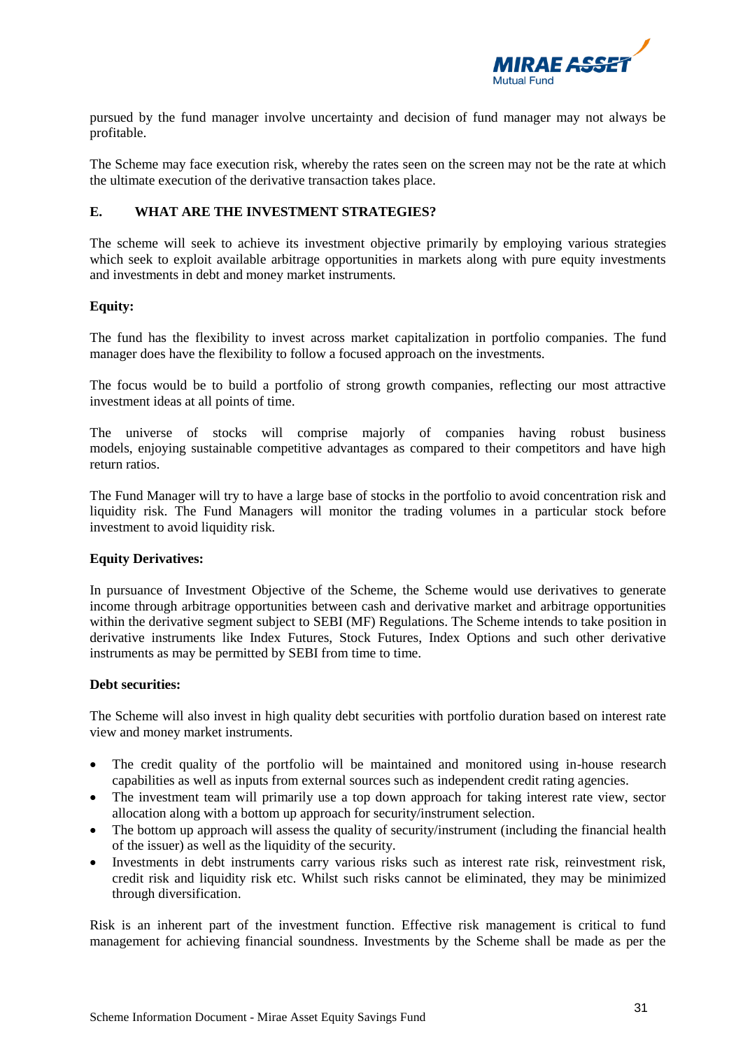pursued by the fund manager involve uncertainty and decision of fund manager may not always be profitable.

The Scheme may face execution risk, whereby the rates seen on the screen may not be the rate at which the ultimate execution of the derivative transaction takes place.

## E. WHAT ARE THE INVESTMENT STRATEGIES?

The scheme will seek to achieve its investment objective primarily by employing various strategies which seek to exploit available arbitrage opportunities in markets along with pure equity investments and investments in debt and money market instruments.

**Equity:**

The fund has the flexibility to invest across market capitalization in portfolio companies. The fund manager does have the flexibility to follow a focused approach on the investments.

The focus would be to build a portfolio of strong growth companies, reflecting our most attractive investment ideas at all points of time.

The universe of stocks will comprise majorly of companies having robust business models, enjoying sustainable competitive advantages as compared to their competitors and have high return ratios.

The Fund Manager will try to have a large base of stocks in the portfolio to avoid concentration risk and liquidity risk. The Fund Managers will monitor the trading volumes in a particular stock before investment to avoid liquidity risk.

**Equity Derivatives:**

In pursuance of Investment Objective of the Scheme, the Scheme would use derivatives to generate income through arbitrage opportunities between cash and derivative market and arbitrage opportunities within the derivative segment subject to SEBI (MF) Regulations. The Scheme intends to take position in derivative instruments like Index Futures, Stock Futures, Index Options and such other derivative instruments as may be permitted by SEBI from time to time.

**Debt securities:**

The Scheme will also invest in high quality debt securities with portfolio duration based on interest rate view and money market instruments.

- The credit quality of the portfolio will be maintained and monitored using in-house research capabilities as well as inputs from external sources such as independent credit rating agencies.
- The investment team will primarily use a top down approach for taking interest rate view, sector allocation along with a bottom up approach for security/instrument selection.
- The bottom up approach will assess the quality of security/instrument (including the financial health of the issuer) as well as the liquidity of the security.
- Investments in debt instruments carry various risks such as interest rate risk, reinvestment risk, credit risk and liquidity risk etc. Whilst such risks cannot be eliminated, they may be minimized through diversification.

Risk is an inherent part of the investment function. Effective risk management is critical to fund management for achieving financial soundness. Investments by the Scheme shall be made as per the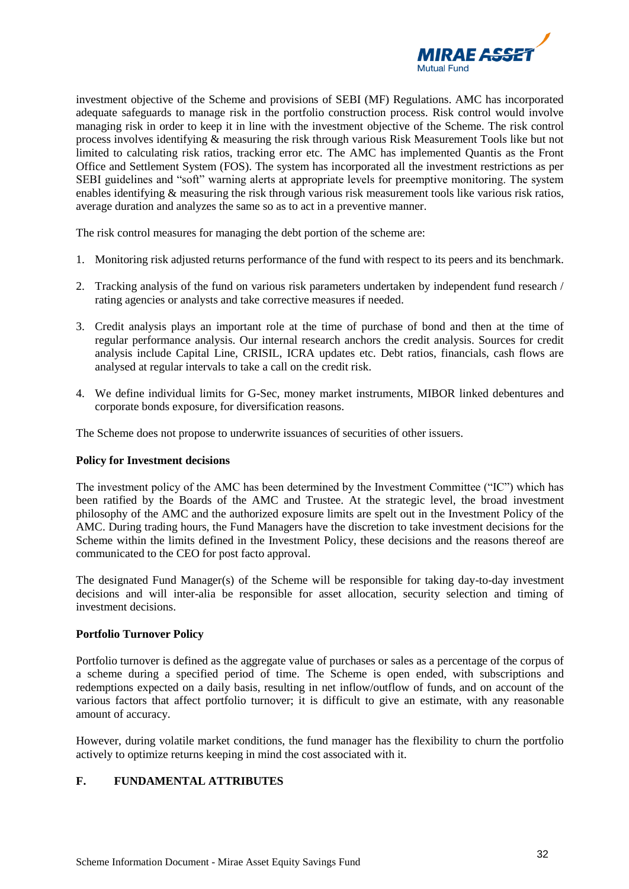investment objective of the Scheme and provisions of SEBI (MF) Regulations. AMC has incorporated adequate safeguards to manage risk in the portfolio construction process. Risk control would involve managing risk in order to keep it in line with the investment objective of the Scheme. The risk control process involves identifying & measuring the risk through various Risk Measurement Tools like but not limited to calculating risk ratios, tracking error etc. The AMC has implemented Quantis as the Front Office and Settlement System (FOS). The system has incorporated all the investment restrictions as per SEBI guidelines and "soft" warning alerts at appropriate levels for preemptive monitoring. The system enables identifying & measuring the risk through various risk measurement tools like various risk ratios, average duration and analyzes the same so as to act in a preventive manner.

The risk control measures for managing the debt portion of the scheme are:

1. Monitoring risk adjusted returns performance of the fund with respect to its peers and its benchmark.

2. Tracking analysis of the fund on various risk parameters undertaken by independent fund research / rating agencies or analysts and take corrective measures if needed.

3. Credit analysis plays an important role at the time of purchase of bond and then at the time of regular performance analysis. Our internal research anchors the credit analysis. Sources for credit analysis include Capital Line, CRISIL, ICRA updates etc. Debt ratios, financials, cash flows are analysed at regular intervals to take a call on the credit risk.

4. We define individual limits for G-Sec, money market instruments, MIBOR linked debentures and corporate bonds exposure, for diversification reasons.

The Scheme does not propose to underwrite issuances of securities of other issuers.

**Policy for Investment decisions**

The investment policy of the AMC has been determined by the Investment Committee ("IC") which has been ratified by the Boards of the AMC and Trustee. At the strategic level, the broad investment philosophy of the AMC and the authorized exposure limits are spelt out in the Investment Policy of the AMC. During trading hours, the Fund Managers have the discretion to take investment decisions for the Scheme within the limits defined in the Investment Policy, these decisions and the reasons thereof are communicated to the CEO for post facto approval.

The designated Fund Manager(s) of the Scheme will be responsible for taking day-to-day investment decisions and will inter-alia be responsible for asset allocation, security selection and timing of investment decisions.

**Portfolio Turnover Policy**

Portfolio turnover is defined as the aggregate value of purchases or sales as a percentage of the corpus of a scheme during a specified period of time. The Scheme is open ended, with subscriptions and redemptions expected on a daily basis, resulting in net inflow/outflow of funds, and on account of the various factors that affect portfolio turnover; it is difficult to give an estimate, with any reasonable amount of accuracy.

However, during volatile market conditions, the fund manager has the flexibility to churn the portfolio actively to optimize returns keeping in mind the cost associated with it.

## F. FUNDAMENTAL ATTRIBUTES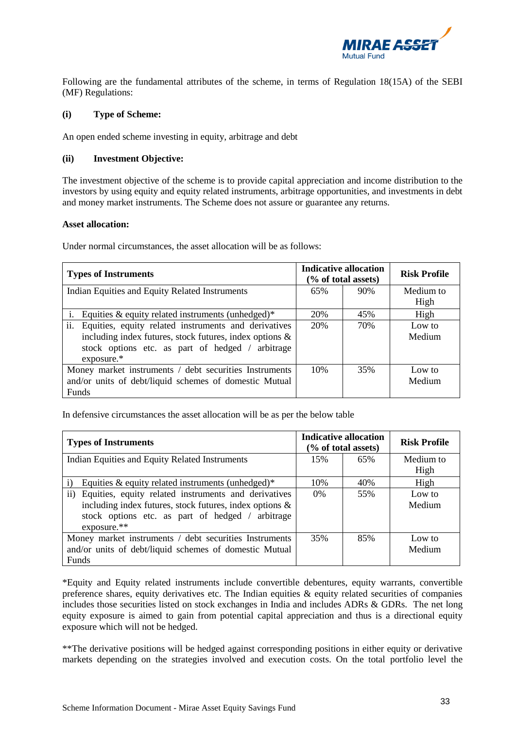Following are the fundamental attributes of the scheme, in terms of Regulation 18(15A) of the SEBI (MF) Regulations:

**(i) Type of Scheme:**

An open ended scheme investing in equity, arbitrage and debt

**(ii) Investment Objective:**

The investment objective of the scheme is to provide capital appreciation and income distribution to the investors by using equity and equity related instruments, arbitrage opportunities, and investments in debt and money market instruments. The Scheme does not assure or guarantee any returns.

**Asset allocation:**

Under normal circumstances, the asset allocation will be as follows:

| Types of Instruments | Indicative allocation (% of total assets) | | Risk Profile |
|---|---|---|---|
| Indian Equities and Equity Related Instruments | 65% | 90% | Medium to High |
| i. Equities & equity related instruments (unhedged)* | 20% | 45% | High |
| ii. Equities, equity related instruments and derivatives including index futures, stock futures, index options & stock options etc. as part of hedged / arbitrage exposure.* | 20% | 70% | Low to Medium |
| Money market instruments / debt securities Instruments and/or units of debt/liquid schemes of domestic Mutual Funds | 10% | 35% | Low to Medium |

In defensive circumstances the asset allocation will be as per the below table

| Types of Instruments | Indicative allocation (% of total assets) | | Risk Profile |
|---|---|---|---|
| Indian Equities and Equity Related Instruments | 15% | 65% | Medium to High |
| i) Equities & equity related instruments (unhedged)* | 10% | 40% | High |
| ii) Equities, equity related instruments and derivatives including index futures, stock futures, index options & stock options etc. as part of hedged / arbitrage exposure.** | 0% | 55% | Low to Medium |
| Money market instruments / debt securities Instruments and/or units of debt/liquid schemes of domestic Mutual Funds | 35% | 85% | Low to Medium |

*Equity and Equity related instruments include convertible debentures, equity warrants, convertible preference shares, equity derivatives etc. The Indian equities & equity related securities of companies includes those securities listed on stock exchanges in India and includes ADRs & GDRs. The net long equity exposure is aimed to gain from potential capital appreciation and thus is a directional equity exposure which will not be hedged.

**The derivative positions will be hedged against corresponding positions in either equity or derivative markets depending on the strategies involved and execution costs. On the total portfolio level the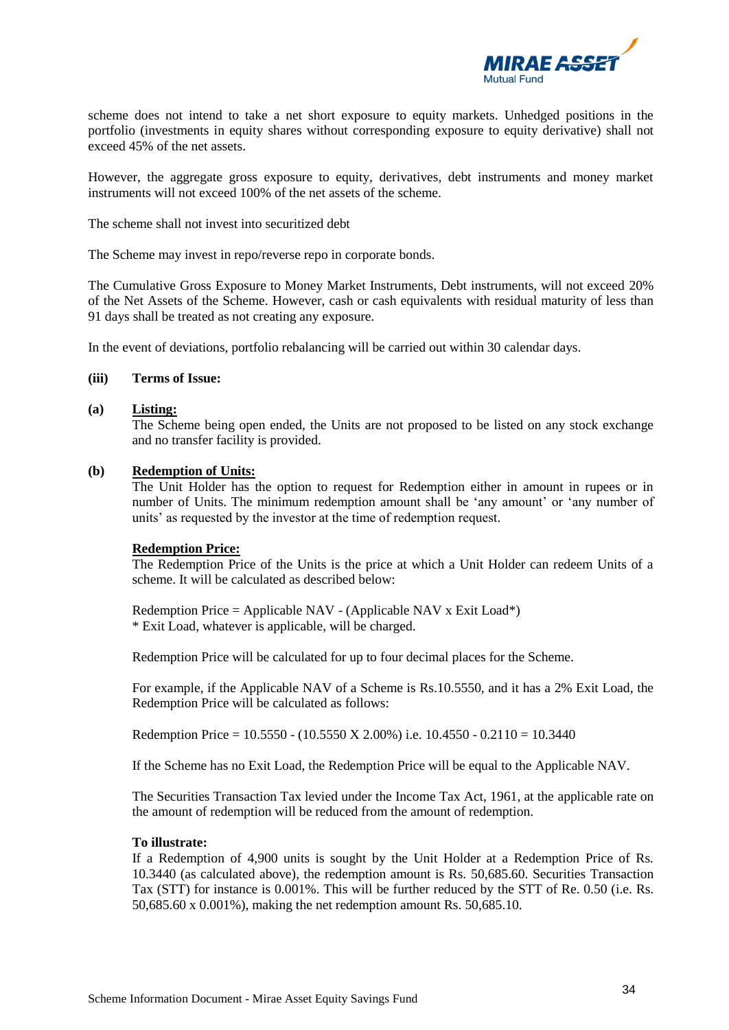scheme does not intend to take a net short exposure to equity markets. Unhedged positions in the portfolio (investments in equity shares without corresponding exposure to equity derivative) shall not exceed 45% of the net assets.

However, the aggregate gross exposure to equity, derivatives, debt instruments and money market instruments will not exceed 100% of the net assets of the scheme.

The scheme shall not invest into securitized debt

The Scheme may invest in repo/reverse repo in corporate bonds.

The Cumulative Gross Exposure to Money Market Instruments, Debt instruments, will not exceed 20% of the Net Assets of the Scheme. However, cash or cash equivalents with residual maturity of less than 91 days shall be treated as not creating any exposure.

In the event of deviations, portfolio rebalancing will be carried out within 30 calendar days.

**(iii) Terms of Issue:**

**(a) Listing:**

The Scheme being open ended, the Units are not proposed to be listed on any stock exchange and no transfer facility is provided.

**(b) Redemption of Units:**

The Unit Holder has the option to request for Redemption either in amount in rupees or in number of Units. The minimum redemption amount shall be 'any amount' or 'any number of units' as requested by the investor at the time of redemption request.

**Redemption Price:**

The Redemption Price of the Units is the price at which a Unit Holder can redeem Units of a scheme. It will be calculated as described below:

Redemption Price = Applicable NAV - (Applicable NAV x Exit Load*)
* Exit Load, whatever is applicable, will be charged.

Redemption Price will be calculated for up to four decimal places for the Scheme.

For example, if the Applicable NAV of a Scheme is Rs.10.5550, and it has a 2% Exit Load, the Redemption Price will be calculated as follows:

Redemption Price = 10.5550 - (10.5550 X 2.00%) i.e. 10.4550 - 0.2110 = 10.3440

If the Scheme has no Exit Load, the Redemption Price will be equal to the Applicable NAV.

The Securities Transaction Tax levied under the Income Tax Act, 1961, at the applicable rate on the amount of redemption will be reduced from the amount of redemption.

**To illustrate:**

If a Redemption of 4,900 units is sought by the Unit Holder at a Redemption Price of Rs. 10.3440 (as calculated above), the redemption amount is Rs. 50,685.60. Securities Transaction Tax (STT) for instance is 0.001%. This will be further reduced by the STT of Re. 0.50 (i.e. Rs. 50,685.60 x 0.001%), making the net redemption amount Rs. 50,685.10.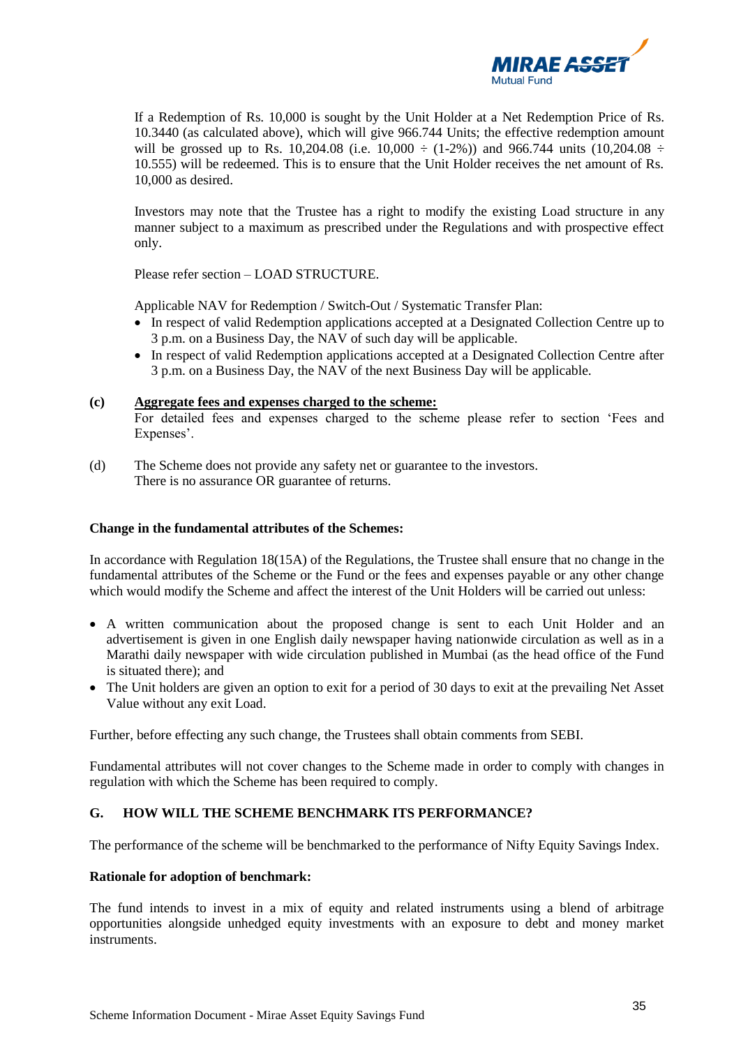If a Redemption of Rs. 10,000 is sought by the Unit Holder at a Net Redemption Price of Rs. 10.3440 (as calculated above), which will give 966.744 Units; the effective redemption amount will be grossed up to Rs. 10,204.08 (i.e. 10,000 ÷ (1-2%)) and 966.744 units (10,204.08 ÷ 10.555) will be redeemed. This is to ensure that the Unit Holder receives the net amount of Rs. 10,000 as desired.

Investors may note that the Trustee has a right to modify the existing Load structure in any manner subject to a maximum as prescribed under the Regulations and with prospective effect only.

Please refer section – LOAD STRUCTURE.

Applicable NAV for Redemption / Switch-Out / Systematic Transfer Plan:

- In respect of valid Redemption applications accepted at a Designated Collection Centre up to 3 p.m. on a Business Day, the NAV of such day will be applicable.
- In respect of valid Redemption applications accepted at a Designated Collection Centre after 3 p.m. on a Business Day, the NAV of the next Business Day will be applicable.

**(c)** **Aggregate fees and expenses charged to the scheme:**
For detailed fees and expenses charged to the scheme please refer to section 'Fees and Expenses'.

(d) The Scheme does not provide any safety net or guarantee to the investors.
There is no assurance OR guarantee of returns.

**Change in the fundamental attributes of the Schemes:**

In accordance with Regulation 18(15A) of the Regulations, the Trustee shall ensure that no change in the fundamental attributes of the Scheme or the Fund or the fees and expenses payable or any other change which would modify the Scheme and affect the interest of the Unit Holders will be carried out unless:

- A written communication about the proposed change is sent to each Unit Holder and an advertisement is given in one English daily newspaper having nationwide circulation as well as in a Marathi daily newspaper with wide circulation published in Mumbai (as the head office of the Fund is situated there); and
- The Unit holders are given an option to exit for a period of 30 days to exit at the prevailing Net Asset Value without any exit Load.

Further, before effecting any such change, the Trustees shall obtain comments from SEBI.

Fundamental attributes will not cover changes to the Scheme made in order to comply with changes in regulation with which the Scheme has been required to comply.

## G. HOW WILL THE SCHEME BENCHMARK ITS PERFORMANCE?

The performance of the scheme will be benchmarked to the performance of Nifty Equity Savings Index.

**Rationale for adoption of benchmark:**

The fund intends to invest in a mix of equity and related instruments using a blend of arbitrage opportunities alongside unhedged equity investments with an exposure to debt and money market instruments.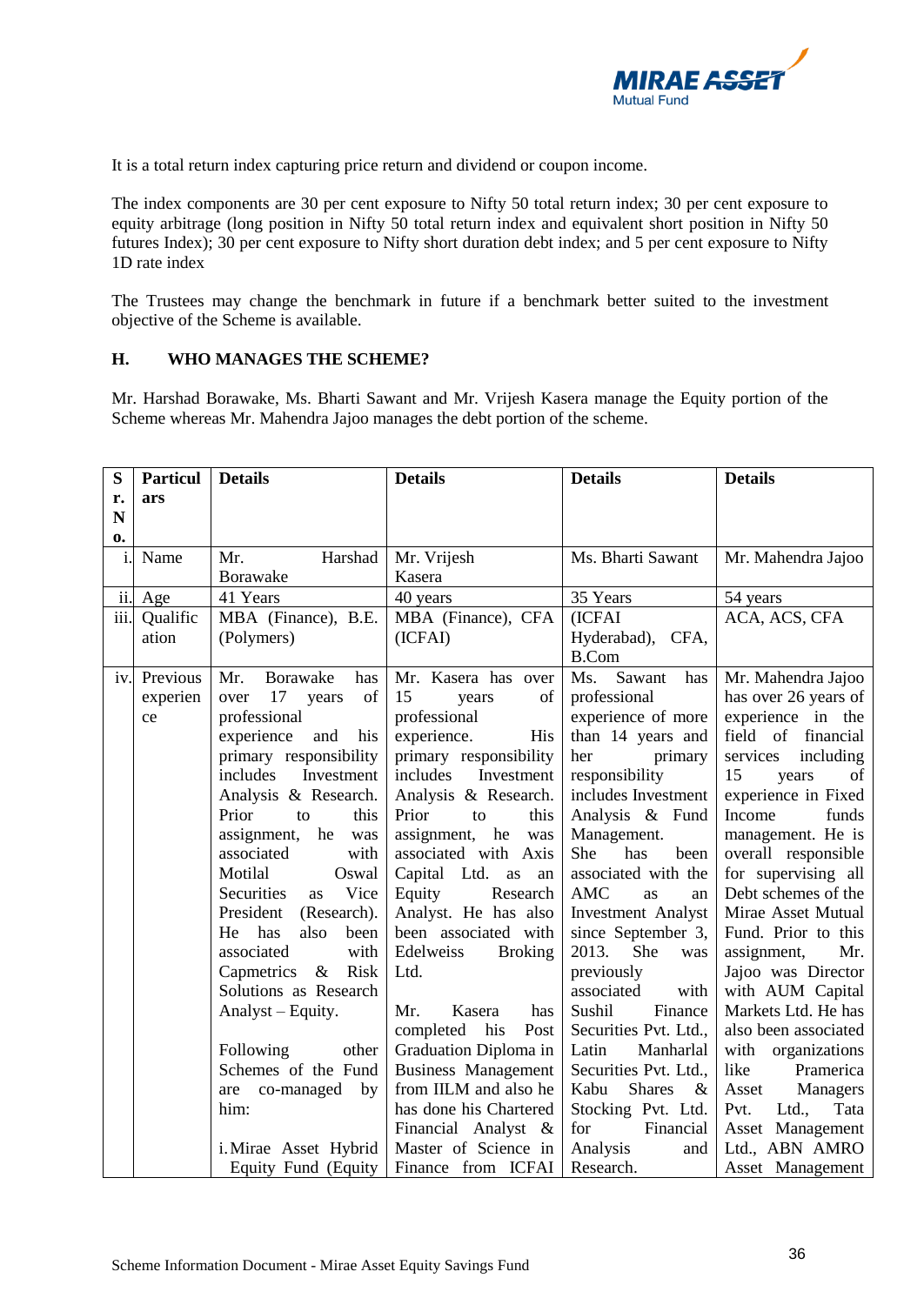It is a total return index capturing price return and dividend or coupon income.

The index components are 30 per cent exposure to Nifty 50 total return index; 30 per cent exposure to equity arbitrage (long position in Nifty 50 total return index and equivalent short position in Nifty 50 futures Index); 30 per cent exposure to Nifty short duration debt index; and 5 per cent exposure to Nifty 1D rate index

The Trustees may change the benchmark in future if a benchmark better suited to the investment objective of the Scheme is available.

## H. WHO MANAGES THE SCHEME?

Mr. Harshad Borawake, Ms. Bharti Sawant and Mr. Vrijesh Kasera manage the Equity portion of the Scheme whereas Mr. Mahendra Jajoo manages the debt portion of the scheme.

| Sr. No. | Particulars | Details | Details | Details | Details |
|---|---|---|---|---|---|
| i. | Name | Mr. Harshad Borawake | Mr. Vrijesh Kasera | Ms. Bharti Sawant | Mr. Mahendra Jajoo |
| ii. | Age | 41 Years | 40 years | 35 Years | 54 years |
| iii. | Qualification | MBA (Finance), B.E. (Polymers) | MBA (Finance), CFA (ICFAI) | (ICFAI Hyderabad), CFA, B.Com | ACA, ACS, CFA |
| iv. | Previous experience | Mr. Borawake has over 17 years of professional experience and his primary responsibility includes Investment Analysis & Research. Prior to this assignment, he was associated with Motilal Oswal Securities as Vice President (Research). He has also been associated with Capmetrics & Risk Solutions as Research Analyst – Equity.<br><br>Following other Schemes of the Fund are co-managed by him:<br><br>i. Mirae Asset Hybrid Equity Fund (Equity | Mr. Kasera has over 15 years of professional experience. His primary responsibility includes Investment Analysis & Research. Prior to this assignment, he was associated with Axis Capital Ltd. as an Equity Research Analyst. He has also been associated with Edelweiss Broking Ltd.<br><br>Mr. Kasera has completed his Post Graduation Diploma in Business Management from IILM and also he has done his Chartered Financial Analyst & Master of Science in Finance from ICFAI | Ms. Sawant has professional experience of more than 14 years and her primary responsibility includes Investment Analysis & Fund Management. She has been associated with the AMC as an Investment Analyst since September 3, 2013. She was previously associated with Sushil Finance Securities Pvt. Ltd., Latin Manharlal Securities Pvt. Ltd., Kabu Shares & Stocking Pvt. Ltd. for Financial Analysis and Research. | Mr. Mahendra Jajoo has over 26 years of experience in the field of financial services including 15 years of experience in Fixed Income funds management. He is overall responsible for supervising all Debt schemes of the Mirae Asset Mutual Fund. Prior to this assignment, Mr. Jajoo was Director with AUM Capital Markets Ltd. He has also been associated with organizations like Pramerica Asset Managers Pvt. Ltd., Tata Asset Management Ltd., ABN AMRO Asset Management |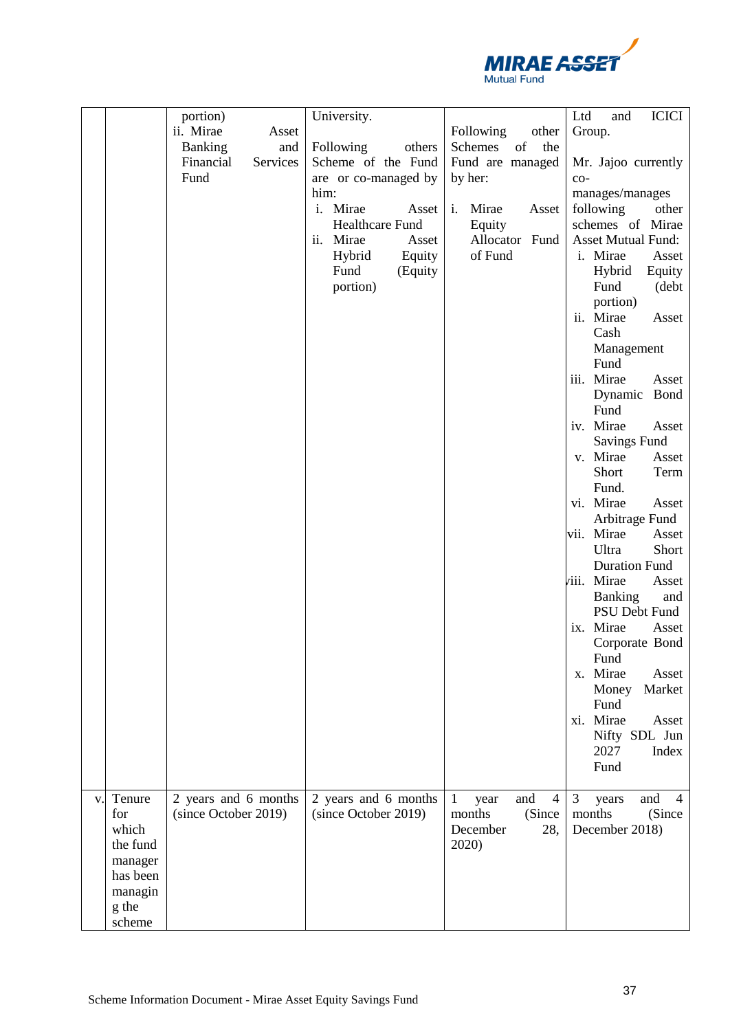|  |  |  |  |  |  |
|---|---|---|---|---|---|
|  |  | portion)<br>ii. Mirae Asset Banking and Financial Services Fund | University.<br><br>Following others Scheme of the Fund are or co-managed by him:<br>i. Mirae Asset Healthcare Fund<br>ii. Mirae Asset Hybrid Equity Fund (Equity portion) | Following other Schemes of the Fund are managed by her:<br>i. Mirae Asset Equity Allocator Fund of Fund | Ltd and ICICI Group.<br><br>Mr. Jajoo currently co-manages/manages following other schemes of Mirae Asset Mutual Fund:<br>i. Mirae Asset Hybrid Equity Fund (debt portion)<br>ii. Mirae Asset Cash Management Fund<br>iii. Mirae Asset Dynamic Bond Fund<br>iv. Mirae Asset Savings Fund<br>v. Mirae Asset Short Term Fund.<br>vi. Mirae Asset Arbitrage Fund<br>vii. Mirae Asset Ultra Short Duration Fund<br>viii. Mirae Asset Banking and PSU Debt Fund<br>ix. Mirae Asset Corporate Bond Fund<br>x. Mirae Asset Money Market Fund<br>xi. Mirae Asset Nifty SDL Jun 2027 Index Fund |
| v. | Tenure for which the fund manager has been managing the scheme | 2 years and 6 months (since October 2019) | 2 years and 6 months (since October 2019) | 1 year and 4 months (Since December 28, 2020) | 3 years and 4 months (Since December 2018) |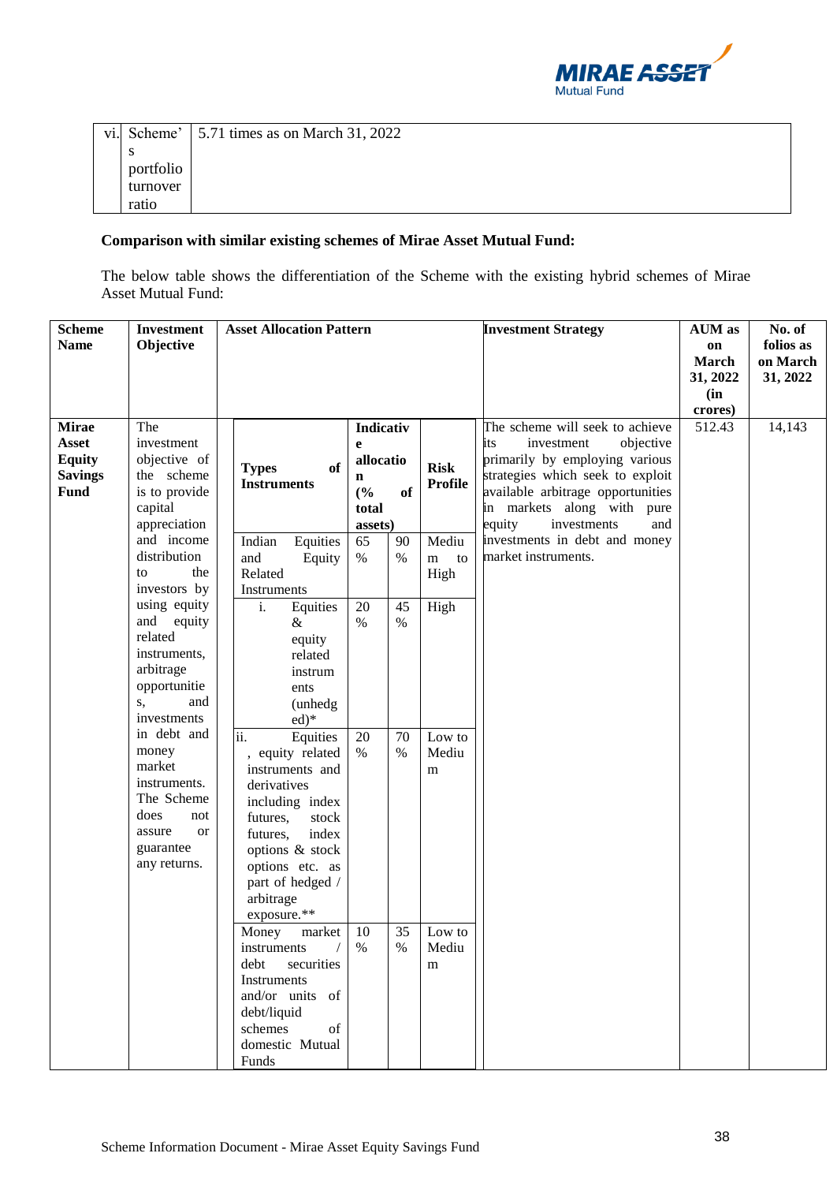| vi. | Scheme's portfolio turnover ratio | 5.71 times as on March 31, 2022 |
|---|---|---|

**Comparison with similar existing schemes of Mirae Asset Mutual Fund:**

The below table shows the differentiation of the Scheme with the existing hybrid schemes of Mirae Asset Mutual Fund:

| Scheme Name | Investment Objective | Asset Allocation Pattern | | | | Investment Strategy | AUM as on March 31, 2022 (in crores) | No. of folios as on March 31, 2022 |
|---|---|---|---|---|---|---|---|---|
| **Mirae Asset Equity Savings Fund** | The investment objective of the scheme is to provide capital appreciation and income distribution to the investors by using equity and equity related instruments, arbitrage opportunities, and investments in debt and money market instruments. The Scheme does not assure or guarantee any returns. | **Types of Instruments** | **Indicative allocation (% of total assets)** | | **Risk Profile** | The scheme will seek to achieve its investment objective primarily by employing various strategies which seek to exploit available arbitrage opportunities in markets along with pure equity investments and investments in debt and money market instruments. | 512.43 | 14,143 |
| | | Indian Equities and Equity Related Instruments | 65 % | 90 % | Medium to High | | | |
| | | i. Equities & equity related instruments (unhedged)* | 20 % | 45 % | High | | | |
| | | ii. Equities, equity related instruments and derivatives including index futures, stock futures, index options & stock options etc. as part of hedged / arbitrage exposure.** | 20 % | 70 % | Low to Medium | | | |
| | | Money market instruments / debt securities Instruments and/or units of debt/liquid schemes of domestic Mutual Funds | 10 % | 35 % | Low to Medium | | | |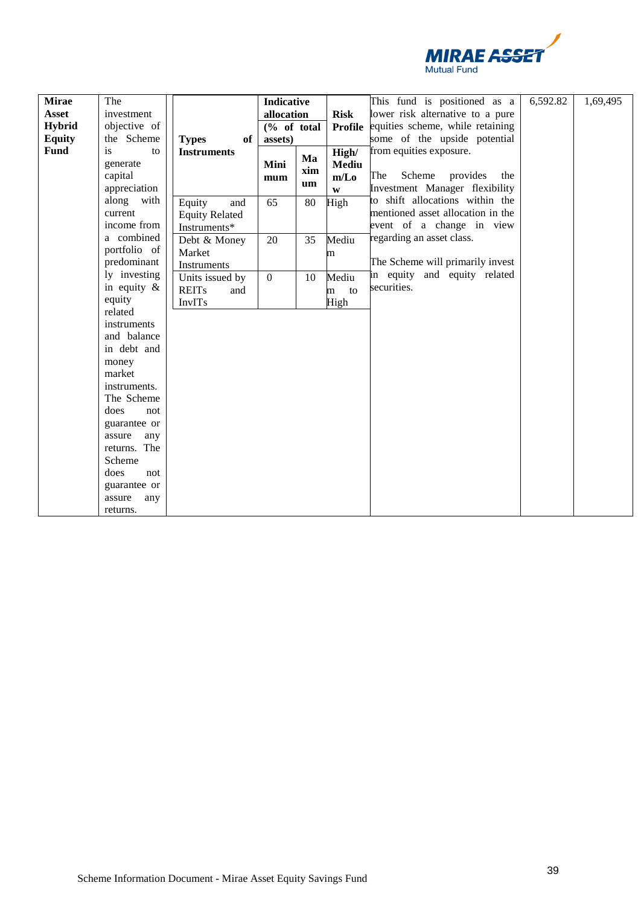| Mirae Asset Hybrid Equity Fund | The investment objective of the Scheme is to generate capital appreciation along with current income from a combined portfolio of predominantly investing in equity & equity related instruments and balance in debt and money market instruments. The Scheme does not guarantee or assure any returns. The Scheme does not guarantee or assure any returns. | <table><tr><th rowspan="2">Types of Instruments</th><th colspan="2">Indicative allocation (% of total assets)</th><th>Risk Profile</th></tr><tr><th>Minimum</th><th>Maximum</th><th>High/ Medium/Low</th></tr><tr><td>Equity and Equity Related Instruments*</td><td>65</td><td>80</td><td>High</td></tr><tr><td>Debt & Money Market Instruments</td><td>20</td><td>35</td><td>Medium</td></tr><tr><td>Units issued by REITs and InvITs</td><td>0</td><td>10</td><td>Medium to High</td></tr></table> | This fund is positioned as a lower risk alternative to a pure equities scheme, while retaining some of the upside potential from equities exposure.<br><br>The Scheme provides the Investment Manager flexibility to shift allocations within the mentioned asset allocation in the event of a change in view regarding an asset class.<br><br>The Scheme will primarily invest in equity and equity related securities. | 6,592.82 | 1,69,495 |
|---|---|---|---|---|---|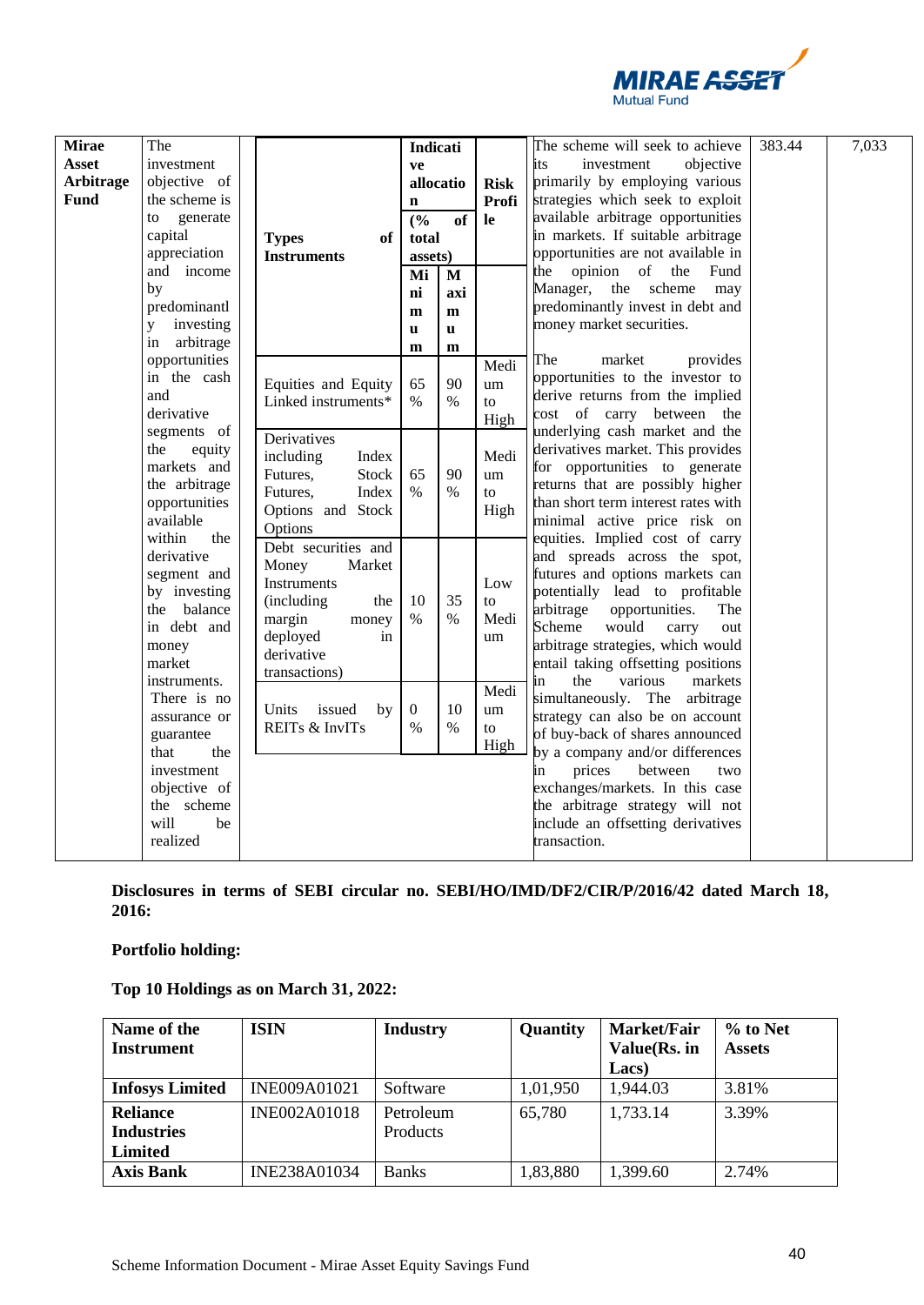| Mirae Asset Arbitrage Fund | The investment objective of the scheme is to generate capital appreciation and income by predominantly investing in arbitrage opportunities in the cash and derivative segments of the equity markets and the arbitrage opportunities available within the derivative segment and by investing the balance in debt and money market instruments. There is no assurance or guarantee that the investment objective of the scheme will be realized | <table><tr><th rowspan="2">Types of Instruments</th><th colspan="2">Indicative allocation (% of total assets)</th><th rowspan="2">Risk Profile</th></tr><tr><th>Minimum</th><th>Maximum</th></tr><tr><td>Equities and Equity Linked instruments*</td><td>65%</td><td>90%</td><td>Medium to High</td></tr><tr><td>Derivatives including Index Futures, Stock Futures, Index Options and Stock Options</td><td>65%</td><td>90%</td><td>Medium to High</td></tr><tr><td>Debt securities and Money Market Instruments (including the margin money deployed in derivative transactions)</td><td>10%</td><td>35%</td><td>Low to Medium</td></tr><tr><td>Units issued by REITs & InvITs</td><td>0%</td><td>10%</td><td>Medium to High</td></tr></table> | The scheme will seek to achieve its investment objective primarily by employing various strategies which seek to exploit available arbitrage opportunities in markets. If suitable arbitrage opportunities are not available in the opinion of the Fund Manager, the scheme may predominantly invest in debt and money market securities.<br><br>The market provides opportunities to the investor to derive returns from the implied cost of carry between the underlying cash market and the derivatives market. This provides for opportunities to generate returns that are possibly higher than short term interest rates with minimal active price risk on equities. Implied cost of carry and spreads across the spot, futures and options markets can potentially lead to profitable arbitrage opportunities. The Scheme would carry out arbitrage strategies, which would entail taking offsetting positions in the various markets simultaneously. The arbitrage strategy can also be on account of buy-back of shares announced by a company and/or differences in prices between two exchanges/markets. In this case the arbitrage strategy will not include an offsetting derivatives transaction. | 383.44 | 7,033 |
|---|---|---|---|---|---|

**Disclosures in terms of SEBI circular no. SEBI/HO/IMD/DF2/CIR/P/2016/42 dated March 18, 2016:**

**Portfolio holding:**

**Top 10 Holdings as on March 31, 2022:**

| Name of the Instrument | ISIN | Industry | Quantity | Market/Fair Value(Rs. in Lacs) | % to Net Assets |
|---|---|---|---|---|---|
| **Infosys Limited** | INE009A01021 | Software | 1,01,950 | 1,944.03 | 3.81% |
| **Reliance Industries Limited** | INE002A01018 | Petroleum Products | 65,780 | 1,733.14 | 3.39% |
| **Axis Bank** | INE238A01034 | Banks | 1,83,880 | 1,399.60 | 2.74% |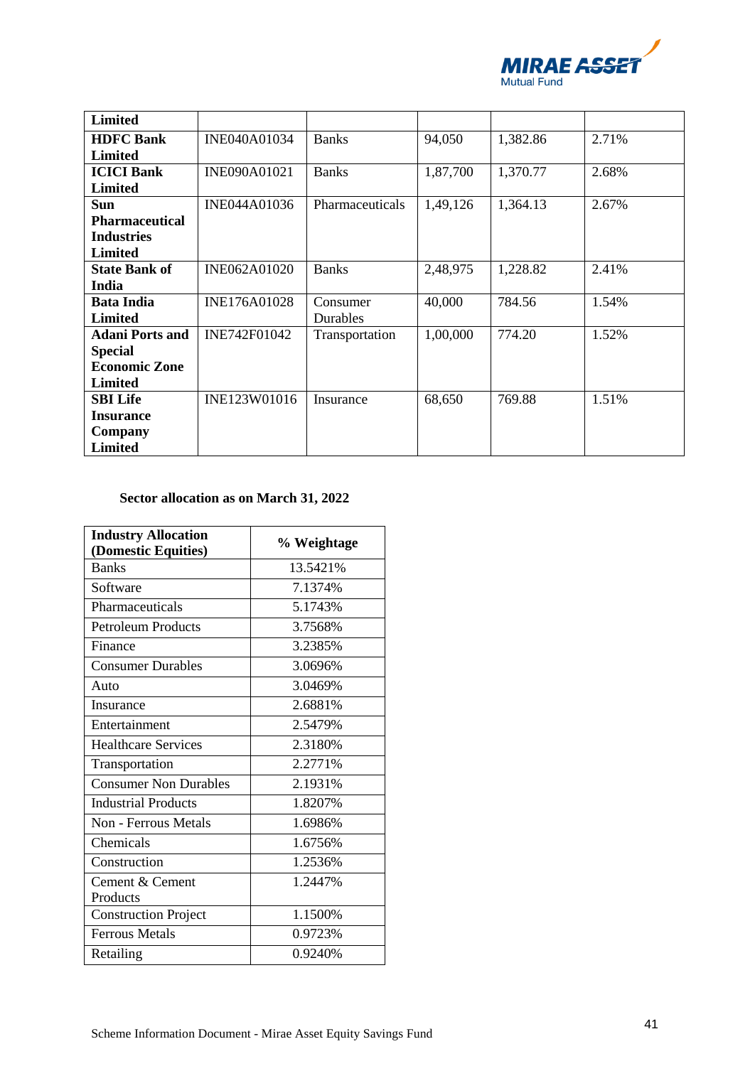| Limited | | | | | |
|---|---|---|---|---|---|
| **HDFC Bank Limited** | INE040A01034 | Banks | 94,050 | 1,382.86 | 2.71% |
| **ICICI Bank Limited** | INE090A01021 | Banks | 1,87,700 | 1,370.77 | 2.68% |
| **Sun Pharmaceutical Industries Limited** | INE044A01036 | Pharmaceuticals | 1,49,126 | 1,364.13 | 2.67% |
| **State Bank of India** | INE062A01020 | Banks | 2,48,975 | 1,228.82 | 2.41% |
| **Bata India Limited** | INE176A01028 | Consumer Durables | 40,000 | 784.56 | 1.54% |
| **Adani Ports and Special Economic Zone Limited** | INE742F01042 | Transportation | 1,00,000 | 774.20 | 1.52% |
| **SBI Life Insurance Company Limited** | INE123W01016 | Insurance | 68,650 | 769.88 | 1.51% |

**Sector allocation as on March 31, 2022**

| Industry Allocation (Domestic Equities) | % Weightage |
|---|---|
| Banks | 13.5421% |
| Software | 7.1374% |
| Pharmaceuticals | 5.1743% |
| Petroleum Products | 3.7568% |
| Finance | 3.2385% |
| Consumer Durables | 3.0696% |
| Auto | 3.0469% |
| Insurance | 2.6881% |
| Entertainment | 2.5479% |
| Healthcare Services | 2.3180% |
| Transportation | 2.2771% |
| Consumer Non Durables | 2.1931% |
| Industrial Products | 1.8207% |
| Non - Ferrous Metals | 1.6986% |
| Chemicals | 1.6756% |
| Construction | 1.2536% |
| Cement & Cement Products | 1.2447% |
| Construction Project | 1.1500% |
| Ferrous Metals | 0.9723% |
| Retailing | 0.9240% |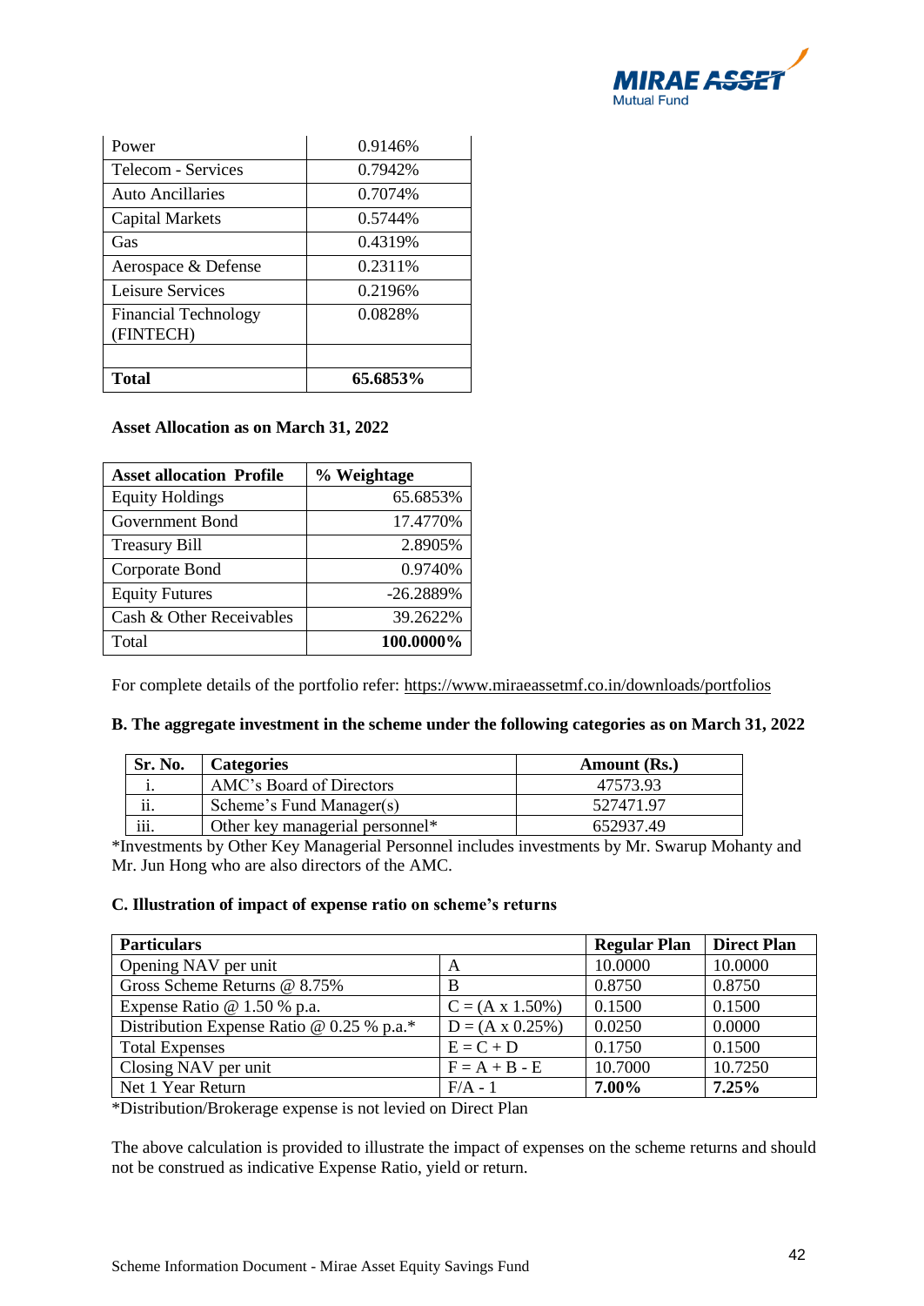| Power | 0.9146% |
|---|---|
| Telecom - Services | 0.7942% |
| Auto Ancillaries | 0.7074% |
| Capital Markets | 0.5744% |
| Gas | 0.4319% |
| Aerospace & Defense | 0.2311% |
| Leisure Services | 0.2196% |
| Financial Technology (FINTECH) | 0.0828% |
| | |
| **Total** | **65.6853%** |

**Asset Allocation as on March 31, 2022**

| Asset allocation Profile | % Weightage |
|---|---|
| Equity Holdings | 65.6853% |
| Government Bond | 17.4770% |
| Treasury Bill | 2.8905% |
| Corporate Bond | 0.9740% |
| Equity Futures | -26.2889% |
| Cash & Other Receivables | 39.2622% |
| Total | **100.0000%** |

For complete details of the portfolio refer: https://www.miraeassetmf.co.in/downloads/portfolios

**B. The aggregate investment in the scheme under the following categories as on March 31, 2022**

| Sr. No. | Categories | Amount (Rs.) |
|---|---|---|
| i. | AMC's Board of Directors | 47573.93 |
| ii. | Scheme's Fund Manager(s) | 527471.97 |
| iii. | Other key managerial personnel* | 652937.49 |

*Investments by Other Key Managerial Personnel includes investments by Mr. Swarup Mohanty and Mr. Jun Hong who are also directors of the AMC.

**C. Illustration of impact of expense ratio on scheme's returns**

| Particulars | | Regular Plan | Direct Plan |
|---|---|---|---|
| Opening NAV per unit | A | 10.0000 | 10.0000 |
| Gross Scheme Returns @ 8.75% | B | 0.8750 | 0.8750 |
| Expense Ratio @ 1.50 % p.a. | C = (A x 1.50%) | 0.1500 | 0.1500 |
| Distribution Expense Ratio @ 0.25 % p.a.* | D = (A x 0.25%) | 0.0250 | 0.0000 |
| Total Expenses | E = C + D | 0.1750 | 0.1500 |
| Closing NAV per unit | F = A + B - E | 10.7000 | 10.7250 |
| Net 1 Year Return | F/A - 1 | **7.00%** | **7.25%** |

*Distribution/Brokerage expense is not levied on Direct Plan

The above calculation is provided to illustrate the impact of expenses on the scheme returns and should not be construed as indicative Expense Ratio, yield or return.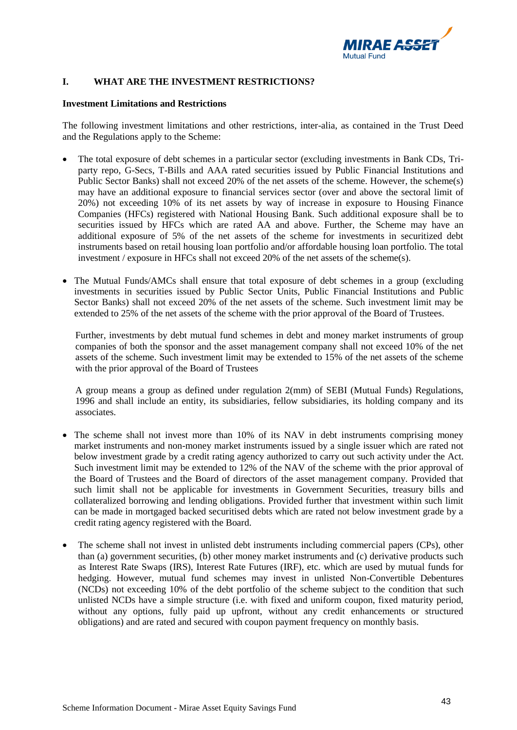## I. WHAT ARE THE INVESTMENT RESTRICTIONS?

**Investment Limitations and Restrictions**

The following investment limitations and other restrictions, inter-alia, as contained in the Trust Deed and the Regulations apply to the Scheme:

- The total exposure of debt schemes in a particular sector (excluding investments in Bank CDs, Tri-party repo, G-Secs, T-Bills and AAA rated securities issued by Public Financial Institutions and Public Sector Banks) shall not exceed 20% of the net assets of the scheme. However, the scheme(s) may have an additional exposure to financial services sector (over and above the sectoral limit of 20%) not exceeding 10% of its net assets by way of increase in exposure to Housing Finance Companies (HFCs) registered with National Housing Bank. Such additional exposure shall be to securities issued by HFCs which are rated AA and above. Further, the Scheme may have an additional exposure of 5% of the net assets of the scheme for investments in securitized debt instruments based on retail housing loan portfolio and/or affordable housing loan portfolio. The total investment / exposure in HFCs shall not exceed 20% of the net assets of the scheme(s).

- The Mutual Funds/AMCs shall ensure that total exposure of debt schemes in a group (excluding investments in securities issued by Public Sector Units, Public Financial Institutions and Public Sector Banks) shall not exceed 20% of the net assets of the scheme. Such investment limit may be extended to 25% of the net assets of the scheme with the prior approval of the Board of Trustees.

  Further, investments by debt mutual fund schemes in debt and money market instruments of group companies of both the sponsor and the asset management company shall not exceed 10% of the net assets of the scheme. Such investment limit may be extended to 15% of the net assets of the scheme with the prior approval of the Board of Trustees

  A group means a group as defined under regulation 2(mm) of SEBI (Mutual Funds) Regulations, 1996 and shall include an entity, its subsidiaries, fellow subsidiaries, its holding company and its associates.

- The scheme shall not invest more than 10% of its NAV in debt instruments comprising money market instruments and non-money market instruments issued by a single issuer which are rated not below investment grade by a credit rating agency authorized to carry out such activity under the Act. Such investment limit may be extended to 12% of the NAV of the scheme with the prior approval of the Board of Trustees and the Board of directors of the asset management company. Provided that such limit shall not be applicable for investments in Government Securities, treasury bills and collateralized borrowing and lending obligations. Provided further that investment within such limit can be made in mortgaged backed securitised debts which are rated not below investment grade by a credit rating agency registered with the Board.

- The scheme shall not invest in unlisted debt instruments including commercial papers (CPs), other than (a) government securities, (b) other money market instruments and (c) derivative products such as Interest Rate Swaps (IRS), Interest Rate Futures (IRF), etc. which are used by mutual funds for hedging. However, mutual fund schemes may invest in unlisted Non-Convertible Debentures (NCDs) not exceeding 10% of the debt portfolio of the scheme subject to the condition that such unlisted NCDs have a simple structure (i.e. with fixed and uniform coupon, fixed maturity period, without any options, fully paid up upfront, without any credit enhancements or structured obligations) and are rated and secured with coupon payment frequency on monthly basis.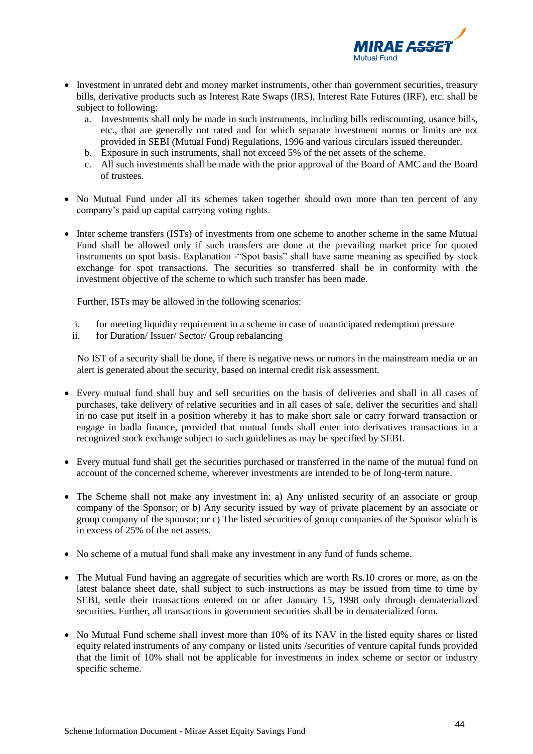- Investment in unrated debt and money market instruments, other than government securities, treasury bills, derivative products such as Interest Rate Swaps (IRS), Interest Rate Futures (IRF), etc. shall be subject to following:
  a. Investments shall only be made in such instruments, including bills rediscounting, usance bills, etc., that are generally not rated and for which separate investment norms or limits are not provided in SEBI (Mutual Fund) Regulations, 1996 and various circulars issued thereunder.
  b. Exposure in such instruments, shall not exceed 5% of the net assets of the scheme.
  c. All such investments shall be made with the prior approval of the Board of AMC and the Board of trustees.

- No Mutual Fund under all its schemes taken together should own more than ten percent of any company's paid up capital carrying voting rights.

- Inter scheme transfers (ISTs) of investments from one scheme to another scheme in the same Mutual Fund shall be allowed only if such transfers are done at the prevailing market price for quoted instruments on spot basis. Explanation -"Spot basis" shall have same meaning as specified by stock exchange for spot transactions. The securities so transferred shall be in conformity with the investment objective of the scheme to which such transfer has been made.

  Further, ISTs may be allowed in the following scenarios:

  i. for meeting liquidity requirement in a scheme in case of unanticipated redemption pressure
  ii. for Duration/ Issuer/ Sector/ Group rebalancing

  No IST of a security shall be done, if there is negative news or rumors in the mainstream media or an alert is generated about the security, based on internal credit risk assessment.

- Every mutual fund shall buy and sell securities on the basis of deliveries and shall in all cases of purchases, take delivery of relative securities and in all cases of sale, deliver the securities and shall in no case put itself in a position whereby it has to make short sale or carry forward transaction or engage in badla finance, provided that mutual funds shall enter into derivatives transactions in a recognized stock exchange subject to such guidelines as may be specified by SEBI.

- Every mutual fund shall get the securities purchased or transferred in the name of the mutual fund on account of the concerned scheme, wherever investments are intended to be of long-term nature.

- The Scheme shall not make any investment in: a) Any unlisted security of an associate or group company of the Sponsor; or b) Any security issued by way of private placement by an associate or group company of the sponsor; or c) The listed securities of group companies of the Sponsor which is in excess of 25% of the net assets.

- No scheme of a mutual fund shall make any investment in any fund of funds scheme.

- The Mutual Fund having an aggregate of securities which are worth Rs.10 crores or more, as on the latest balance sheet date, shall subject to such instructions as may be issued from time to time by SEBI, settle their transactions entered on or after January 15, 1998 only through dematerialized securities. Further, all transactions in government securities shall be in dematerialized form.

- No Mutual Fund scheme shall invest more than 10% of its NAV in the listed equity shares or listed equity related instruments of any company or listed units /securities of venture capital funds provided that the limit of 10% shall not be applicable for investments in index scheme or sector or industry specific scheme.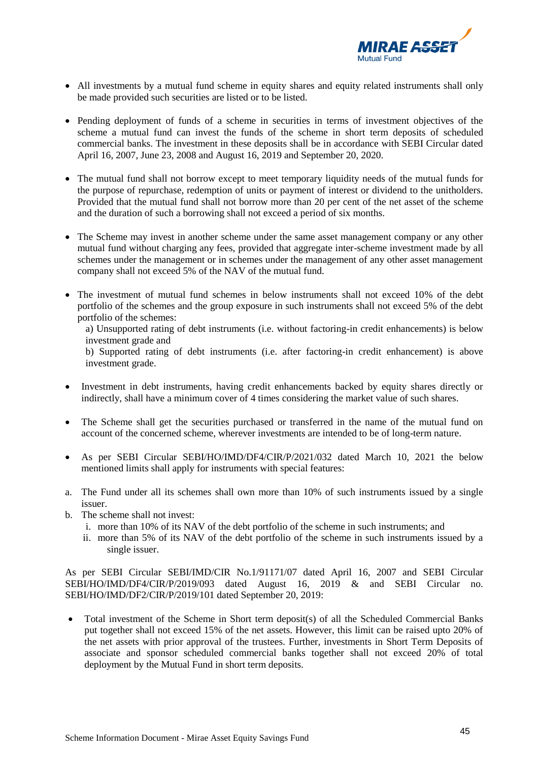- All investments by a mutual fund scheme in equity shares and equity related instruments shall only be made provided such securities are listed or to be listed.

- Pending deployment of funds of a scheme in securities in terms of investment objectives of the scheme a mutual fund can invest the funds of the scheme in short term deposits of scheduled commercial banks. The investment in these deposits shall be in accordance with SEBI Circular dated April 16, 2007, June 23, 2008 and August 16, 2019 and September 20, 2020.

- The mutual fund shall not borrow except to meet temporary liquidity needs of the mutual funds for the purpose of repurchase, redemption of units or payment of interest or dividend to the unitholders. Provided that the mutual fund shall not borrow more than 20 per cent of the net asset of the scheme and the duration of such a borrowing shall not exceed a period of six months.

- The Scheme may invest in another scheme under the same asset management company or any other mutual fund without charging any fees, provided that aggregate inter-scheme investment made by all schemes under the management or in schemes under the management of any other asset management company shall not exceed 5% of the NAV of the mutual fund.

- The investment of mutual fund schemes in below instruments shall not exceed 10% of the debt portfolio of the schemes and the group exposure in such instruments shall not exceed 5% of the debt portfolio of the schemes:

  a) Unsupported rating of debt instruments (i.e. without factoring-in credit enhancements) is below investment grade and

  b) Supported rating of debt instruments (i.e. after factoring-in credit enhancement) is above investment grade.

- Investment in debt instruments, having credit enhancements backed by equity shares directly or indirectly, shall have a minimum cover of 4 times considering the market value of such shares.

- The Scheme shall get the securities purchased or transferred in the name of the mutual fund on account of the concerned scheme, wherever investments are intended to be of long-term nature.

- As per SEBI Circular SEBI/HO/IMD/DF4/CIR/P/2021/032 dated March 10, 2021 the below mentioned limits shall apply for instruments with special features:

a. The Fund under all its schemes shall own more than 10% of such instruments issued by a single issuer.
b. The scheme shall not invest:
   i. more than 10% of its NAV of the debt portfolio of the scheme in such instruments; and
   ii. more than 5% of its NAV of the debt portfolio of the scheme in such instruments issued by a single issuer.

As per SEBI Circular SEBI/IMD/CIR No.1/91171/07 dated April 16, 2007 and SEBI Circular SEBI/HO/IMD/DF4/CIR/P/2019/093 dated August 16, 2019 & and SEBI Circular no. SEBI/HO/IMD/DF2/CIR/P/2019/101 dated September 20, 2019:

- Total investment of the Scheme in Short term deposit(s) of all the Scheduled Commercial Banks put together shall not exceed 15% of the net assets. However, this limit can be raised upto 20% of the net assets with prior approval of the trustees. Further, investments in Short Term Deposits of associate and sponsor scheduled commercial banks together shall not exceed 20% of total deployment by the Mutual Fund in short term deposits.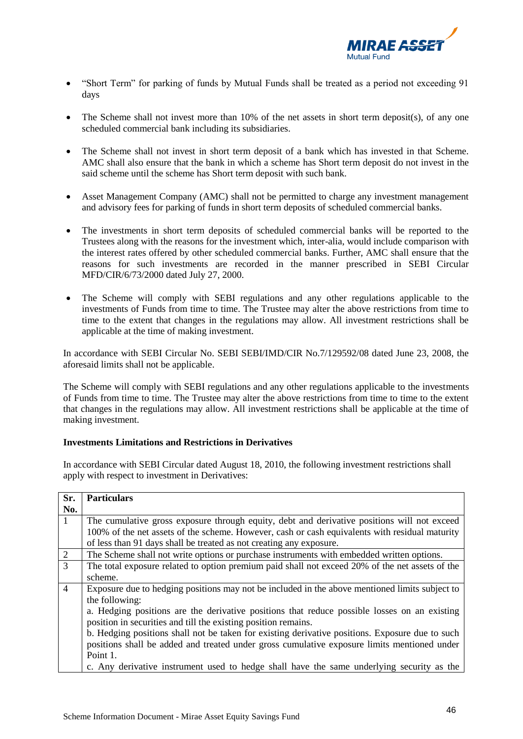- "Short Term" for parking of funds by Mutual Funds shall be treated as a period not exceeding 91 days

- The Scheme shall not invest more than 10% of the net assets in short term deposit(s), of any one scheduled commercial bank including its subsidiaries.

- The Scheme shall not invest in short term deposit of a bank which has invested in that Scheme. AMC shall also ensure that the bank in which a scheme has Short term deposit do not invest in the said scheme until the scheme has Short term deposit with such bank.

- Asset Management Company (AMC) shall not be permitted to charge any investment management and advisory fees for parking of funds in short term deposits of scheduled commercial banks.

- The investments in short term deposits of scheduled commercial banks will be reported to the Trustees along with the reasons for the investment which, inter-alia, would include comparison with the interest rates offered by other scheduled commercial banks. Further, AMC shall ensure that the reasons for such investments are recorded in the manner prescribed in SEBI Circular MFD/CIR/6/73/2000 dated July 27, 2000.

- The Scheme will comply with SEBI regulations and any other regulations applicable to the investments of Funds from time to time. The Trustee may alter the above restrictions from time to time to the extent that changes in the regulations may allow. All investment restrictions shall be applicable at the time of making investment.

In accordance with SEBI Circular No. SEBI SEBI/IMD/CIR No.7/129592/08 dated June 23, 2008, the aforesaid limits shall not be applicable.

The Scheme will comply with SEBI regulations and any other regulations applicable to the investments of Funds from time to time. The Trustee may alter the above restrictions from time to time to the extent that changes in the regulations may allow. All investment restrictions shall be applicable at the time of making investment.

**Investments Limitations and Restrictions in Derivatives**

In accordance with SEBI Circular dated August 18, 2010, the following investment restrictions shall apply with respect to investment in Derivatives:

| Sr. No. | Particulars |
|---|---|
| 1 | The cumulative gross exposure through equity, debt and derivative positions will not exceed 100% of the net assets of the scheme. However, cash or cash equivalents with residual maturity of less than 91 days shall be treated as not creating any exposure. |
| 2 | The Scheme shall not write options or purchase instruments with embedded written options. |
| 3 | The total exposure related to option premium paid shall not exceed 20% of the net assets of the scheme. |
| 4 | Exposure due to hedging positions may not be included in the above mentioned limits subject to the following:<br>a. Hedging positions are the derivative positions that reduce possible losses on an existing position in securities and till the existing position remains.<br>b. Hedging positions shall not be taken for existing derivative positions. Exposure due to such positions shall be added and treated under gross cumulative exposure limits mentioned under Point 1.<br>c. Any derivative instrument used to hedge shall have the same underlying security as the |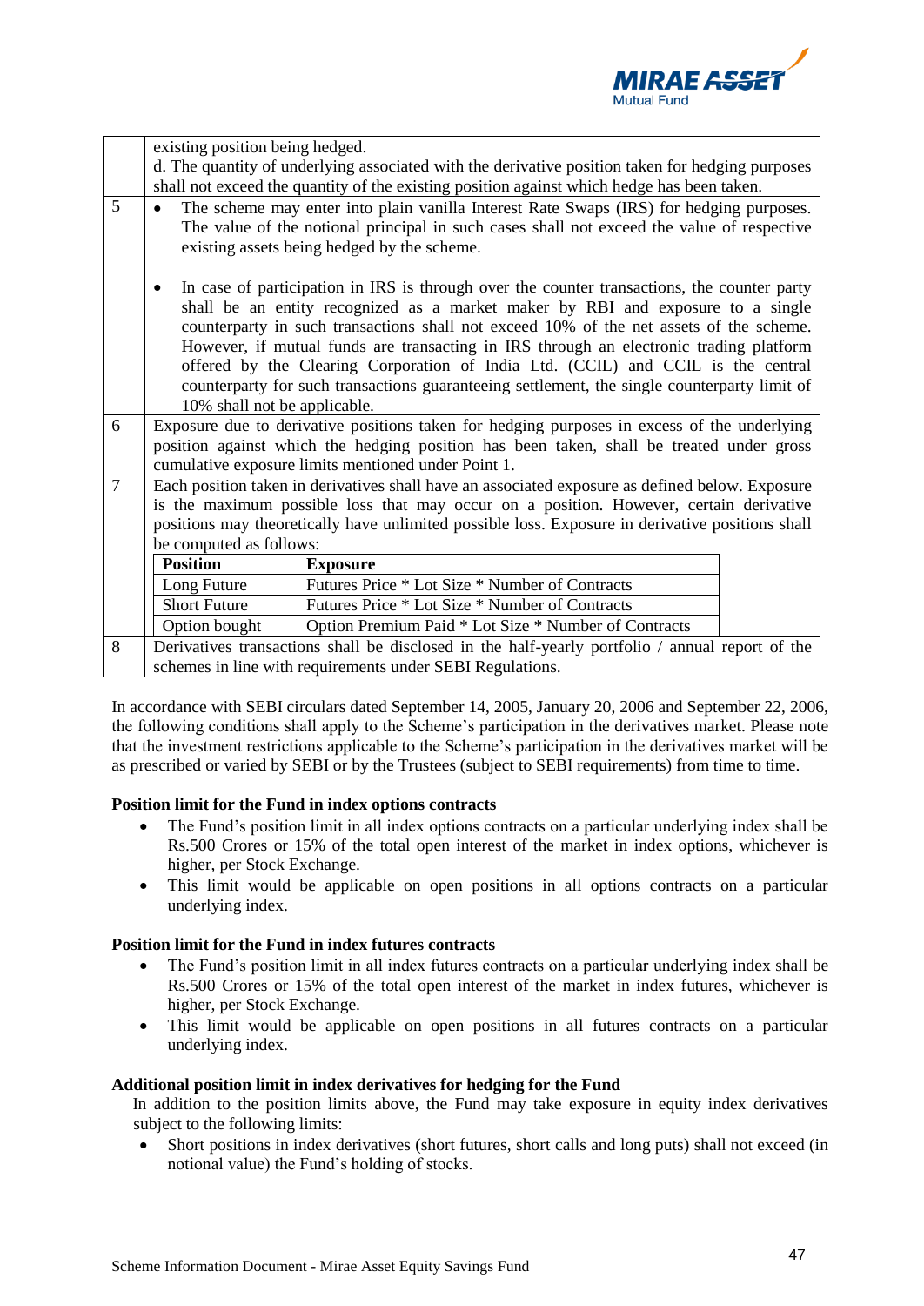| | |
|---|---|
| | existing position being hedged.<br>d. The quantity of underlying associated with the derivative position taken for hedging purposes shall not exceed the quantity of the existing position against which hedge has been taken. |
| 5 | • The scheme may enter into plain vanilla Interest Rate Swaps (IRS) for hedging purposes. The value of the notional principal in such cases shall not exceed the value of respective existing assets being hedged by the scheme.<br><br>• In case of participation in IRS is through over the counter transactions, the counter party shall be an entity recognized as a market maker by RBI and exposure to a single counterparty in such transactions shall not exceed 10% of the net assets of the scheme. However, if mutual funds are transacting in IRS through an electronic trading platform offered by the Clearing Corporation of India Ltd. (CCIL) and CCIL is the central counterparty for such transactions guaranteeing settlement, the single counterparty limit of 10% shall not be applicable. |
| 6 | Exposure due to derivative positions taken for hedging purposes in excess of the underlying position against which the hedging position has been taken, shall be treated under gross cumulative exposure limits mentioned under Point 1. |
| 7 | Each position taken in derivatives shall have an associated exposure as defined below. Exposure is the maximum possible loss that may occur on a position. However, certain derivative positions may theoretically have unlimited possible loss. Exposure in derivative positions shall be computed as follows: |
| 8 | Derivatives transactions shall be disclosed in the half-yearly portfolio / annual report of the schemes in line with requirements under SEBI Regulations. |

Exposure computation (Point 7):

| Position | Exposure |
|---|---|
| Long Future | Futures Price * Lot Size * Number of Contracts |
| Short Future | Futures Price * Lot Size * Number of Contracts |
| Option bought | Option Premium Paid * Lot Size * Number of Contracts |

In accordance with SEBI circulars dated September 14, 2005, January 20, 2006 and September 22, 2006, the following conditions shall apply to the Scheme's participation in the derivatives market. Please note that the investment restrictions applicable to the Scheme's participation in the derivatives market will be as prescribed or varied by SEBI or by the Trustees (subject to SEBI requirements) from time to time.

**Position limit for the Fund in index options contracts**

- The Fund's position limit in all index options contracts on a particular underlying index shall be Rs.500 Crores or 15% of the total open interest of the market in index options, whichever is higher, per Stock Exchange.
- This limit would be applicable on open positions in all options contracts on a particular underlying index.

**Position limit for the Fund in index futures contracts**

- The Fund's position limit in all index futures contracts on a particular underlying index shall be Rs.500 Crores or 15% of the total open interest of the market in index futures, whichever is higher, per Stock Exchange.
- This limit would be applicable on open positions in all futures contracts on a particular underlying index.

**Additional position limit in index derivatives for hedging for the Fund**

In addition to the position limits above, the Fund may take exposure in equity index derivatives subject to the following limits:

- Short positions in index derivatives (short futures, short calls and long puts) shall not exceed (in notional value) the Fund's holding of stocks.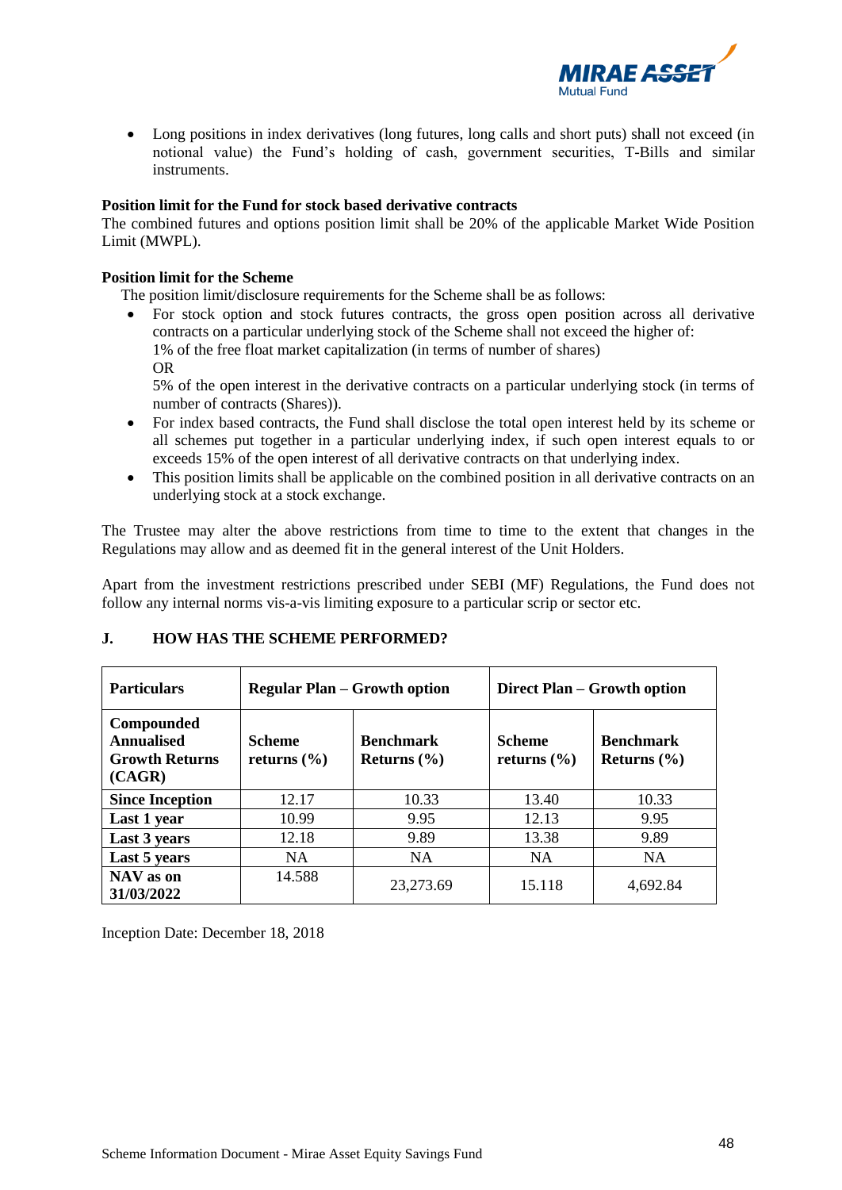- Long positions in index derivatives (long futures, long calls and short puts) shall not exceed (in notional value) the Fund's holding of cash, government securities, T-Bills and similar instruments.

**Position limit for the Fund for stock based derivative contracts**
The combined futures and options position limit shall be 20% of the applicable Market Wide Position Limit (MWPL).

**Position limit for the Scheme**
The position limit/disclosure requirements for the Scheme shall be as follows:

- For stock option and stock futures contracts, the gross open position across all derivative contracts on a particular underlying stock of the Scheme shall not exceed the higher of:
  1% of the free float market capitalization (in terms of number of shares)
  OR
  5% of the open interest in the derivative contracts on a particular underlying stock (in terms of number of contracts (Shares)).
- For index based contracts, the Fund shall disclose the total open interest held by its scheme or all schemes put together in a particular underlying index, if such open interest equals to or exceeds 15% of the open interest of all derivative contracts on that underlying index.
- This position limits shall be applicable on the combined position in all derivative contracts on an underlying stock at a stock exchange.

The Trustee may alter the above restrictions from time to time to the extent that changes in the Regulations may allow and as deemed fit in the general interest of the Unit Holders.

Apart from the investment restrictions prescribed under SEBI (MF) Regulations, the Fund does not follow any internal norms vis-a-vis limiting exposure to a particular scrip or sector etc.

## J. HOW HAS THE SCHEME PERFORMED?

| Particulars | Regular Plan – Growth option | | Direct Plan – Growth option | |
|---|---|---|---|---|
| **Compounded Annualised Growth Returns (CAGR)** | **Scheme returns (%)** | **Benchmark Returns (%)** | **Scheme returns (%)** | **Benchmark Returns (%)** |
| **Since Inception** | 12.17 | 10.33 | 13.40 | 10.33 |
| **Last 1 year** | 10.99 | 9.95 | 12.13 | 9.95 |
| **Last 3 years** | 12.18 | 9.89 | 13.38 | 9.89 |
| **Last 5 years** | NA | NA | NA | NA |
| **NAV as on 31/03/2022** | 14.588 | 23,273.69 | 15.118 | 4,692.84 |

Inception Date: December 18, 2018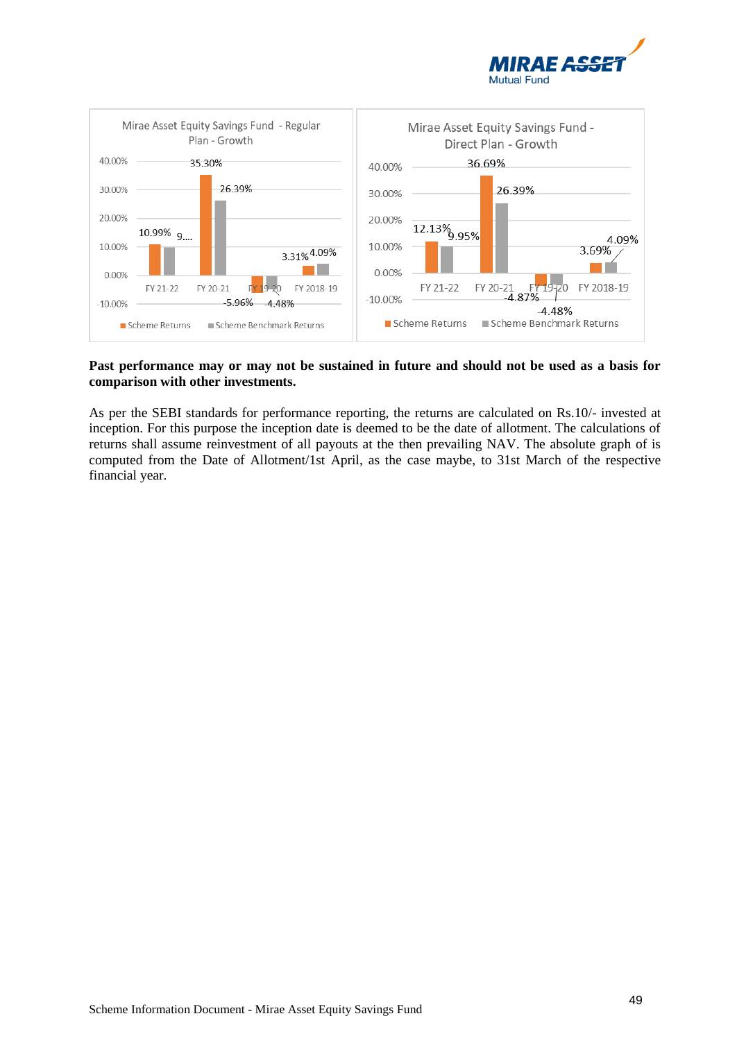**Mirae Asset Equity Savings Fund - Regular Plan - Growth**

| | FY 21-22 | FY 20-21 | FY 19-20 | FY 2018-19 |
|---|---|---|---|---|
| Scheme Returns | 10.99% | 35.30% | -5.96% | 3.31% |
| Scheme Benchmark Returns | 9.... | 26.39% | -4.48% | 4.09% |

**Mirae Asset Equity Savings Fund - Direct Plan - Growth**

| | FY 21-22 | FY 20-21 | FY 19-20 | FY 2018-19 |
|---|---|---|---|---|
| Scheme Returns | 12.13% | 36.69% | -4.87% | 3.69% |
| Scheme Benchmark Returns | 9.95% | 26.39% | -4.48% | 4.09% |

**Past performance may or may not be sustained in future and should not be used as a basis for comparison with other investments.**

As per the SEBI standards for performance reporting, the returns are calculated on Rs.10/- invested at inception. For this purpose the inception date is deemed to be the date of allotment. The calculations of returns shall assume reinvestment of all payouts at the then prevailing NAV. The absolute graph of is computed from the Date of Allotment/1st April, as the case maybe, to 31st March of the respective financial year.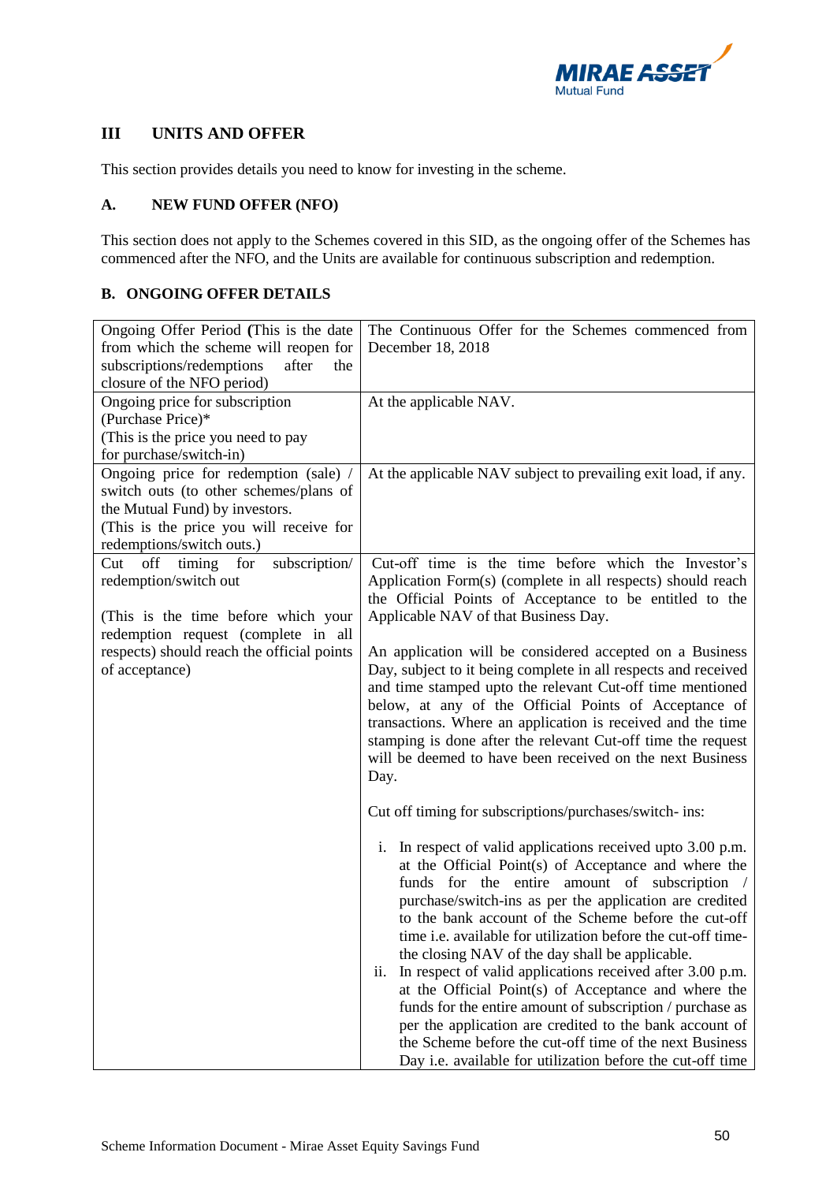## III UNITS AND OFFER

This section provides details you need to know for investing in the scheme.

### A. NEW FUND OFFER (NFO)

This section does not apply to the Schemes covered in this SID, as the ongoing offer of the Schemes has commenced after the NFO, and the Units are available for continuous subscription and redemption.

### B. ONGOING OFFER DETAILS

| | |
|---|---|
| Ongoing Offer Period **(**This is the date from which the scheme will reopen for subscriptions/redemptions after the closure of the NFO period) | The Continuous Offer for the Schemes commenced from December 18, 2018 |
| Ongoing price for subscription (Purchase Price)*<br>(This is the price you need to pay for purchase/switch-in) | At the applicable NAV. |
| Ongoing price for redemption (sale) / switch outs (to other schemes/plans of the Mutual Fund) by investors.<br>(This is the price you will receive for redemptions/switch outs.) | At the applicable NAV subject to prevailing exit load, if any. |
| Cut off timing for subscription/ redemption/switch out<br><br>(This is the time before which your redemption request (complete in all respects) should reach the official points of acceptance) | Cut-off time is the time before which the Investor's Application Form(s) (complete in all respects) should reach the Official Points of Acceptance to be entitled to the Applicable NAV of that Business Day.<br><br>An application will be considered accepted on a Business Day, subject to it being complete in all respects and received and time stamped upto the relevant Cut-off time mentioned below, at any of the Official Points of Acceptance of transactions. Where an application is received and the time stamping is done after the relevant Cut-off time the request will be deemed to have been received on the next Business Day.<br><br>Cut off timing for subscriptions/purchases/switch- ins:<br><br>i. In respect of valid applications received upto 3.00 p.m. at the Official Point(s) of Acceptance and where the funds for the entire amount of subscription / purchase/switch-ins as per the application are credited to the bank account of the Scheme before the cut-off time i.e. available for utilization before the cut-off time- the closing NAV of the day shall be applicable.<br>ii. In respect of valid applications received after 3.00 p.m. at the Official Point(s) of Acceptance and where the funds for the entire amount of subscription / purchase as per the application are credited to the bank account of the Scheme before the cut-off time of the next Business Day i.e. available for utilization before the cut-off time |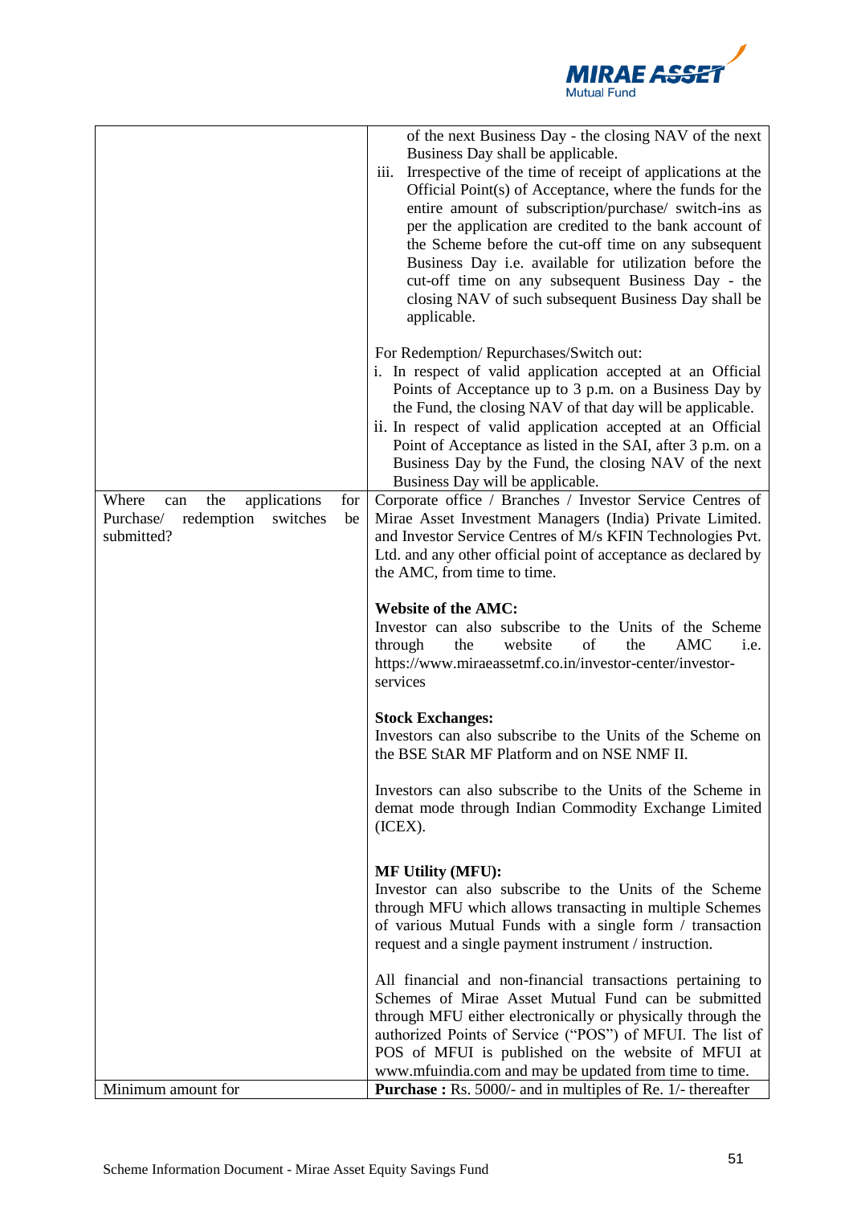| | |
|---|---|
| | of the next Business Day - the closing NAV of the next Business Day shall be applicable.<br>iii. Irrespective of the time of receipt of applications at the Official Point(s) of Acceptance, where the funds for the entire amount of subscription/purchase/ switch-ins as per the application are credited to the bank account of the Scheme before the cut-off time on any subsequent Business Day i.e. available for utilization before the cut-off time on any subsequent Business Day - the closing NAV of such subsequent Business Day shall be applicable.<br><br>For Redemption/ Repurchases/Switch out:<br>i. In respect of valid application accepted at an Official Points of Acceptance up to 3 p.m. on a Business Day by the Fund, the closing NAV of that day will be applicable.<br>ii. In respect of valid application accepted at an Official Point of Acceptance as listed in the SAI, after 3 p.m. on a Business Day by the Fund, the closing NAV of the next Business Day will be applicable. |
| Where can the applications for Purchase/ redemption switches be submitted? | Corporate office / Branches / Investor Service Centres of Mirae Asset Investment Managers (India) Private Limited. and Investor Service Centres of M/s KFIN Technologies Pvt. Ltd. and any other official point of acceptance as declared by the AMC, from time to time.<br><br>**Website of the AMC:**<br>Investor can also subscribe to the Units of the Scheme through the website of the AMC i.e. https://www.miraeassetmf.co.in/investor-center/investor-services<br><br>**Stock Exchanges:**<br>Investors can also subscribe to the Units of the Scheme on the BSE StAR MF Platform and on NSE NMF II.<br><br>Investors can also subscribe to the Units of the Scheme in demat mode through Indian Commodity Exchange Limited (ICEX).<br><br>**MF Utility (MFU):**<br>Investor can also subscribe to the Units of the Scheme through MFU which allows transacting in multiple Schemes of various Mutual Funds with a single form / transaction request and a single payment instrument / instruction.<br><br>All financial and non-financial transactions pertaining to Schemes of Mirae Asset Mutual Fund can be submitted through MFU either electronically or physically through the authorized Points of Service ("POS") of MFUI. The list of POS of MFUI is published on the website of MFUI at www.mfuindia.com and may be updated from time to time. |
| Minimum amount for | **Purchase :** Rs. 5000/- and in multiples of Re. 1/- thereafter |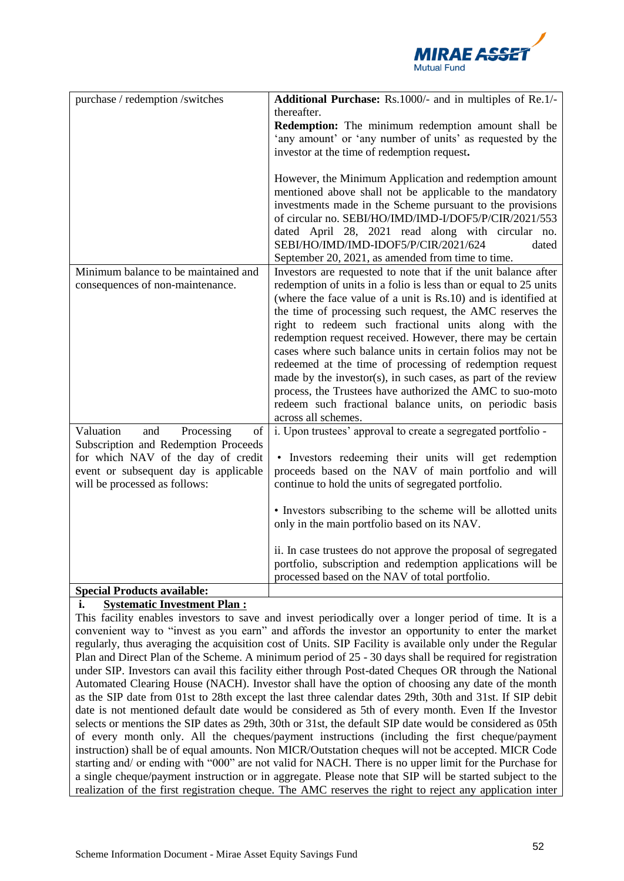| | |
|---|---|
| purchase / redemption /switches | **Additional Purchase:** Rs.1000/- and in multiples of Re.1/- thereafter.<br>**Redemption:** The minimum redemption amount shall be 'any amount' or 'any number of units' as requested by the investor at the time of redemption request.<br><br>However, the Minimum Application and redemption amount mentioned above shall not be applicable to the mandatory investments made in the Scheme pursuant to the provisions of circular no. SEBI/HO/IMD/IMD-I/DOF5/P/CIR/2021/553 dated April 28, 2021 read along with circular no. SEBI/HO/IMD/IMD-IDOF5/P/CIR/2021/624 dated September 20, 2021, as amended from time to time. |
| Minimum balance to be maintained and consequences of non-maintenance. | Investors are requested to note that if the unit balance after redemption of units in a folio is less than or equal to 25 units (where the face value of a unit is Rs.10) and is identified at the time of processing such request, the AMC reserves the right to redeem such fractional units along with the redemption request received. However, there may be certain cases where such balance units in certain folios may not be redeemed at the time of processing of redemption request made by the investor(s), in such cases, as part of the review process, the Trustees have authorized the AMC to suo-moto redeem such fractional balance units, on periodic basis across all schemes. |
| Valuation and Processing of Subscription and Redemption Proceeds for which NAV of the day of credit event or subsequent day is applicable will be processed as follows: | i. Upon trustees' approval to create a segregated portfolio -<br><br>• Investors redeeming their units will get redemption proceeds based on the NAV of main portfolio and will continue to hold the units of segregated portfolio.<br><br>• Investors subscribing to the scheme will be allotted units only in the main portfolio based on its NAV.<br><br>ii. In case trustees do not approve the proposal of segregated portfolio, subscription and redemption applications will be processed based on the NAV of total portfolio. |
| **Special Products available:** | |

**i. Systematic Investment Plan :**

This facility enables investors to save and invest periodically over a longer period of time. It is a convenient way to "invest as you earn" and affords the investor an opportunity to enter the market regularly, thus averaging the acquisition cost of Units. SIP Facility is available only under the Regular Plan and Direct Plan of the Scheme. A minimum period of 25 - 30 days shall be required for registration under SIP. Investors can avail this facility either through Post-dated Cheques OR through the National Automated Clearing House (NACH). Investor shall have the option of choosing any date of the month as the SIP date from 01st to 28th except the last three calendar dates 29th, 30th and 31st. If SIP debit date is not mentioned default date would be considered as 5th of every month. Even If the Investor selects or mentions the SIP dates as 29th, 30th or 31st, the default SIP date would be considered as 05th of every month only. All the cheques/payment instructions (including the first cheque/payment instruction) shall be of equal amounts. Non MICR/Outstation cheques will not be accepted. MICR Code starting and/ or ending with "000" are not valid for NACH. There is no upper limit for the Purchase for a single cheque/payment instruction or in aggregate. Please note that SIP will be started subject to the realization of the first registration cheque. The AMC reserves the right to reject any application inter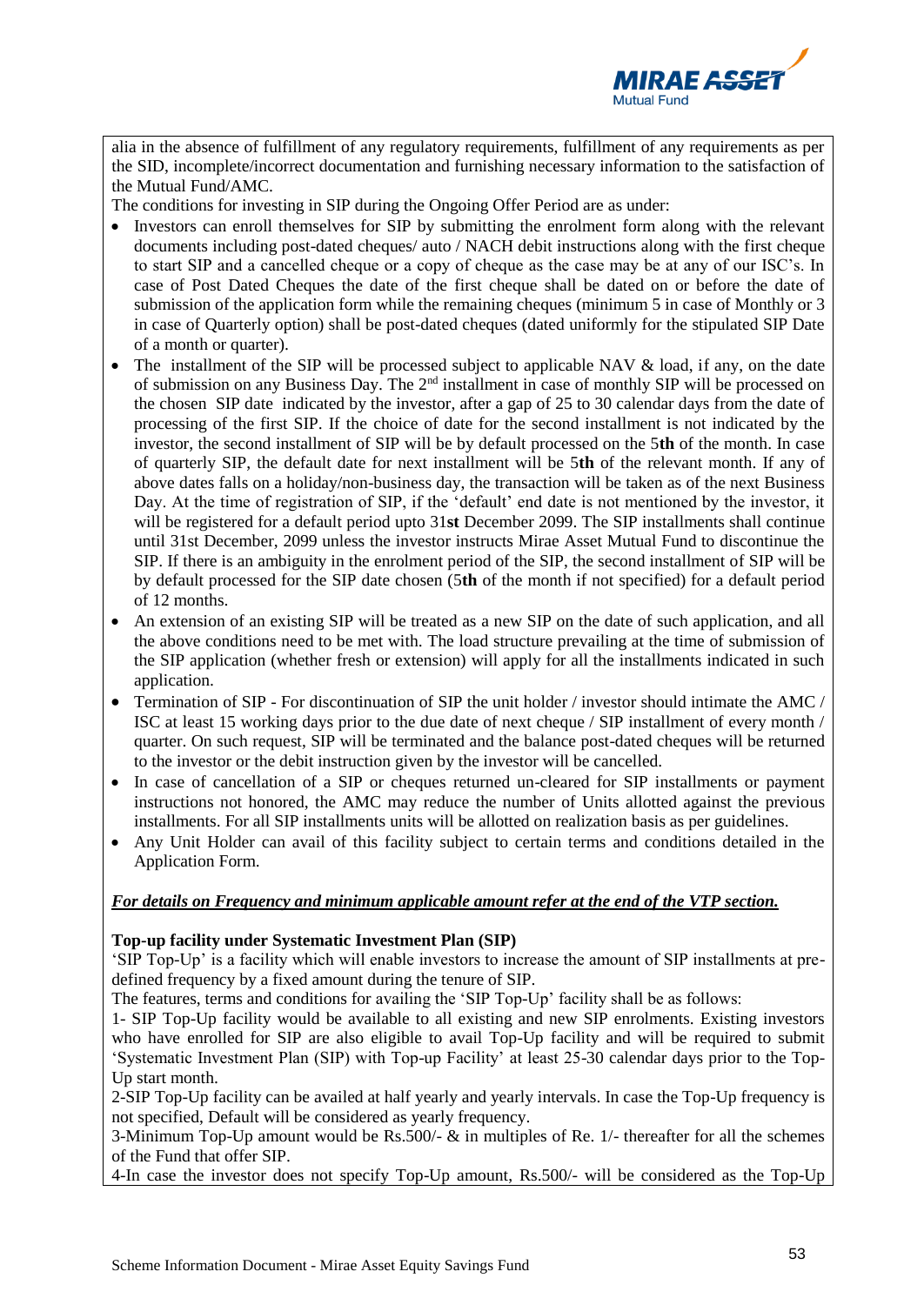alia in the absence of fulfillment of any regulatory requirements, fulfillment of any requirements as per the SID, incomplete/incorrect documentation and furnishing necessary information to the satisfaction of the Mutual Fund/AMC.

The conditions for investing in SIP during the Ongoing Offer Period are as under:

- Investors can enroll themselves for SIP by submitting the enrolment form along with the relevant documents including post-dated cheques/ auto / NACH debit instructions along with the first cheque to start SIP and a cancelled cheque or a copy of cheque as the case may be at any of our ISC's. In case of Post Dated Cheques the date of the first cheque shall be dated on or before the date of submission of the application form while the remaining cheques (minimum 5 in case of Monthly or 3 in case of Quarterly option) shall be post-dated cheques (dated uniformly for the stipulated SIP Date of a month or quarter).
- The installment of the SIP will be processed subject to applicable NAV & load, if any, on the date of submission on any Business Day. The 2nd installment in case of monthly SIP will be processed on the chosen SIP date indicated by the investor, after a gap of 25 to 30 calendar days from the date of processing of the first SIP. If the choice of date for the second installment is not indicated by the investor, the second installment of SIP will be by default processed on the 5**th** of the month. In case of quarterly SIP, the default date for next installment will be 5**th** of the relevant month. If any of above dates falls on a holiday/non-business day, the transaction will be taken as of the next Business Day. At the time of registration of SIP, if the 'default' end date is not mentioned by the investor, it will be registered for a default period upto 31**st** December 2099. The SIP installments shall continue until 31st December, 2099 unless the investor instructs Mirae Asset Mutual Fund to discontinue the SIP. If there is an ambiguity in the enrolment period of the SIP, the second installment of SIP will be by default processed for the SIP date chosen (5**th** of the month if not specified) for a default period of 12 months.
- An extension of an existing SIP will be treated as a new SIP on the date of such application, and all the above conditions need to be met with. The load structure prevailing at the time of submission of the SIP application (whether fresh or extension) will apply for all the installments indicated in such application.
- Termination of SIP - For discontinuation of SIP the unit holder / investor should intimate the AMC / ISC at least 15 working days prior to the due date of next cheque / SIP installment of every month / quarter. On such request, SIP will be terminated and the balance post-dated cheques will be returned to the investor or the debit instruction given by the investor will be cancelled.
- In case of cancellation of a SIP or cheques returned un-cleared for SIP installments or payment instructions not honored, the AMC may reduce the number of Units allotted against the previous installments. For all SIP installments units will be allotted on realization basis as per guidelines.
- Any Unit Holder can avail of this facility subject to certain terms and conditions detailed in the Application Form.

***For details on Frequency and minimum applicable amount refer at the end of the VTP section.***

**Top-up facility under Systematic Investment Plan (SIP)**

'SIP Top-Up' is a facility which will enable investors to increase the amount of SIP installments at pre-defined frequency by a fixed amount during the tenure of SIP.

The features, terms and conditions for availing the 'SIP Top-Up' facility shall be as follows:

1- SIP Top-Up facility would be available to all existing and new SIP enrolments. Existing investors who have enrolled for SIP are also eligible to avail Top-Up facility and will be required to submit 'Systematic Investment Plan (SIP) with Top-up Facility' at least 25-30 calendar days prior to the Top-Up start month.

2-SIP Top-Up facility can be availed at half yearly and yearly intervals. In case the Top-Up frequency is not specified, Default will be considered as yearly frequency.

3-Minimum Top-Up amount would be Rs.500/- & in multiples of Re. 1/- thereafter for all the schemes of the Fund that offer SIP.

4-In case the investor does not specify Top-Up amount, Rs.500/- will be considered as the Top-Up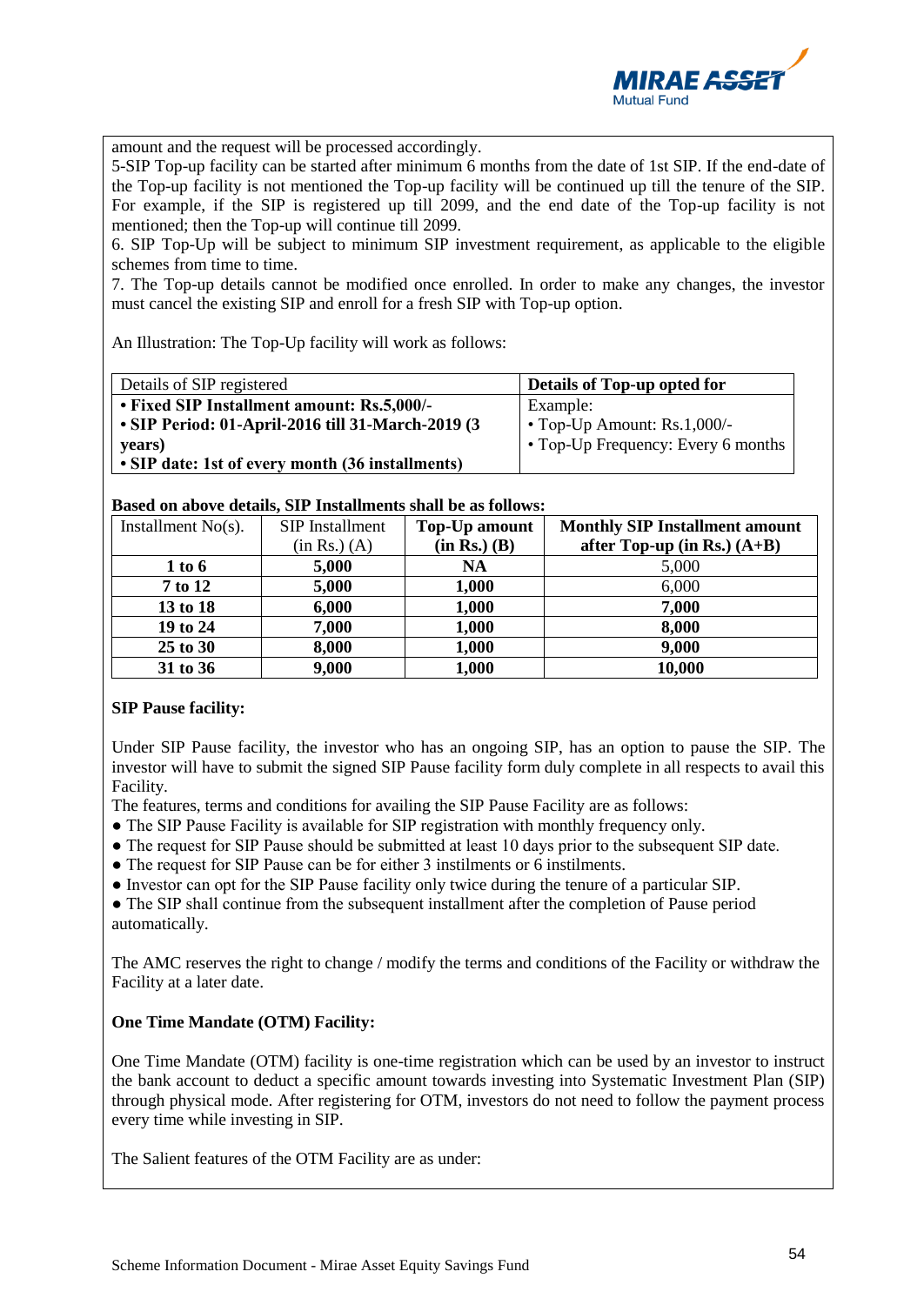amount and the request will be processed accordingly.
5-SIP Top-up facility can be started after minimum 6 months from the date of 1st SIP. If the end-date of the Top-up facility is not mentioned the Top-up facility will be continued up till the tenure of the SIP. For example, if the SIP is registered up till 2099, and the end date of the Top-up facility is not mentioned; then the Top-up will continue till 2099.
6. SIP Top-Up will be subject to minimum SIP investment requirement, as applicable to the eligible schemes from time to time.
7. The Top-up details cannot be modified once enrolled. In order to make any changes, the investor must cancel the existing SIP and enroll for a fresh SIP with Top-up option.

An Illustration: The Top-Up facility will work as follows:

| Details of SIP registered | **Details of Top-up opted for** |
|---|---|
| **• Fixed SIP Installment amount: Rs.5,000/-**<br>**• SIP Period: 01-April-2016 till 31-March-2019 (3 years)**<br>**• SIP date: 1st of every month (36 installments)** | Example:<br>• Top-Up Amount: Rs.1,000/-<br>• Top-Up Frequency: Every 6 months |

**Based on above details, SIP Installments shall be as follows:**

| Installment No(s). | SIP Installment (in Rs.) (A) | **Top-Up amount (in Rs.) (B)** | **Monthly SIP Installment amount after Top-up (in Rs.) (A+B)** |
|---|---|---|---|
| **1 to 6** | **5,000** | **NA** | 5,000 |
| **7 to 12** | **5,000** | **1,000** | 6,000 |
| **13 to 18** | **6,000** | **1,000** | **7,000** |
| **19 to 24** | **7,000** | **1,000** | **8,000** |
| **25 to 30** | **8,000** | **1,000** | **9,000** |
| **31 to 36** | **9,000** | **1,000** | **10,000** |

**SIP Pause facility:**

Under SIP Pause facility, the investor who has an ongoing SIP, has an option to pause the SIP. The investor will have to submit the signed SIP Pause facility form duly complete in all respects to avail this Facility.
The features, terms and conditions for availing the SIP Pause Facility are as follows:

- The SIP Pause Facility is available for SIP registration with monthly frequency only.
- The request for SIP Pause should be submitted at least 10 days prior to the subsequent SIP date.
- The request for SIP Pause can be for either 3 instilments or 6 instilments.
- Investor can opt for the SIP Pause facility only twice during the tenure of a particular SIP.
- The SIP shall continue from the subsequent installment after the completion of Pause period automatically.

The AMC reserves the right to change / modify the terms and conditions of the Facility or withdraw the Facility at a later date.

**One Time Mandate (OTM) Facility:**

One Time Mandate (OTM) facility is one-time registration which can be used by an investor to instruct the bank account to deduct a specific amount towards investing into Systematic Investment Plan (SIP) through physical mode. After registering for OTM, investors do not need to follow the payment process every time while investing in SIP.

The Salient features of the OTM Facility are as under: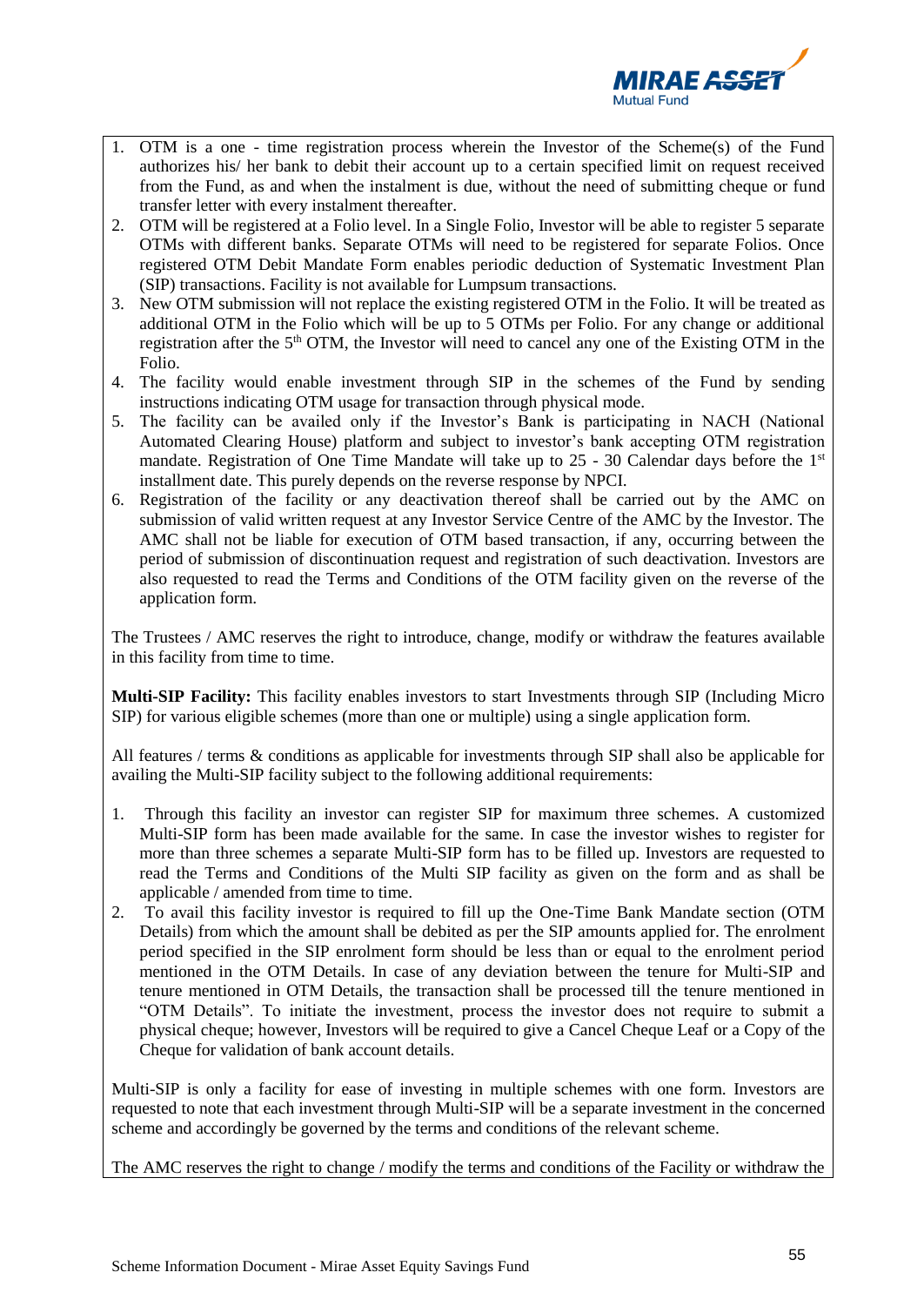1. OTM is a one - time registration process wherein the Investor of the Scheme(s) of the Fund authorizes his/ her bank to debit their account up to a certain specified limit on request received from the Fund, as and when the instalment is due, without the need of submitting cheque or fund transfer letter with every instalment thereafter.
2. OTM will be registered at a Folio level. In a Single Folio, Investor will be able to register 5 separate OTMs with different banks. Separate OTMs will need to be registered for separate Folios. Once registered OTM Debit Mandate Form enables periodic deduction of Systematic Investment Plan (SIP) transactions. Facility is not available for Lumpsum transactions.
3. New OTM submission will not replace the existing registered OTM in the Folio. It will be treated as additional OTM in the Folio which will be up to 5 OTMs per Folio. For any change or additional registration after the 5th OTM, the Investor will need to cancel any one of the Existing OTM in the Folio.
4. The facility would enable investment through SIP in the schemes of the Fund by sending instructions indicating OTM usage for transaction through physical mode.
5. The facility can be availed only if the Investor's Bank is participating in NACH (National Automated Clearing House) platform and subject to investor's bank accepting OTM registration mandate. Registration of One Time Mandate will take up to 25 - 30 Calendar days before the 1st installment date. This purely depends on the reverse response by NPCI.
6. Registration of the facility or any deactivation thereof shall be carried out by the AMC on submission of valid written request at any Investor Service Centre of the AMC by the Investor. The AMC shall not be liable for execution of OTM based transaction, if any, occurring between the period of submission of discontinuation request and registration of such deactivation. Investors are also requested to read the Terms and Conditions of the OTM facility given on the reverse of the application form.

The Trustees / AMC reserves the right to introduce, change, modify or withdraw the features available in this facility from time to time.

**Multi-SIP Facility:** This facility enables investors to start Investments through SIP (Including Micro SIP) for various eligible schemes (more than one or multiple) using a single application form.

All features / terms & conditions as applicable for investments through SIP shall also be applicable for availing the Multi-SIP facility subject to the following additional requirements:

1. Through this facility an investor can register SIP for maximum three schemes. A customized Multi-SIP form has been made available for the same. In case the investor wishes to register for more than three schemes a separate Multi-SIP form has to be filled up. Investors are requested to read the Terms and Conditions of the Multi SIP facility as given on the form and as shall be applicable / amended from time to time.
2. To avail this facility investor is required to fill up the One-Time Bank Mandate section (OTM Details) from which the amount shall be debited as per the SIP amounts applied for. The enrolment period specified in the SIP enrolment form should be less than or equal to the enrolment period mentioned in the OTM Details. In case of any deviation between the tenure for Multi-SIP and tenure mentioned in OTM Details, the transaction shall be processed till the tenure mentioned in "OTM Details". To initiate the investment, process the investor does not require to submit a physical cheque; however, Investors will be required to give a Cancel Cheque Leaf or a Copy of the Cheque for validation of bank account details.

Multi-SIP is only a facility for ease of investing in multiple schemes with one form. Investors are requested to note that each investment through Multi-SIP will be a separate investment in the concerned scheme and accordingly be governed by the terms and conditions of the relevant scheme.

The AMC reserves the right to change / modify the terms and conditions of the Facility or withdraw the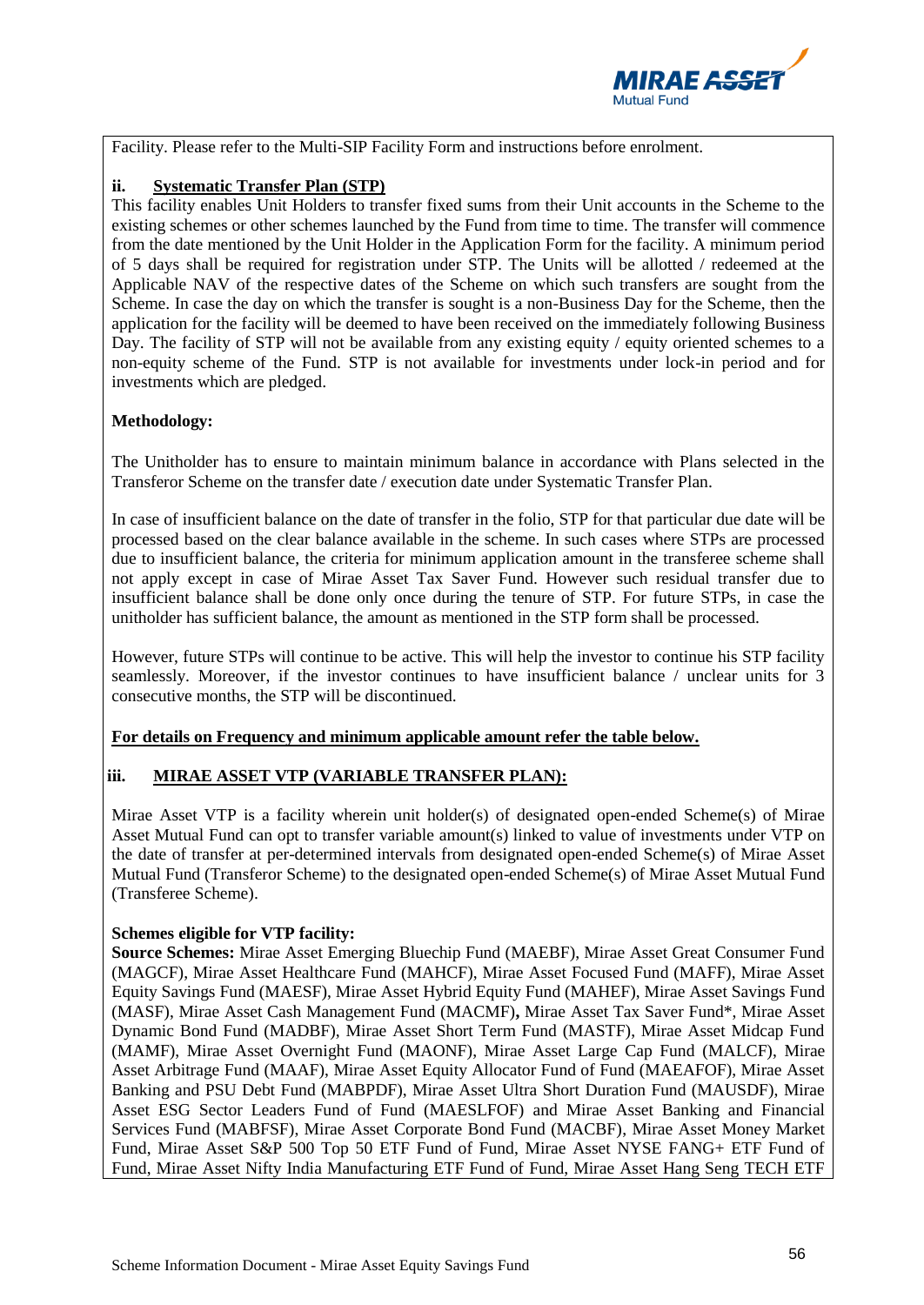Facility. Please refer to the Multi-SIP Facility Form and instructions before enrolment.

**ii. Systematic Transfer Plan (STP)**

This facility enables Unit Holders to transfer fixed sums from their Unit accounts in the Scheme to the existing schemes or other schemes launched by the Fund from time to time. The transfer will commence from the date mentioned by the Unit Holder in the Application Form for the facility. A minimum period of 5 days shall be required for registration under STP. The Units will be allotted / redeemed at the Applicable NAV of the respective dates of the Scheme on which such transfers are sought from the Scheme. In case the day on which the transfer is sought is a non-Business Day for the Scheme, then the application for the facility will be deemed to have been received on the immediately following Business Day. The facility of STP will not be available from any existing equity / equity oriented schemes to a non-equity scheme of the Fund. STP is not available for investments under lock-in period and for investments which are pledged.

**Methodology:**

The Unitholder has to ensure to maintain minimum balance in accordance with Plans selected in the Transferor Scheme on the transfer date / execution date under Systematic Transfer Plan.

In case of insufficient balance on the date of transfer in the folio, STP for that particular due date will be processed based on the clear balance available in the scheme. In such cases where STPs are processed due to insufficient balance, the criteria for minimum application amount in the transferee scheme shall not apply except in case of Mirae Asset Tax Saver Fund. However such residual transfer due to insufficient balance shall be done only once during the tenure of STP. For future STPs, in case the unitholder has sufficient balance, the amount as mentioned in the STP form shall be processed.

However, future STPs will continue to be active. This will help the investor to continue his STP facility seamlessly. Moreover, if the investor continues to have insufficient balance / unclear units for 3 consecutive months, the STP will be discontinued.

**For details on Frequency and minimum applicable amount refer the table below.**

**iii. MIRAE ASSET VTP (VARIABLE TRANSFER PLAN):**

Mirae Asset VTP is a facility wherein unit holder(s) of designated open-ended Scheme(s) of Mirae Asset Mutual Fund can opt to transfer variable amount(s) linked to value of investments under VTP on the date of transfer at per-determined intervals from designated open-ended Scheme(s) of Mirae Asset Mutual Fund (Transferor Scheme) to the designated open-ended Scheme(s) of Mirae Asset Mutual Fund (Transferee Scheme).

**Schemes eligible for VTP facility:**

**Source Schemes:** Mirae Asset Emerging Bluechip Fund (MAEBF), Mirae Asset Great Consumer Fund (MAGCF), Mirae Asset Healthcare Fund (MAHCF), Mirae Asset Focused Fund (MAFF), Mirae Asset Equity Savings Fund (MAESF), Mirae Asset Hybrid Equity Fund (MAHEF), Mirae Asset Savings Fund (MASF), Mirae Asset Cash Management Fund (MACMF)**,** Mirae Asset Tax Saver Fund*, Mirae Asset Dynamic Bond Fund (MADBF), Mirae Asset Short Term Fund (MASTF), Mirae Asset Midcap Fund (MAMF), Mirae Asset Overnight Fund (MAONF), Mirae Asset Large Cap Fund (MALCF), Mirae Asset Arbitrage Fund (MAAF), Mirae Asset Equity Allocator Fund of Fund (MAEAFOF), Mirae Asset Banking and PSU Debt Fund (MABPDF), Mirae Asset Ultra Short Duration Fund (MAUSDF), Mirae Asset ESG Sector Leaders Fund of Fund (MAESLFOF) and Mirae Asset Banking and Financial Services Fund (MABFSF), Mirae Asset Corporate Bond Fund (MACBF), Mirae Asset Money Market Fund, Mirae Asset S&P 500 Top 50 ETF Fund of Fund, Mirae Asset NYSE FANG+ ETF Fund of Fund, Mirae Asset Nifty India Manufacturing ETF Fund of Fund, Mirae Asset Hang Seng TECH ETF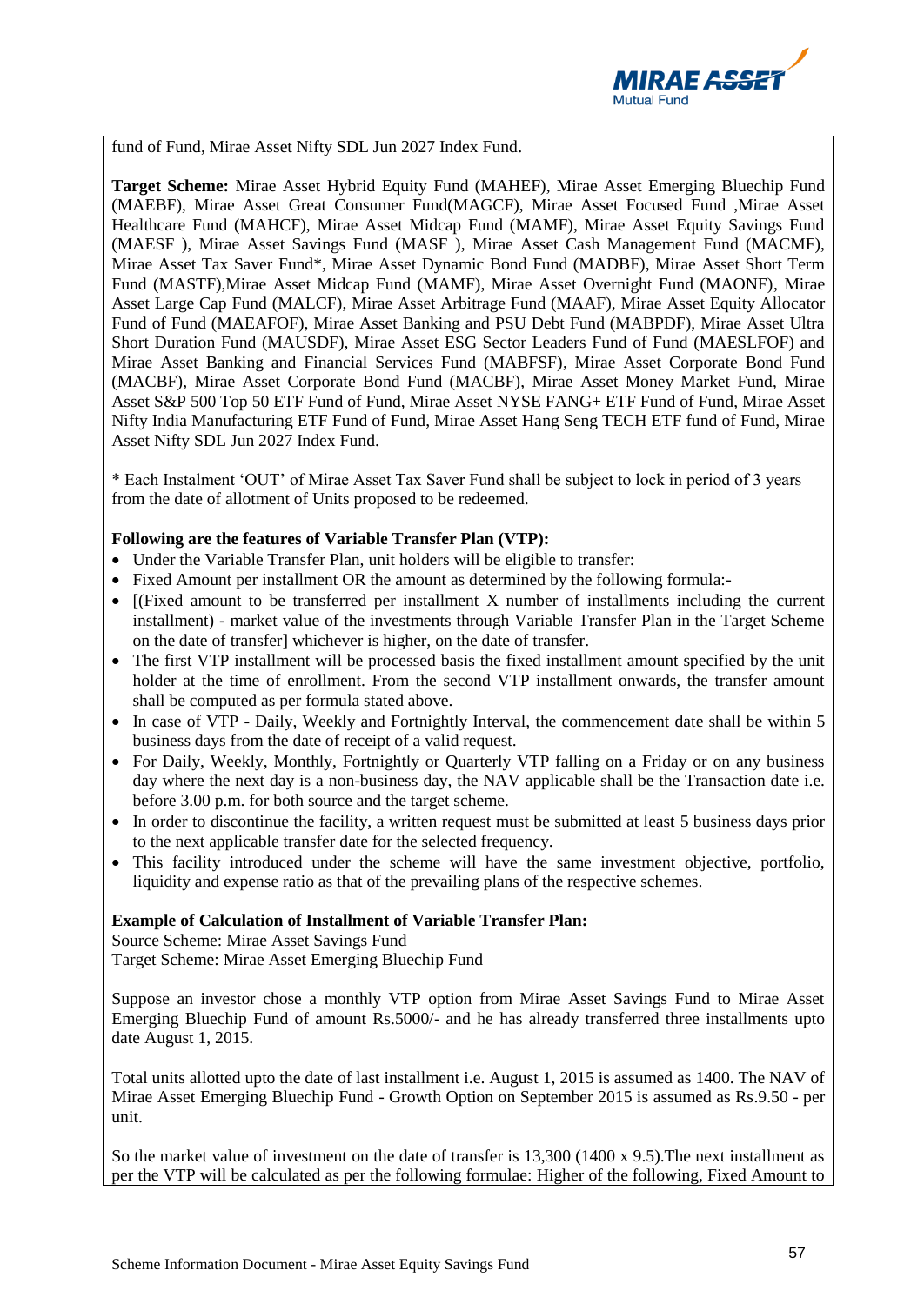fund of Fund, Mirae Asset Nifty SDL Jun 2027 Index Fund.

**Target Scheme:** Mirae Asset Hybrid Equity Fund (MAHEF), Mirae Asset Emerging Bluechip Fund (MAEBF), Mirae Asset Great Consumer Fund(MAGCF), Mirae Asset Focused Fund ,Mirae Asset Healthcare Fund (MAHCF), Mirae Asset Midcap Fund (MAMF), Mirae Asset Equity Savings Fund (MAESF ), Mirae Asset Savings Fund (MASF ), Mirae Asset Cash Management Fund (MACMF), Mirae Asset Tax Saver Fund*, Mirae Asset Dynamic Bond Fund (MADBF), Mirae Asset Short Term Fund (MASTF),Mirae Asset Midcap Fund (MAMF), Mirae Asset Overnight Fund (MAONF), Mirae Asset Large Cap Fund (MALCF), Mirae Asset Arbitrage Fund (MAAF), Mirae Asset Equity Allocator Fund of Fund (MAEAFOF), Mirae Asset Banking and PSU Debt Fund (MABPDF), Mirae Asset Ultra Short Duration Fund (MAUSDF), Mirae Asset ESG Sector Leaders Fund of Fund (MAESLFOF) and Mirae Asset Banking and Financial Services Fund (MABFSF), Mirae Asset Corporate Bond Fund (MACBF), Mirae Asset Corporate Bond Fund (MACBF), Mirae Asset Money Market Fund, Mirae Asset S&P 500 Top 50 ETF Fund of Fund, Mirae Asset NYSE FANG+ ETF Fund of Fund, Mirae Asset Nifty India Manufacturing ETF Fund of Fund, Mirae Asset Hang Seng TECH ETF fund of Fund, Mirae Asset Nifty SDL Jun 2027 Index Fund.

* Each Instalment 'OUT' of Mirae Asset Tax Saver Fund shall be subject to lock in period of 3 years from the date of allotment of Units proposed to be redeemed.

**Following are the features of Variable Transfer Plan (VTP):**

- Under the Variable Transfer Plan, unit holders will be eligible to transfer:
- Fixed Amount per installment OR the amount as determined by the following formula:-
- [(Fixed amount to be transferred per installment X number of installments including the current installment) - market value of the investments through Variable Transfer Plan in the Target Scheme on the date of transfer] whichever is higher, on the date of transfer.
- The first VTP installment will be processed basis the fixed installment amount specified by the unit holder at the time of enrollment. From the second VTP installment onwards, the transfer amount shall be computed as per formula stated above.
- In case of VTP - Daily, Weekly and Fortnightly Interval, the commencement date shall be within 5 business days from the date of receipt of a valid request.
- For Daily, Weekly, Monthly, Fortnightly or Quarterly VTP falling on a Friday or on any business day where the next day is a non-business day, the NAV applicable shall be the Transaction date i.e. before 3.00 p.m. for both source and the target scheme.
- In order to discontinue the facility, a written request must be submitted at least 5 business days prior to the next applicable transfer date for the selected frequency.
- This facility introduced under the scheme will have the same investment objective, portfolio, liquidity and expense ratio as that of the prevailing plans of the respective schemes.

**Example of Calculation of Installment of Variable Transfer Plan:**

Source Scheme: Mirae Asset Savings Fund
Target Scheme: Mirae Asset Emerging Bluechip Fund

Suppose an investor chose a monthly VTP option from Mirae Asset Savings Fund to Mirae Asset Emerging Bluechip Fund of amount Rs.5000/- and he has already transferred three installments upto date August 1, 2015.

Total units allotted upto the date of last installment i.e. August 1, 2015 is assumed as 1400. The NAV of Mirae Asset Emerging Bluechip Fund - Growth Option on September 2015 is assumed as Rs.9.50 - per unit.

So the market value of investment on the date of transfer is 13,300 (1400 x 9.5).The next installment as per the VTP will be calculated as per the following formulae: Higher of the following, Fixed Amount to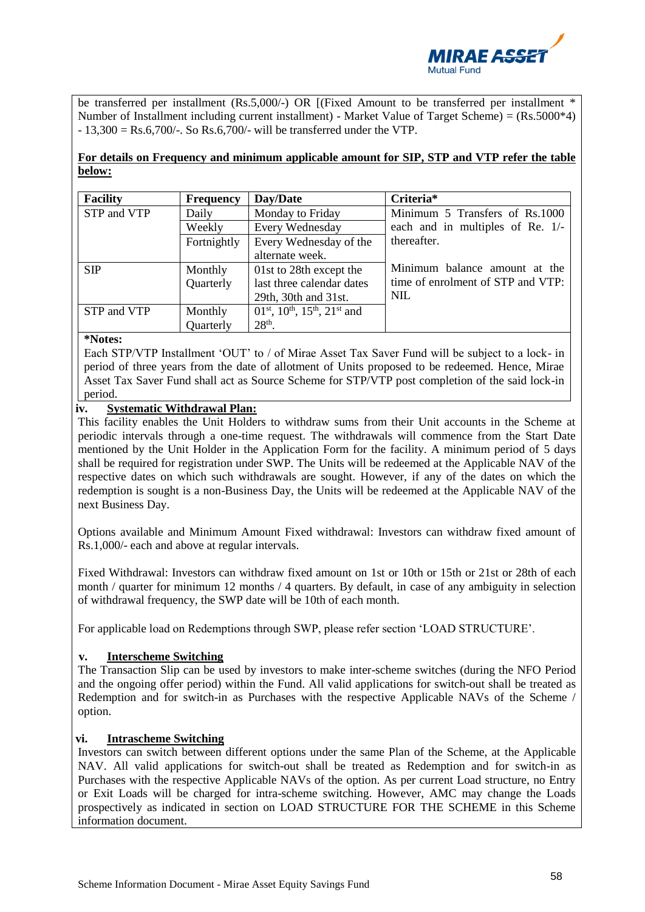be transferred per installment (Rs.5,000/-) OR [(Fixed Amount to be transferred per installment * Number of Installment including current installment) - Market Value of Target Scheme) = (Rs.5000*4) - 13,300 = Rs.6,700/-. So Rs.6,700/- will be transferred under the VTP.

**For details on Frequency and minimum applicable amount for SIP, STP and VTP refer the table below:**

| Facility | Frequency | Day/Date | Criteria* |
|---|---|---|---|
| STP and VTP | Daily | Monday to Friday | Minimum 5 Transfers of Rs.1000 each and in multiples of Re. 1/- thereafter. |
| | Weekly | Every Wednesday | |
| | Fortnightly | Every Wednesday of the alternate week. | |
| SIP | Monthly Quarterly | 01st to 28th except the last three calendar dates 29th, 30th and 31st. | Minimum balance amount at the time of enrolment of STP and VTP: NIL |
| STP and VTP | Monthly Quarterly | 01st, 10th, 15th, 21st and 28th. | |

***Notes:**

Each STP/VTP Installment 'OUT' to / of Mirae Asset Tax Saver Fund will be subject to a lock- in period of three years from the date of allotment of Units proposed to be redeemed. Hence, Mirae Asset Tax Saver Fund shall act as Source Scheme for STP/VTP post completion of the said lock-in period.

**iv. Systematic Withdrawal Plan:**

This facility enables the Unit Holders to withdraw sums from their Unit accounts in the Scheme at periodic intervals through a one-time request. The withdrawals will commence from the Start Date mentioned by the Unit Holder in the Application Form for the facility. A minimum period of 5 days shall be required for registration under SWP. The Units will be redeemed at the Applicable NAV of the respective dates on which such withdrawals are sought. However, if any of the dates on which the redemption is sought is a non-Business Day, the Units will be redeemed at the Applicable NAV of the next Business Day.

Options available and Minimum Amount Fixed withdrawal: Investors can withdraw fixed amount of Rs.1,000/- each and above at regular intervals.

Fixed Withdrawal: Investors can withdraw fixed amount on 1st or 10th or 15th or 21st or 28th of each month / quarter for minimum 12 months / 4 quarters. By default, in case of any ambiguity in selection of withdrawal frequency, the SWP date will be 10th of each month.

For applicable load on Redemptions through SWP, please refer section 'LOAD STRUCTURE'.

**v. Interscheme Switching**

The Transaction Slip can be used by investors to make inter-scheme switches (during the NFO Period and the ongoing offer period) within the Fund. All valid applications for switch-out shall be treated as Redemption and for switch-in as Purchases with the respective Applicable NAVs of the Scheme / option.

**vi. Intrascheme Switching**

Investors can switch between different options under the same Plan of the Scheme, at the Applicable NAV. All valid applications for switch-out shall be treated as Redemption and for switch-in as Purchases with the respective Applicable NAVs of the option. As per current Load structure, no Entry or Exit Loads will be charged for intra-scheme switching. However, AMC may change the Loads prospectively as indicated in section on LOAD STRUCTURE FOR THE SCHEME in this Scheme information document.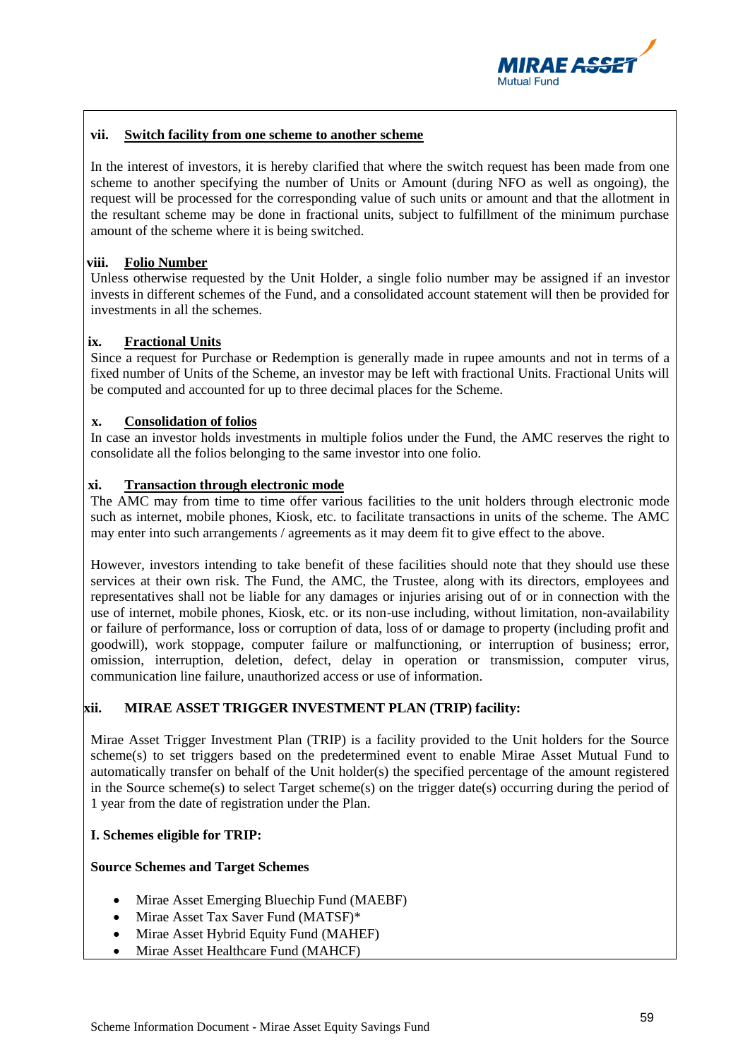### vii. Switch facility from one scheme to another scheme

In the interest of investors, it is hereby clarified that where the switch request has been made from one scheme to another specifying the number of Units or Amount (during NFO as well as ongoing), the request will be processed for the corresponding value of such units or amount and that the allotment in the resultant scheme may be done in fractional units, subject to fulfillment of the minimum purchase amount of the scheme where it is being switched.

### viii. Folio Number

Unless otherwise requested by the Unit Holder, a single folio number may be assigned if an investor invests in different schemes of the Fund, and a consolidated account statement will then be provided for investments in all the schemes.

### ix. Fractional Units

Since a request for Purchase or Redemption is generally made in rupee amounts and not in terms of a fixed number of Units of the Scheme, an investor may be left with fractional Units. Fractional Units will be computed and accounted for up to three decimal places for the Scheme.

### x. Consolidation of folios

In case an investor holds investments in multiple folios under the Fund, the AMC reserves the right to consolidate all the folios belonging to the same investor into one folio.

### xi. Transaction through electronic mode

The AMC may from time to time offer various facilities to the unit holders through electronic mode such as internet, mobile phones, Kiosk, etc. to facilitate transactions in units of the scheme. The AMC may enter into such arrangements / agreements as it may deem fit to give effect to the above.

However, investors intending to take benefit of these facilities should note that they should use these services at their own risk. The Fund, the AMC, the Trustee, along with its directors, employees and representatives shall not be liable for any damages or injuries arising out of or in connection with the use of internet, mobile phones, Kiosk, etc. or its non-use including, without limitation, non-availability or failure of performance, loss or corruption of data, loss of or damage to property (including profit and goodwill), work stoppage, computer failure or malfunctioning, or interruption of business; error, omission, interruption, deletion, defect, delay in operation or transmission, computer virus, communication line failure, unauthorized access or use of information.

### xii. MIRAE ASSET TRIGGER INVESTMENT PLAN (TRIP) facility:

Mirae Asset Trigger Investment Plan (TRIP) is a facility provided to the Unit holders for the Source scheme(s) to set triggers based on the predetermined event to enable Mirae Asset Mutual Fund to automatically transfer on behalf of the Unit holder(s) the specified percentage of the amount registered in the Source scheme(s) to select Target scheme(s) on the trigger date(s) occurring during the period of 1 year from the date of registration under the Plan.

**I. Schemes eligible for TRIP:**

**Source Schemes and Target Schemes**

- Mirae Asset Emerging Bluechip Fund (MAEBF)
- Mirae Asset Tax Saver Fund (MATSF)*
- Mirae Asset Hybrid Equity Fund (MAHEF)
- Mirae Asset Healthcare Fund (MAHCF)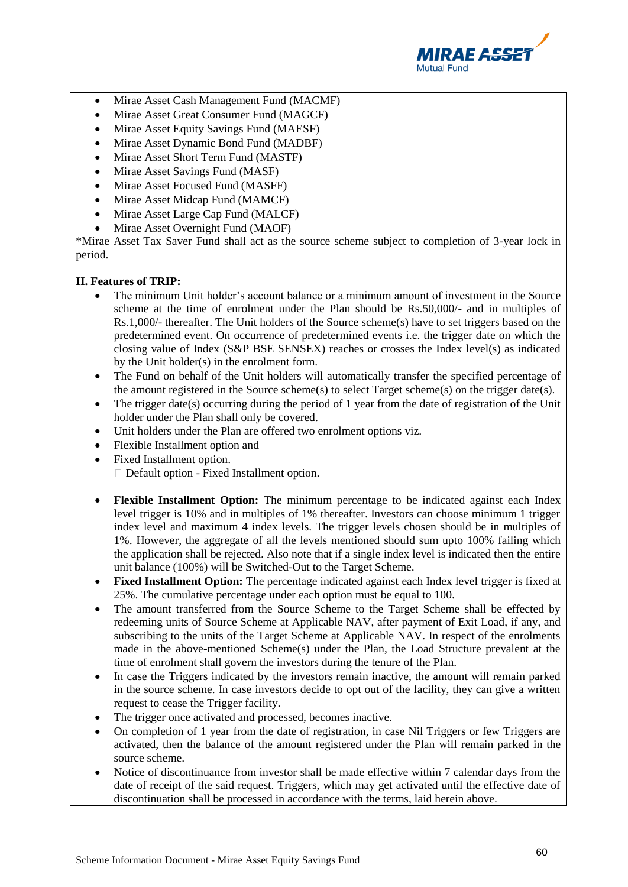- Mirae Asset Cash Management Fund (MACMF)
- Mirae Asset Great Consumer Fund (MAGCF)
- Mirae Asset Equity Savings Fund (MAESF)
- Mirae Asset Dynamic Bond Fund (MADBF)
- Mirae Asset Short Term Fund (MASTF)
- Mirae Asset Savings Fund (MASF)
- Mirae Asset Focused Fund (MASFF)
- Mirae Asset Midcap Fund (MAMCF)
- Mirae Asset Large Cap Fund (MALCF)
- Mirae Asset Overnight Fund (MAOF)

*Mirae Asset Tax Saver Fund shall act as the source scheme subject to completion of 3-year lock in period.

**II. Features of TRIP:**

- The minimum Unit holder's account balance or a minimum amount of investment in the Source scheme at the time of enrolment under the Plan should be Rs.50,000/- and in multiples of Rs.1,000/- thereafter. The Unit holders of the Source scheme(s) have to set triggers based on the predetermined event. On occurrence of predetermined events i.e. the trigger date on which the closing value of Index (S&P BSE SENSEX) reaches or crosses the Index level(s) as indicated by the Unit holder(s) in the enrolment form.
- The Fund on behalf of the Unit holders will automatically transfer the specified percentage of the amount registered in the Source scheme(s) to select Target scheme(s) on the trigger date(s).
- The trigger date(s) occurring during the period of 1 year from the date of registration of the Unit holder under the Plan shall only be covered.
- Unit holders under the Plan are offered two enrolment options viz.
- Flexible Installment option and
- Fixed Installment option.
   - Default option - Fixed Installment option.

- **Flexible Installment Option:** The minimum percentage to be indicated against each Index level trigger is 10% and in multiples of 1% thereafter. Investors can choose minimum 1 trigger index level and maximum 4 index levels. The trigger levels chosen should be in multiples of 1%. However, the aggregate of all the levels mentioned should sum upto 100% failing which the application shall be rejected. Also note that if a single index level is indicated then the entire unit balance (100%) will be Switched-Out to the Target Scheme.
- **Fixed Installment Option:** The percentage indicated against each Index level trigger is fixed at 25%. The cumulative percentage under each option must be equal to 100.
- The amount transferred from the Source Scheme to the Target Scheme shall be effected by redeeming units of Source Scheme at Applicable NAV, after payment of Exit Load, if any, and subscribing to the units of the Target Scheme at Applicable NAV. In respect of the enrolments made in the above-mentioned Scheme(s) under the Plan, the Load Structure prevalent at the time of enrolment shall govern the investors during the tenure of the Plan.
- In case the Triggers indicated by the investors remain inactive, the amount will remain parked in the source scheme. In case investors decide to opt out of the facility, they can give a written request to cease the Trigger facility.
- The trigger once activated and processed, becomes inactive.
- On completion of 1 year from the date of registration, in case Nil Triggers or few Triggers are activated, then the balance of the amount registered under the Plan will remain parked in the source scheme.
- Notice of discontinuance from investor shall be made effective within 7 calendar days from the date of receipt of the said request. Triggers, which may get activated until the effective date of discontinuation shall be processed in accordance with the terms, laid herein above.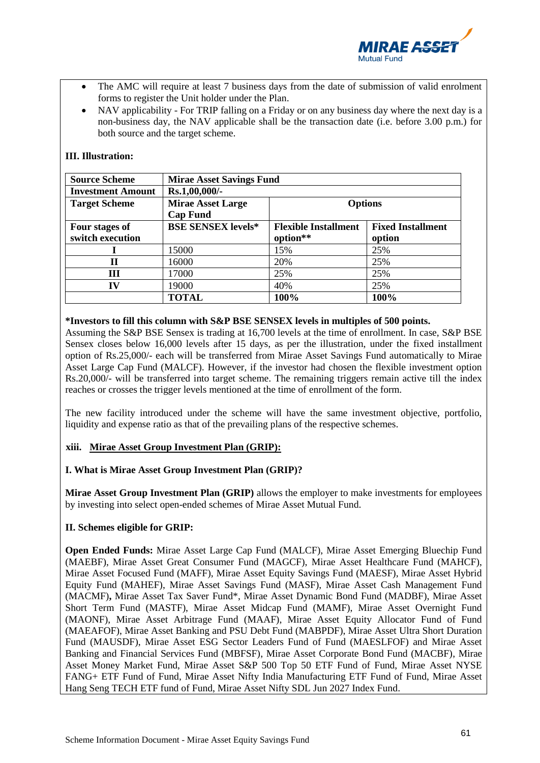- The AMC will require at least 7 business days from the date of submission of valid enrolment forms to register the Unit holder under the Plan.
- NAV applicability - For TRIP falling on a Friday or on any business day where the next day is a non-business day, the NAV applicable shall be the transaction date (i.e. before 3.00 p.m.) for both source and the target scheme.

**III. Illustration:**

| **Source Scheme** | **Mirae Asset Savings Fund** | | |
|---|---|---|---|
| **Investment Amount** | **Rs.1,00,000/-** | | |
| **Target Scheme** | **Mirae Asset Large Cap Fund** | **Options** | |
| **Four stages of switch execution** | **BSE SENSEX levels*** | **Flexible Installment option**** | **Fixed Installment option** |
| **I** | 15000 | 15% | 25% |
| **II** | 16000 | 20% | 25% |
| **III** | 17000 | 25% | 25% |
| **IV** | 19000 | 40% | 25% |
| | **TOTAL** | **100%** | **100%** |

***Investors to fill this column with S&P BSE SENSEX levels in multiples of 500 points.**

Assuming the S&P BSE Sensex is trading at 16,700 levels at the time of enrollment. In case, S&P BSE Sensex closes below 16,000 levels after 15 days, as per the illustration, under the fixed installment option of Rs.25,000/- each will be transferred from Mirae Asset Savings Fund automatically to Mirae Asset Large Cap Fund (MALCF). However, if the investor had chosen the flexible investment option Rs.20,000/- will be transferred into target scheme. The remaining triggers remain active till the index reaches or crosses the trigger levels mentioned at the time of enrollment of the form.

The new facility introduced under the scheme will have the same investment objective, portfolio, liquidity and expense ratio as that of the prevailing plans of the respective schemes.

**xiii. Mirae Asset Group Investment Plan (GRIP):**

**I. What is Mirae Asset Group Investment Plan (GRIP)?**

**Mirae Asset Group Investment Plan (GRIP)** allows the employer to make investments for employees by investing into select open-ended schemes of Mirae Asset Mutual Fund.

**II. Schemes eligible for GRIP:**

**Open Ended Funds:** Mirae Asset Large Cap Fund (MALCF), Mirae Asset Emerging Bluechip Fund (MAEBF), Mirae Asset Great Consumer Fund (MAGCF), Mirae Asset Healthcare Fund (MAHCF), Mirae Asset Focused Fund (MAFF), Mirae Asset Equity Savings Fund (MAESF), Mirae Asset Hybrid Equity Fund (MAHEF), Mirae Asset Savings Fund (MASF), Mirae Asset Cash Management Fund (MACMF)**,** Mirae Asset Tax Saver Fund*, Mirae Asset Dynamic Bond Fund (MADBF), Mirae Asset Short Term Fund (MASTF), Mirae Asset Midcap Fund (MAMF), Mirae Asset Overnight Fund (MAONF), Mirae Asset Arbitrage Fund (MAAF), Mirae Asset Equity Allocator Fund of Fund (MAEAFOF), Mirae Asset Banking and PSU Debt Fund (MABPDF), Mirae Asset Ultra Short Duration Fund (MAUSDF), Mirae Asset ESG Sector Leaders Fund of Fund (MAESLFOF) and Mirae Asset Banking and Financial Services Fund (MBFSF), Mirae Asset Corporate Bond Fund (MACBF), Mirae Asset Money Market Fund, Mirae Asset S&P 500 Top 50 ETF Fund of Fund, Mirae Asset NYSE FANG+ ETF Fund of Fund, Mirae Asset Nifty India Manufacturing ETF Fund of Fund, Mirae Asset Hang Seng TECH ETF fund of Fund, Mirae Asset Nifty SDL Jun 2027 Index Fund.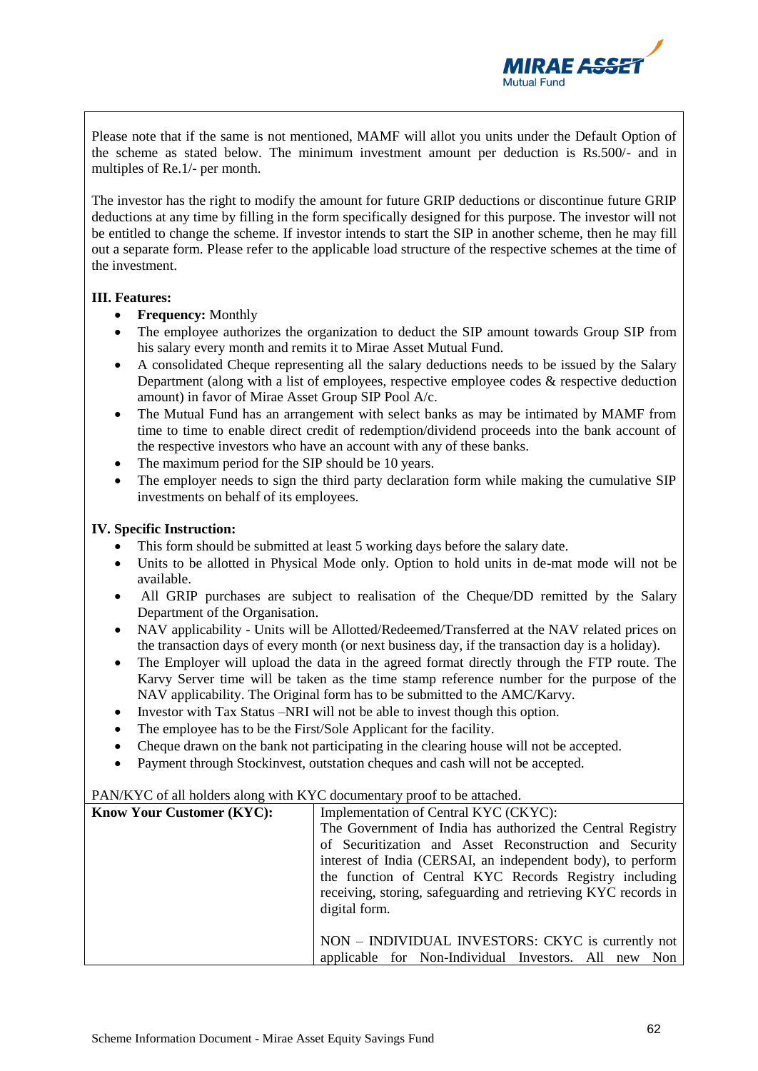Please note that if the same is not mentioned, MAMF will allot you units under the Default Option of the scheme as stated below. The minimum investment amount per deduction is Rs.500/- and in multiples of Re.1/- per month.

The investor has the right to modify the amount for future GRIP deductions or discontinue future GRIP deductions at any time by filling in the form specifically designed for this purpose. The investor will not be entitled to change the scheme. If investor intends to start the SIP in another scheme, then he may fill out a separate form. Please refer to the applicable load structure of the respective schemes at the time of the investment.

**III. Features:**

- **Frequency:** Monthly
- The employee authorizes the organization to deduct the SIP amount towards Group SIP from his salary every month and remits it to Mirae Asset Mutual Fund.
- A consolidated Cheque representing all the salary deductions needs to be issued by the Salary Department (along with a list of employees, respective employee codes & respective deduction amount) in favor of Mirae Asset Group SIP Pool A/c.
- The Mutual Fund has an arrangement with select banks as may be intimated by MAMF from time to time to enable direct credit of redemption/dividend proceeds into the bank account of the respective investors who have an account with any of these banks.
- The maximum period for the SIP should be 10 years.
- The employer needs to sign the third party declaration form while making the cumulative SIP investments on behalf of its employees.

**IV. Specific Instruction:**

- This form should be submitted at least 5 working days before the salary date.
- Units to be allotted in Physical Mode only. Option to hold units in de-mat mode will not be available.
- All GRIP purchases are subject to realisation of the Cheque/DD remitted by the Salary Department of the Organisation.
- NAV applicability - Units will be Allotted/Redeemed/Transferred at the NAV related prices on the transaction days of every month (or next business day, if the transaction day is a holiday).
- The Employer will upload the data in the agreed format directly through the FTP route. The Karvy Server time will be taken as the time stamp reference number for the purpose of the NAV applicability. The Original form has to be submitted to the AMC/Karvy.
- Investor with Tax Status –NRI will not be able to invest though this option.
- The employee has to be the First/Sole Applicant for the facility.
- Cheque drawn on the bank not participating in the clearing house will not be accepted.
- Payment through Stockinvest, outstation cheques and cash will not be accepted.

PAN/KYC of all holders along with KYC documentary proof to be attached.

| **Know Your Customer (KYC):** | Implementation of Central KYC (CKYC):<br>The Government of India has authorized the Central Registry of Securitization and Asset Reconstruction and Security interest of India (CERSAI, an independent body), to perform the function of Central KYC Records Registry including receiving, storing, safeguarding and retrieving KYC records in digital form.<br><br>NON – INDIVIDUAL INVESTORS: CKYC is currently not applicable for Non-Individual Investors. All new Non |
|---|---|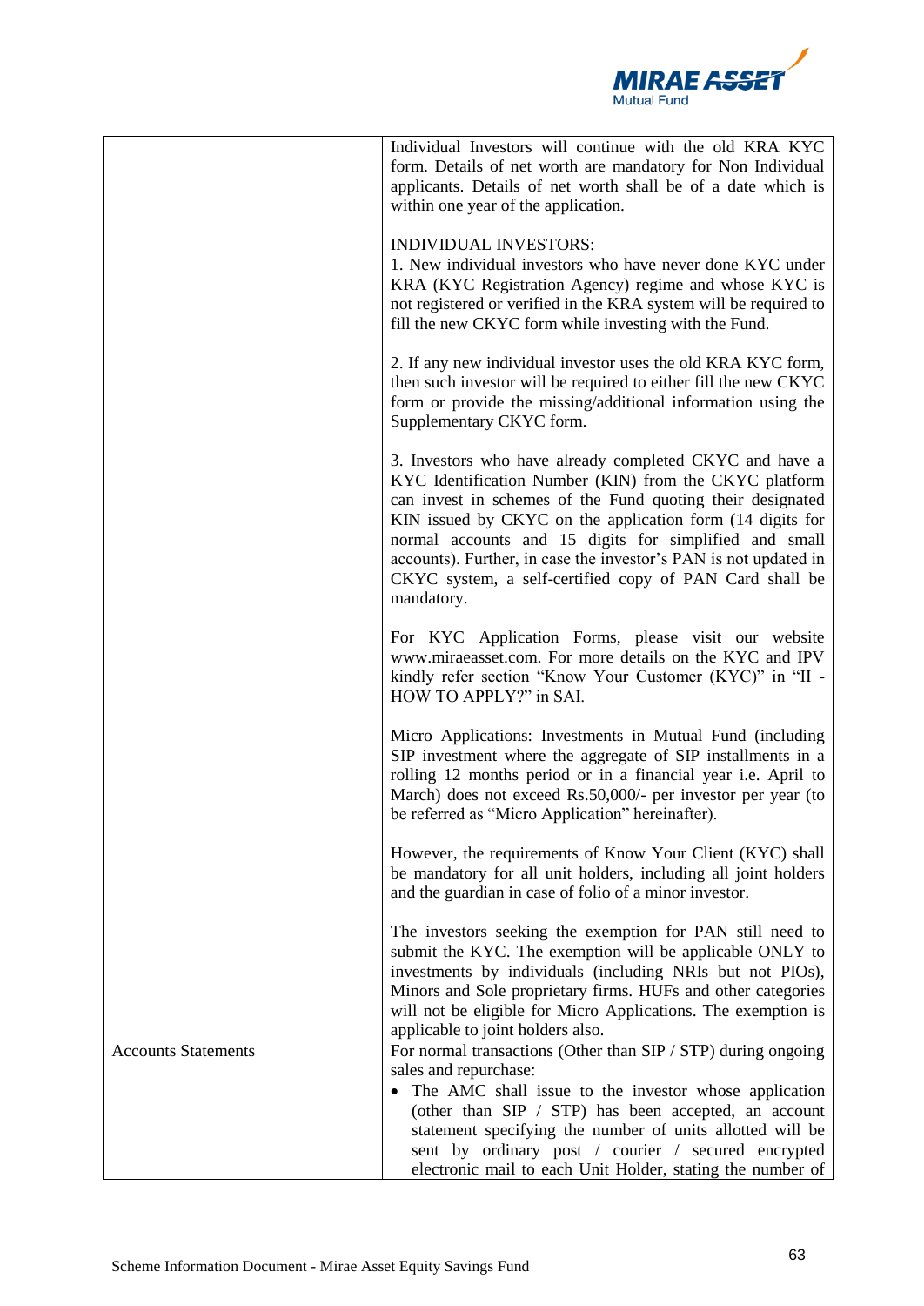| | |
|---|---|
| | Individual Investors will continue with the old KRA KYC form. Details of net worth are mandatory for Non Individual applicants. Details of net worth shall be of a date which is within one year of the application.<br><br>INDIVIDUAL INVESTORS:<br>1. New individual investors who have never done KYC under KRA (KYC Registration Agency) regime and whose KYC is not registered or verified in the KRA system will be required to fill the new CKYC form while investing with the Fund.<br><br>2. If any new individual investor uses the old KRA KYC form, then such investor will be required to either fill the new CKYC form or provide the missing/additional information using the Supplementary CKYC form.<br><br>3. Investors who have already completed CKYC and have a KYC Identification Number (KIN) from the CKYC platform can invest in schemes of the Fund quoting their designated KIN issued by CKYC on the application form (14 digits for normal accounts and 15 digits for simplified and small accounts). Further, in case the investor's PAN is not updated in CKYC system, a self-certified copy of PAN Card shall be mandatory.<br><br>For KYC Application Forms, please visit our website www.miraeasset.com. For more details on the KYC and IPV kindly refer section "Know Your Customer (KYC)" in "II - HOW TO APPLY?" in SAI.<br><br>Micro Applications: Investments in Mutual Fund (including SIP investment where the aggregate of SIP installments in a rolling 12 months period or in a financial year i.e. April to March) does not exceed Rs.50,000/- per investor per year (to be referred as "Micro Application" hereinafter).<br><br>However, the requirements of Know Your Client (KYC) shall be mandatory for all unit holders, including all joint holders and the guardian in case of folio of a minor investor.<br><br>The investors seeking the exemption for PAN still need to submit the KYC. The exemption will be applicable ONLY to investments by individuals (including NRIs but not PIOs), Minors and Sole proprietary firms. HUFs and other categories will not be eligible for Micro Applications. The exemption is applicable to joint holders also. |
| Accounts Statements | For normal transactions (Other than SIP / STP) during ongoing sales and repurchase:<br>• The AMC shall issue to the investor whose application (other than SIP / STP) has been accepted, an account statement specifying the number of units allotted will be sent by ordinary post / courier / secured encrypted electronic mail to each Unit Holder, stating the number of |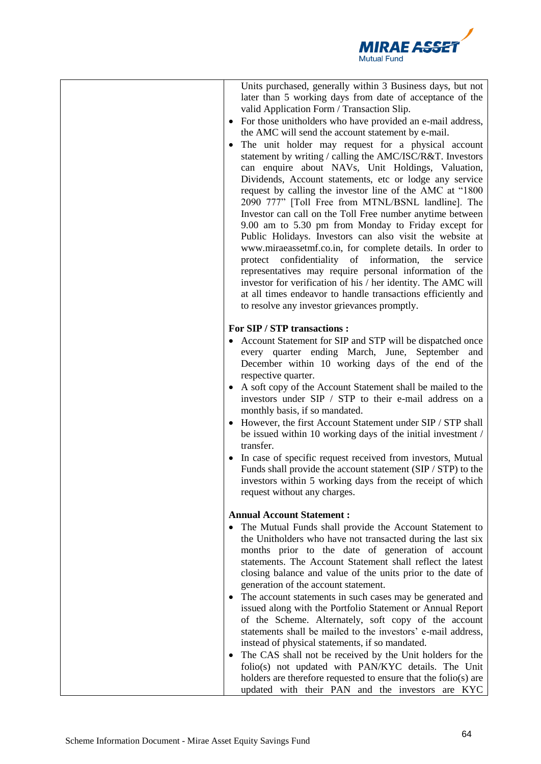| | Units purchased, generally within 3 Business days, but not later than 5 working days from date of acceptance of the valid Application Form / Transaction Slip.<br>• For those unitholders who have provided an e-mail address, the AMC will send the account statement by e-mail.<br>• The unit holder may request for a physical account statement by writing / calling the AMC/ISC/R&T. Investors can enquire about NAVs, Unit Holdings, Valuation, Dividends, Account statements, etc or lodge any service request by calling the investor line of the AMC at "1800 2090 777" [Toll Free from MTNL/BSNL landline]. The Investor can call on the Toll Free number anytime between 9.00 am to 5.30 pm from Monday to Friday except for Public Holidays. Investors can also visit the website at www.miraeassetmf.co.in, for complete details. In order to protect confidentiality of information, the service representatives may require personal information of the investor for verification of his / her identity. The AMC will at all times endeavor to handle transactions efficiently and to resolve any investor grievances promptly.<br><br>**For SIP / STP transactions :**<br>• Account Statement for SIP and STP will be dispatched once every quarter ending March, June, September and December within 10 working days of the end of the respective quarter.<br>• A soft copy of the Account Statement shall be mailed to the investors under SIP / STP to their e-mail address on a monthly basis, if so mandated.<br>• However, the first Account Statement under SIP / STP shall be issued within 10 working days of the initial investment / transfer.<br>• In case of specific request received from investors, Mutual Funds shall provide the account statement (SIP / STP) to the investors within 5 working days from the receipt of which request without any charges.<br><br>**Annual Account Statement :**<br>• The Mutual Funds shall provide the Account Statement to the Unitholders who have not transacted during the last six months prior to the date of generation of account statements. The Account Statement shall reflect the latest closing balance and value of the units prior to the date of generation of the account statement.<br>• The account statements in such cases may be generated and issued along with the Portfolio Statement or Annual Report of the Scheme. Alternately, soft copy of the account statements shall be mailed to the investors' e-mail address, instead of physical statements, if so mandated.<br>• The CAS shall not be received by the Unit holders for the folio(s) not updated with PAN/KYC details. The Unit holders are therefore requested to ensure that the folio(s) are updated with their PAN and the investors are KYC |
|---|---|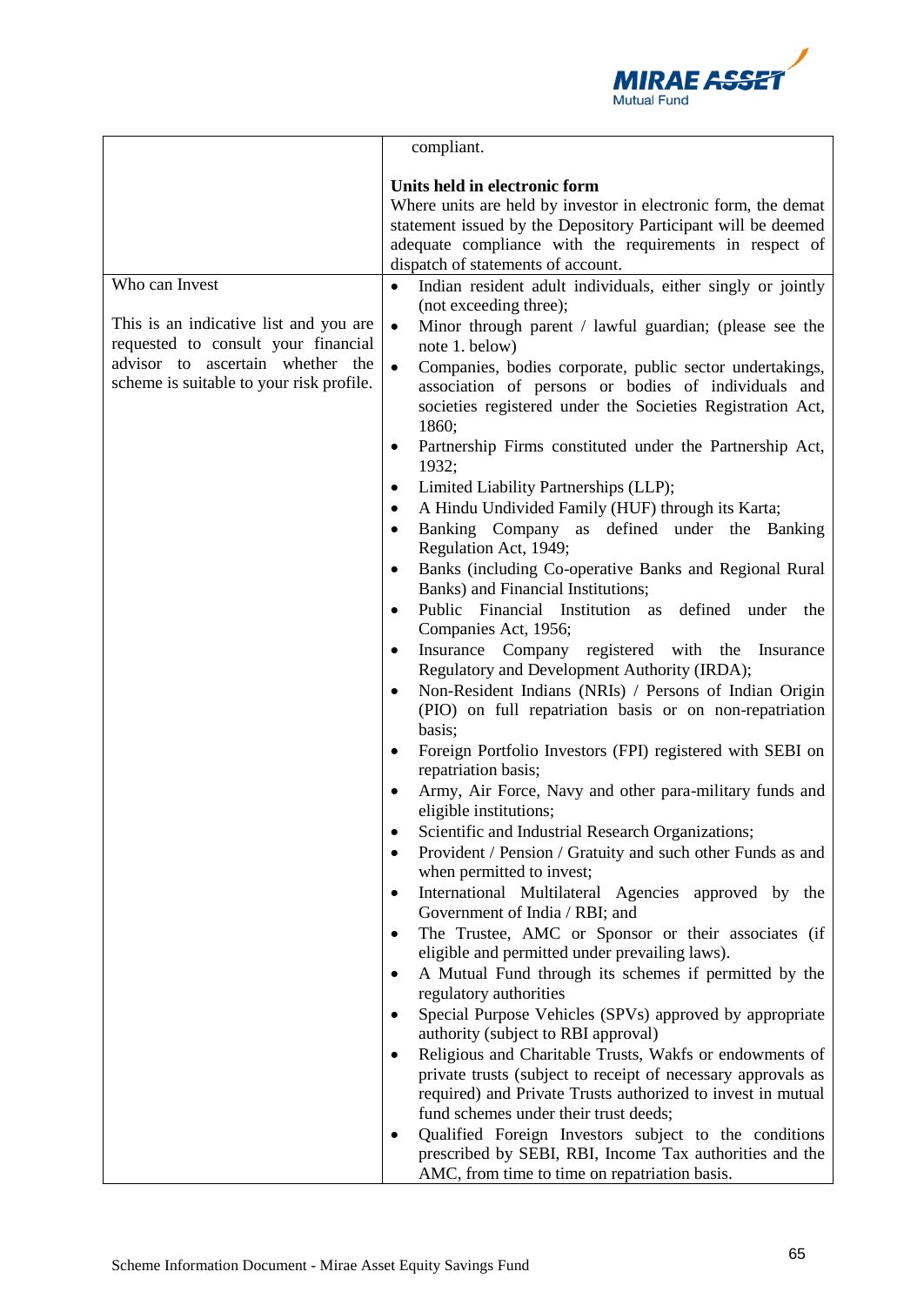| | |
|---|---|
| | compliant.<br><br>**Units held in electronic form**<br>Where units are held by investor in electronic form, the demat statement issued by the Depository Participant will be deemed adequate compliance with the requirements in respect of dispatch of statements of account. |
| Who can Invest<br><br>This is an indicative list and you are requested to consult your financial advisor to ascertain whether the scheme is suitable to your risk profile. | • Indian resident adult individuals, either singly or jointly (not exceeding three);<br>• Minor through parent / lawful guardian; (please see the note 1. below)<br>• Companies, bodies corporate, public sector undertakings, association of persons or bodies of individuals and societies registered under the Societies Registration Act, 1860;<br>• Partnership Firms constituted under the Partnership Act, 1932;<br>• Limited Liability Partnerships (LLP);<br>• A Hindu Undivided Family (HUF) through its Karta;<br>• Banking Company as defined under the Banking Regulation Act, 1949;<br>• Banks (including Co-operative Banks and Regional Rural Banks) and Financial Institutions;<br>• Public Financial Institution as defined under the Companies Act, 1956;<br>• Insurance Company registered with the Insurance Regulatory and Development Authority (IRDA);<br>• Non-Resident Indians (NRIs) / Persons of Indian Origin (PIO) on full repatriation basis or on non-repatriation basis;<br>• Foreign Portfolio Investors (FPI) registered with SEBI on repatriation basis;<br>• Army, Air Force, Navy and other para-military funds and eligible institutions;<br>• Scientific and Industrial Research Organizations;<br>• Provident / Pension / Gratuity and such other Funds as and when permitted to invest;<br>• International Multilateral Agencies approved by the Government of India / RBI; and<br>• The Trustee, AMC or Sponsor or their associates (if eligible and permitted under prevailing laws).<br>• A Mutual Fund through its schemes if permitted by the regulatory authorities<br>• Special Purpose Vehicles (SPVs) approved by appropriate authority (subject to RBI approval)<br>• Religious and Charitable Trusts, Wakfs or endowments of private trusts (subject to receipt of necessary approvals as required) and Private Trusts authorized to invest in mutual fund schemes under their trust deeds;<br>• Qualified Foreign Investors subject to the conditions prescribed by SEBI, RBI, Income Tax authorities and the AMC, from time to time on repatriation basis. |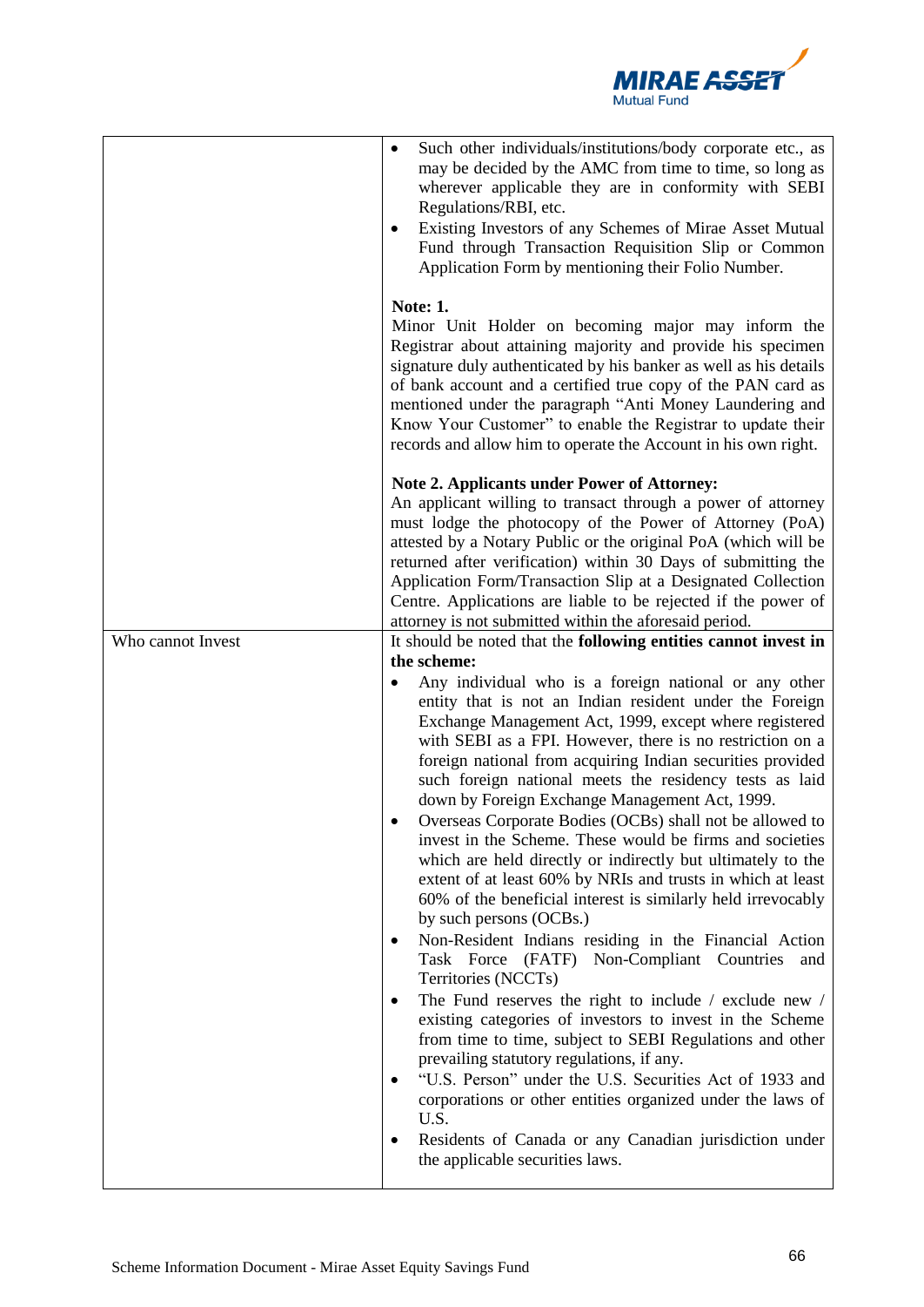| | |
|---|---|
| | • Such other individuals/institutions/body corporate etc., as may be decided by the AMC from time to time, so long as wherever applicable they are in conformity with SEBI Regulations/RBI, etc.<br>• Existing Investors of any Schemes of Mirae Asset Mutual Fund through Transaction Requisition Slip or Common Application Form by mentioning their Folio Number.<br><br>**Note: 1.**<br>Minor Unit Holder on becoming major may inform the Registrar about attaining majority and provide his specimen signature duly authenticated by his banker as well as his details of bank account and a certified true copy of the PAN card as mentioned under the paragraph "Anti Money Laundering and Know Your Customer" to enable the Registrar to update their records and allow him to operate the Account in his own right.<br><br>**Note 2. Applicants under Power of Attorney:**<br>An applicant willing to transact through a power of attorney must lodge the photocopy of the Power of Attorney (PoA) attested by a Notary Public or the original PoA (which will be returned after verification) within 30 Days of submitting the Application Form/Transaction Slip at a Designated Collection Centre. Applications are liable to be rejected if the power of attorney is not submitted within the aforesaid period. |
| Who cannot Invest | It should be noted that the **following entities cannot invest in the scheme:**<br>• Any individual who is a foreign national or any other entity that is not an Indian resident under the Foreign Exchange Management Act, 1999, except where registered with SEBI as a FPI. However, there is no restriction on a foreign national from acquiring Indian securities provided such foreign national meets the residency tests as laid down by Foreign Exchange Management Act, 1999.<br>• Overseas Corporate Bodies (OCBs) shall not be allowed to invest in the Scheme. These would be firms and societies which are held directly or indirectly but ultimately to the extent of at least 60% by NRIs and trusts in which at least 60% of the beneficial interest is similarly held irrevocably by such persons (OCBs.)<br>• Non-Resident Indians residing in the Financial Action Task Force (FATF) Non-Compliant Countries and Territories (NCCTs)<br>• The Fund reserves the right to include / exclude new / existing categories of investors to invest in the Scheme from time to time, subject to SEBI Regulations and other prevailing statutory regulations, if any.<br>• "U.S. Person" under the U.S. Securities Act of 1933 and corporations or other entities organized under the laws of U.S.<br>• Residents of Canada or any Canadian jurisdiction under the applicable securities laws. |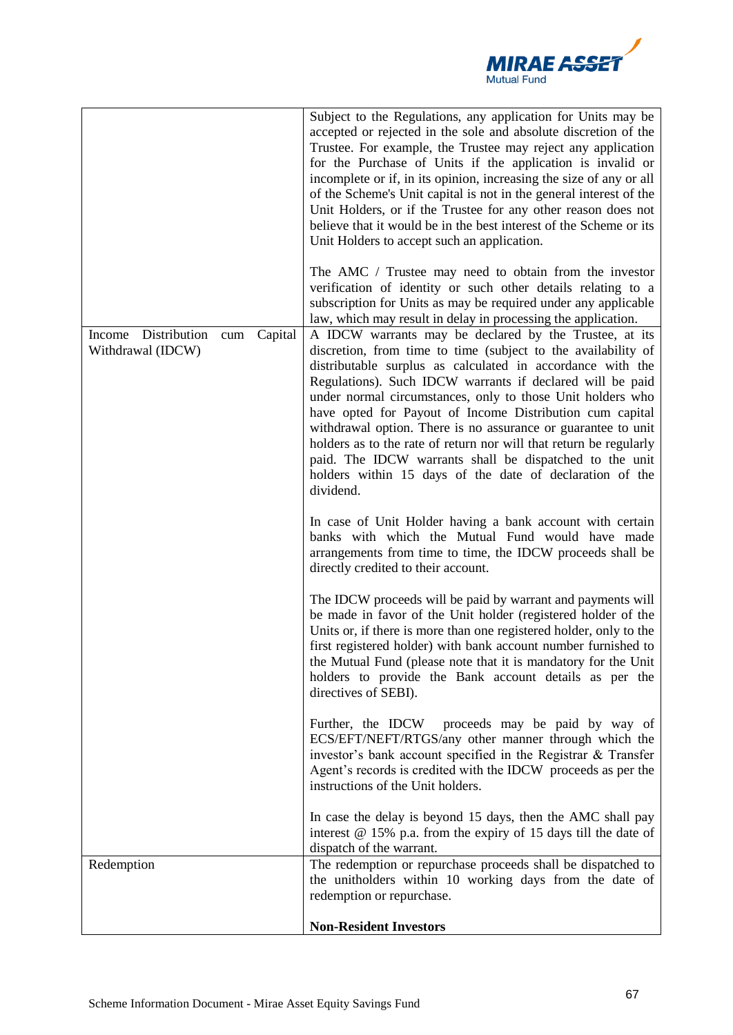| | |
|---|---|
| | Subject to the Regulations, any application for Units may be accepted or rejected in the sole and absolute discretion of the Trustee. For example, the Trustee may reject any application for the Purchase of Units if the application is invalid or incomplete or if, in its opinion, increasing the size of any or all of the Scheme's Unit capital is not in the general interest of the Unit Holders, or if the Trustee for any other reason does not believe that it would be in the best interest of the Scheme or its Unit Holders to accept such an application.<br><br>The AMC / Trustee may need to obtain from the investor verification of identity or such other details relating to a subscription for Units as may be required under any applicable law, which may result in delay in processing the application. |
| Income Distribution cum Capital Withdrawal (IDCW) | A IDCW warrants may be declared by the Trustee, at its discretion, from time to time (subject to the availability of distributable surplus as calculated in accordance with the Regulations). Such IDCW warrants if declared will be paid under normal circumstances, only to those Unit holders who have opted for Payout of Income Distribution cum capital withdrawal option. There is no assurance or guarantee to unit holders as to the rate of return nor will that return be regularly paid. The IDCW warrants shall be dispatched to the unit holders within 15 days of the date of declaration of the dividend.<br><br>In case of Unit Holder having a bank account with certain banks with which the Mutual Fund would have made arrangements from time to time, the IDCW proceeds shall be directly credited to their account.<br><br>The IDCW proceeds will be paid by warrant and payments will be made in favor of the Unit holder (registered holder of the Units or, if there is more than one registered holder, only to the first registered holder) with bank account number furnished to the Mutual Fund (please note that it is mandatory for the Unit holders to provide the Bank account details as per the directives of SEBI).<br><br>Further, the IDCW proceeds may be paid by way of ECS/EFT/NEFT/RTGS/any other manner through which the investor's bank account specified in the Registrar & Transfer Agent's records is credited with the IDCW proceeds as per the instructions of the Unit holders.<br><br>In case the delay is beyond 15 days, then the AMC shall pay interest @ 15% p.a. from the expiry of 15 days till the date of dispatch of the warrant. |
| Redemption | The redemption or repurchase proceeds shall be dispatched to the unitholders within 10 working days from the date of redemption or repurchase.<br><br>**Non-Resident Investors** |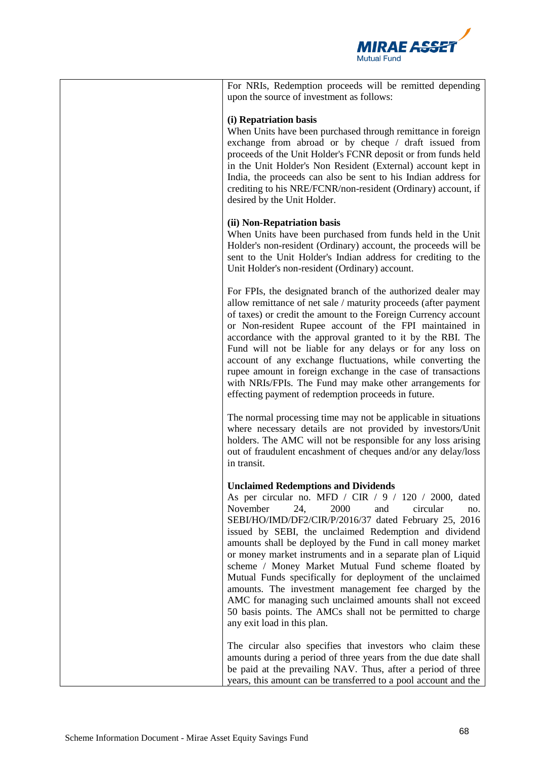| | |
|---|---|
| | For NRIs, Redemption proceeds will be remitted depending upon the source of investment as follows:<br><br>**(i) Repatriation basis**<br>When Units have been purchased through remittance in foreign exchange from abroad or by cheque / draft issued from proceeds of the Unit Holder's FCNR deposit or from funds held in the Unit Holder's Non Resident (External) account kept in India, the proceeds can also be sent to his Indian address for crediting to his NRE/FCNR/non-resident (Ordinary) account, if desired by the Unit Holder.<br><br>**(ii) Non-Repatriation basis**<br>When Units have been purchased from funds held in the Unit Holder's non-resident (Ordinary) account, the proceeds will be sent to the Unit Holder's Indian address for crediting to the Unit Holder's non-resident (Ordinary) account.<br><br>For FPIs, the designated branch of the authorized dealer may allow remittance of net sale / maturity proceeds (after payment of taxes) or credit the amount to the Foreign Currency account or Non-resident Rupee account of the FPI maintained in accordance with the approval granted to it by the RBI. The Fund will not be liable for any delays or for any loss on account of any exchange fluctuations, while converting the rupee amount in foreign exchange in the case of transactions with NRIs/FPIs. The Fund may make other arrangements for effecting payment of redemption proceeds in future.<br><br>The normal processing time may not be applicable in situations where necessary details are not provided by investors/Unit holders. The AMC will not be responsible for any loss arising out of fraudulent encashment of cheques and/or any delay/loss in transit.<br><br>**Unclaimed Redemptions and Dividends**<br>As per circular no. MFD / CIR / 9 / 120 / 2000, dated November 24, 2000 and circular no. SEBI/HO/IMD/DF2/CIR/P/2016/37 dated February 25, 2016 issued by SEBI, the unclaimed Redemption and dividend amounts shall be deployed by the Fund in call money market or money market instruments and in a separate plan of Liquid scheme / Money Market Mutual Fund scheme floated by Mutual Funds specifically for deployment of the unclaimed amounts. The investment management fee charged by the AMC for managing such unclaimed amounts shall not exceed 50 basis points. The AMCs shall not be permitted to charge any exit load in this plan.<br><br>The circular also specifies that investors who claim these amounts during a period of three years from the due date shall be paid at the prevailing NAV. Thus, after a period of three years, this amount can be transferred to a pool account and the |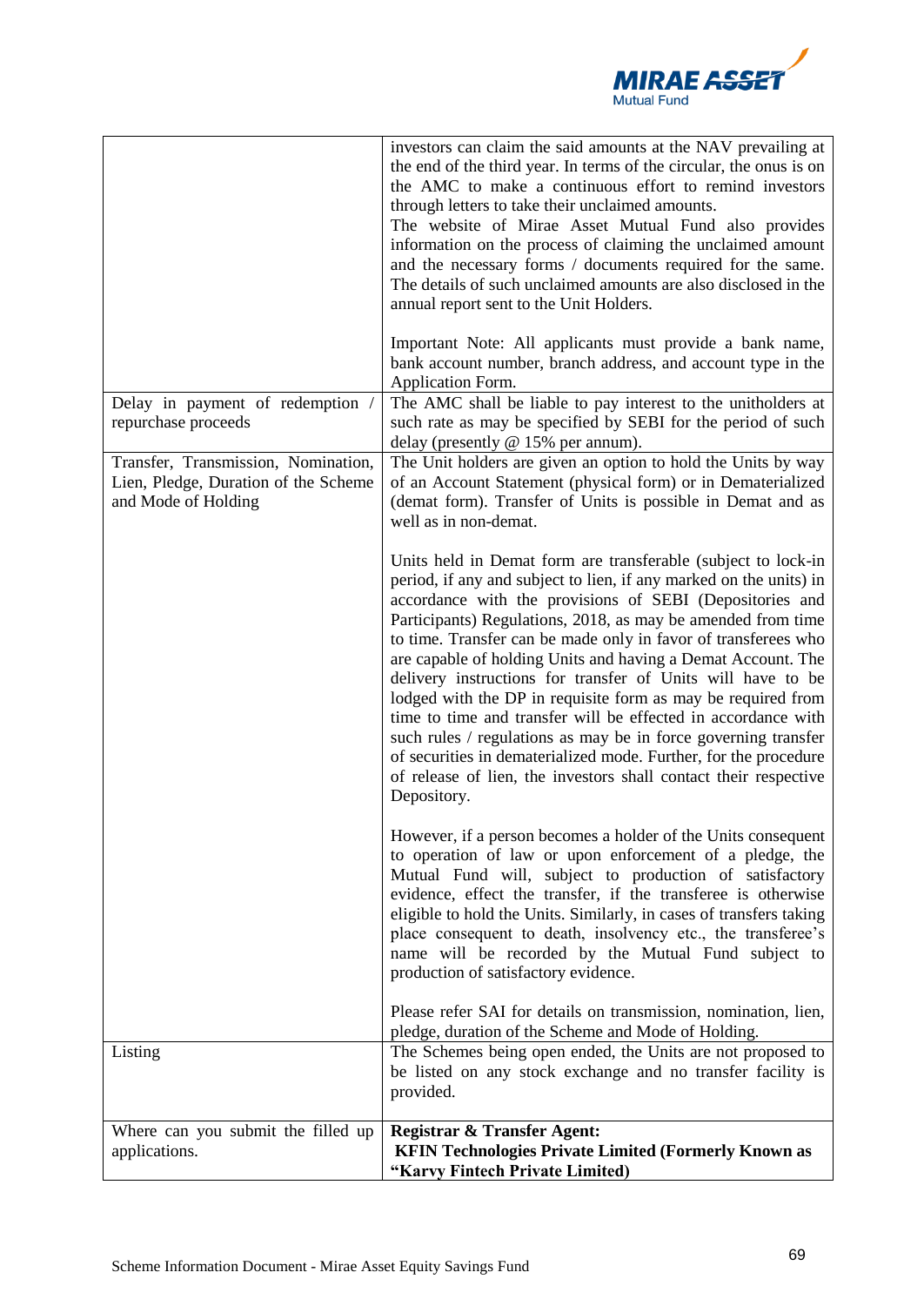| | |
|---|---|
| | investors can claim the said amounts at the NAV prevailing at the end of the third year. In terms of the circular, the onus is on the AMC to make a continuous effort to remind investors through letters to take their unclaimed amounts.<br>The website of Mirae Asset Mutual Fund also provides information on the process of claiming the unclaimed amount and the necessary forms / documents required for the same. The details of such unclaimed amounts are also disclosed in the annual report sent to the Unit Holders.<br><br>Important Note: All applicants must provide a bank name, bank account number, branch address, and account type in the Application Form. |
| Delay in payment of redemption / repurchase proceeds | The AMC shall be liable to pay interest to the unitholders at such rate as may be specified by SEBI for the period of such delay (presently @ 15% per annum). |
| Transfer, Transmission, Nomination, Lien, Pledge, Duration of the Scheme and Mode of Holding | The Unit holders are given an option to hold the Units by way of an Account Statement (physical form) or in Dematerialized (demat form). Transfer of Units is possible in Demat and as well as in non-demat.<br><br>Units held in Demat form are transferable (subject to lock-in period, if any and subject to lien, if any marked on the units) in accordance with the provisions of SEBI (Depositories and Participants) Regulations, 2018, as may be amended from time to time. Transfer can be made only in favor of transferees who are capable of holding Units and having a Demat Account. The delivery instructions for transfer of Units will have to be lodged with the DP in requisite form as may be required from time to time and transfer will be effected in accordance with such rules / regulations as may be in force governing transfer of securities in dematerialized mode. Further, for the procedure of release of lien, the investors shall contact their respective Depository.<br><br>However, if a person becomes a holder of the Units consequent to operation of law or upon enforcement of a pledge, the Mutual Fund will, subject to production of satisfactory evidence, effect the transfer, if the transferee is otherwise eligible to hold the Units. Similarly, in cases of transfers taking place consequent to death, insolvency etc., the transferee's name will be recorded by the Mutual Fund subject to production of satisfactory evidence.<br><br>Please refer SAI for details on transmission, nomination, lien, pledge, duration of the Scheme and Mode of Holding. |
| Listing | The Schemes being open ended, the Units are not proposed to be listed on any stock exchange and no transfer facility is provided. |
| Where can you submit the filled up applications. | **Registrar & Transfer Agent:**<br>**KFIN Technologies Private Limited (Formerly Known as "Karvy Fintech Private Limited)** |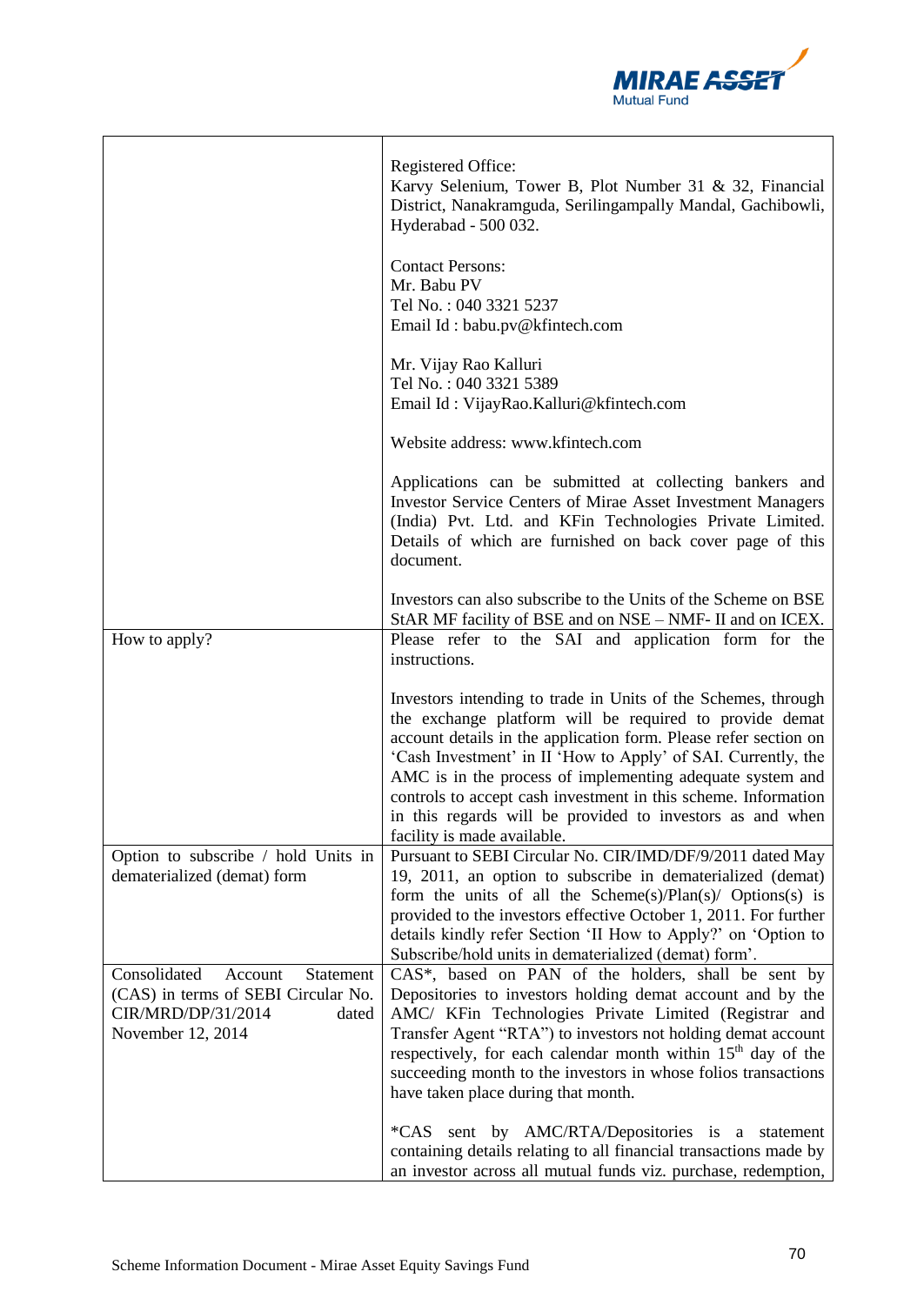| | |
|---|---|
| | Registered Office:<br>Karvy Selenium, Tower B, Plot Number 31 & 32, Financial District, Nanakramguda, Serilingampally Mandal, Gachibowli, Hyderabad - 500 032.<br><br>Contact Persons:<br>Mr. Babu PV<br>Tel No. : 040 3321 5237<br>Email Id : babu.pv@kfintech.com<br><br>Mr. Vijay Rao Kalluri<br>Tel No. : 040 3321 5389<br>Email Id : VijayRao.Kalluri@kfintech.com<br><br>Website address: www.kfintech.com<br><br>Applications can be submitted at collecting bankers and Investor Service Centers of Mirae Asset Investment Managers (India) Pvt. Ltd. and KFin Technologies Private Limited. Details of which are furnished on back cover page of this document.<br><br>Investors can also subscribe to the Units of the Scheme on BSE StAR MF facility of BSE and on NSE – NMF- II and on ICEX. |
| How to apply? | Please refer to the SAI and application form for the instructions.<br><br>Investors intending to trade in Units of the Schemes, through the exchange platform will be required to provide demat account details in the application form. Please refer section on 'Cash Investment' in II 'How to Apply' of SAI. Currently, the AMC is in the process of implementing adequate system and controls to accept cash investment in this scheme. Information in this regards will be provided to investors as and when facility is made available. |
| Option to subscribe / hold Units in dematerialized (demat) form | Pursuant to SEBI Circular No. CIR/IMD/DF/9/2011 dated May 19, 2011, an option to subscribe in dematerialized (demat) form the units of all the Scheme(s)/Plan(s)/ Options(s) is provided to the investors effective October 1, 2011. For further details kindly refer Section 'II How to Apply?' on 'Option to Subscribe/hold units in dematerialized (demat) form'. |
| Consolidated Account Statement (CAS) in terms of SEBI Circular No. CIR/MRD/DP/31/2014 dated November 12, 2014 | CAS*, based on PAN of the holders, shall be sent by Depositories to investors holding demat account and by the AMC/ KFin Technologies Private Limited (Registrar and Transfer Agent "RTA") to investors not holding demat account respectively, for each calendar month within 15th day of the succeeding month to the investors in whose folios transactions have taken place during that month.<br><br>*CAS sent by AMC/RTA/Depositories is a statement containing details relating to all financial transactions made by an investor across all mutual funds viz. purchase, redemption, |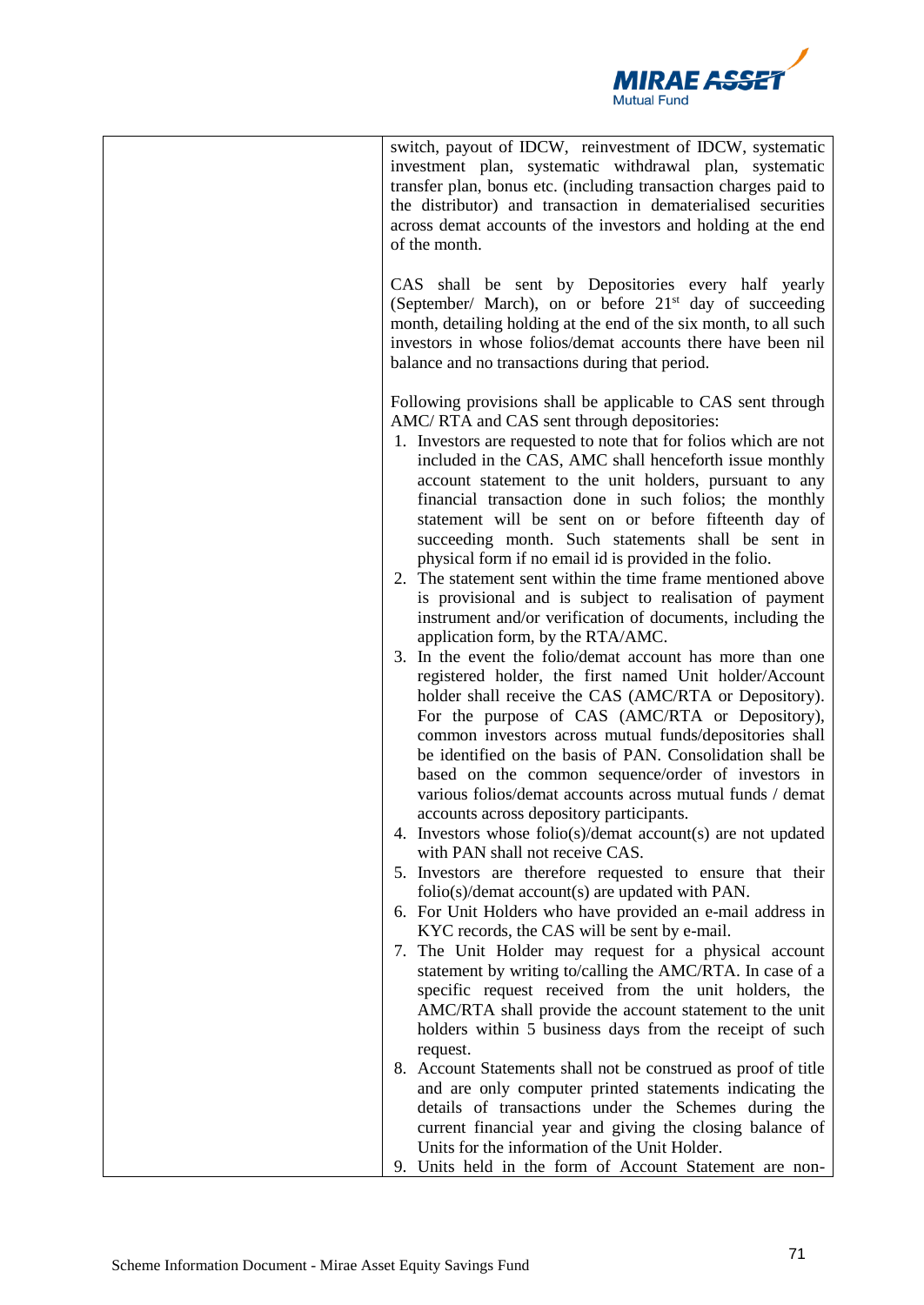| | switch, payout of IDCW, reinvestment of IDCW, systematic investment plan, systematic withdrawal plan, systematic transfer plan, bonus etc. (including transaction charges paid to the distributor) and transaction in dematerialised securities across demat accounts of the investors and holding at the end of the month.<br><br>CAS shall be sent by Depositories every half yearly (September/ March), on or before 21st day of succeeding month, detailing holding at the end of the six month, to all such investors in whose folios/demat accounts there have been nil balance and no transactions during that period.<br><br>Following provisions shall be applicable to CAS sent through AMC/ RTA and CAS sent through depositories:<br>1. Investors are requested to note that for folios which are not included in the CAS, AMC shall henceforth issue monthly account statement to the unit holders, pursuant to any financial transaction done in such folios; the monthly statement will be sent on or before fifteenth day of succeeding month. Such statements shall be sent in physical form if no email id is provided in the folio.<br>2. The statement sent within the time frame mentioned above is provisional and is subject to realisation of payment instrument and/or verification of documents, including the application form, by the RTA/AMC.<br>3. In the event the folio/demat account has more than one registered holder, the first named Unit holder/Account holder shall receive the CAS (AMC/RTA or Depository). For the purpose of CAS (AMC/RTA or Depository), common investors across mutual funds/depositories shall be identified on the basis of PAN. Consolidation shall be based on the common sequence/order of investors in various folios/demat accounts across mutual funds / demat accounts across depository participants.<br>4. Investors whose folio(s)/demat account(s) are not updated with PAN shall not receive CAS.<br>5. Investors are therefore requested to ensure that their folio(s)/demat account(s) are updated with PAN.<br>6. For Unit Holders who have provided an e-mail address in KYC records, the CAS will be sent by e-mail.<br>7. The Unit Holder may request for a physical account statement by writing to/calling the AMC/RTA. In case of a specific request received from the unit holders, the AMC/RTA shall provide the account statement to the unit holders within 5 business days from the receipt of such request.<br>8. Account Statements shall not be construed as proof of title and are only computer printed statements indicating the details of transactions under the Schemes during the current financial year and giving the closing balance of Units for the information of the Unit Holder.<br>9. Units held in the form of Account Statement are non- |
|---|---|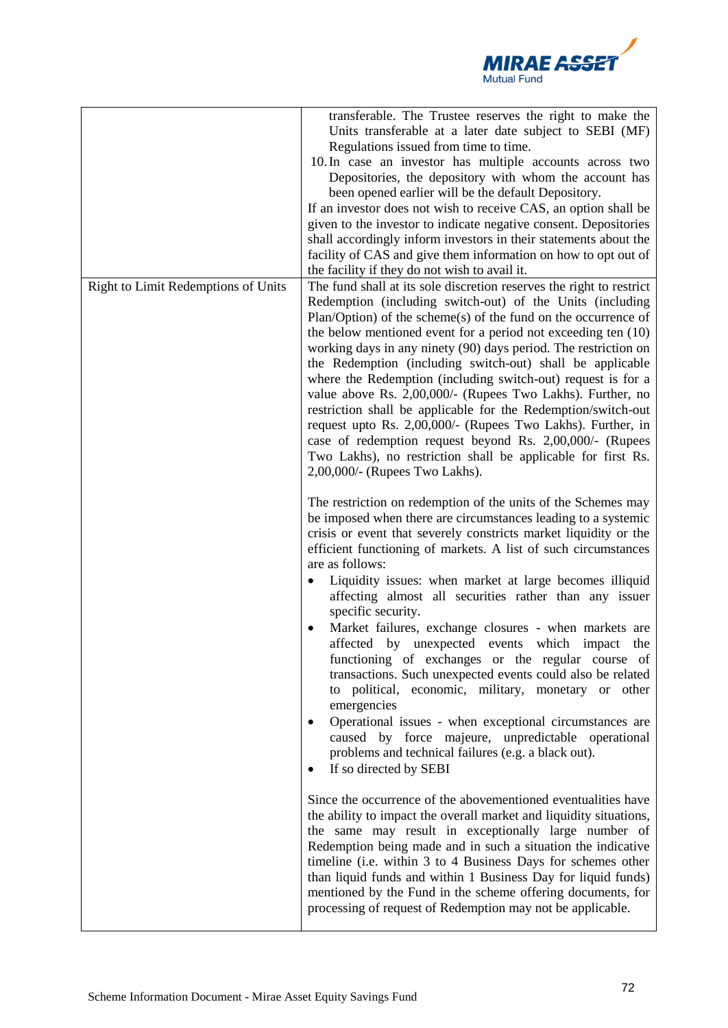| | |
|---|---|
| | transferable. The Trustee reserves the right to make the Units transferable at a later date subject to SEBI (MF) Regulations issued from time to time.<br>10. In case an investor has multiple accounts across two Depositories, the depository with whom the account has been opened earlier will be the default Depository.<br>If an investor does not wish to receive CAS, an option shall be given to the investor to indicate negative consent. Depositories shall accordingly inform investors in their statements about the facility of CAS and give them information on how to opt out of the facility if they do not wish to avail it. |
| Right to Limit Redemptions of Units | The fund shall at its sole discretion reserves the right to restrict Redemption (including switch-out) of the Units (including Plan/Option) of the scheme(s) of the fund on the occurrence of the below mentioned event for a period not exceeding ten (10) working days in any ninety (90) days period. The restriction on the Redemption (including switch-out) shall be applicable where the Redemption (including switch-out) request is for a value above Rs. 2,00,000/- (Rupees Two Lakhs). Further, no restriction shall be applicable for the Redemption/switch-out request upto Rs. 2,00,000/- (Rupees Two Lakhs). Further, in case of redemption request beyond Rs. 2,00,000/- (Rupees Two Lakhs), no restriction shall be applicable for first Rs. 2,00,000/- (Rupees Two Lakhs).<br><br>The restriction on redemption of the units of the Schemes may be imposed when there are circumstances leading to a systemic crisis or event that severely constricts market liquidity or the efficient functioning of markets. A list of such circumstances are as follows:<br>• Liquidity issues: when market at large becomes illiquid affecting almost all securities rather than any issuer specific security.<br>• Market failures, exchange closures - when markets are affected by unexpected events which impact the functioning of exchanges or the regular course of transactions. Such unexpected events could also be related to political, economic, military, monetary or other emergencies<br>• Operational issues - when exceptional circumstances are caused by force majeure, unpredictable operational problems and technical failures (e.g. a black out).<br>• If so directed by SEBI<br><br>Since the occurrence of the abovementioned eventualities have the ability to impact the overall market and liquidity situations, the same may result in exceptionally large number of Redemption being made and in such a situation the indicative timeline (i.e. within 3 to 4 Business Days for schemes other than liquid funds and within 1 Business Day for liquid funds) mentioned by the Fund in the scheme offering documents, for processing of request of Redemption may not be applicable. |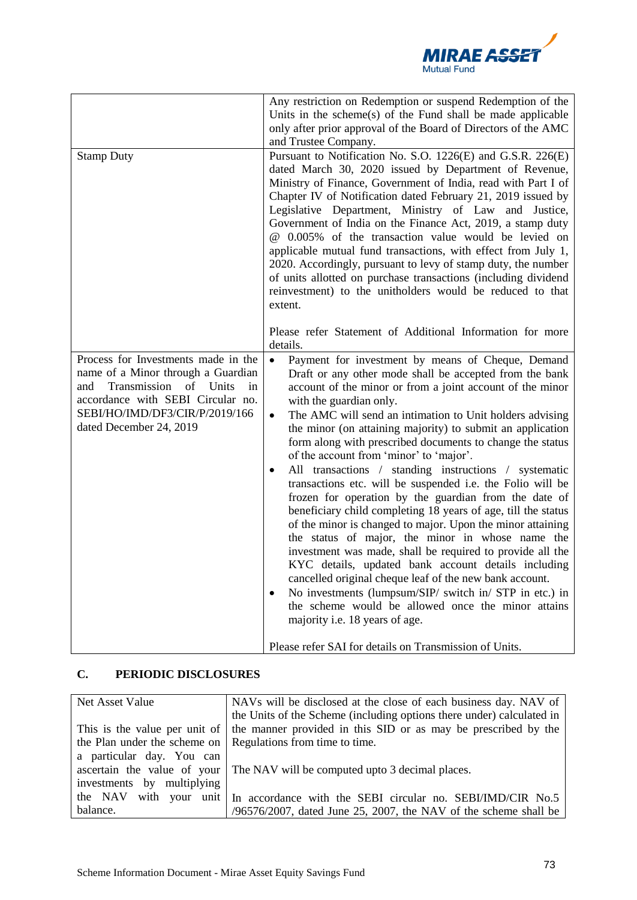| | |
|---|---|
| | Any restriction on Redemption or suspend Redemption of the Units in the scheme(s) of the Fund shall be made applicable only after prior approval of the Board of Directors of the AMC and Trustee Company. |
| Stamp Duty | Pursuant to Notification No. S.O. 1226(E) and G.S.R. 226(E) dated March 30, 2020 issued by Department of Revenue, Ministry of Finance, Government of India, read with Part I of Chapter IV of Notification dated February 21, 2019 issued by Legislative Department, Ministry of Law and Justice, Government of India on the Finance Act, 2019, a stamp duty @ 0.005% of the transaction value would be levied on applicable mutual fund transactions, with effect from July 1, 2020. Accordingly, pursuant to levy of stamp duty, the number of units allotted on purchase transactions (including dividend reinvestment) to the unitholders would be reduced to that extent.<br><br>Please refer Statement of Additional Information for more details. |
| Process for Investments made in the name of a Minor through a Guardian and Transmission of Units in accordance with SEBI Circular no. SEBI/HO/IMD/DF3/CIR/P/2019/166 dated December 24, 2019 | • Payment for investment by means of Cheque, Demand Draft or any other mode shall be accepted from the bank account of the minor or from a joint account of the minor with the guardian only.<br>• The AMC will send an intimation to Unit holders advising the minor (on attaining majority) to submit an application form along with prescribed documents to change the status of the account from 'minor' to 'major'.<br>• All transactions / standing instructions / systematic transactions etc. will be suspended i.e. the Folio will be frozen for operation by the guardian from the date of beneficiary child completing 18 years of age, till the status of the minor is changed to major. Upon the minor attaining the status of major, the minor in whose name the investment was made, shall be required to provide all the KYC details, updated bank account details including cancelled original cheque leaf of the new bank account.<br>• No investments (lumpsum/SIP/ switch in/ STP in etc.) in the scheme would be allowed once the minor attains majority i.e. 18 years of age.<br><br>Please refer SAI for details on Transmission of Units. |

## C. PERIODIC DISCLOSURES

| | |
|---|---|
| Net Asset Value<br><br>This is the value per unit of the Plan under the scheme on a particular day. You can ascertain the value of your investments by multiplying the NAV with your unit balance. | NAVs will be disclosed at the close of each business day. NAV of the Units of the Scheme (including options there under) calculated in the manner provided in this SID or as may be prescribed by the Regulations from time to time.<br><br>The NAV will be computed upto 3 decimal places.<br><br>In accordance with the SEBI circular no. SEBI/IMD/CIR No.5 /96576/2007, dated June 25, 2007, the NAV of the scheme shall be |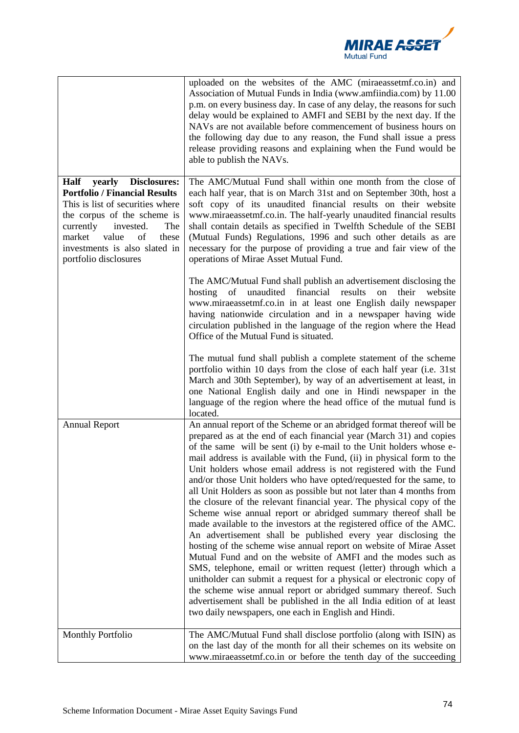| | |
|---|---|
| | uploaded on the websites of the AMC (miraeassetmf.co.in) and Association of Mutual Funds in India (www.amfiindia.com) by 11.00 p.m. on every business day. In case of any delay, the reasons for such delay would be explained to AMFI and SEBI by the next day. If the NAVs are not available before commencement of business hours on the following day due to any reason, the Fund shall issue a press release providing reasons and explaining when the Fund would be able to publish the NAVs. |
| **Half yearly Disclosures: Portfolio / Financial Results** This is list of securities where the corpus of the scheme is currently invested. The market value of these investments is also slated in portfolio disclosures | The AMC/Mutual Fund shall within one month from the close of each half year, that is on March 31st and on September 30th, host a soft copy of its unaudited financial results on their website www.miraeassetmf.co.in. The half-yearly unaudited financial results shall contain details as specified in Twelfth Schedule of the SEBI (Mutual Funds) Regulations, 1996 and such other details as are necessary for the purpose of providing a true and fair view of the operations of Mirae Asset Mutual Fund.<br><br>The AMC/Mutual Fund shall publish an advertisement disclosing the hosting of unaudited financial results on their website www.miraeassetmf.co.in in at least one English daily newspaper having nationwide circulation and in a newspaper having wide circulation published in the language of the region where the Head Office of the Mutual Fund is situated.<br><br>The mutual fund shall publish a complete statement of the scheme portfolio within 10 days from the close of each half year (i.e. 31st March and 30th September), by way of an advertisement at least, in one National English daily and one in Hindi newspaper in the language of the region where the head office of the mutual fund is located. |
| Annual Report | An annual report of the Scheme or an abridged format thereof will be prepared as at the end of each financial year (March 31) and copies of the same will be sent (i) by e-mail to the Unit holders whose e-mail address is available with the Fund, (ii) in physical form to the Unit holders whose email address is not registered with the Fund and/or those Unit holders who have opted/requested for the same, to all Unit Holders as soon as possible but not later than 4 months from the closure of the relevant financial year. The physical copy of the Scheme wise annual report or abridged summary thereof shall be made available to the investors at the registered office of the AMC. An advertisement shall be published every year disclosing the hosting of the scheme wise annual report on website of Mirae Asset Mutual Fund and on the website of AMFI and the modes such as SMS, telephone, email or written request (letter) through which a unitholder can submit a request for a physical or electronic copy of the scheme wise annual report or abridged summary thereof. Such advertisement shall be published in the all India edition of at least two daily newspapers, one each in English and Hindi. |
| Monthly Portfolio | The AMC/Mutual Fund shall disclose portfolio (along with ISIN) as on the last day of the month for all their schemes on its website on www.miraeassetmf.co.in or before the tenth day of the succeeding |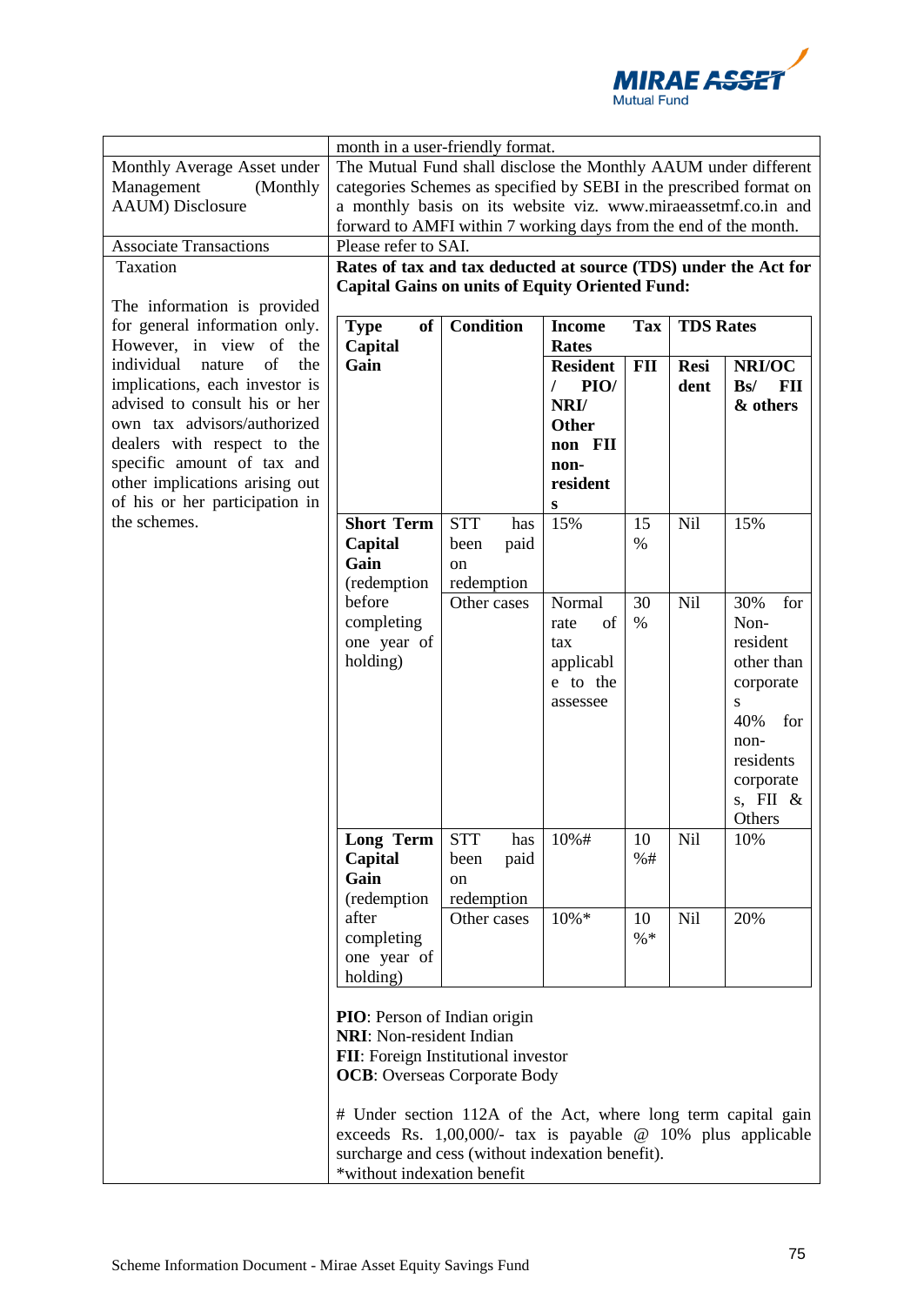| | |
|---|---|
| | month in a user-friendly format. |
| Monthly Average Asset under Management (Monthly AAUM) Disclosure | The Mutual Fund shall disclose the Monthly AAUM under different categories Schemes as specified by SEBI in the prescribed format on a monthly basis on its website viz. www.miraeassetmf.co.in and forward to AMFI within 7 working days from the end of the month. |
| Associate Transactions | Please refer to SAI. |
| Taxation<br><br>The information is provided for general information only. However, in view of the individual nature of the implications, each investor is advised to consult his or her own tax advisors/authorized dealers with respect to the specific amount of tax and other implications arising out of his or her participation in the schemes. | **Rates of tax and tax deducted at source (TDS) under the Act for Capital Gains on units of Equity Oriented Fund:** (see table below) |

| Type of Capital Gain | Condition | Income Tax Rates | | TDS Rates | |
|---|---|---|---|---|---|
| | | **Resident / PIO/ NRI/ Other non FII non-residents** | **FII** | **Resident** | **NRI/OCBs/ FII & others** |
| **Short Term Capital Gain** (redemption before completing one year of holding) | STT has been paid on redemption | 15% | 15% | Nil | 15% |
| | Other cases | Normal rate of tax applicable to the assessee | 30% | Nil | 30% for Non-resident other than corporates<br>40% for non-residents corporates, FII & Others |
| **Long Term Capital Gain** (redemption after completing one year of holding) | STT has been paid on redemption | 10%# | 10%# | Nil | 10% |
| | Other cases | 10%* | 10%* | Nil | 20% |

**PIO**: Person of Indian origin
**NRI**: Non-resident Indian
**FII**: Foreign Institutional investor
**OCB**: Overseas Corporate Body

# Under section 112A of the Act, where long term capital gain exceeds Rs. 1,00,000/- tax is payable @ 10% plus applicable surcharge and cess (without indexation benefit).
*without indexation benefit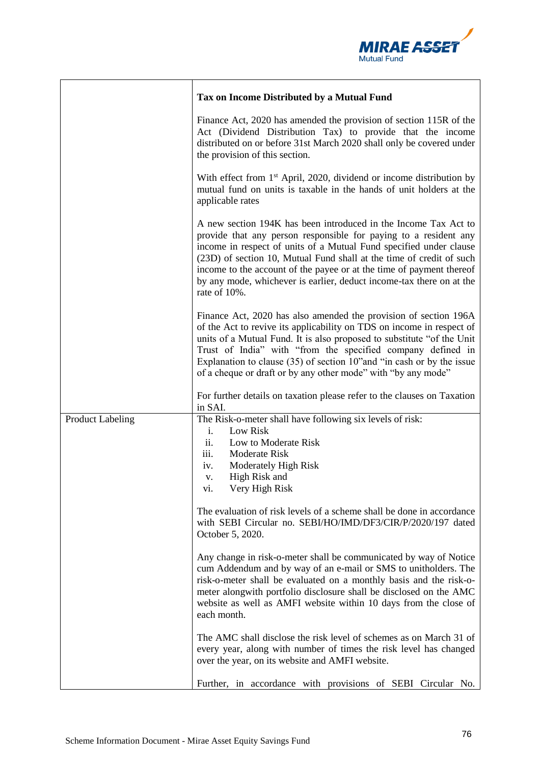| | |
|---|---|
| | **Tax on Income Distributed by a Mutual Fund**<br><br>Finance Act, 2020 has amended the provision of section 115R of the Act (Dividend Distribution Tax) to provide that the income distributed on or before 31st March 2020 shall only be covered under the provision of this section.<br><br>With effect from 1st April, 2020, dividend or income distribution by mutual fund on units is taxable in the hands of unit holders at the applicable rates<br><br>A new section 194K has been introduced in the Income Tax Act to provide that any person responsible for paying to a resident any income in respect of units of a Mutual Fund specified under clause (23D) of section 10, Mutual Fund shall at the time of credit of such income to the account of the payee or at the time of payment thereof by any mode, whichever is earlier, deduct income-tax there on at the rate of 10%.<br><br>Finance Act, 2020 has also amended the provision of section 196A of the Act to revive its applicability on TDS on income in respect of units of a Mutual Fund. It is also proposed to substitute "of the Unit Trust of India" with "from the specified company defined in Explanation to clause (35) of section 10"and "in cash or by the issue of a cheque or draft or by any other mode" with "by any mode"<br><br>For further details on taxation please refer to the clauses on Taxation in SAI. |
| Product Labeling | The Risk-o-meter shall have following six levels of risk:<br>i. Low Risk<br>ii. Low to Moderate Risk<br>iii. Moderate Risk<br>iv. Moderately High Risk<br>v. High Risk and<br>vi. Very High Risk<br><br>The evaluation of risk levels of a scheme shall be done in accordance with SEBI Circular no. SEBI/HO/IMD/DF3/CIR/P/2020/197 dated October 5, 2020.<br><br>Any change in risk-o-meter shall be communicated by way of Notice cum Addendum and by way of an e-mail or SMS to unitholders. The risk-o-meter shall be evaluated on a monthly basis and the risk-o-meter alongwith portfolio disclosure shall be disclosed on the AMC website as well as AMFI website within 10 days from the close of each month.<br><br>The AMC shall disclose the risk level of schemes as on March 31 of every year, along with number of times the risk level has changed over the year, on its website and AMFI website.<br><br>Further, in accordance with provisions of SEBI Circular No. |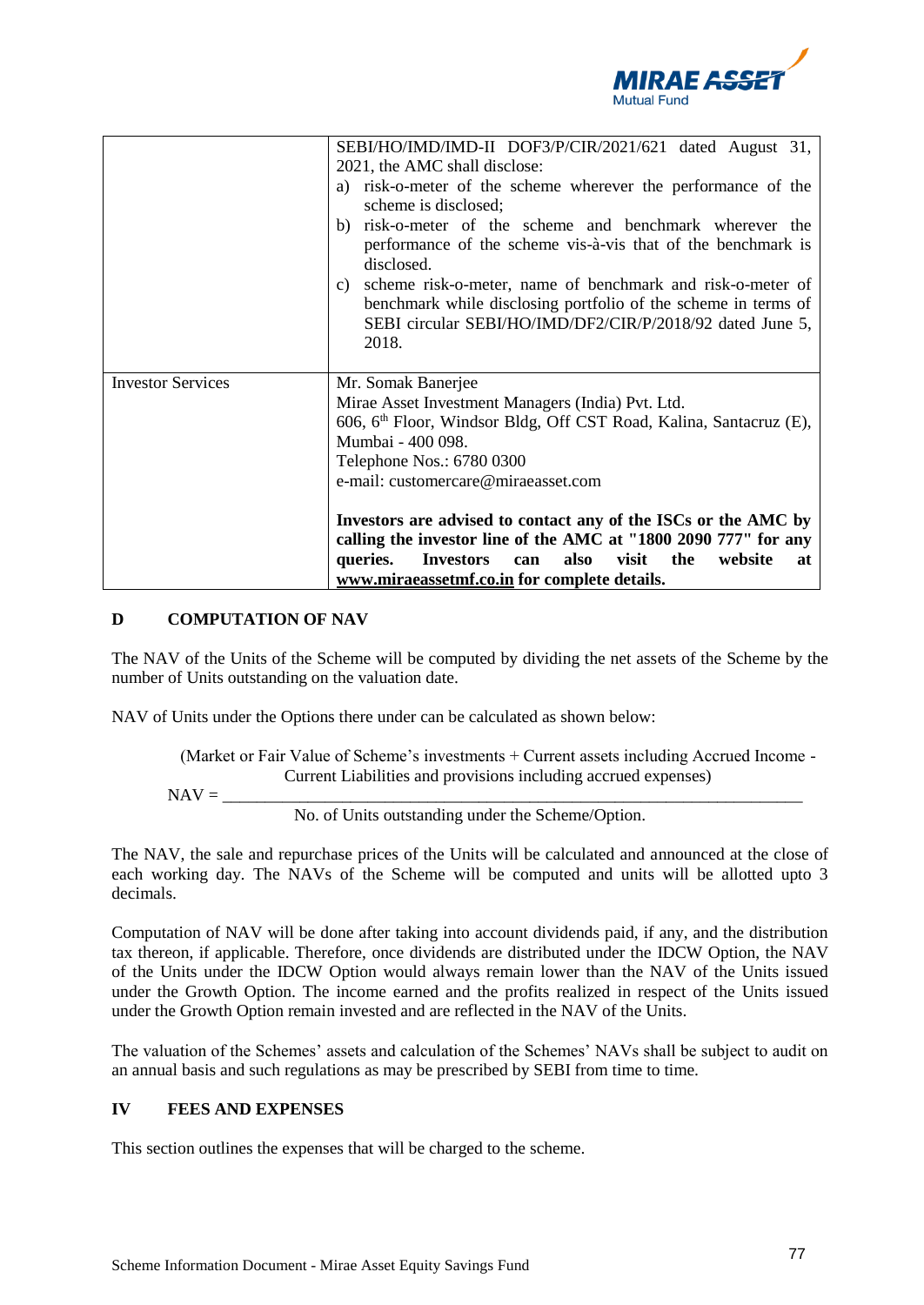| | |
|---|---|
| | SEBI/HO/IMD/IMD-II DOF3/P/CIR/2021/621 dated August 31, 2021, the AMC shall disclose:<br>a) risk-o-meter of the scheme wherever the performance of the scheme is disclosed;<br>b) risk-o-meter of the scheme and benchmark wherever the performance of the scheme vis-à-vis that of the benchmark is disclosed.<br>c) scheme risk-o-meter, name of benchmark and risk-o-meter of benchmark while disclosing portfolio of the scheme in terms of SEBI circular SEBI/HO/IMD/DF2/CIR/P/2018/92 dated June 5, 2018. |
| Investor Services | Mr. Somak Banerjee<br>Mirae Asset Investment Managers (India) Pvt. Ltd.<br>606, 6th Floor, Windsor Bldg, Off CST Road, Kalina, Santacruz (E), Mumbai - 400 098.<br>Telephone Nos.: 6780 0300<br>e-mail: customercare@miraeasset.com<br><br>**Investors are advised to contact any of the ISCs or the AMC by calling the investor line of the AMC at "1800 2090 777" for any queries. Investors can also visit the website at www.miraeassetmf.co.in for complete details.** |

## D COMPUTATION OF NAV

The NAV of the Units of the Scheme will be computed by dividing the net assets of the Scheme by the number of Units outstanding on the valuation date.

NAV of Units under the Options there under can be calculated as shown below:

$$\text{NAV} = \frac{\text{(Market or Fair Value of Scheme's investments + Current assets including Accrued Income - Current Liabilities and provisions including accrued expenses)}}{\text{No. of Units outstanding under the Scheme/Option.}}$$

The NAV, the sale and repurchase prices of the Units will be calculated and announced at the close of each working day. The NAVs of the Scheme will be computed and units will be allotted upto 3 decimals.

Computation of NAV will be done after taking into account dividends paid, if any, and the distribution tax thereon, if applicable. Therefore, once dividends are distributed under the IDCW Option, the NAV of the Units under the IDCW Option would always remain lower than the NAV of the Units issued under the Growth Option. The income earned and the profits realized in respect of the Units issued under the Growth Option remain invested and are reflected in the NAV of the Units.

The valuation of the Schemes' assets and calculation of the Schemes' NAVs shall be subject to audit on an annual basis and such regulations as may be prescribed by SEBI from time to time.

## IV FEES AND EXPENSES

This section outlines the expenses that will be charged to the scheme.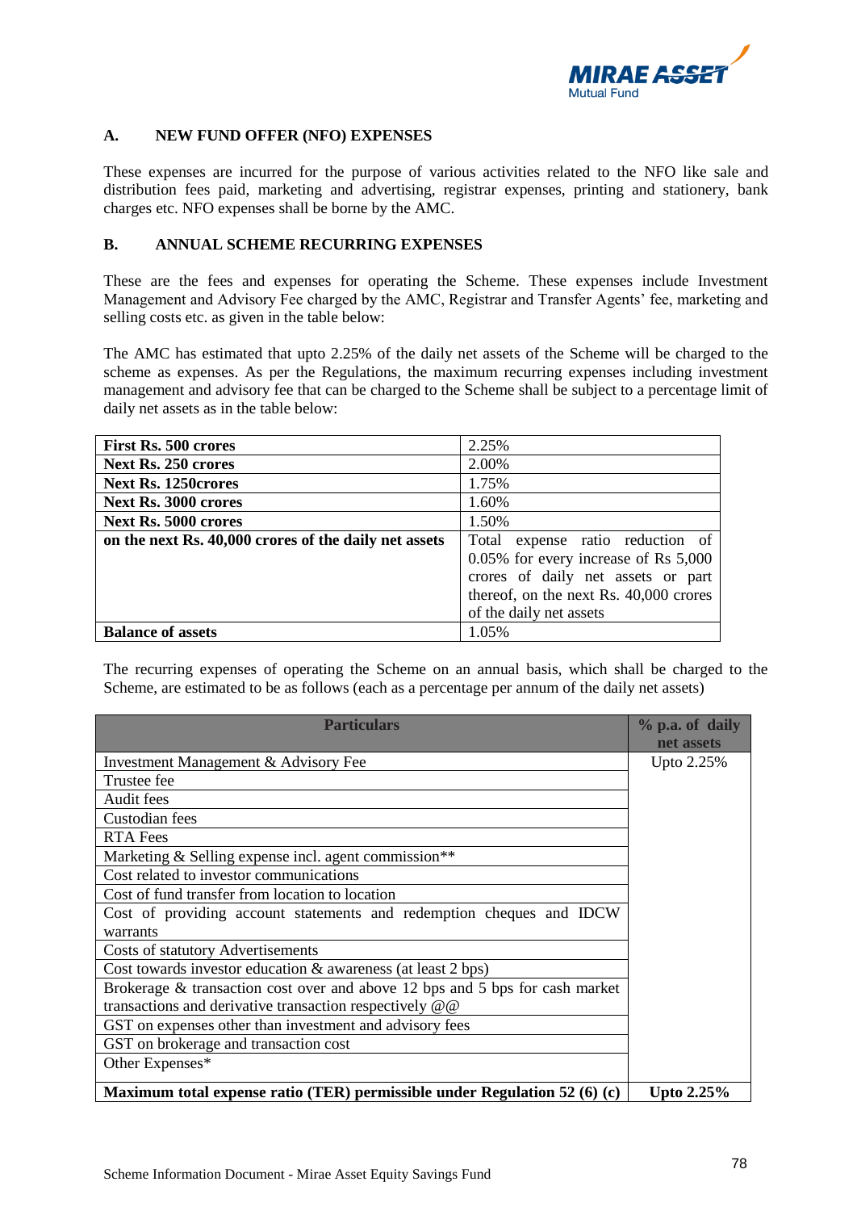## A. NEW FUND OFFER (NFO) EXPENSES

These expenses are incurred for the purpose of various activities related to the NFO like sale and distribution fees paid, marketing and advertising, registrar expenses, printing and stationery, bank charges etc. NFO expenses shall be borne by the AMC.

## B. ANNUAL SCHEME RECURRING EXPENSES

These are the fees and expenses for operating the Scheme. These expenses include Investment Management and Advisory Fee charged by the AMC, Registrar and Transfer Agents' fee, marketing and selling costs etc. as given in the table below:

The AMC has estimated that upto 2.25% of the daily net assets of the Scheme will be charged to the scheme as expenses. As per the Regulations, the maximum recurring expenses including investment management and advisory fee that can be charged to the Scheme shall be subject to a percentage limit of daily net assets as in the table below:

| | |
|---|---|
| **First Rs. 500 crores** | 2.25% |
| **Next Rs. 250 crores** | 2.00% |
| **Next Rs. 1250crores** | 1.75% |
| **Next Rs. 3000 crores** | 1.60% |
| **Next Rs. 5000 crores** | 1.50% |
| **on the next Rs. 40,000 crores of the daily net assets** | Total expense ratio reduction of 0.05% for every increase of Rs 5,000 crores of daily net assets or part thereof, on the next Rs. 40,000 crores of the daily net assets |
| **Balance of assets** | 1.05% |

The recurring expenses of operating the Scheme on an annual basis, which shall be charged to the Scheme, are estimated to be as follows (each as a percentage per annum of the daily net assets)

| Particulars | % p.a. of daily net assets |
|---|---|
| Investment Management & Advisory Fee | Upto 2.25% |
| Trustee fee | |
| Audit fees | |
| Custodian fees | |
| RTA Fees | |
| Marketing & Selling expense incl. agent commission** | |
| Cost related to investor communications | |
| Cost of fund transfer from location to location | |
| Cost of providing account statements and redemption cheques and IDCW warrants | |
| Costs of statutory Advertisements | |
| Cost towards investor education & awareness (at least 2 bps) | |
| Brokerage & transaction cost over and above 12 bps and 5 bps for cash market transactions and derivative transaction respectively @@ | |
| GST on expenses other than investment and advisory fees | |
| GST on brokerage and transaction cost | |
| Other Expenses* | |
| **Maximum total expense ratio (TER) permissible under Regulation 52 (6) (c)** | **Upto 2.25%** |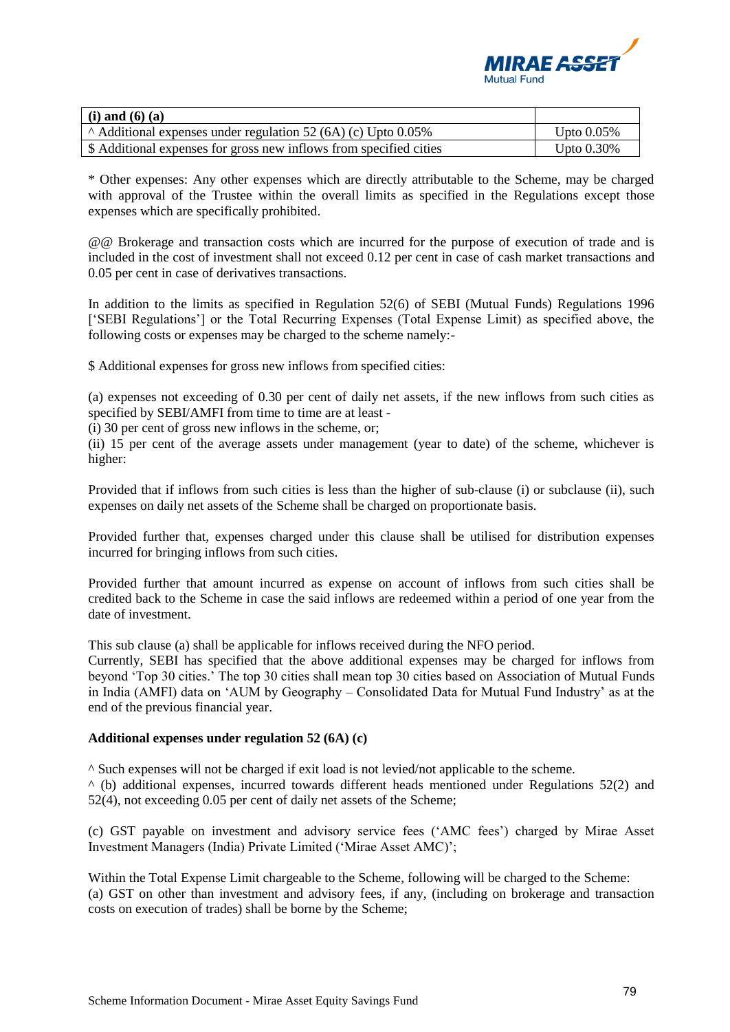| (i) and (6) (a) | |
|---|---|
| ^ Additional expenses under regulation 52 (6A) (c) Upto 0.05% | Upto 0.05% |
| $ Additional expenses for gross new inflows from specified cities | Upto 0.30% |

* Other expenses: Any other expenses which are directly attributable to the Scheme, may be charged with approval of the Trustee within the overall limits as specified in the Regulations except those expenses which are specifically prohibited.

@@ Brokerage and transaction costs which are incurred for the purpose of execution of trade and is included in the cost of investment shall not exceed 0.12 per cent in case of cash market transactions and 0.05 per cent in case of derivatives transactions.

In addition to the limits as specified in Regulation 52(6) of SEBI (Mutual Funds) Regulations 1996 ['SEBI Regulations'] or the Total Recurring Expenses (Total Expense Limit) as specified above, the following costs or expenses may be charged to the scheme namely:-

$ Additional expenses for gross new inflows from specified cities:

(a) expenses not exceeding of 0.30 per cent of daily net assets, if the new inflows from such cities as specified by SEBI/AMFI from time to time are at least -
(i) 30 per cent of gross new inflows in the scheme, or;
(ii) 15 per cent of the average assets under management (year to date) of the scheme, whichever is higher:

Provided that if inflows from such cities is less than the higher of sub-clause (i) or subclause (ii), such expenses on daily net assets of the Scheme shall be charged on proportionate basis.

Provided further that, expenses charged under this clause shall be utilised for distribution expenses incurred for bringing inflows from such cities.

Provided further that amount incurred as expense on account of inflows from such cities shall be credited back to the Scheme in case the said inflows are redeemed within a period of one year from the date of investment.

This sub clause (a) shall be applicable for inflows received during the NFO period.
Currently, SEBI has specified that the above additional expenses may be charged for inflows from beyond 'Top 30 cities.' The top 30 cities shall mean top 30 cities based on Association of Mutual Funds in India (AMFI) data on 'AUM by Geography – Consolidated Data for Mutual Fund Industry' as at the end of the previous financial year.

**Additional expenses under regulation 52 (6A) (c)**

^ Such expenses will not be charged if exit load is not levied/not applicable to the scheme.
^ (b) additional expenses, incurred towards different heads mentioned under Regulations 52(2) and 52(4), not exceeding 0.05 per cent of daily net assets of the Scheme;

(c) GST payable on investment and advisory service fees ('AMC fees') charged by Mirae Asset Investment Managers (India) Private Limited ('Mirae Asset AMC)';

Within the Total Expense Limit chargeable to the Scheme, following will be charged to the Scheme:
(a) GST on other than investment and advisory fees, if any, (including on brokerage and transaction costs on execution of trades) shall be borne by the Scheme;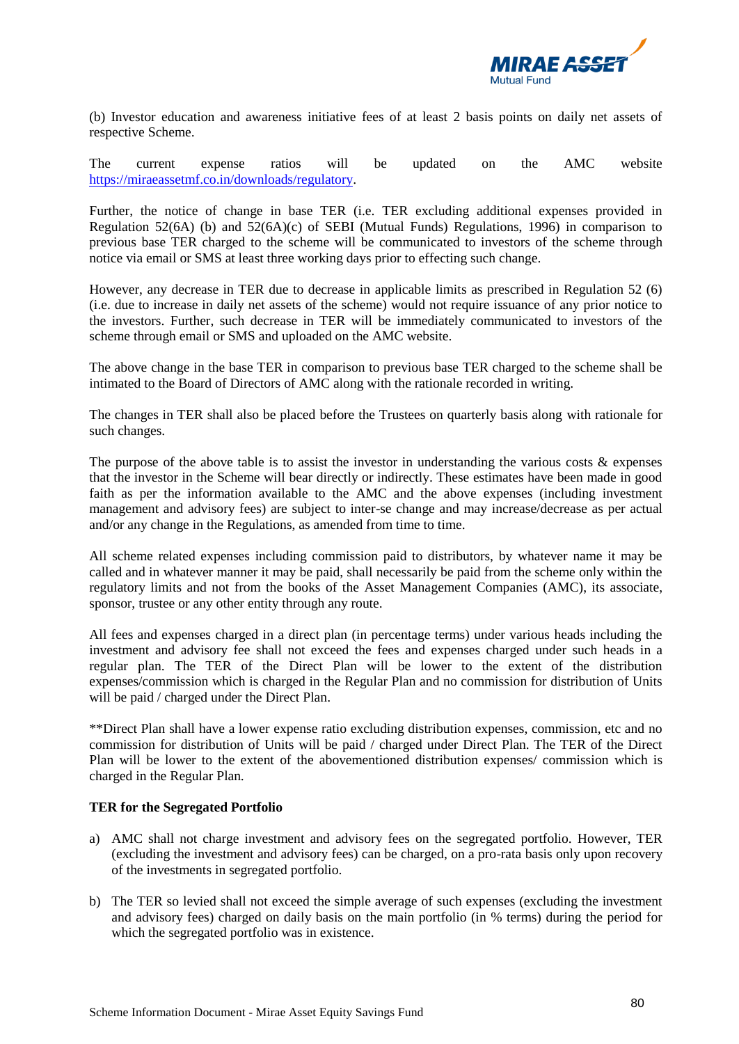(b) Investor education and awareness initiative fees of at least 2 basis points on daily net assets of respective Scheme.

The current expense ratios will be updated on the AMC website [https://miraeassetmf.co.in/downloads/regulatory](https://miraeassetmf.co.in/downloads/regulatory).

Further, the notice of change in base TER (i.e. TER excluding additional expenses provided in Regulation 52(6A) (b) and 52(6A)(c) of SEBI (Mutual Funds) Regulations, 1996) in comparison to previous base TER charged to the scheme will be communicated to investors of the scheme through notice via email or SMS at least three working days prior to effecting such change.

However, any decrease in TER due to decrease in applicable limits as prescribed in Regulation 52 (6) (i.e. due to increase in daily net assets of the scheme) would not require issuance of any prior notice to the investors. Further, such decrease in TER will be immediately communicated to investors of the scheme through email or SMS and uploaded on the AMC website.

The above change in the base TER in comparison to previous base TER charged to the scheme shall be intimated to the Board of Directors of AMC along with the rationale recorded in writing.

The changes in TER shall also be placed before the Trustees on quarterly basis along with rationale for such changes.

The purpose of the above table is to assist the investor in understanding the various costs & expenses that the investor in the Scheme will bear directly or indirectly. These estimates have been made in good faith as per the information available to the AMC and the above expenses (including investment management and advisory fees) are subject to inter-se change and may increase/decrease as per actual and/or any change in the Regulations, as amended from time to time.

All scheme related expenses including commission paid to distributors, by whatever name it may be called and in whatever manner it may be paid, shall necessarily be paid from the scheme only within the regulatory limits and not from the books of the Asset Management Companies (AMC), its associate, sponsor, trustee or any other entity through any route.

All fees and expenses charged in a direct plan (in percentage terms) under various heads including the investment and advisory fee shall not exceed the fees and expenses charged under such heads in a regular plan. The TER of the Direct Plan will be lower to the extent of the distribution expenses/commission which is charged in the Regular Plan and no commission for distribution of Units will be paid / charged under the Direct Plan.

**Direct Plan shall have a lower expense ratio excluding distribution expenses, commission, etc and no commission for distribution of Units will be paid / charged under Direct Plan. The TER of the Direct Plan will be lower to the extent of the abovementioned distribution expenses/ commission which is charged in the Regular Plan.

**TER for the Segregated Portfolio**

a) AMC shall not charge investment and advisory fees on the segregated portfolio. However, TER (excluding the investment and advisory fees) can be charged, on a pro-rata basis only upon recovery of the investments in segregated portfolio.

b) The TER so levied shall not exceed the simple average of such expenses (excluding the investment and advisory fees) charged on daily basis on the main portfolio (in % terms) during the period for which the segregated portfolio was in existence.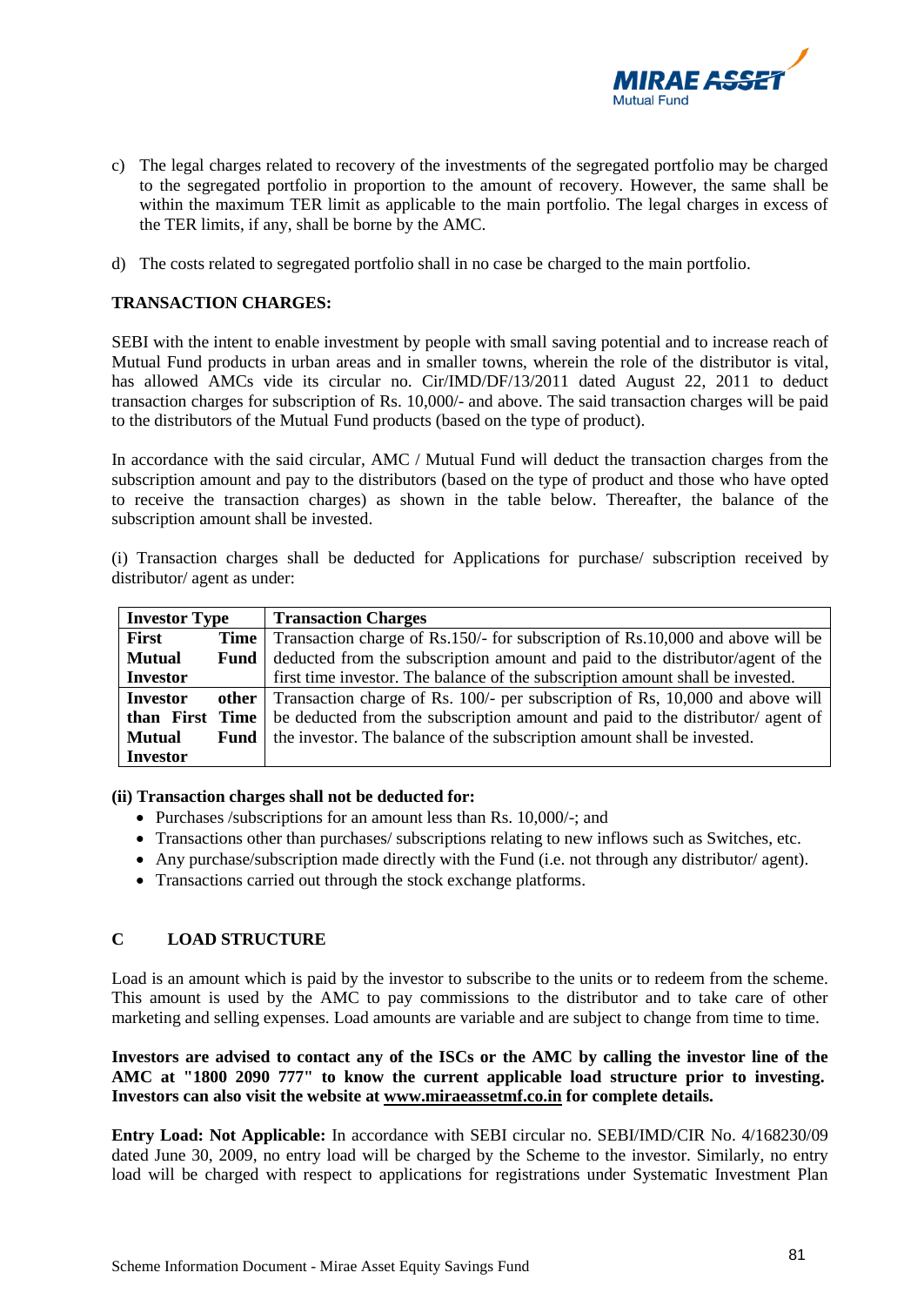c) The legal charges related to recovery of the investments of the segregated portfolio may be charged to the segregated portfolio in proportion to the amount of recovery. However, the same shall be within the maximum TER limit as applicable to the main portfolio. The legal charges in excess of the TER limits, if any, shall be borne by the AMC.

d) The costs related to segregated portfolio shall in no case be charged to the main portfolio.

**TRANSACTION CHARGES:**

SEBI with the intent to enable investment by people with small saving potential and to increase reach of Mutual Fund products in urban areas and in smaller towns, wherein the role of the distributor is vital, has allowed AMCs vide its circular no. Cir/IMD/DF/13/2011 dated August 22, 2011 to deduct transaction charges for subscription of Rs. 10,000/- and above. The said transaction charges will be paid to the distributors of the Mutual Fund products (based on the type of product).

In accordance with the said circular, AMC / Mutual Fund will deduct the transaction charges from the subscription amount and pay to the distributors (based on the type of product and those who have opted to receive the transaction charges) as shown in the table below. Thereafter, the balance of the subscription amount shall be invested.

(i) Transaction charges shall be deducted for Applications for purchase/ subscription received by distributor/ agent as under:

| Investor Type | Transaction Charges |
|---|---|
| **First Time Mutual Fund Investor** | Transaction charge of Rs.150/- for subscription of Rs.10,000 and above will be deducted from the subscription amount and paid to the distributor/agent of the first time investor. The balance of the subscription amount shall be invested. |
| **Investor other than First Time Mutual Fund Investor** | Transaction charge of Rs. 100/- per subscription of Rs, 10,000 and above will be deducted from the subscription amount and paid to the distributor/ agent of the investor. The balance of the subscription amount shall be invested. |

**(ii) Transaction charges shall not be deducted for:**

- Purchases /subscriptions for an amount less than Rs. 10,000/-; and
- Transactions other than purchases/ subscriptions relating to new inflows such as Switches, etc.
- Any purchase/subscription made directly with the Fund (i.e. not through any distributor/ agent).
- Transactions carried out through the stock exchange platforms.

## C LOAD STRUCTURE

Load is an amount which is paid by the investor to subscribe to the units or to redeem from the scheme. This amount is used by the AMC to pay commissions to the distributor and to take care of other marketing and selling expenses. Load amounts are variable and are subject to change from time to time.

**Investors are advised to contact any of the ISCs or the AMC by calling the investor line of the AMC at "1800 2090 777" to know the current applicable load structure prior to investing. Investors can also visit the website at www.miraeassetmf.co.in for complete details.**

**Entry Load: Not Applicable:** In accordance with SEBI circular no. SEBI/IMD/CIR No. 4/168230/09 dated June 30, 2009, no entry load will be charged by the Scheme to the investor. Similarly, no entry load will be charged with respect to applications for registrations under Systematic Investment Plan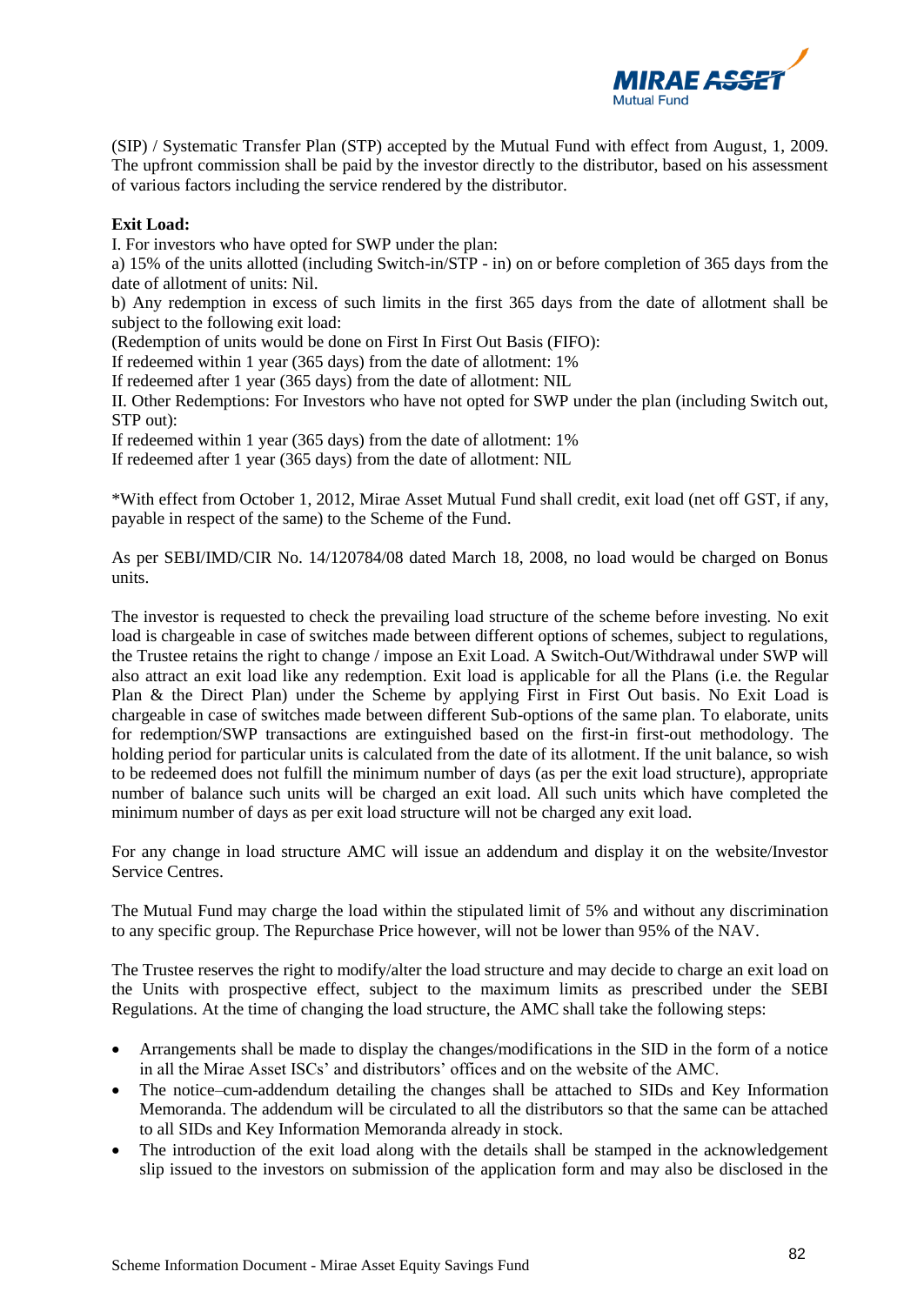(SIP) / Systematic Transfer Plan (STP) accepted by the Mutual Fund with effect from August, 1, 2009. The upfront commission shall be paid by the investor directly to the distributor, based on his assessment of various factors including the service rendered by the distributor.

**Exit Load:**

I. For investors who have opted for SWP under the plan:

a) 15% of the units allotted (including Switch-in/STP - in) on or before completion of 365 days from the date of allotment of units: Nil.

b) Any redemption in excess of such limits in the first 365 days from the date of allotment shall be subject to the following exit load:

(Redemption of units would be done on First In First Out Basis (FIFO):

If redeemed within 1 year (365 days) from the date of allotment: 1%

If redeemed after 1 year (365 days) from the date of allotment: NIL

II. Other Redemptions: For Investors who have not opted for SWP under the plan (including Switch out, STP out):

If redeemed within 1 year (365 days) from the date of allotment: 1%

If redeemed after 1 year (365 days) from the date of allotment: NIL

*With effect from October 1, 2012, Mirae Asset Mutual Fund shall credit, exit load (net off GST, if any, payable in respect of the same) to the Scheme of the Fund.

As per SEBI/IMD/CIR No. 14/120784/08 dated March 18, 2008, no load would be charged on Bonus units.

The investor is requested to check the prevailing load structure of the scheme before investing. No exit load is chargeable in case of switches made between different options of schemes, subject to regulations, the Trustee retains the right to change / impose an Exit Load. A Switch-Out/Withdrawal under SWP will also attract an exit load like any redemption. Exit load is applicable for all the Plans (i.e. the Regular Plan & the Direct Plan) under the Scheme by applying First in First Out basis. No Exit Load is chargeable in case of switches made between different Sub-options of the same plan. To elaborate, units for redemption/SWP transactions are extinguished based on the first-in first-out methodology. The holding period for particular units is calculated from the date of its allotment. If the unit balance, so wish to be redeemed does not fulfill the minimum number of days (as per the exit load structure), appropriate number of balance such units will be charged an exit load. All such units which have completed the minimum number of days as per exit load structure will not be charged any exit load.

For any change in load structure AMC will issue an addendum and display it on the website/Investor Service Centres.

The Mutual Fund may charge the load within the stipulated limit of 5% and without any discrimination to any specific group. The Repurchase Price however, will not be lower than 95% of the NAV.

The Trustee reserves the right to modify/alter the load structure and may decide to charge an exit load on the Units with prospective effect, subject to the maximum limits as prescribed under the SEBI Regulations. At the time of changing the load structure, the AMC shall take the following steps:

- Arrangements shall be made to display the changes/modifications in the SID in the form of a notice in all the Mirae Asset ISCs' and distributors' offices and on the website of the AMC.
- The notice–cum-addendum detailing the changes shall be attached to SIDs and Key Information Memoranda. The addendum will be circulated to all the distributors so that the same can be attached to all SIDs and Key Information Memoranda already in stock.
- The introduction of the exit load along with the details shall be stamped in the acknowledgement slip issued to the investors on submission of the application form and may also be disclosed in the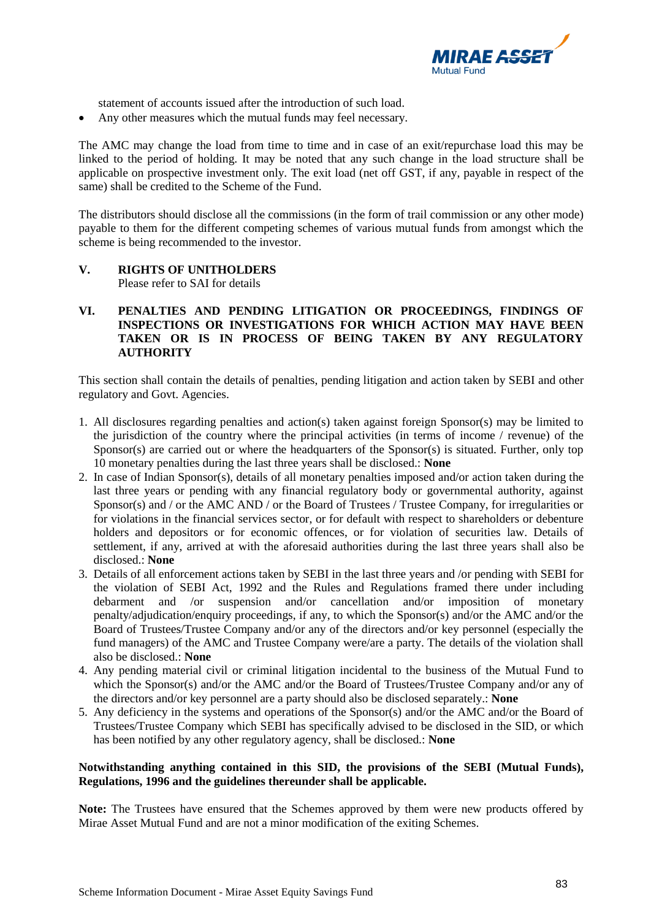statement of accounts issued after the introduction of such load.

- Any other measures which the mutual funds may feel necessary.

The AMC may change the load from time to time and in case of an exit/repurchase load this may be linked to the period of holding. It may be noted that any such change in the load structure shall be applicable on prospective investment only. The exit load (net off GST, if any, payable in respect of the same) shall be credited to the Scheme of the Fund.

The distributors should disclose all the commissions (in the form of trail commission or any other mode) payable to them for the different competing schemes of various mutual funds from amongst which the scheme is being recommended to the investor.

## V. RIGHTS OF UNITHOLDERS

Please refer to SAI for details

## VI. PENALTIES AND PENDING LITIGATION OR PROCEEDINGS, FINDINGS OF INSPECTIONS OR INVESTIGATIONS FOR WHICH ACTION MAY HAVE BEEN TAKEN OR IS IN PROCESS OF BEING TAKEN BY ANY REGULATORY AUTHORITY

This section shall contain the details of penalties, pending litigation and action taken by SEBI and other regulatory and Govt. Agencies.

1. All disclosures regarding penalties and action(s) taken against foreign Sponsor(s) may be limited to the jurisdiction of the country where the principal activities (in terms of income / revenue) of the Sponsor(s) are carried out or where the headquarters of the Sponsor(s) is situated. Further, only top 10 monetary penalties during the last three years shall be disclosed.: **None**
2. In case of Indian Sponsor(s), details of all monetary penalties imposed and/or action taken during the last three years or pending with any financial regulatory body or governmental authority, against Sponsor(s) and / or the AMC AND / or the Board of Trustees / Trustee Company, for irregularities or for violations in the financial services sector, or for default with respect to shareholders or debenture holders and depositors or for economic offences, or for violation of securities law. Details of settlement, if any, arrived at with the aforesaid authorities during the last three years shall also be disclosed.: **None**
3. Details of all enforcement actions taken by SEBI in the last three years and /or pending with SEBI for the violation of SEBI Act, 1992 and the Rules and Regulations framed there under including debarment and /or suspension and/or cancellation and/or imposition of monetary penalty/adjudication/enquiry proceedings, if any, to which the Sponsor(s) and/or the AMC and/or the Board of Trustees/Trustee Company and/or any of the directors and/or key personnel (especially the fund managers) of the AMC and Trustee Company were/are a party. The details of the violation shall also be disclosed.: **None**
4. Any pending material civil or criminal litigation incidental to the business of the Mutual Fund to which the Sponsor(s) and/or the AMC and/or the Board of Trustees/Trustee Company and/or any of the directors and/or key personnel are a party should also be disclosed separately.: **None**
5. Any deficiency in the systems and operations of the Sponsor(s) and/or the AMC and/or the Board of Trustees/Trustee Company which SEBI has specifically advised to be disclosed in the SID, or which has been notified by any other regulatory agency, shall be disclosed.: **None**

**Notwithstanding anything contained in this SID, the provisions of the SEBI (Mutual Funds), Regulations, 1996 and the guidelines thereunder shall be applicable.**

**Note:** The Trustees have ensured that the Schemes approved by them were new products offered by Mirae Asset Mutual Fund and are not a minor modification of the exiting Schemes.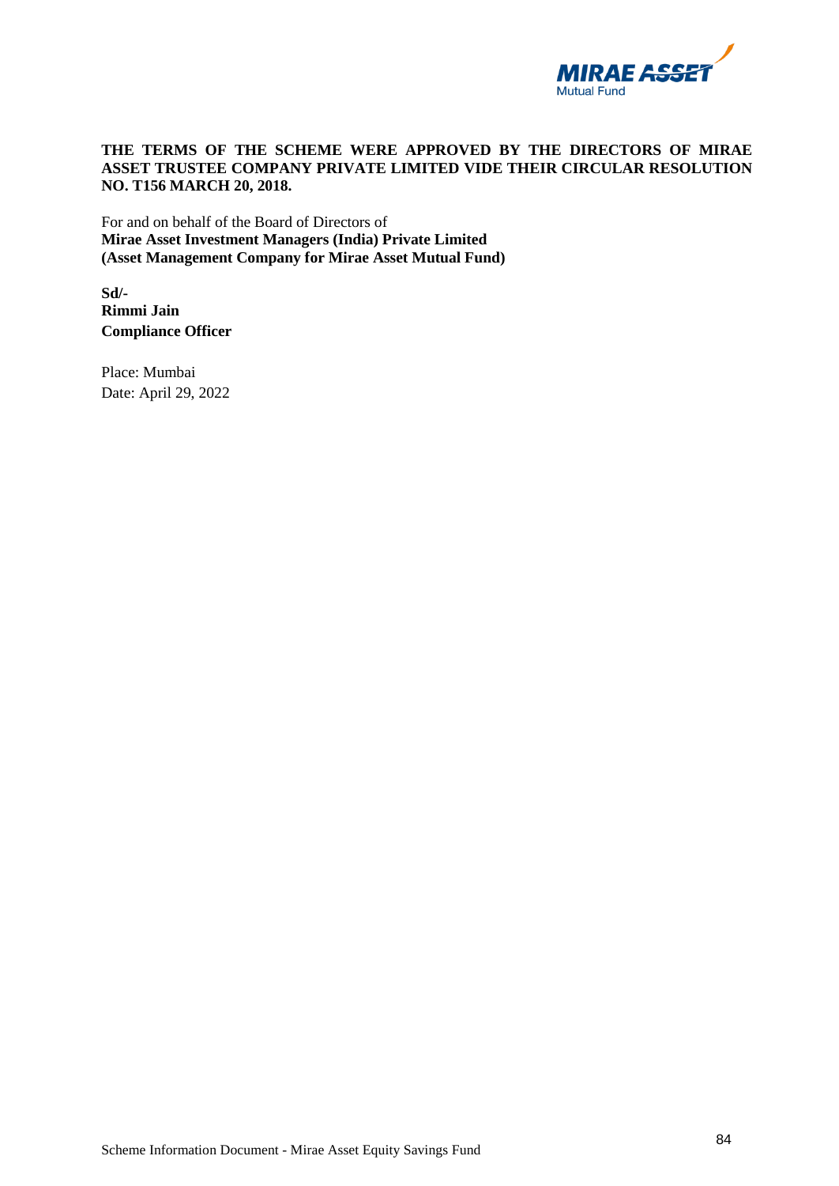**THE TERMS OF THE SCHEME WERE APPROVED BY THE DIRECTORS OF MIRAE ASSET TRUSTEE COMPANY PRIVATE LIMITED VIDE THEIR CIRCULAR RESOLUTION NO. T156 MARCH 20, 2018.**

For and on behalf of the Board of Directors of
**Mirae Asset Investment Managers (India) Private Limited**
**(Asset Management Company for Mirae Asset Mutual Fund)**

**Sd/-**
**Rimmi Jain**
**Compliance Officer**

Place: Mumbai
Date: April 29, 2022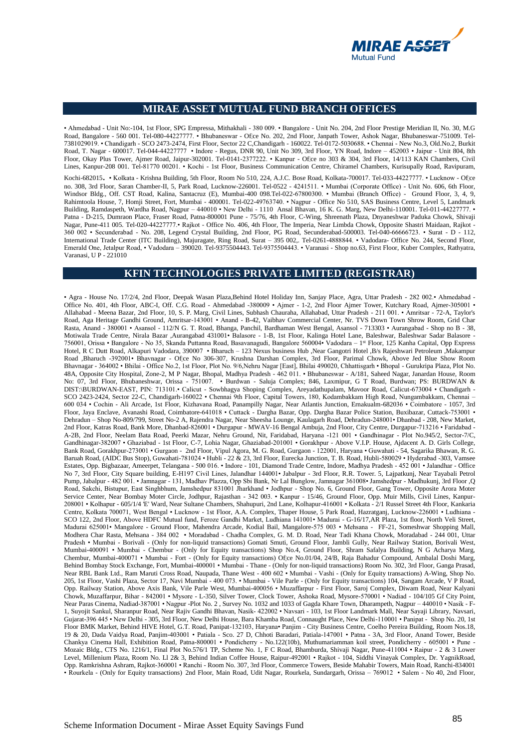## MIRAE ASSET MUTUAL FUND BRANCH OFFICES

• Ahmedabad - Unit No:-104, 1st Floor, SPG Empressa, Mithakhali - 380 009. • Bangalore - Unit No. 204, 2nd Floor Prestige Meridian II, No. 30, M.G Road, Bangalore - 560 001. Tel-080-44227777. • Bhubaneswar - Office No. 202, 2nd Floor, Janpath Tower, Ashok Nagar, Bhubaneswar-751009. Tel-7381029019. • Chandigarh - SCO 2473-2474, First Floor, Sector 22 C,Chandigarh - 160022. Tel-0172-5030688. • Chennai - New No.3, Old.No.2, Burkit Road, T. Nagar - 600017. Tel-044-44227777 • Indore - Regus, DNR 90, Unit No 309, 3rd Floor, YN Road, Indore – 452003 • Jaipur - Unit 804, 8th Floor, Okay Plus Tower, Ajmer Road, Jaipur-302001. Tel-0141-2377222. • Kanpur - Office no 303 & 304, 3rd Floor, 14/113 KAN Chambers, Civil Lines, Kanpur-208 001. Tel-81770 00201. • Kochi - 1st Floor, Business Communication Centre, Chiramel Chambers, Kurisupally Road, Ravipuram, Kochi-682015. • Kolkata - Krishna Building, 5th Floor, Room No 510, 224, A.J.C. Bose Road, Kolkata-700017. Tel-033-44227777. • Lucknow - Office no. 308, 3rd Floor, Saran Chamber-II, 5, Park Road, Lucknow-226001. Tel-0522 - 4241511. • Mumbai (Corporate Office) - Unit No. 606, 6th Floor, Windsor Bldg., Off. CST Road, Kalina, Santacruz (E), Mumbai-400 098.Tel-022-67800300. • Mumbai (Branch Office) - Ground Floor, 3, 4, 9, Rahimtoola House, 7, Homji Street, Fort, Mumbai - 400001. Tel-022-49763740. • Nagpur - Office No 510, SAS Business Centre, Level 5, Landmark Building, Ramdaspeth, Wardha Road, Nagpur – 440010 • New Delhi - 1110 Ansal Bhavan, 16 K. G. Marg, New Delhi-110001. Tel-011-44227777. • Patna - D-215, Dumraon Place, Fraser Road, Patna-800001 Pune - 75/76, 4th Floor, C-Wing, Shreenath Plaza, Dnyaneshwar Paduka Chowk, Shivaji Nagar, Pune-411 005. Tel-020-44227777.• Rajkot - Office No. 406, 4th Floor, The Imperia, Near Limbda Chowk, Opposite Shastri Maidaan, Rajkot - 360 002 • Secunderabad - No. 208, Legend Crystal Building, 2nd Floor, PG Road, Secunderabad-500003. Tel-040-66666723. • Surat - D - 112, International Trade Center (ITC Building), Majuragate, Ring Road, Surat – 395 002,. Tel-0261-4888844. • Vadodara- Office No. 244, Second Floor, Emerald One, Jetalpur Road, • Vadodara – 390020. Tel-9375504443. Tel-9375504443. • Varanasi - Shop no.63, First Floor, Kuber Complex, Rathyatra, Varanasi, U P - 221010

## KFIN TECHNOLOGIES PRIVATE LIMITED (REGISTRAR)

• Agra - House No. 17/2/4, 2nd Floor, Deepak Wasan Plaza,Behind Hotel Holiday Inn, Sanjay Place, Agra, Uttar Pradesh - 282 002.• Ahmedabad - Office No. 401, 4th Floor, ABC-I, Off. C.G. Road - Ahmedabad -380009 • Ajmer - 1-2, 2nd Floor Ajmer Tower, Kutchary Road, Ajmer-305001 • Allahabad - Meena Bazar, 2nd Floor, 10, S. P. Marg, Civil Lines, Subhash Chauraha, Allahabad, Uttar Pradesh - 211 001. • Amritsar - 72-A, Taylor's Road, Aga Heritage Gandhi Ground, Amritsar-143001 • Anand - B-42, Vaibhav Commercial Center, Nr. TVS Down Town Shrow Room, Grid Char Rasta, Anand - 380001 • Asansol - 112/N G. T. Road, Bhanga, Panchil, Bardhaman West Bengal, Asansol - 713303 • Aurangabad - Shop no B - 38, Motiwala Trade Centre, Nirala Bazar ,Aurangabad 431001• Balasore - 1-B, 1st Floor, Kalinga Hotel Lane, Baleshwar, Baleshwar Sadar Balasore - 756001, Orissa • Bangalore - No 35, Skanda Puttanna Road, Basavanagudi, Bangalore 560004• Vadodara – 1st Floor, 125 Kanha Capital, Opp Express Hotel, R C Dutt Road, Alkapuri Vadodara, 390007 • Bharuch – 123 Nexus business Hub ,Near Gangotri Hotel ,B/s Rajeshwari Petroleum ,Makampur Road ,Bharuch -392001• Bhavnagar - Office No 306-307, Krushna Darshan Complex, 3rd Floor, Parimal Chowk, Above Jed Blue Show Room Bhavnagar - 364002 • Bhilai - Office No.2, 1st Floor, Plot No. 9/6,Nehru Nagar [East], Bhilai 490020, Chhattisgarh • Bhopal - Gurukripa Plaza, Plot No. 48A, Opposite City Hospital, Zone-2, M P Nagar, Bhopal, Madhya Pradesh - 462 011. • Bhubaneswar - A/181, Saheed Nagar, Janardan House, Room No: 07, 3rd Floor, Bhubaneshwar, Orissa - 751007. • Burdwan - Saluja Complex; 846, Laxmipur, G T Road, Burdwan; PS: BURDWAN & DIST:\BURDWAN-EAST, PIN: 713101.• Calicut - Sowbhagya Shoping Complex, Areyadathupalam, Mavoor Road, Calicut-673004 • Chandigarh - SCO 2423-2424, Sector 22-C, Chandigarh-160022 • Chennai 9th Floor, Capital Towers, 180, Kodambakkam High Road, Nungambakkam, Chennai – 600 034 • Cochin - Ali Arcade, 1st Floor, Kizhavana Road, Panampilly Nagar, Near Atlantis Junction, Ernakualm-682036 • Coimbatore - 1057, 3rd Floor, Jaya Enclave, Avanashi Road, Coimbatore-641018 • Cuttack - Dargha Bazar, Opp. Dargha Bazar Police Station, Buxibazar, Cuttack-753001 • Dehradun – Shop No-809/799, Street No-2 A, Rajendra Nagar, Near Sheesha Lounge, Kaulagarh Road, Dehradun-248001• Dhanbad - 208, New Market, 2nd Floor, Katras Road, Bank More, Dhanbad-826001 • Durgapur - MWAV-16 Bengal Ambuja, 2nd Floor, City Centre, Durgapur-713216 • Faridabad - A-2B, 2nd Floor, Neelam Bata Road, Peerki Mazar, Nehru Ground, Nit, Faridabad, Haryana -121 001 • Gandhinagar - Plot No.945/2, Sector-7/C, Gandhinagar-382007 • Ghaziabad - 1st Floor, C-7, Lohia Nagar, Ghaziabad-201001 • Gorakhpur - Above V.I.P. House, Ajdacent A. D. Girls College, Bank Road, Gorakhpur-273001 • Gurgaon - 2nd Floor, Vipul Agora, M. G. Road, Gurgaon - 122001, Haryana • Guwahati - 54, Sagarika Bhawan, R. G. Baruah Road, (AIDC Bus Stop), Guwahati-781024 • Hubli - 22 & 23, 3rd Floor, Eurecka Junction, T. B. Road, Hubli-580029 • Hyderabad -303, Vamsee Estates, Opp. Bigbazaar, Ameerpet, Telangana - 500 016. • Indore - 101, Diamond Trade Centre, Indore, Madhya Pradesh - 452 001 • Jalandhar - Office No 7, 3rd Floor, City Square building, E-H197 Civil Lines, Jalandhar 144001• Jabalpur - 3rd Floor, R.R. Tower. 5, Lajpatkunj, Near Tayabali Petrol Pump, Jabalpur - 482 001. • Jamnagar - 131, Madhav Plazza, Opp Sbi Bank, Nr Lal Bunglow, Jamnagar 361008• Jamshedpur - Madhukunj, 3rd Floor ,Q Road, Sakchi, Bistupur, East Singhbhum, Jamshedpur 831001 Jharkhand • Jodhpur - Shop No. 6, Ground Floor, Gang Tower, Opposite Arora Moter Service Center, Near Bombay Moter Circle, Jodhpur, Rajasthan - 342 003. • Kanpur - 15/46, Ground Floor, Opp. Muir Mills, Civil Lines, Kanpur-208001 • Kolhapur - 605/1/4 'E' Ward, Near Sultane Chambers, Shahupuri, 2nd Lane, Kolhapur-416001 • Kolkata - 2/1 Russel Street 4th Floor, Kankaria Centre, Kolkata 700071, West Bengal • Lucknow - 1st Floor, A.A. Complex, Thaper House, 5 Park Road, Hazratganj, Lucknow-226001 • Ludhiana - SCO 122, 2nd Floor, Above HDFC Mutual fund, Feroze Gandhi Market, Ludhiana 141001• Madurai - G-16/17,AR Plaza, 1st floor, North Veli Street, Madurai 625001• Mangalore - Ground Floor, Mahendra Arcade, Kodial Bail, Mangalore-575 003 • Mehsana - FF-21, Someshwar Shopping Mall, Modhera Char Rasta, Mehsana - 384 002 • Moradabad - Chadha Complex, G. M. D. Road, Near Tadi Khana Chowk, Moradabad - 244 001, Uttar Pradesh • Mumbai - Borivali - (Only for non-liquid transactions) Gomati Smuti, Ground Floor, Jambli Gully, Near Railway Station, Borivali West, Mumbai-400091 • Mumbai - Chembur - (Only for Equity transactions) Shop No.4, Ground Floor, Shram Safalya Building, N G Acharya Marg, Chembur, Mumbai-400071 • Mumbai - Fort - (Only for Equity transactions) Office No.01/04, 24/B, Raja Bahadur Compound, Ambalal Doshi Marg, Behind Bombay Stock Exchange, Fort, Mumbai-400001 • Mumbai - Thane - (Only for non-liquid transactions) Room No. 302, 3rd Floor, Ganga Prasad, Near RBL Bank Ltd., Ram Maruti Cross Road, Naupada, Thane West - 400 602 • Mumbai - Vashi - (Only for Equity transactions) A-Wing, Shop No. 205, 1st Floor, Vashi Plaza, Sector 17, Navi Mumbai - 400 073. • Mumbai - Vile Parle - (Only for Equity transactions) 104, Sangam Arcade, V P Road, Opp. Railway Station, Above Axis Bank, Vile Parle West, Mumbai-400056 • Muzaffarpur - First Floor, Saroj Complex, Diwam Road, Near Kalyani Chowk, Muzaffarpur, Bihar - 842001 • Mysore - L-350, Silver Tower, Clock Tower, Ashoka Road, Mysore-570001 • Nadiad - 104/105 Gf City Point, Near Paras Cinema, Nadiad-387001 • Nagpur -Plot No. 2 , Survey No. 1032 and 1033 of Gagda Khare Town, Dharampeth, Nagpur – 440010 • Nasik - F-1, Suyojit Sankul, Sharanpur Road, Near Rajiv Gandhi Bhavan, Nasik- 422002 • Navsari - 103, 1st Floor Landmark Mall, Near Sayaji Library, Navsari, Gujarat-396 445 • New Delhi - 305, 3rd Floor, New Delhi House, Bara Khamba Road, Connaught Place, New Delhi-110001 • Panipat - Shop No. 20, 1st Floor BMK Market, Behind HIVE Hotel, G.T. Road, Panipat-132103, Haryana• Panjim - City Business Centre, Coelho Pereira Building, Room Nos.18, 19 & 20, Dada Vaidya Road, Panjim-403001 • Patiala - Sco. 27 D, Chhoti Baradari, Patiala-147001 • Patna - 3A, 3rd Floor, Anand Tower, Beside Chankya Cinema Hall, Exhibition Road, Patna-800001 • Pondicherry - No.122(10b), Muthumariamman koil street, Pondicherry - 605001 • Pune - Mozaic Bldg., CTS No. 1216/1, Final Plot No.576/1 TP, Scheme No. 1, F C Road, Bhamburda, Shivaji Nagar, Pune-411004 • Raipur - 2 & 3 Lower Level, Millenium Plaza, Room No. Ll 2& 3, Behind Indian Coffee House, Raipur-492001 • Rajkot - 104, Siddhi Vinayak Complex, Dr. YagnikRoad, Opp. Ramkrishna Ashram, Rajkot-360001 • Ranchi - Room No. 307, 3rd Floor, Commerce Towers, Beside Mahabir Towers, Main Road, Ranchi-834001 • Rourkela - (Only for Equity transactions) 2nd Floor, Main Road, Udit Nagar, Rourkela, Sundargarh, Orissa – 769012 • Salem - No 40, 2nd Floor,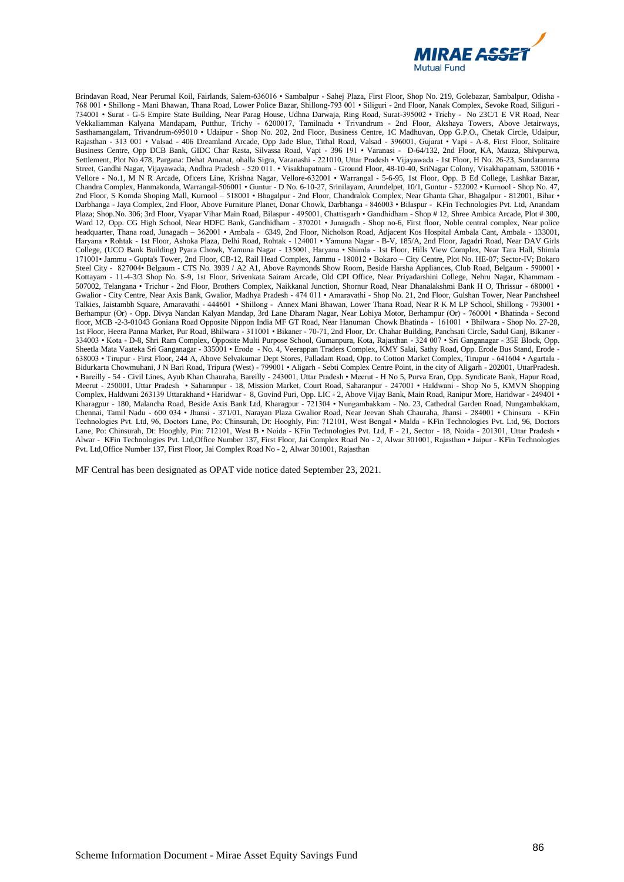Brindavan Road, Near Perumal Koil, Fairlands, Salem-636016 • Sambalpur - Sahej Plaza, First Floor, Shop No. 219, Golebazar, Sambalpur, Odisha - 768 001 • Shillong - Mani Bhawan, Thana Road, Lower Police Bazar, Shillong-793 001 • Siliguri - 2nd Floor, Nanak Complex, Sevoke Road, Siliguri - 734001 • Surat - G-5 Empire State Building, Near Parag House, Udhna Darwaja, Ring Road, Surat-395002 • Trichy - No 23C/1 E VR Road, Near Vekkaliamman Kalyana Mandapam, Putthur, Trichy - 6200017, Tamilnadu • Trivandrum - 2nd Floor, Akshaya Towers, Above Jetairways, Sasthamangalam, Trivandrum-695010 • Udaipur - Shop No. 202, 2nd Floor, Business Centre, 1C Madhuvan, Opp G.P.O., Chetak Circle, Udaipur, Rajasthan - 313 001 • Valsad - 406 Dreamland Arcade, Opp Jade Blue, Tithal Road, Valsad - 396001, Gujarat • Vapi - A-8, First Floor, Solitaire Business Centre, Opp DCB Bank, GIDC Char Rasta, Silvassa Road, Vapi - 396 191 • Varanasi - D-64/132, 2nd Floor, KA, Mauza, Shivpurwa, Settlement, Plot No 478, Pargana: Dehat Amanat, ohalla Sigra, Varanashi - 221010, Uttar Pradesh • Vijayawada - 1st Floor, H No. 26-23, Sundaramma Street, Gandhi Nagar, Vijayawada, Andhra Pradesh - 520 011. • Visakhapatnam - Ground Floor, 48-10-40, SriNagar Colony, Visakhapatnam, 530016 • Vellore - No.1, M N R Arcade, Officers Line, Krishna Nagar, Vellore-632001 • Warrangal - 5-6-95, 1st Floor, Opp. B Ed College, Lashkar Bazar, Chandra Complex, Hanmakonda, Warrangal-506001 • Guntur - D No. 6-10-27, Srinilayam, Arundelpet, 10/1, Guntur - 522002 • Kurnool - Shop No. 47, 2nd Floor, S Komda Shoping Mall, Kurnool – 518001 • Bhagalpur - 2nd Floor, Chandralok Complex, Near Ghanta Ghar, Bhagalpur - 812001, Bihar • Darbhanga - Jaya Complex, 2nd Floor, Above Furniture Planet, Donar Chowk, Darbhanga - 846003 • Bilaspur - KFin Technologies Pvt. Ltd, Anandam Plaza; Shop.No. 306; 3rd Floor, Vyapar Vihar Main Road, Bilaspur - 495001, Chattisgarh • Gandhidham - Shop # 12, Shree Ambica Arcade, Plot # 300, Ward 12, Opp. CG High School, Near HDFC Bank, Gandhidham - 370201 • Junagadh - Shop no-6, First floor, Noble central complex, Near police headquarter, Thana road, Junagadh – 362001 • Ambala - 6349, 2nd Floor, Nicholson Road, Adjacent Kos Hospital Ambala Cant, Ambala - 133001, Haryana • Rohtak - 1st Floor, Ashoka Plaza, Delhi Road, Rohtak - 124001 • Yamuna Nagar - B-V, 185/A, 2nd Floor, Jagadri Road, Near DAV Girls College, (UCO Bank Building) Pyara Chowk, Yamuna Nagar - 135001, Haryana • Shimla - 1st Floor, Hills View Complex, Near Tara Hall, Shimla 171001• Jammu - Gupta's Tower, 2nd Floor, CB-12, Rail Head Complex, Jammu - 180012 • Bokaro – City Centre, Plot No. HE-07; Sector-IV; Bokaro Steel City - 827004• Belgaum - CTS No. 3939 / A2 A1, Above Raymonds Show Room, Beside Harsha Appliances, Club Road, Belgaum - 590001 • Kottayam - 11-4-3/3 Shop No. S-9, 1st Floor, Srivenkata Sairam Arcade, Old CPI Office, Near Priyadarshini College, Nehru Nagar, Khammam - 507002, Telangana • Trichur - 2nd Floor, Brothers Complex, Naikkanal Junction, Shornur Road, Near Dhanalakshmi Bank H O, Thrissur - 680001 • Gwalior - City Centre, Near Axis Bank, Gwalior, Madhya Pradesh - 474 011 • Amaravathi - Shop No. 21, 2nd Floor, Gulshan Tower, Near Panchsheel Talkies, Jaistambh Square, Amaravathi - 444601 • Shillong - Annex Mani Bhawan, Lower Thana Road, Near R K M LP School, Shillong - 793001 • Berhampur (Or) - Opp. Divya Nandan Kalyan Mandap, 3rd Lane Dharam Nagar, Near Lohiya Motor, Berhampur (Or) - 760001 • Bhatinda - Second floor, MCB -2-3-01043 Goniana Road Opposite Nippon India MF GT Road, Near Hanuman Chowk Bhatinda - 161001 • Bhilwara - Shop No. 27-28, 1st Floor, Heera Panna Market, Pur Road, Bhilwara - 311001 • Bikaner - 70-71, 2nd Floor, Dr. Chahar Building, Panchsati Circle, Sadul Ganj, Bikaner - 334003 • Kota - D-8, Shri Ram Complex, Opposite Multi Purpose School, Gumanpura, Kota, Rajasthan - 324 007 • Sri Ganganagar - 35E Block, Opp. Sheetla Mata Vaateka Sri Ganganagar - 335001 • Erode - No. 4, Veerappan Traders Complex, KMY Salai, Sathy Road, Opp. Erode Bus Stand, Erode - 638003 • Tirupur - First Floor, 244 A, Above Selvakumar Dept Stores, Palladam Road, Opp. to Cotton Market Complex, Tirupur - 641604 • Agartala - Bidurkarta Chowmuhani, J N Bari Road, Tripura (West) - 799001 • Aligarh - Sebti Complex Centre Point, in the city of Aligarh - 202001, UttarPradesh. • Bareilly - 54 - Civil Lines, Ayub Khan Chauraha, Bareilly - 243001, Uttar Pradesh • Meerut - H No 5, Purva Eran, Opp. Syndicate Bank, Hapur Road, Meerut - 250001, Uttar Pradesh • Saharanpur - 18, Mission Market, Court Road, Saharanpur - 247001 • Haldwani - Shop No 5, KMVN Shopping Complex, Haldwani 263139 Uttarakhand • Haridwar - 8, Govind Puri, Opp. LIC - 2, Above Vijay Bank, Main Road, Ranipur More, Haridwar - 249401 • Kharagpur - 180, Malancha Road, Beside Axis Bank Ltd, Kharagpur - 721304 • Nungambakkam - No. 23, Cathedral Garden Road, Nungambakkam, Chennai, Tamil Nadu - 600 034 • Jhansi - 371/01, Narayan Plaza Gwalior Road, Near Jeevan Shah Chauraha, Jhansi - 284001 • Chinsura - KFin Technologies Pvt. Ltd, 96, Doctors Lane, Po: Chinsurah, Dt: Hooghly, Pin: 712101, West Bengal • Malda - KFin Technologies Pvt. Ltd, 96, Doctors Lane, Po: Chinsurah, Dt: Hooghly, Pin: 712101, West B • Noida - KFin Technologies Pvt. Ltd, F - 21, Sector - 18, Noida - 201301, Uttar Pradesh • Alwar - KFin Technologies Pvt. Ltd,Office Number 137, First Floor, Jai Complex Road No - 2, Alwar 301001, Rajasthan • Jaipur - KFin Technologies Pvt. Ltd,Office Number 137, First Floor, Jai Complex Road No - 2, Alwar 301001, Rajasthan

MF Central has been designated as OPAT vide notice dated September 23, 2021.